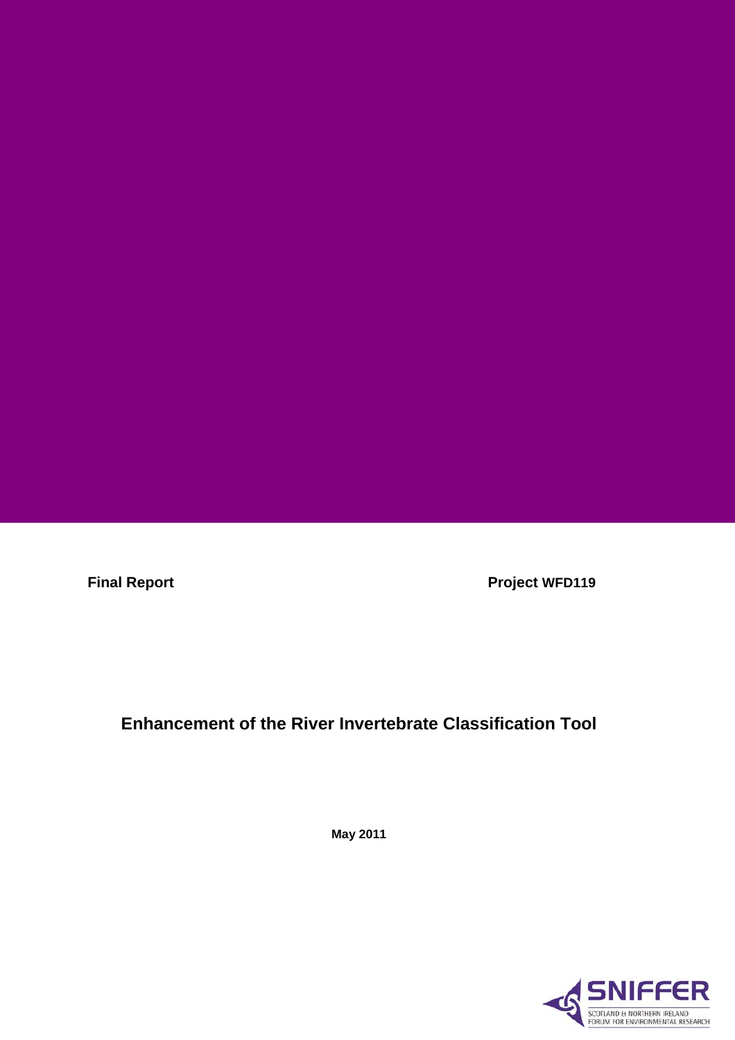**Final Report**

**Project WFD119**

# Enhancement of the River Invertebrate Classification Tool

**May 2011**

SNIFFER

SCOTLAND & NORTHERN IRELAND FORUM FOR ENVIRONMENTAL RESEARCH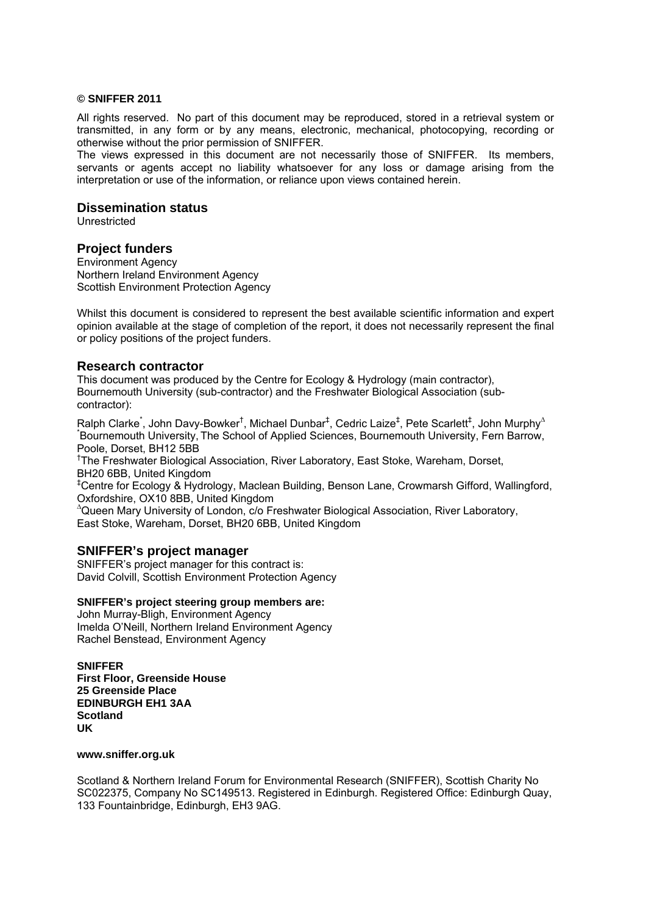**© SNIFFER 2011**

All rights reserved. No part of this document may be reproduced, stored in a retrieval system or transmitted, in any form or by any means, electronic, mechanical, photocopying, recording or otherwise without the prior permission of SNIFFER.

The views expressed in this document are not necessarily those of SNIFFER. Its members, servants or agents accept no liability whatsoever for any loss or damage arising from the interpretation or use of the information, or reliance upon views contained herein.

## Dissemination status

Unrestricted

## Project funders

Environment Agency
Northern Ireland Environment Agency
Scottish Environment Protection Agency

Whilst this document is considered to represent the best available scientific information and expert opinion available at the stage of completion of the report, it does not necessarily represent the final or policy positions of the project funders.

## Research contractor

This document was produced by the Centre for Ecology & Hydrology (main contractor), Bournemouth University (sub-contractor) and the Freshwater Biological Association (sub-contractor):

Ralph Clarke[*], John Davy-Bowker[†], Michael Dunbar[‡], Cedric Laize[‡], Pete Scarlett[‡], John Murphy[Δ]

[*]Bournemouth University, The School of Applied Sciences, Bournemouth University, Fern Barrow, Poole, Dorset, BH12 5BB

[†]The Freshwater Biological Association, River Laboratory, East Stoke, Wareham, Dorset, BH20 6BB, United Kingdom

[‡]Centre for Ecology & Hydrology, Maclean Building, Benson Lane, Crowmarsh Gifford, Wallingford, Oxfordshire, OX10 8BB, United Kingdom

[Δ]Queen Mary University of London, c/o Freshwater Biological Association, River Laboratory, East Stoke, Wareham, Dorset, BH20 6BB, United Kingdom

## SNIFFER's project manager

SNIFFER's project manager for this contract is:
David Colvill, Scottish Environment Protection Agency

**SNIFFER's project steering group members are:**

John Murray-Bligh, Environment Agency
Imelda O'Neill, Northern Ireland Environment Agency
Rachel Benstead, Environment Agency

**SNIFFER**
**First Floor, Greenside House**
**25 Greenside Place**
**EDINBURGH EH1 3AA**
**Scotland**
**UK**

**www.sniffer.org.uk**

Scotland & Northern Ireland Forum for Environmental Research (SNIFFER), Scottish Charity No SC022375, Company No SC149513. Registered in Edinburgh. Registered Office: Edinburgh Quay, 133 Fountainbridge, Edinburgh, EH3 9AG.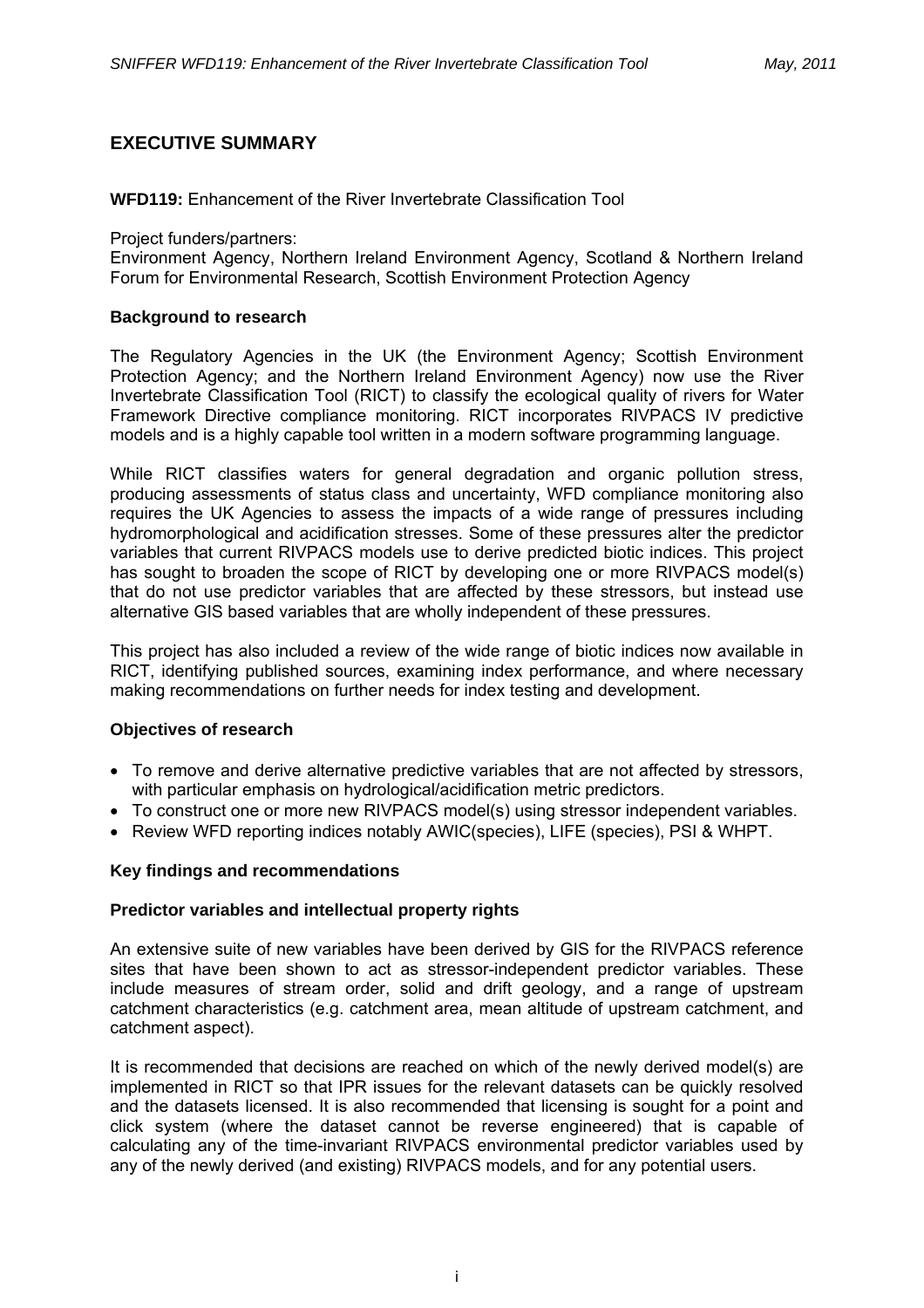## EXECUTIVE SUMMARY

**WFD119:** Enhancement of the River Invertebrate Classification Tool

Project funders/partners:
Environment Agency, Northern Ireland Environment Agency, Scotland & Northern Ireland Forum for Environmental Research, Scottish Environment Protection Agency

### Background to research

The Regulatory Agencies in the UK (the Environment Agency; Scottish Environment Protection Agency; and the Northern Ireland Environment Agency) now use the River Invertebrate Classification Tool (RICT) to classify the ecological quality of rivers for Water Framework Directive compliance monitoring. RICT incorporates RIVPACS IV predictive models and is a highly capable tool written in a modern software programming language.

While RICT classifies waters for general degradation and organic pollution stress, producing assessments of status class and uncertainty, WFD compliance monitoring also requires the UK Agencies to assess the impacts of a wide range of pressures including hydromorphological and acidification stresses. Some of these pressures alter the predictor variables that current RIVPACS models use to derive predicted biotic indices. This project has sought to broaden the scope of RICT by developing one or more RIVPACS model(s) that do not use predictor variables that are affected by these stressors, but instead use alternative GIS based variables that are wholly independent of these pressures.

This project has also included a review of the wide range of biotic indices now available in RICT, identifying published sources, examining index performance, and where necessary making recommendations on further needs for index testing and development.

### Objectives of research

- To remove and derive alternative predictive variables that are not affected by stressors, with particular emphasis on hydrological/acidification metric predictors.
- To construct one or more new RIVPACS model(s) using stressor independent variables.
- Review WFD reporting indices notably AWIC(species), LIFE (species), PSI & WHPT.

### Key findings and recommendations

#### Predictor variables and intellectual property rights

An extensive suite of new variables have been derived by GIS for the RIVPACS reference sites that have been shown to act as stressor-independent predictor variables. These include measures of stream order, solid and drift geology, and a range of upstream catchment characteristics (e.g. catchment area, mean altitude of upstream catchment, and catchment aspect).

It is recommended that decisions are reached on which of the newly derived model(s) are implemented in RICT so that IPR issues for the relevant datasets can be quickly resolved and the datasets licensed. It is also recommended that licensing is sought for a point and click system (where the dataset cannot be reverse engineered) that is capable of calculating any of the time-invariant RIVPACS environmental predictor variables used by any of the newly derived (and existing) RIVPACS models, and for any potential users.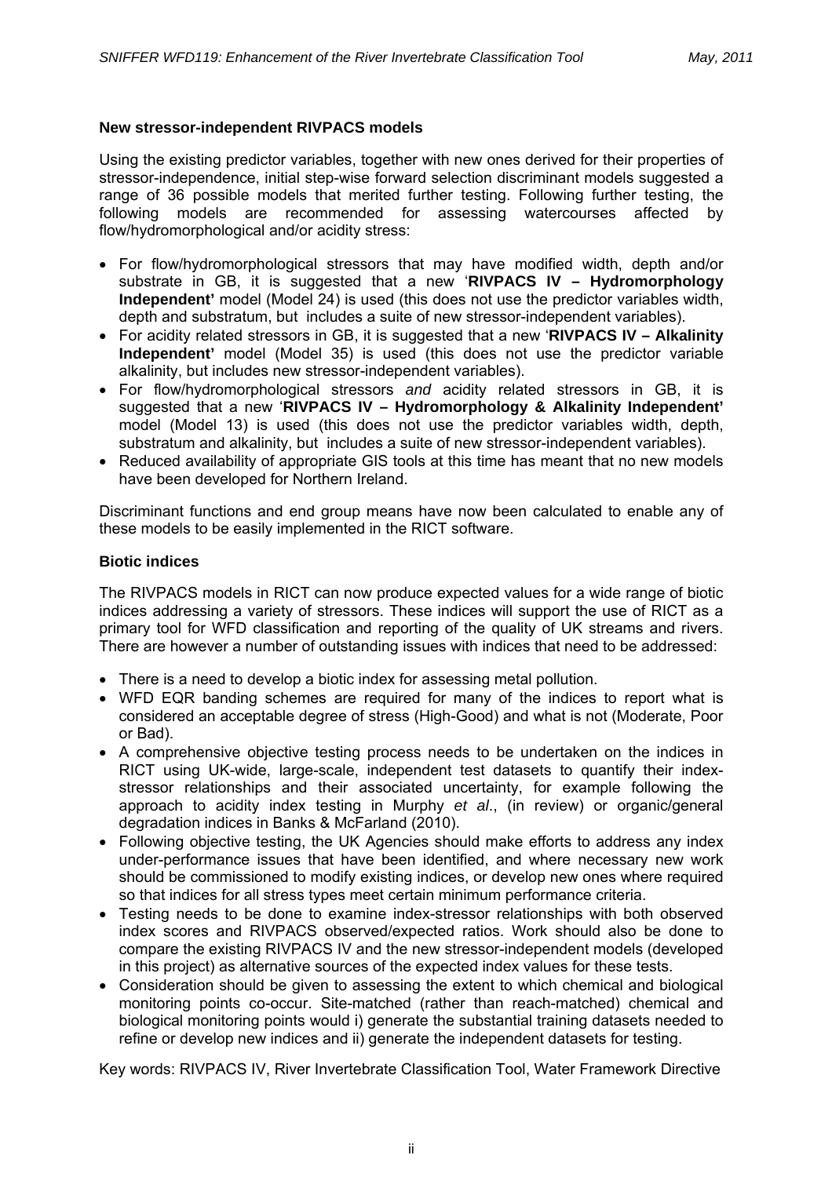### New stressor-independent RIVPACS models

Using the existing predictor variables, together with new ones derived for their properties of stressor-independence, initial step-wise forward selection discriminant models suggested a range of 36 possible models that merited further testing. Following further testing, the following models are recommended for assessing watercourses affected by flow/hydromorphological and/or acidity stress:

- For flow/hydromorphological stressors that may have modified width, depth and/or substrate in GB, it is suggested that a new '**RIVPACS IV – Hydromorphology Independent'** model (Model 24) is used (this does not use the predictor variables width, depth and substratum, but includes a suite of new stressor-independent variables).
- For acidity related stressors in GB, it is suggested that a new '**RIVPACS IV – Alkalinity Independent'** model (Model 35) is used (this does not use the predictor variable alkalinity, but includes new stressor-independent variables).
- For flow/hydromorphological stressors *and* acidity related stressors in GB, it is suggested that a new '**RIVPACS IV – Hydromorphology & Alkalinity Independent'** model (Model 13) is used (this does not use the predictor variables width, depth, substratum and alkalinity, but includes a suite of new stressor-independent variables).
- Reduced availability of appropriate GIS tools at this time has meant that no new models have been developed for Northern Ireland.

Discriminant functions and end group means have now been calculated to enable any of these models to be easily implemented in the RICT software.

### Biotic indices

The RIVPACS models in RICT can now produce expected values for a wide range of biotic indices addressing a variety of stressors. These indices will support the use of RICT as a primary tool for WFD classification and reporting of the quality of UK streams and rivers. There are however a number of outstanding issues with indices that need to be addressed:

- There is a need to develop a biotic index for assessing metal pollution.
- WFD EQR banding schemes are required for many of the indices to report what is considered an acceptable degree of stress (High-Good) and what is not (Moderate, Poor or Bad).
- A comprehensive objective testing process needs to be undertaken on the indices in RICT using UK-wide, large-scale, independent test datasets to quantify their index-stressor relationships and their associated uncertainty, for example following the approach to acidity index testing in Murphy *et al*., (in review) or organic/general degradation indices in Banks & McFarland (2010).
- Following objective testing, the UK Agencies should make efforts to address any index under-performance issues that have been identified, and where necessary new work should be commissioned to modify existing indices, or develop new ones where required so that indices for all stress types meet certain minimum performance criteria.
- Testing needs to be done to examine index-stressor relationships with both observed index scores and RIVPACS observed/expected ratios. Work should also be done to compare the existing RIVPACS IV and the new stressor-independent models (developed in this project) as alternative sources of the expected index values for these tests.
- Consideration should be given to assessing the extent to which chemical and biological monitoring points co-occur. Site-matched (rather than reach-matched) chemical and biological monitoring points would i) generate the substantial training datasets needed to refine or develop new indices and ii) generate the independent datasets for testing.

Key words: RIVPACS IV, River Invertebrate Classification Tool, Water Framework Directive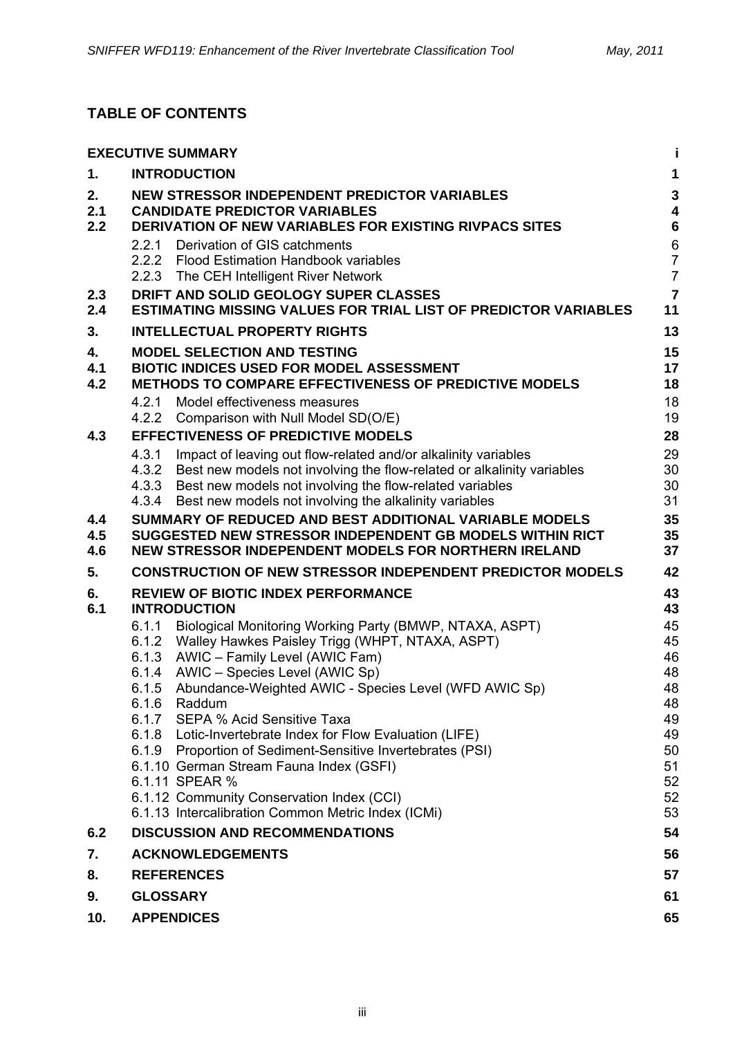## TABLE OF CONTENTS

| | | |
|---|---|---|
| | **EXECUTIVE SUMMARY** | **i** |
| **1.** | **INTRODUCTION** | **1** |
| **2.** | **NEW STRESSOR INDEPENDENT PREDICTOR VARIABLES** | **3** |
| **2.1** | **CANDIDATE PREDICTOR VARIABLES** | **4** |
| **2.2** | **DERIVATION OF NEW VARIABLES FOR EXISTING RIVPACS SITES** | **6** |
| | 2.2.1 Derivation of GIS catchments | 6 |
| | 2.2.2 Flood Estimation Handbook variables | 7 |
| | 2.2.3 The CEH Intelligent River Network | 7 |
| **2.3** | **DRIFT AND SOLID GEOLOGY SUPER CLASSES** | **7** |
| **2.4** | **ESTIMATING MISSING VALUES FOR TRIAL LIST OF PREDICTOR VARIABLES** | **11** |
| **3.** | **INTELLECTUAL PROPERTY RIGHTS** | **13** |
| **4.** | **MODEL SELECTION AND TESTING** | **15** |
| **4.1** | **BIOTIC INDICES USED FOR MODEL ASSESSMENT** | **17** |
| **4.2** | **METHODS TO COMPARE EFFECTIVENESS OF PREDICTIVE MODELS** | **18** |
| | 4.2.1 Model effectiveness measures | 18 |
| | 4.2.2 Comparison with Null Model SD(O/E) | 19 |
| **4.3** | **EFFECTIVENESS OF PREDICTIVE MODELS** | **28** |
| | 4.3.1 Impact of leaving out flow-related and/or alkalinity variables | 29 |
| | 4.3.2 Best new models not involving the flow-related or alkalinity variables | 30 |
| | 4.3.3 Best new models not involving the flow-related variables | 30 |
| | 4.3.4 Best new models not involving the alkalinity variables | 31 |
| **4.4** | **SUMMARY OF REDUCED AND BEST ADDITIONAL VARIABLE MODELS** | **35** |
| **4.5** | **SUGGESTED NEW STRESSOR INDEPENDENT GB MODELS WITHIN RICT** | **35** |
| **4.6** | **NEW STRESSOR INDEPENDENT MODELS FOR NORTHERN IRELAND** | **37** |
| **5.** | **CONSTRUCTION OF NEW STRESSOR INDEPENDENT PREDICTOR MODELS** | **42** |
| **6.** | **REVIEW OF BIOTIC INDEX PERFORMANCE** | **43** |
| **6.1** | **INTRODUCTION** | **43** |
| | 6.1.1 Biological Monitoring Working Party (BMWP, NTAXA, ASPT) | 45 |
| | 6.1.2 Walley Hawkes Paisley Trigg (WHPT, NTAXA, ASPT) | 45 |
| | 6.1.3 AWIC – Family Level (AWIC Fam) | 46 |
| | 6.1.4 AWIC – Species Level (AWIC Sp) | 48 |
| | 6.1.5 Abundance-Weighted AWIC - Species Level (WFD AWIC Sp) | 48 |
| | 6.1.6 Raddum | 48 |
| | 6.1.7 SEPA % Acid Sensitive Taxa | 49 |
| | 6.1.8 Lotic-Invertebrate Index for Flow Evaluation (LIFE) | 49 |
| | 6.1.9 Proportion of Sediment-Sensitive Invertebrates (PSI) | 50 |
| | 6.1.10 German Stream Fauna Index (GSFI) | 51 |
| | 6.1.11 SPEAR % | 52 |
| | 6.1.12 Community Conservation Index (CCI) | 52 |
| | 6.1.13 Intercalibration Common Metric Index (ICMi) | 53 |
| **6.2** | **DISCUSSION AND RECOMMENDATIONS** | **54** |
| **7.** | **ACKNOWLEDGEMENTS** | **56** |
| **8.** | **REFERENCES** | **57** |
| **9.** | **GLOSSARY** | **61** |
| **10.** | **APPENDICES** | **65** |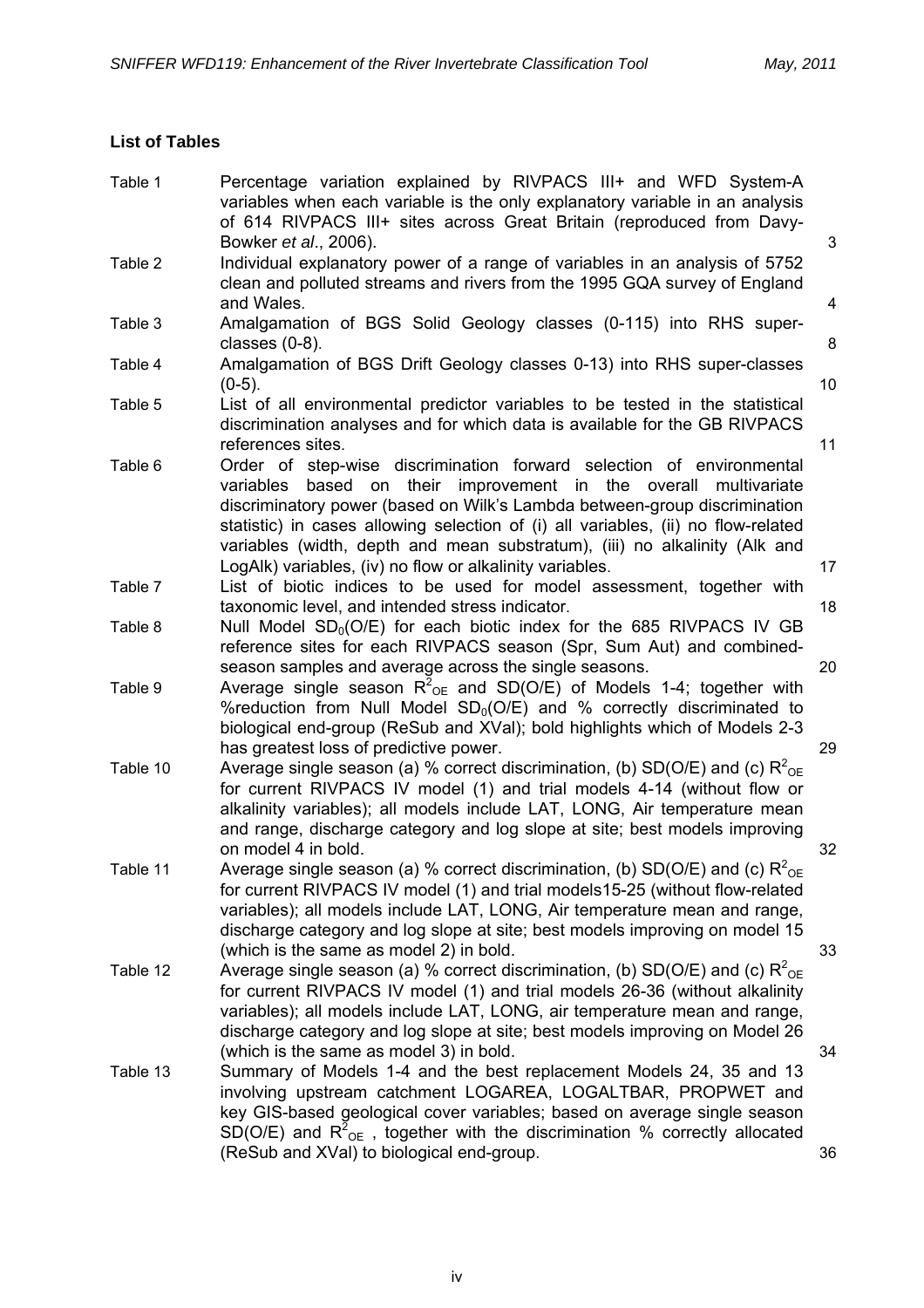**List of Tables**

| | | |
|---|---|---|
| Table 1 | Percentage variation explained by RIVPACS III+ and WFD System-A variables when each variable is the only explanatory variable in an analysis of 614 RIVPACS III+ sites across Great Britain (reproduced from Davy-Bowker *et al*., 2006). | 3 |
| Table 2 | Individual explanatory power of a range of variables in an analysis of 5752 clean and polluted streams and rivers from the 1995 GQA survey of England and Wales. | 4 |
| Table 3 | Amalgamation of BGS Solid Geology classes (0-115) into RHS super-classes (0-8). | 8 |
| Table 4 | Amalgamation of BGS Drift Geology classes 0-13) into RHS super-classes (0-5). | 10 |
| Table 5 | List of all environmental predictor variables to be tested in the statistical discrimination analyses and for which data is available for the GB RIVPACS references sites. | 11 |
| Table 6 | Order of step-wise discrimination forward selection of environmental variables based on their improvement in the overall multivariate discriminatory power (based on Wilk's Lambda between-group discrimination statistic) in cases allowing selection of (i) all variables, (ii) no flow-related variables (width, depth and mean substratum), (iii) no alkalinity (Alk and LogAlk) variables, (iv) no flow or alkalinity variables. | 17 |
| Table 7 | List of biotic indices to be used for model assessment, together with taxonomic level, and intended stress indicator. | 18 |
| Table 8 | Null Model $SD_0(O/E)$ for each biotic index for the 685 RIVPACS IV GB reference sites for each RIVPACS season (Spr, Sum Aut) and combined-season samples and average across the single seasons. | 20 |
| Table 9 | Average single season $R^2_{OE}$ and SD(O/E) of Models 1-4; together with %reduction from Null Model $SD_0(O/E)$ and % correctly discriminated to biological end-group (ReSub and XVal); bold highlights which of Models 2-3 has greatest loss of predictive power. | 29 |
| Table 10 | Average single season (a) % correct discrimination, (b) SD(O/E) and (c) $R^2_{OE}$ for current RIVPACS IV model (1) and trial models 4-14 (without flow or alkalinity variables); all models include LAT, LONG, Air temperature mean and range, discharge category and log slope at site; best models improving on model 4 in bold. | 32 |
| Table 11 | Average single season (a) % correct discrimination, (b) SD(O/E) and (c) $R^2_{OE}$ for current RIVPACS IV model (1) and trial models15-25 (without flow-related variables); all models include LAT, LONG, Air temperature mean and range, discharge category and log slope at site; best models improving on model 15 (which is the same as model 2) in bold. | 33 |
| Table 12 | Average single season (a) % correct discrimination, (b) SD(O/E) and (c) $R^2_{OE}$ for current RIVPACS IV model (1) and trial models 26-36 (without alkalinity variables); all models include LAT, LONG, air temperature mean and range, discharge category and log slope at site; best models improving on Model 26 (which is the same as model 3) in bold. | 34 |
| Table 13 | Summary of Models 1-4 and the best replacement Models 24, 35 and 13 involving upstream catchment LOGAREA, LOGALTBAR, PROPWET and key GIS-based geological cover variables; based on average single season SD(O/E) and $R^2_{OE}$ , together with the discrimination % correctly allocated (ReSub and XVal) to biological end-group. | 36 |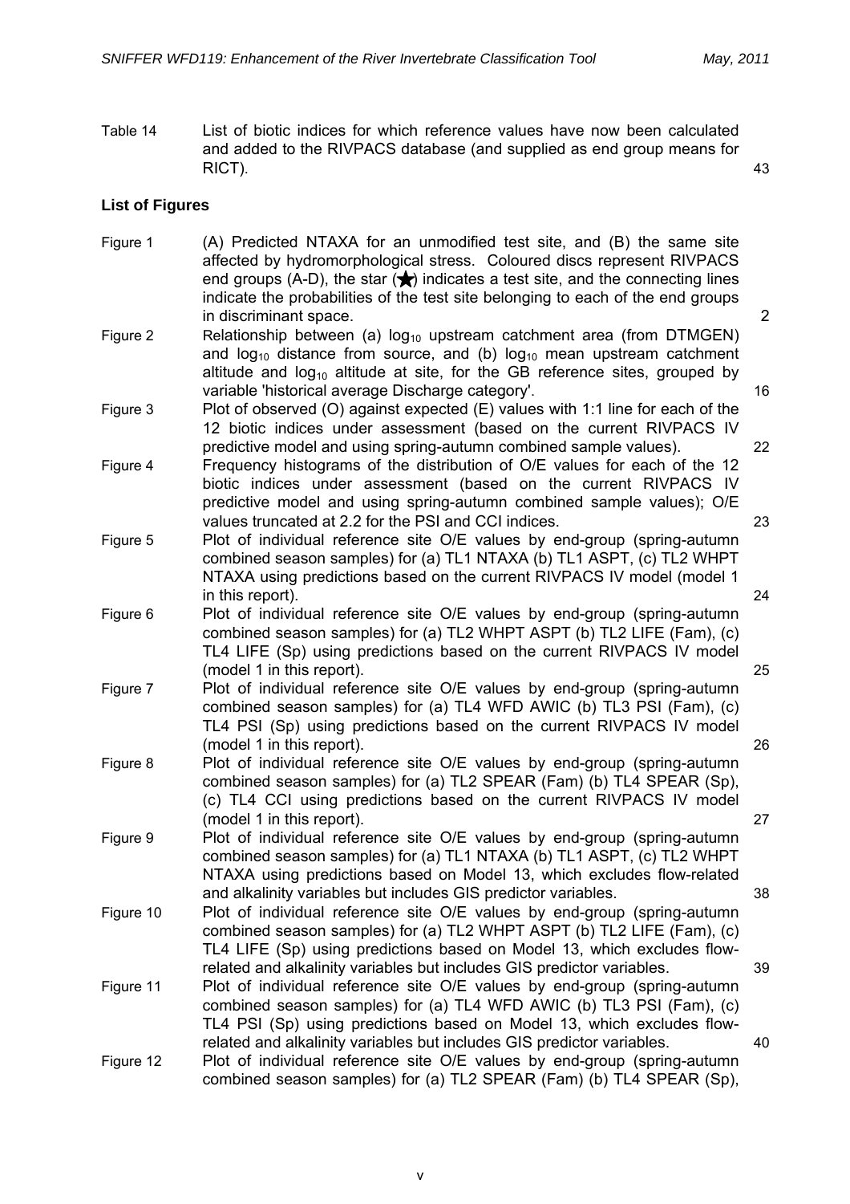Table 14 List of biotic indices for which reference values have now been calculated and added to the RIVPACS database (and supplied as end group means for RICT). 43

**List of Figures**

Figure 1 (A) Predicted NTAXA for an unmodified test site, and (B) the same site affected by hydromorphological stress. Coloured discs represent RIVPACS end groups (A-D), the star (★) indicates a test site, and the connecting lines indicate the probabilities of the test site belonging to each of the end groups in discriminant space. 2

Figure 2 Relationship between (a) $\log_{10}$ upstream catchment area (from DTMGEN) and $\log_{10}$ distance from source, and (b) $\log_{10}$ mean upstream catchment altitude and $\log_{10}$ altitude at site, for the GB reference sites, grouped by variable 'historical average Discharge category'. 16

Figure 3 Plot of observed (O) against expected (E) values with 1:1 line for each of the 12 biotic indices under assessment (based on the current RIVPACS IV predictive model and using spring-autumn combined sample values). 22

Figure 4 Frequency histograms of the distribution of O/E values for each of the 12 biotic indices under assessment (based on the current RIVPACS IV predictive model and using spring-autumn combined sample values); O/E values truncated at 2.2 for the PSI and CCI indices. 23

Figure 5 Plot of individual reference site O/E values by end-group (spring-autumn combined season samples) for (a) TL1 NTAXA (b) TL1 ASPT, (c) TL2 WHPT NTAXA using predictions based on the current RIVPACS IV model (model 1 in this report). 24

Figure 6 Plot of individual reference site O/E values by end-group (spring-autumn combined season samples) for (a) TL2 WHPT ASPT (b) TL2 LIFE (Fam), (c) TL4 LIFE (Sp) using predictions based on the current RIVPACS IV model (model 1 in this report). 25

Figure 7 Plot of individual reference site O/E values by end-group (spring-autumn combined season samples) for (a) TL4 WFD AWIC (b) TL3 PSI (Fam), (c) TL4 PSI (Sp) using predictions based on the current RIVPACS IV model (model 1 in this report). 26

Figure 8 Plot of individual reference site O/E values by end-group (spring-autumn combined season samples) for (a) TL2 SPEAR (Fam) (b) TL4 SPEAR (Sp), (c) TL4 CCI using predictions based on the current RIVPACS IV model (model 1 in this report). 27

Figure 9 Plot of individual reference site O/E values by end-group (spring-autumn combined season samples) for (a) TL1 NTAXA (b) TL1 ASPT, (c) TL2 WHPT NTAXA using predictions based on Model 13, which excludes flow-related and alkalinity variables but includes GIS predictor variables. 38

Figure 10 Plot of individual reference site O/E values by end-group (spring-autumn combined season samples) for (a) TL2 WHPT ASPT (b) TL2 LIFE (Fam), (c) TL4 LIFE (Sp) using predictions based on Model 13, which excludes flow-related and alkalinity variables but includes GIS predictor variables. 39

Figure 11 Plot of individual reference site O/E values by end-group (spring-autumn combined season samples) for (a) TL4 WFD AWIC (b) TL3 PSI (Fam), (c) TL4 PSI (Sp) using predictions based on Model 13, which excludes flow-related and alkalinity variables but includes GIS predictor variables. 40

Figure 12 Plot of individual reference site O/E values by end-group (spring-autumn combined season samples) for (a) TL2 SPEAR (Fam) (b) TL4 SPEAR (Sp),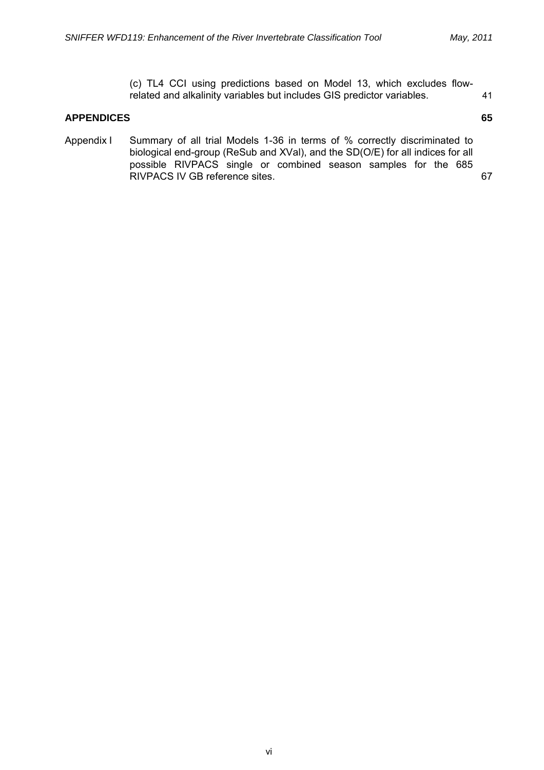(c) TL4 CCI using predictions based on Model 13, which excludes flow-related and alkalinity variables but includes GIS predictor variables. 41

**APPENDICES** **65**

Appendix I Summary of all trial Models 1-36 in terms of % correctly discriminated to biological end-group (ReSub and XVal), and the SD(O/E) for all indices for all possible RIVPACS single or combined season samples for the 685 RIVPACS IV GB reference sites. 67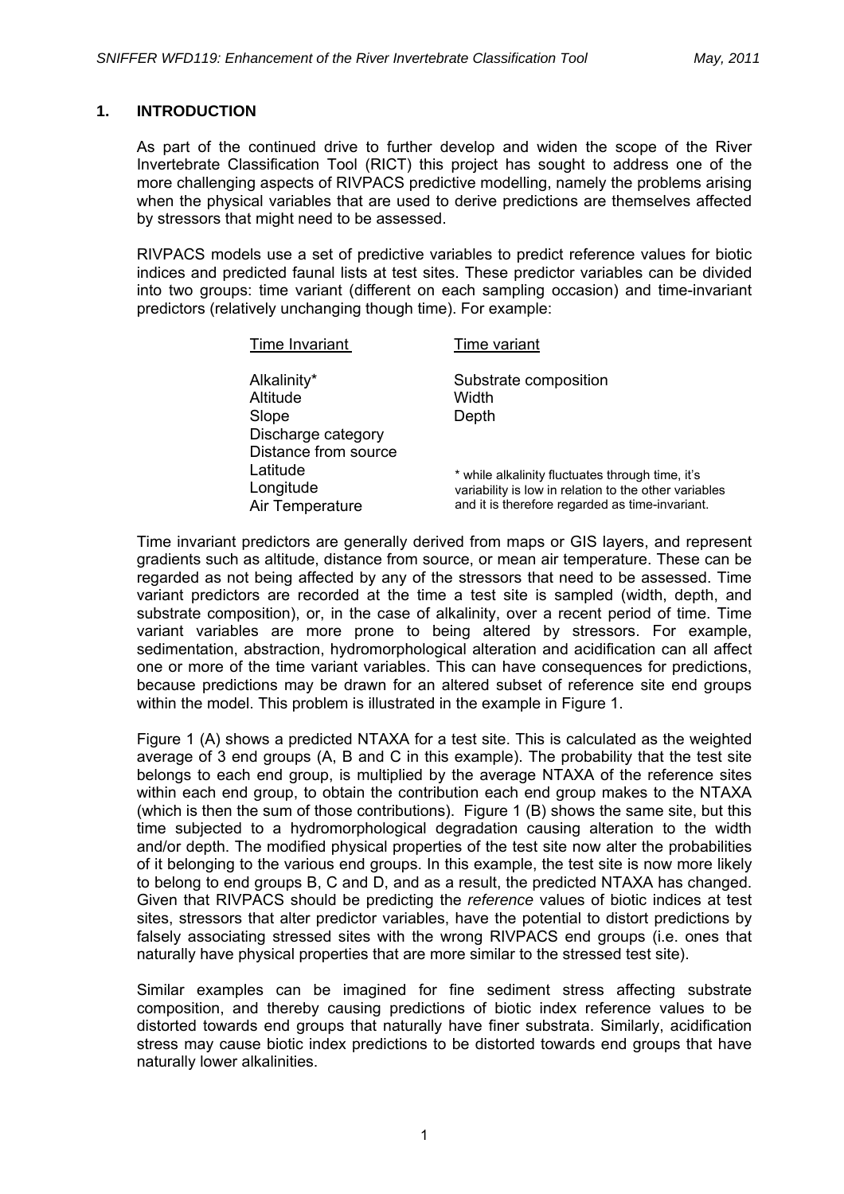## 1. INTRODUCTION

As part of the continued drive to further develop and widen the scope of the River Invertebrate Classification Tool (RICT) this project has sought to address one of the more challenging aspects of RIVPACS predictive modelling, namely the problems arising when the physical variables that are used to derive predictions are themselves affected by stressors that might need to be assessed.

RIVPACS models use a set of predictive variables to predict reference values for biotic indices and predicted faunal lists at test sites. These predictor variables can be divided into two groups: time variant (different on each sampling occasion) and time-invariant predictors (relatively unchanging though time). For example:

| Time Invariant | Time variant |
|---|---|
| Alkalinity* | Substrate composition |
| Altitude | Width |
| Slope | Depth |
| Discharge category | |
| Distance from source | |
| Latitude | |
| Longitude | |
| Air Temperature | |

\* while alkalinity fluctuates through time, it's variability is low in relation to the other variables and it is therefore regarded as time-invariant.

Time invariant predictors are generally derived from maps or GIS layers, and represent gradients such as altitude, distance from source, or mean air temperature. These can be regarded as not being affected by any of the stressors that need to be assessed. Time variant predictors are recorded at the time a test site is sampled (width, depth, and substrate composition), or, in the case of alkalinity, over a recent period of time. Time variant variables are more prone to being altered by stressors. For example, sedimentation, abstraction, hydromorphological alteration and acidification can all affect one or more of the time variant variables. This can have consequences for predictions, because predictions may be drawn for an altered subset of reference site end groups within the model. This problem is illustrated in the example in Figure 1.

Figure 1 (A) shows a predicted NTAXA for a test site. This is calculated as the weighted average of 3 end groups (A, B and C in this example). The probability that the test site belongs to each end group, is multiplied by the average NTAXA of the reference sites within each end group, to obtain the contribution each end group makes to the NTAXA (which is then the sum of those contributions). Figure 1 (B) shows the same site, but this time subjected to a hydromorphological degradation causing alteration to the width and/or depth. The modified physical properties of the test site now alter the probabilities of it belonging to the various end groups. In this example, the test site is now more likely to belong to end groups B, C and D, and as a result, the predicted NTAXA has changed. Given that RIVPACS should be predicting the *reference* values of biotic indices at test sites, stressors that alter predictor variables, have the potential to distort predictions by falsely associating stressed sites with the wrong RIVPACS end groups (i.e. ones that naturally have physical properties that are more similar to the stressed test site).

Similar examples can be imagined for fine sediment stress affecting substrate composition, and thereby causing predictions of biotic index reference values to be distorted towards end groups that naturally have finer substrata. Similarly, acidification stress may cause biotic index predictions to be distorted towards end groups that have naturally lower alkalinities.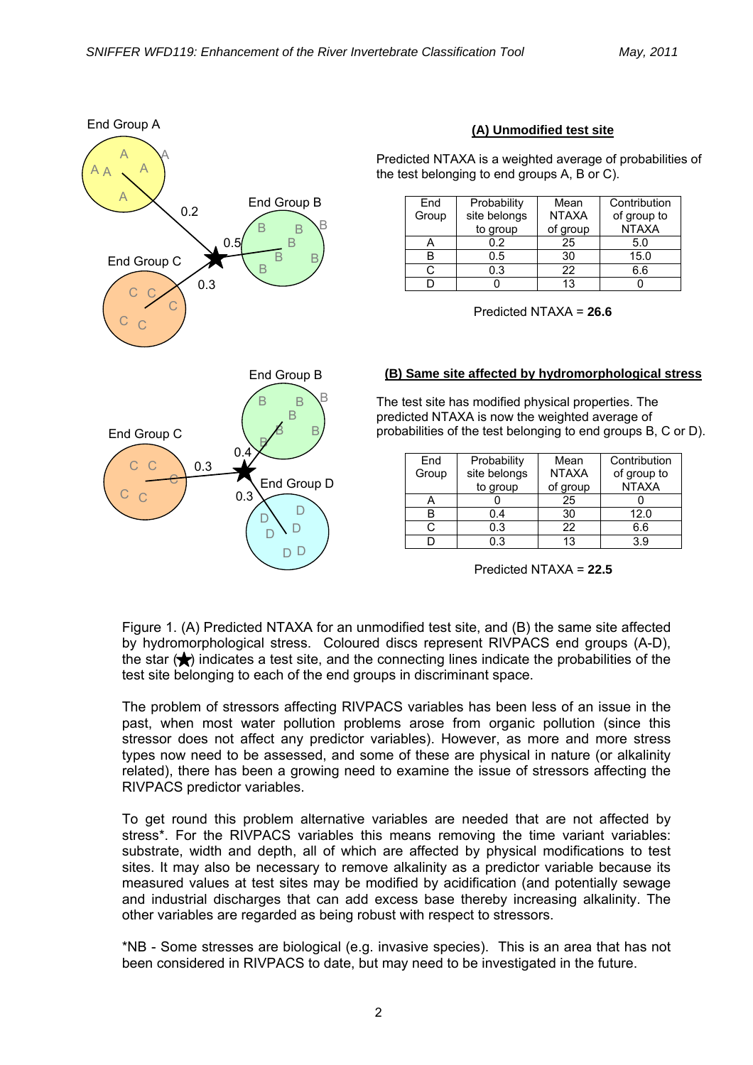**(A) Unmodified test site**

Predicted NTAXA is a weighted average of probabilities of the test belonging to end groups A, B or C).

| End Group | Probability site belongs to group | Mean NTAXA of group | Contribution of group to NTAXA |
|---|---|---|---|
| A | 0.2 | 25 | 5.0 |
| B | 0.5 | 30 | 15.0 |
| C | 0.3 | 22 | 6.6 |
| D | 0 | 13 | 0 |

Predicted NTAXA = **26.6**

**(B) Same site affected by hydromorphological stress**

The test site has modified physical properties. The predicted NTAXA is now the weighted average of probabilities of the test belonging to end groups B, C or D).

| End Group | Probability site belongs to group | Mean NTAXA of group | Contribution of group to NTAXA |
|---|---|---|---|
| A | 0 | 25 | 0 |
| B | 0.4 | 30 | 12.0 |
| C | 0.3 | 22 | 6.6 |
| D | 0.3 | 13 | 3.9 |

Predicted NTAXA = **22.5**

Figure 1. (A) Predicted NTAXA for an unmodified test site, and (B) the same site affected by hydromorphological stress. Coloured discs represent RIVPACS end groups (A-D), the star (★) indicates a test site, and the connecting lines indicate the probabilities of the test site belonging to each of the end groups in discriminant space.

The problem of stressors affecting RIVPACS variables has been less of an issue in the past, when most water pollution problems arose from organic pollution (since this stressor does not affect any predictor variables). However, as more and more stress types now need to be assessed, and some of these are physical in nature (or alkalinity related), there has been a growing need to examine the issue of stressors affecting the RIVPACS predictor variables.

To get round this problem alternative variables are needed that are not affected by stress*. For the RIVPACS variables this means removing the time variant variables: substrate, width and depth, all of which are affected by physical modifications to test sites. It may also be necessary to remove alkalinity as a predictor variable because its measured values at test sites may be modified by acidification (and potentially sewage and industrial discharges that can add excess base thereby increasing alkalinity. The other variables are regarded as being robust with respect to stressors.

*NB - Some stresses are biological (e.g. invasive species). This is an area that has not been considered in RIVPACS to date, but may need to be investigated in the future.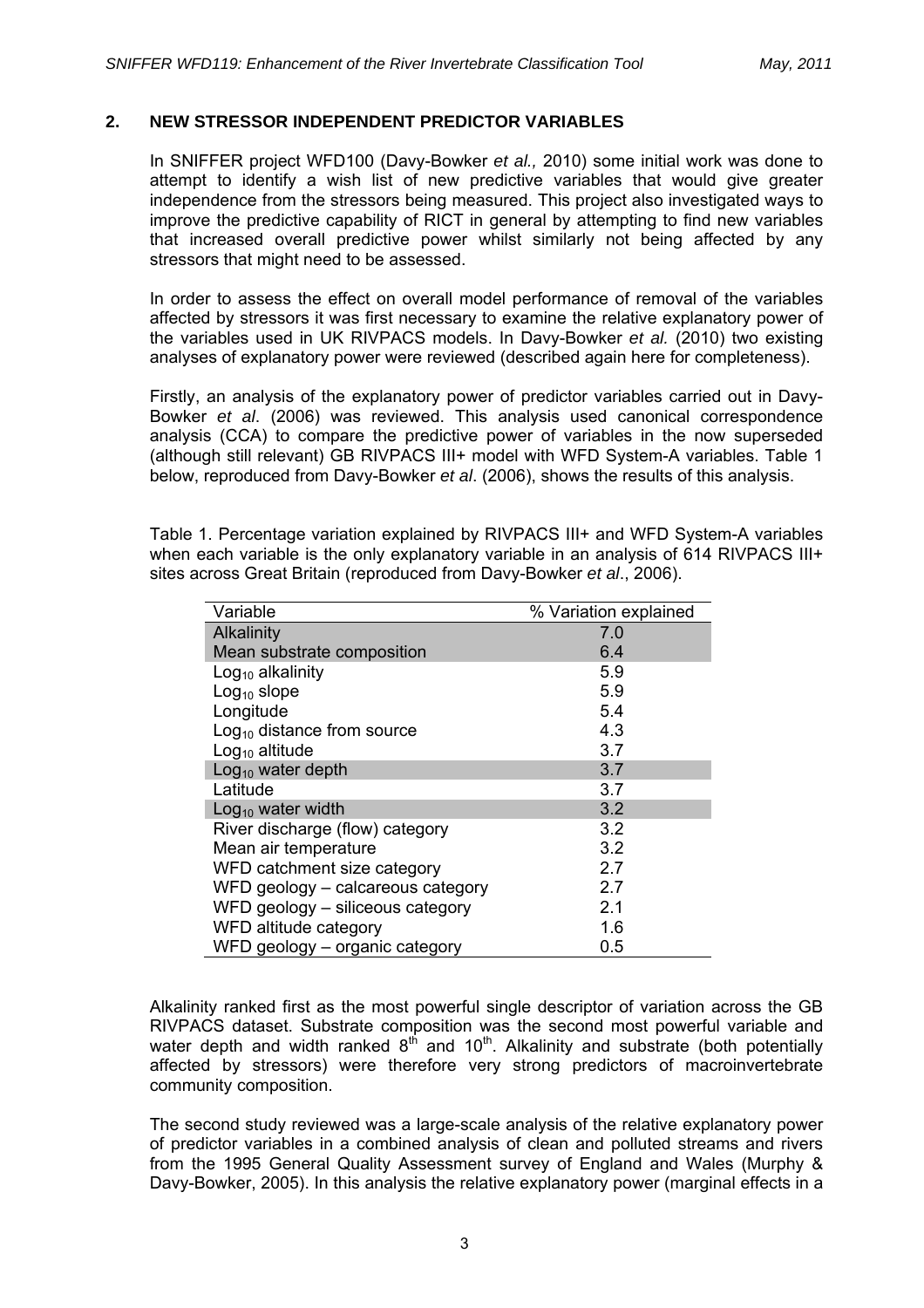## 2. NEW STRESSOR INDEPENDENT PREDICTOR VARIABLES

In SNIFFER project WFD100 (Davy-Bowker *et al.,* 2010) some initial work was done to attempt to identify a wish list of new predictive variables that would give greater independence from the stressors being measured. This project also investigated ways to improve the predictive capability of RICT in general by attempting to find new variables that increased overall predictive power whilst similarly not being affected by any stressors that might need to be assessed.

In order to assess the effect on overall model performance of removal of the variables affected by stressors it was first necessary to examine the relative explanatory power of the variables used in UK RIVPACS models. In Davy-Bowker *et al.* (2010) two existing analyses of explanatory power were reviewed (described again here for completeness).

Firstly, an analysis of the explanatory power of predictor variables carried out in Davy-Bowker *et al*. (2006) was reviewed. This analysis used canonical correspondence analysis (CCA) to compare the predictive power of variables in the now superseded (although still relevant) GB RIVPACS III+ model with WFD System-A variables. Table 1 below, reproduced from Davy-Bowker *et al*. (2006), shows the results of this analysis.

Table 1. Percentage variation explained by RIVPACS III+ and WFD System-A variables when each variable is the only explanatory variable in an analysis of 614 RIVPACS III+ sites across Great Britain (reproduced from Davy-Bowker *et al*., 2006).

| Variable | % Variation explained |
|---|---|
| Alkalinity | 7.0 |
| Mean substrate composition | 6.4 |
| $Log_{10}$ alkalinity | 5.9 |
| $Log_{10}$ slope | 5.9 |
| Longitude | 5.4 |
| $Log_{10}$ distance from source | 4.3 |
| $Log_{10}$ altitude | 3.7 |
| $Log_{10}$ water depth | 3.7 |
| Latitude | 3.7 |
| $Log_{10}$ water width | 3.2 |
| River discharge (flow) category | 3.2 |
| Mean air temperature | 3.2 |
| WFD catchment size category | 2.7 |
| WFD geology – calcareous category | 2.7 |
| WFD geology – siliceous category | 2.1 |
| WFD altitude category | 1.6 |
| WFD geology – organic category | 0.5 |

Alkalinity ranked first as the most powerful single descriptor of variation across the GB RIVPACS dataset. Substrate composition was the second most powerful variable and water depth and width ranked 8th and 10th. Alkalinity and substrate (both potentially affected by stressors) were therefore very strong predictors of macroinvertebrate community composition.

The second study reviewed was a large-scale analysis of the relative explanatory power of predictor variables in a combined analysis of clean and polluted streams and rivers from the 1995 General Quality Assessment survey of England and Wales (Murphy & Davy-Bowker, 2005). In this analysis the relative explanatory power (marginal effects in a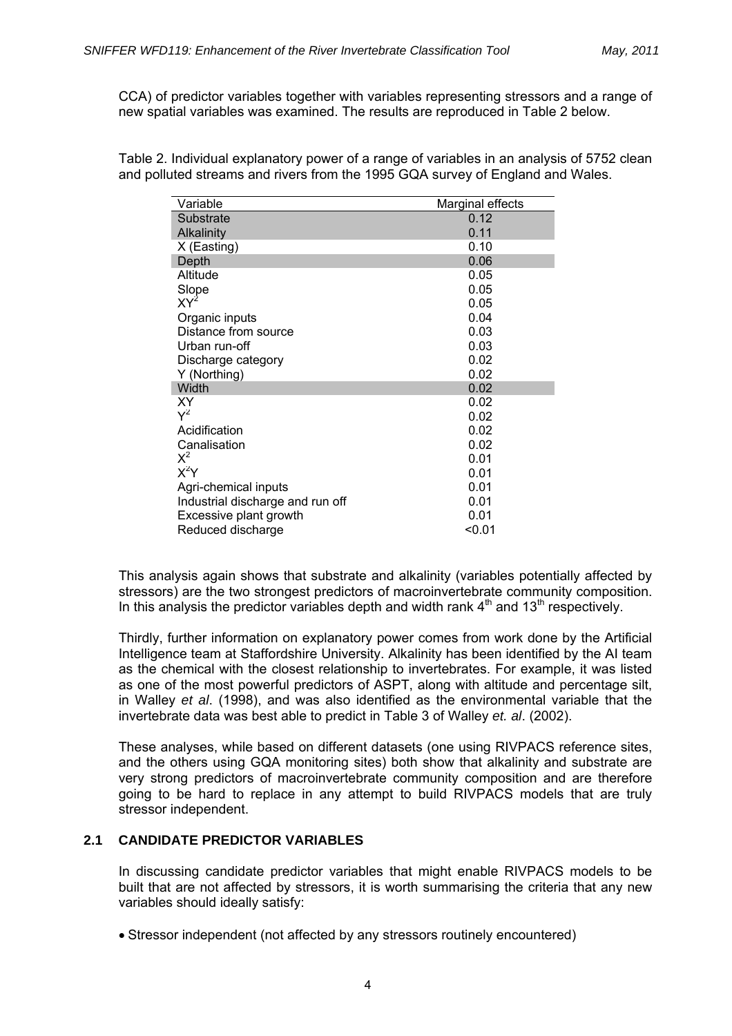CCA) of predictor variables together with variables representing stressors and a range of new spatial variables was examined. The results are reproduced in Table 2 below.

Table 2. Individual explanatory power of a range of variables in an analysis of 5752 clean and polluted streams and rivers from the 1995 GQA survey of England and Wales.

| Variable | Marginal effects |
|---|---|
| Substrate | 0.12 |
| Alkalinity | 0.11 |
| X (Easting) | 0.10 |
| Depth | 0.06 |
| Altitude | 0.05 |
| Slope | 0.05 |
| $XY^2$ | 0.05 |
| Organic inputs | 0.04 |
| Distance from source | 0.03 |
| Urban run-off | 0.03 |
| Discharge category | 0.02 |
| Y (Northing) | 0.02 |
| Width | 0.02 |
| XY | 0.02 |
| $Y^2$ | 0.02 |
| Acidification | 0.02 |
| Canalisation | 0.02 |
| $X^2$ | 0.01 |
| $X^2Y$ | 0.01 |
| Agri-chemical inputs | 0.01 |
| Industrial discharge and run off | 0.01 |
| Excessive plant growth | 0.01 |
| Reduced discharge | <0.01 |

This analysis again shows that substrate and alkalinity (variables potentially affected by stressors) are the two strongest predictors of macroinvertebrate community composition. In this analysis the predictor variables depth and width rank 4th and 13th respectively.

Thirdly, further information on explanatory power comes from work done by the Artificial Intelligence team at Staffordshire University. Alkalinity has been identified by the AI team as the chemical with the closest relationship to invertebrates. For example, it was listed as one of the most powerful predictors of ASPT, along with altitude and percentage silt, in Walley *et al*. (1998), and was also identified as the environmental variable that the invertebrate data was best able to predict in Table 3 of Walley *et. al*. (2002).

These analyses, while based on different datasets (one using RIVPACS reference sites, and the others using GQA monitoring sites) both show that alkalinity and substrate are very strong predictors of macroinvertebrate community composition and are therefore going to be hard to replace in any attempt to build RIVPACS models that are truly stressor independent.

## 2.1 CANDIDATE PREDICTOR VARIABLES

In discussing candidate predictor variables that might enable RIVPACS models to be built that are not affected by stressors, it is worth summarising the criteria that any new variables should ideally satisfy:

- Stressor independent (not affected by any stressors routinely encountered)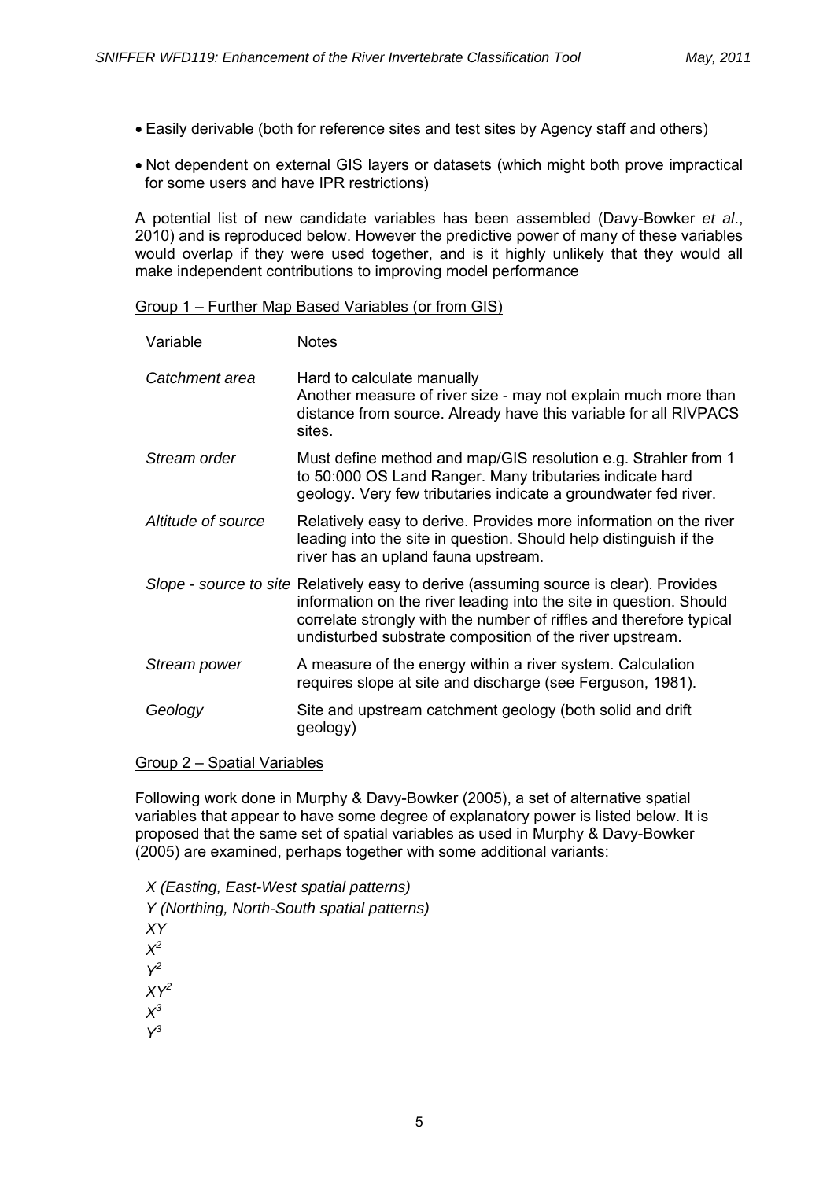- Easily derivable (both for reference sites and test sites by Agency staff and others)
- Not dependent on external GIS layers or datasets (which might both prove impractical for some users and have IPR restrictions)

A potential list of new candidate variables has been assembled (Davy-Bowker *et al*., 2010) and is reproduced below. However the predictive power of many of these variables would overlap if they were used together, and is it highly unlikely that they would all make independent contributions to improving model performance

Group 1 – Further Map Based Variables (or from GIS)

| Variable | Notes |
|---|---|
| *Catchment area* | Hard to calculate manually<br>Another measure of river size - may not explain much more than distance from source. Already have this variable for all RIVPACS sites. |
| *Stream order* | Must define method and map/GIS resolution e.g. Strahler from 1 to 50:000 OS Land Ranger. Many tributaries indicate hard geology. Very few tributaries indicate a groundwater fed river. |
| *Altitude of source* | Relatively easy to derive. Provides more information on the river leading into the site in question. Should help distinguish if the river has an upland fauna upstream. |
| *Slope - source to site* | Relatively easy to derive (assuming source is clear). Provides information on the river leading into the site in question. Should correlate strongly with the number of riffles and therefore typical undisturbed substrate composition of the river upstream. |
| *Stream power* | A measure of the energy within a river system. Calculation requires slope at site and discharge (see Ferguson, 1981). |
| *Geology* | Site and upstream catchment geology (both solid and drift geology) |

Group 2 – Spatial Variables

Following work done in Murphy & Davy-Bowker (2005), a set of alternative spatial variables that appear to have some degree of explanatory power is listed below. It is proposed that the same set of spatial variables as used in Murphy & Davy-Bowker (2005) are examined, perhaps together with some additional variants:

*X (Easting, East-West spatial patterns)*
*Y (Northing, North-South spatial patterns)*
$XY$
$X^2$
$Y^2$
$XY^2$
$X^3$
$Y^3$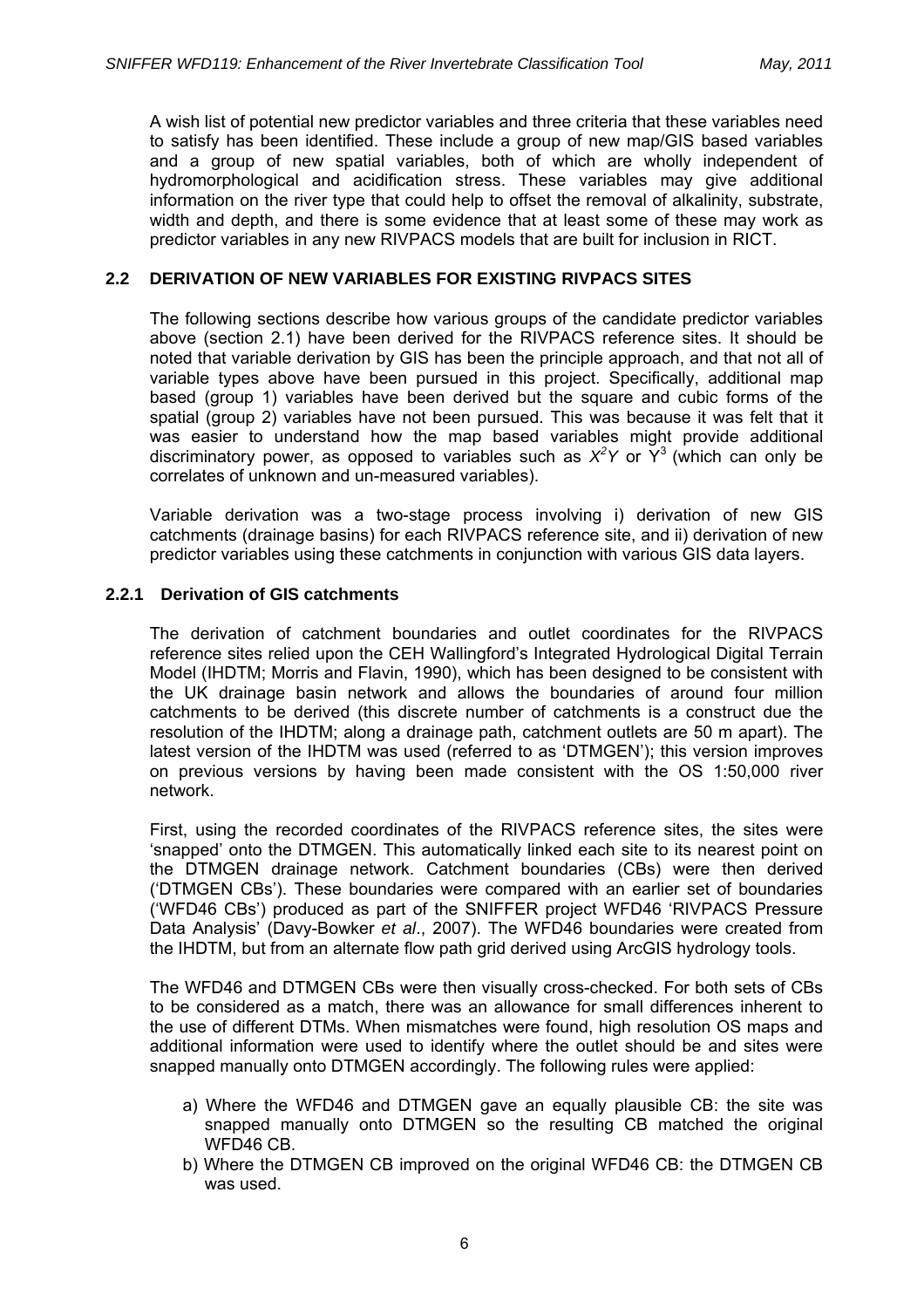A wish list of potential new predictor variables and three criteria that these variables need to satisfy has been identified. These include a group of new map/GIS based variables and a group of new spatial variables, both of which are wholly independent of hydromorphological and acidification stress. These variables may give additional information on the river type that could help to offset the removal of alkalinity, substrate, width and depth, and there is some evidence that at least some of these may work as predictor variables in any new RIVPACS models that are built for inclusion in RICT.

## 2.2 DERIVATION OF NEW VARIABLES FOR EXISTING RIVPACS SITES

The following sections describe how various groups of the candidate predictor variables above (section 2.1) have been derived for the RIVPACS reference sites. It should be noted that variable derivation by GIS has been the principle approach, and that not all of variable types above have been pursued in this project. Specifically, additional map based (group 1) variables have been derived but the square and cubic forms of the spatial (group 2) variables have not been pursued. This was because it was felt that it was easier to understand how the map based variables might provide additional discriminatory power, as opposed to variables such as $X^2Y$ or $Y^3$ (which can only be correlates of unknown and un-measured variables).

Variable derivation was a two-stage process involving i) derivation of new GIS catchments (drainage basins) for each RIVPACS reference site, and ii) derivation of new predictor variables using these catchments in conjunction with various GIS data layers.

### 2.2.1 Derivation of GIS catchments

The derivation of catchment boundaries and outlet coordinates for the RIVPACS reference sites relied upon the CEH Wallingford's Integrated Hydrological Digital Terrain Model (IHDTM; Morris and Flavin, 1990), which has been designed to be consistent with the UK drainage basin network and allows the boundaries of around four million catchments to be derived (this discrete number of catchments is a construct due the resolution of the IHDTM; along a drainage path, catchment outlets are 50 m apart). The latest version of the IHDTM was used (referred to as 'DTMGEN'); this version improves on previous versions by having been made consistent with the OS 1:50,000 river network.

First, using the recorded coordinates of the RIVPACS reference sites, the sites were 'snapped' onto the DTMGEN. This automatically linked each site to its nearest point on the DTMGEN drainage network. Catchment boundaries (CBs) were then derived ('DTMGEN CBs'). These boundaries were compared with an earlier set of boundaries ('WFD46 CBs') produced as part of the SNIFFER project WFD46 'RIVPACS Pressure Data Analysis' (Davy-Bowker *et al*., 2007). The WFD46 boundaries were created from the IHDTM, but from an alternate flow path grid derived using ArcGIS hydrology tools.

The WFD46 and DTMGEN CBs were then visually cross-checked. For both sets of CBs to be considered as a match, there was an allowance for small differences inherent to the use of different DTMs. When mismatches were found, high resolution OS maps and additional information were used to identify where the outlet should be and sites were snapped manually onto DTMGEN accordingly. The following rules were applied:

a) Where the WFD46 and DTMGEN gave an equally plausible CB: the site was snapped manually onto DTMGEN so the resulting CB matched the original WFD46 CB.
b) Where the DTMGEN CB improved on the original WFD46 CB: the DTMGEN CB was used.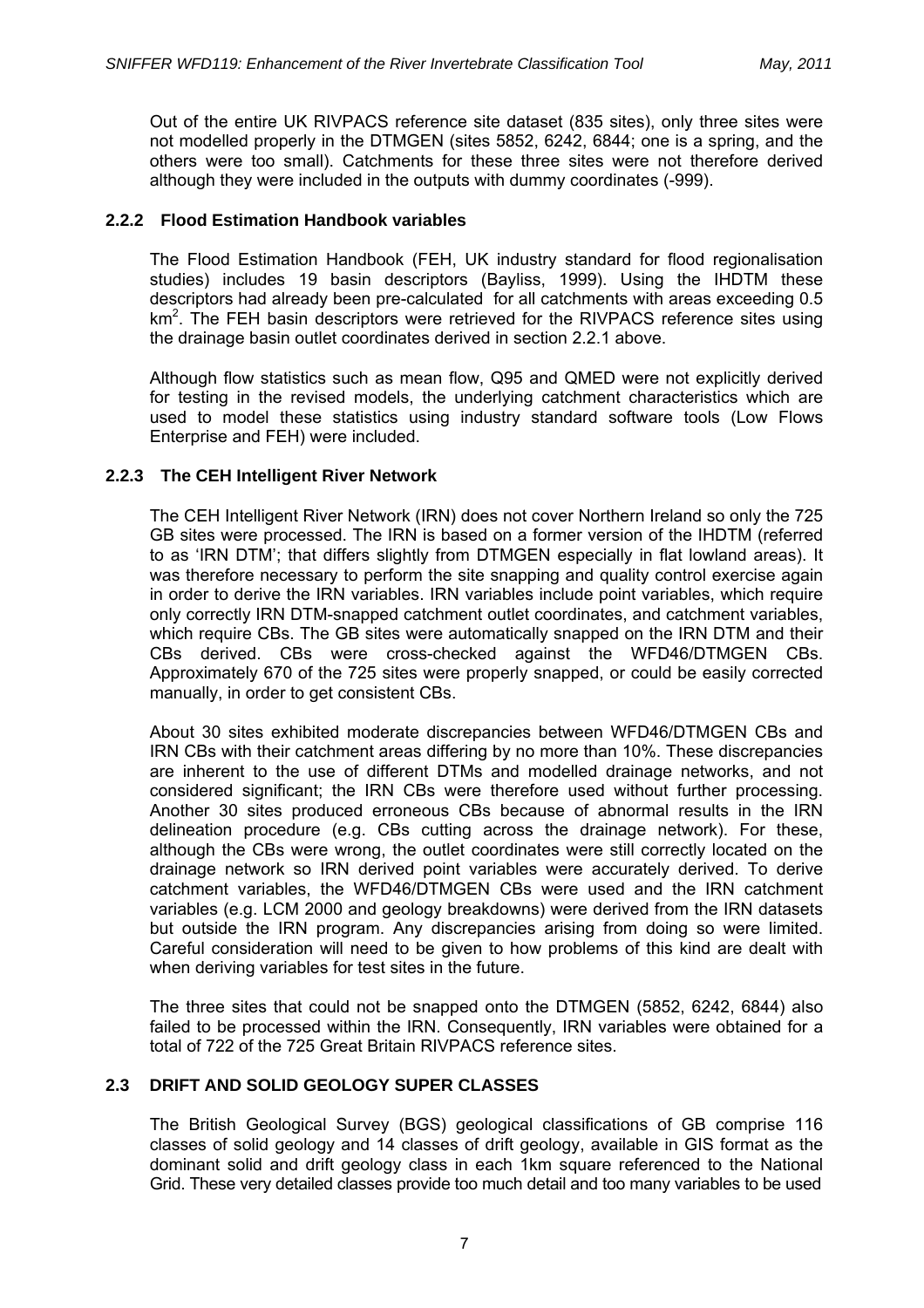Out of the entire UK RIVPACS reference site dataset (835 sites), only three sites were not modelled properly in the DTMGEN (sites 5852, 6242, 6844; one is a spring, and the others were too small). Catchments for these three sites were not therefore derived although they were included in the outputs with dummy coordinates (-999).

### 2.2.2 Flood Estimation Handbook variables

The Flood Estimation Handbook (FEH, UK industry standard for flood regionalisation studies) includes 19 basin descriptors (Bayliss, 1999). Using the IHDTM these descriptors had already been pre-calculated for all catchments with areas exceeding 0.5 $km^2$. The FEH basin descriptors were retrieved for the RIVPACS reference sites using the drainage basin outlet coordinates derived in section 2.2.1 above.

Although flow statistics such as mean flow, Q95 and QMED were not explicitly derived for testing in the revised models, the underlying catchment characteristics which are used to model these statistics using industry standard software tools (Low Flows Enterprise and FEH) were included.

### 2.2.3 The CEH Intelligent River Network

The CEH Intelligent River Network (IRN) does not cover Northern Ireland so only the 725 GB sites were processed. The IRN is based on a former version of the IHDTM (referred to as 'IRN DTM'; that differs slightly from DTMGEN especially in flat lowland areas). It was therefore necessary to perform the site snapping and quality control exercise again in order to derive the IRN variables. IRN variables include point variables, which require only correctly IRN DTM-snapped catchment outlet coordinates, and catchment variables, which require CBs. The GB sites were automatically snapped on the IRN DTM and their CBs derived. CBs were cross-checked against the WFD46/DTMGEN CBs. Approximately 670 of the 725 sites were properly snapped, or could be easily corrected manually, in order to get consistent CBs.

About 30 sites exhibited moderate discrepancies between WFD46/DTMGEN CBs and IRN CBs with their catchment areas differing by no more than 10%. These discrepancies are inherent to the use of different DTMs and modelled drainage networks, and not considered significant; the IRN CBs were therefore used without further processing. Another 30 sites produced erroneous CBs because of abnormal results in the IRN delineation procedure (e.g. CBs cutting across the drainage network). For these, although the CBs were wrong, the outlet coordinates were still correctly located on the drainage network so IRN derived point variables were accurately derived. To derive catchment variables, the WFD46/DTMGEN CBs were used and the IRN catchment variables (e.g. LCM 2000 and geology breakdowns) were derived from the IRN datasets but outside the IRN program. Any discrepancies arising from doing so were limited. Careful consideration will need to be given to how problems of this kind are dealt with when deriving variables for test sites in the future.

The three sites that could not be snapped onto the DTMGEN (5852, 6242, 6844) also failed to be processed within the IRN. Consequently, IRN variables were obtained for a total of 722 of the 725 Great Britain RIVPACS reference sites.

## 2.3 DRIFT AND SOLID GEOLOGY SUPER CLASSES

The British Geological Survey (BGS) geological classifications of GB comprise 116 classes of solid geology and 14 classes of drift geology, available in GIS format as the dominant solid and drift geology class in each 1km square referenced to the National Grid. These very detailed classes provide too much detail and too many variables to be used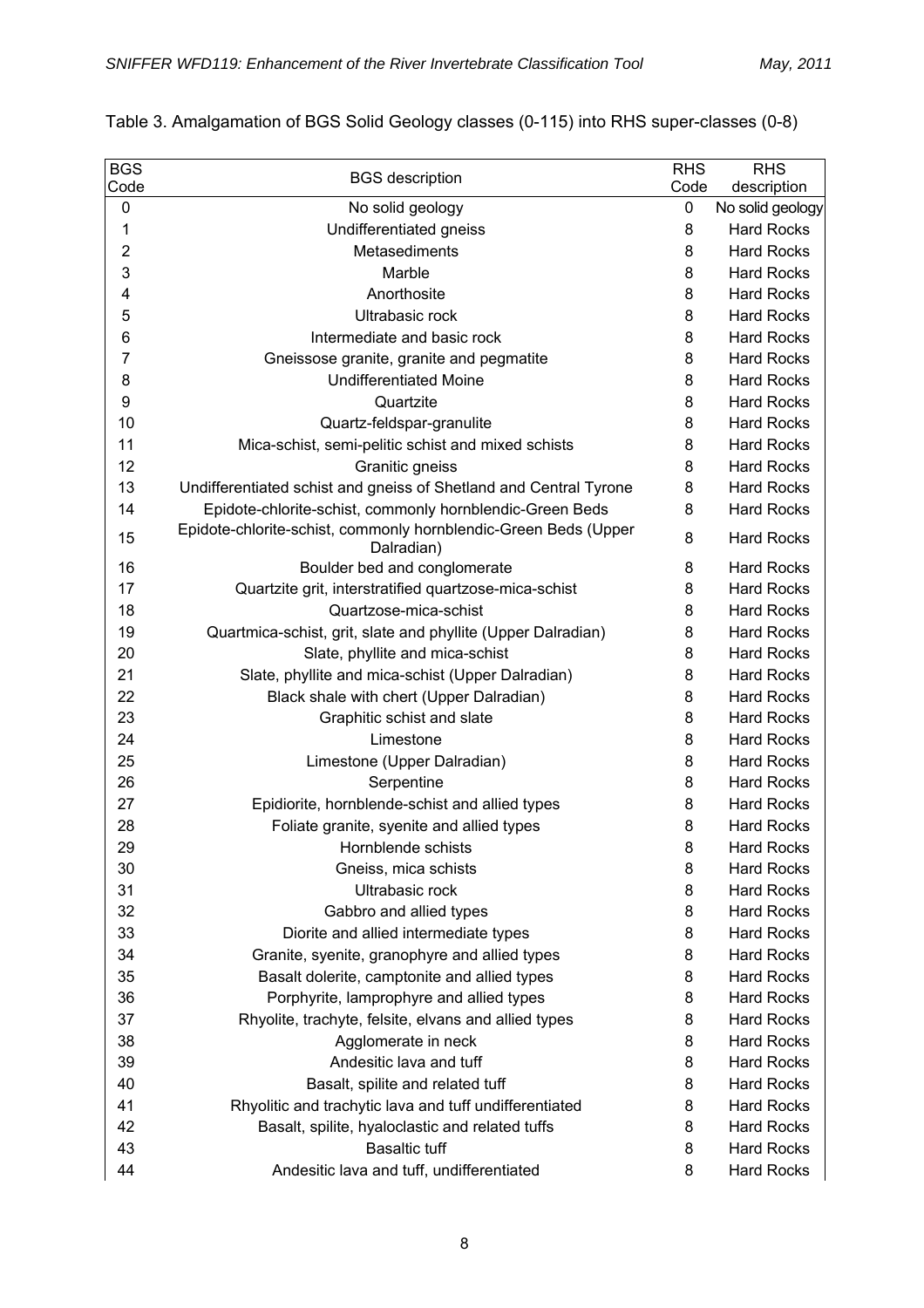Table 3. Amalgamation of BGS Solid Geology classes (0-115) into RHS super-classes (0-8)

| BGS Code | BGS description | RHS Code | RHS description |
|---|---|---|---|
| 0 | No solid geology | 0 | No solid geology |
| 1 | Undifferentiated gneiss | 8 | Hard Rocks |
| 2 | Metasediments | 8 | Hard Rocks |
| 3 | Marble | 8 | Hard Rocks |
| 4 | Anorthosite | 8 | Hard Rocks |
| 5 | Ultrabasic rock | 8 | Hard Rocks |
| 6 | Intermediate and basic rock | 8 | Hard Rocks |
| 7 | Gneissose granite, granite and pegmatite | 8 | Hard Rocks |
| 8 | Undifferentiated Moine | 8 | Hard Rocks |
| 9 | Quartzite | 8 | Hard Rocks |
| 10 | Quartz-feldspar-granulite | 8 | Hard Rocks |
| 11 | Mica-schist, semi-pelitic schist and mixed schists | 8 | Hard Rocks |
| 12 | Granitic gneiss | 8 | Hard Rocks |
| 13 | Undifferentiated schist and gneiss of Shetland and Central Tyrone | 8 | Hard Rocks |
| 14 | Epidote-chlorite-schist, commonly hornblendic-Green Beds | 8 | Hard Rocks |
| 15 | Epidote-chlorite-schist, commonly hornblendic-Green Beds (Upper Dalradian) | 8 | Hard Rocks |
| 16 | Boulder bed and conglomerate | 8 | Hard Rocks |
| 17 | Quartzite grit, interstratified quartzose-mica-schist | 8 | Hard Rocks |
| 18 | Quartzose-mica-schist | 8 | Hard Rocks |
| 19 | Quartmica-schist, grit, slate and phyllite (Upper Dalradian) | 8 | Hard Rocks |
| 20 | Slate, phyllite and mica-schist | 8 | Hard Rocks |
| 21 | Slate, phyllite and mica-schist (Upper Dalradian) | 8 | Hard Rocks |
| 22 | Black shale with chert (Upper Dalradian) | 8 | Hard Rocks |
| 23 | Graphitic schist and slate | 8 | Hard Rocks |
| 24 | Limestone | 8 | Hard Rocks |
| 25 | Limestone (Upper Dalradian) | 8 | Hard Rocks |
| 26 | Serpentine | 8 | Hard Rocks |
| 27 | Epidiorite, hornblende-schist and allied types | 8 | Hard Rocks |
| 28 | Foliate granite, syenite and allied types | 8 | Hard Rocks |
| 29 | Hornblende schists | 8 | Hard Rocks |
| 30 | Gneiss, mica schists | 8 | Hard Rocks |
| 31 | Ultrabasic rock | 8 | Hard Rocks |
| 32 | Gabbro and allied types | 8 | Hard Rocks |
| 33 | Diorite and allied intermediate types | 8 | Hard Rocks |
| 34 | Granite, syenite, granophyre and allied types | 8 | Hard Rocks |
| 35 | Basalt dolerite, camptonite and allied types | 8 | Hard Rocks |
| 36 | Porphyrite, lamprophyre and allied types | 8 | Hard Rocks |
| 37 | Rhyolite, trachyte, felsite, elvans and allied types | 8 | Hard Rocks |
| 38 | Agglomerate in neck | 8 | Hard Rocks |
| 39 | Andesitic lava and tuff | 8 | Hard Rocks |
| 40 | Basalt, spilite and related tuff | 8 | Hard Rocks |
| 41 | Rhyolitic and trachytic lava and tuff undifferentiated | 8 | Hard Rocks |
| 42 | Basalt, spilite, hyaloclastic and related tuffs | 8 | Hard Rocks |
| 43 | Basaltic tuff | 8 | Hard Rocks |
| 44 | Andesitic lava and tuff, undifferentiated | 8 | Hard Rocks |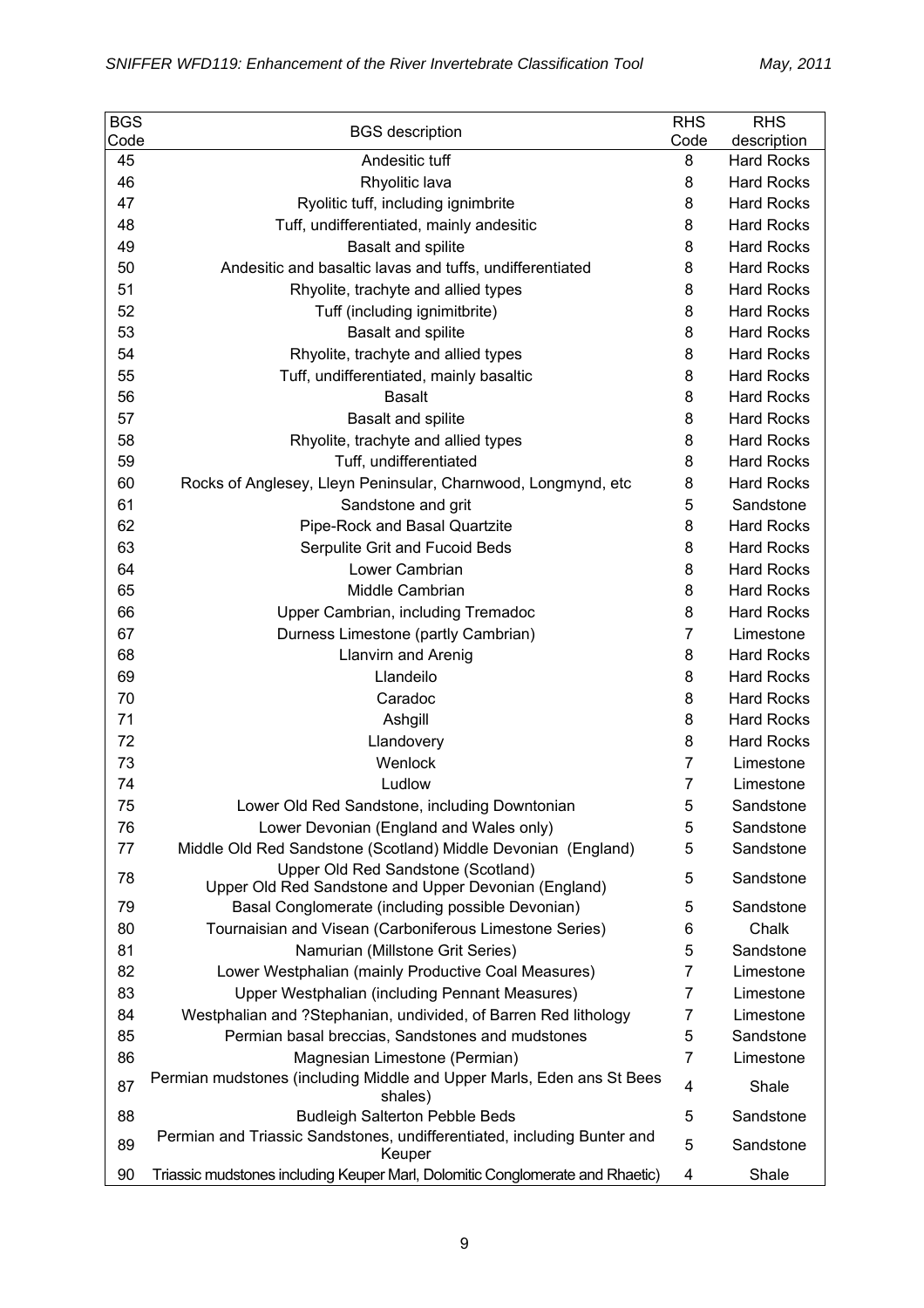| BGS Code | BGS description | RHS Code | RHS description |
|---|---|---|---|
| 45 | Andesitic tuff | 8 | Hard Rocks |
| 46 | Rhyolitic lava | 8 | Hard Rocks |
| 47 | Ryolitic tuff, including ignimbrite | 8 | Hard Rocks |
| 48 | Tuff, undifferentiated, mainly andesitic | 8 | Hard Rocks |
| 49 | Basalt and spilite | 8 | Hard Rocks |
| 50 | Andesitic and basaltic lavas and tuffs, undifferentiated | 8 | Hard Rocks |
| 51 | Rhyolite, trachyte and allied types | 8 | Hard Rocks |
| 52 | Tuff (including ignimitbrite) | 8 | Hard Rocks |
| 53 | Basalt and spilite | 8 | Hard Rocks |
| 54 | Rhyolite, trachyte and allied types | 8 | Hard Rocks |
| 55 | Tuff, undifferentiated, mainly basaltic | 8 | Hard Rocks |
| 56 | Basalt | 8 | Hard Rocks |
| 57 | Basalt and spilite | 8 | Hard Rocks |
| 58 | Rhyolite, trachyte and allied types | 8 | Hard Rocks |
| 59 | Tuff, undifferentiated | 8 | Hard Rocks |
| 60 | Rocks of Anglesey, Lleyn Peninsular, Charnwood, Longmynd, etc | 8 | Hard Rocks |
| 61 | Sandstone and grit | 5 | Sandstone |
| 62 | Pipe-Rock and Basal Quartzite | 8 | Hard Rocks |
| 63 | Serpulite Grit and Fucoid Beds | 8 | Hard Rocks |
| 64 | Lower Cambrian | 8 | Hard Rocks |
| 65 | Middle Cambrian | 8 | Hard Rocks |
| 66 | Upper Cambrian, including Tremadoc | 8 | Hard Rocks |
| 67 | Durness Limestone (partly Cambrian) | 7 | Limestone |
| 68 | Llanvirn and Arenig | 8 | Hard Rocks |
| 69 | Llandeilo | 8 | Hard Rocks |
| 70 | Caradoc | 8 | Hard Rocks |
| 71 | Ashgill | 8 | Hard Rocks |
| 72 | Llandovery | 8 | Hard Rocks |
| 73 | Wenlock | 7 | Limestone |
| 74 | Ludlow | 7 | Limestone |
| 75 | Lower Old Red Sandstone, including Downtonian | 5 | Sandstone |
| 76 | Lower Devonian (England and Wales only) | 5 | Sandstone |
| 77 | Middle Old Red Sandstone (Scotland) Middle Devonian (England) | 5 | Sandstone |
| 78 | Upper Old Red Sandstone (Scotland) Upper Old Red Sandstone and Upper Devonian (England) | 5 | Sandstone |
| 79 | Basal Conglomerate (including possible Devonian) | 5 | Sandstone |
| 80 | Tournaisian and Visean (Carboniferous Limestone Series) | 6 | Chalk |
| 81 | Namurian (Millstone Grit Series) | 5 | Sandstone |
| 82 | Lower Westphalian (mainly Productive Coal Measures) | 7 | Limestone |
| 83 | Upper Westphalian (including Pennant Measures) | 7 | Limestone |
| 84 | Westphalian and ?Stephanian, undivided, of Barren Red lithology | 7 | Limestone |
| 85 | Permian basal breccias, Sandstones and mudstones | 5 | Sandstone |
| 86 | Magnesian Limestone (Permian) | 7 | Limestone |
| 87 | Permian mudstones (including Middle and Upper Marls, Eden ans St Bees shales) | 4 | Shale |
| 88 | Budleigh Salterton Pebble Beds | 5 | Sandstone |
| 89 | Permian and Triassic Sandstones, undifferentiated, including Bunter and Keuper | 5 | Sandstone |
| 90 | Triassic mudstones including Keuper Marl, Dolomitic Conglomerate and Rhaetic) | 4 | Shale |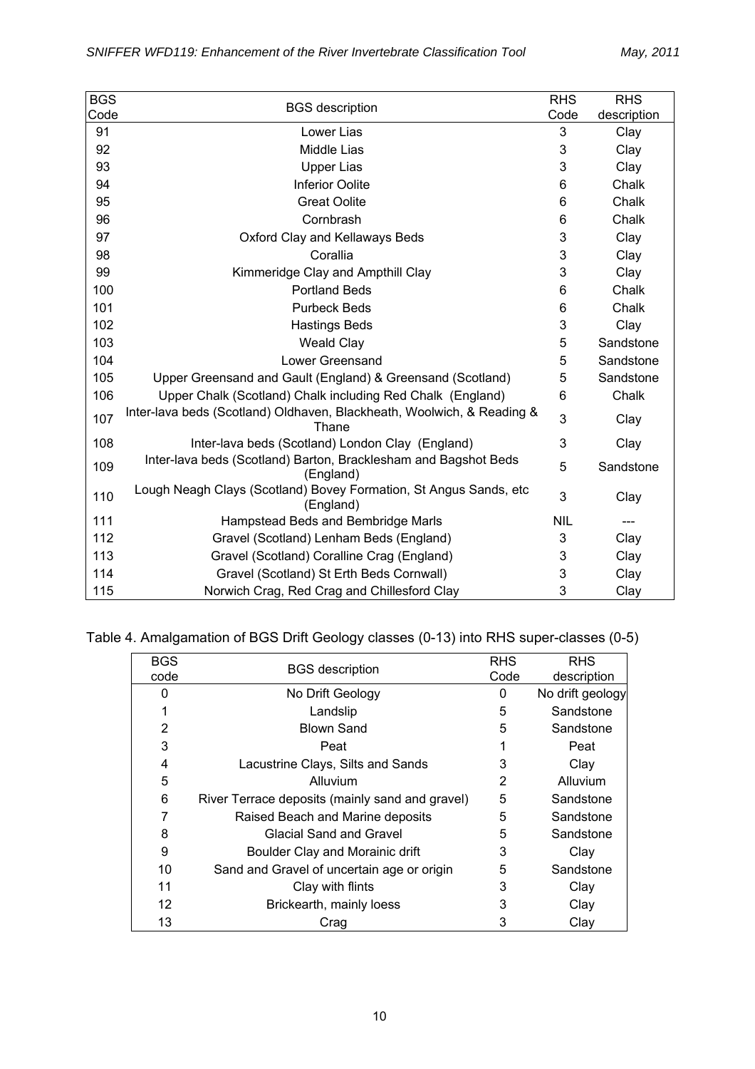| BGS Code | BGS description | RHS Code | RHS description |
|---|---|---|---|
| 91 | Lower Lias | 3 | Clay |
| 92 | Middle Lias | 3 | Clay |
| 93 | Upper Lias | 3 | Clay |
| 94 | Inferior Oolite | 6 | Chalk |
| 95 | Great Oolite | 6 | Chalk |
| 96 | Cornbrash | 6 | Chalk |
| 97 | Oxford Clay and Kellaways Beds | 3 | Clay |
| 98 | Corallia | 3 | Clay |
| 99 | Kimmeridge Clay and Ampthill Clay | 3 | Clay |
| 100 | Portland Beds | 6 | Chalk |
| 101 | Purbeck Beds | 6 | Chalk |
| 102 | Hastings Beds | 3 | Clay |
| 103 | Weald Clay | 5 | Sandstone |
| 104 | Lower Greensand | 5 | Sandstone |
| 105 | Upper Greensand and Gault (England) & Greensand (Scotland) | 5 | Sandstone |
| 106 | Upper Chalk (Scotland) Chalk including Red Chalk (England) | 6 | Chalk |
| 107 | Inter-lava beds (Scotland) Oldhaven, Blackheath, Woolwich, & Reading & Thane | 3 | Clay |
| 108 | Inter-lava beds (Scotland) London Clay (England) | 3 | Clay |
| 109 | Inter-lava beds (Scotland) Barton, Bracklesham and Bagshot Beds (England) | 5 | Sandstone |
| 110 | Lough Neagh Clays (Scotland) Bovey Formation, St Angus Sands, etc (England) | 3 | Clay |
| 111 | Hampstead Beds and Bembridge Marls | NIL | --- |
| 112 | Gravel (Scotland) Lenham Beds (England) | 3 | Clay |
| 113 | Gravel (Scotland) Coralline Crag (England) | 3 | Clay |
| 114 | Gravel (Scotland) St Erth Beds Cornwall) | 3 | Clay |
| 115 | Norwich Crag, Red Crag and Chillesford Clay | 3 | Clay |

Table 4. Amalgamation of BGS Drift Geology classes (0-13) into RHS super-classes (0-5)

| BGS code | BGS description | RHS Code | RHS description |
|---|---|---|---|
| 0 | No Drift Geology | 0 | No drift geology |
| 1 | Landslip | 5 | Sandstone |
| 2 | Blown Sand | 5 | Sandstone |
| 3 | Peat | 1 | Peat |
| 4 | Lacustrine Clays, Silts and Sands | 3 | Clay |
| 5 | Alluvium | 2 | Alluvium |
| 6 | River Terrace deposits (mainly sand and gravel) | 5 | Sandstone |
| 7 | Raised Beach and Marine deposits | 5 | Sandstone |
| 8 | Glacial Sand and Gravel | 5 | Sandstone |
| 9 | Boulder Clay and Morainic drift | 3 | Clay |
| 10 | Sand and Gravel of uncertain age or origin | 5 | Sandstone |
| 11 | Clay with flints | 3 | Clay |
| 12 | Brickearth, mainly loess | 3 | Clay |
| 13 | Crag | 3 | Clay |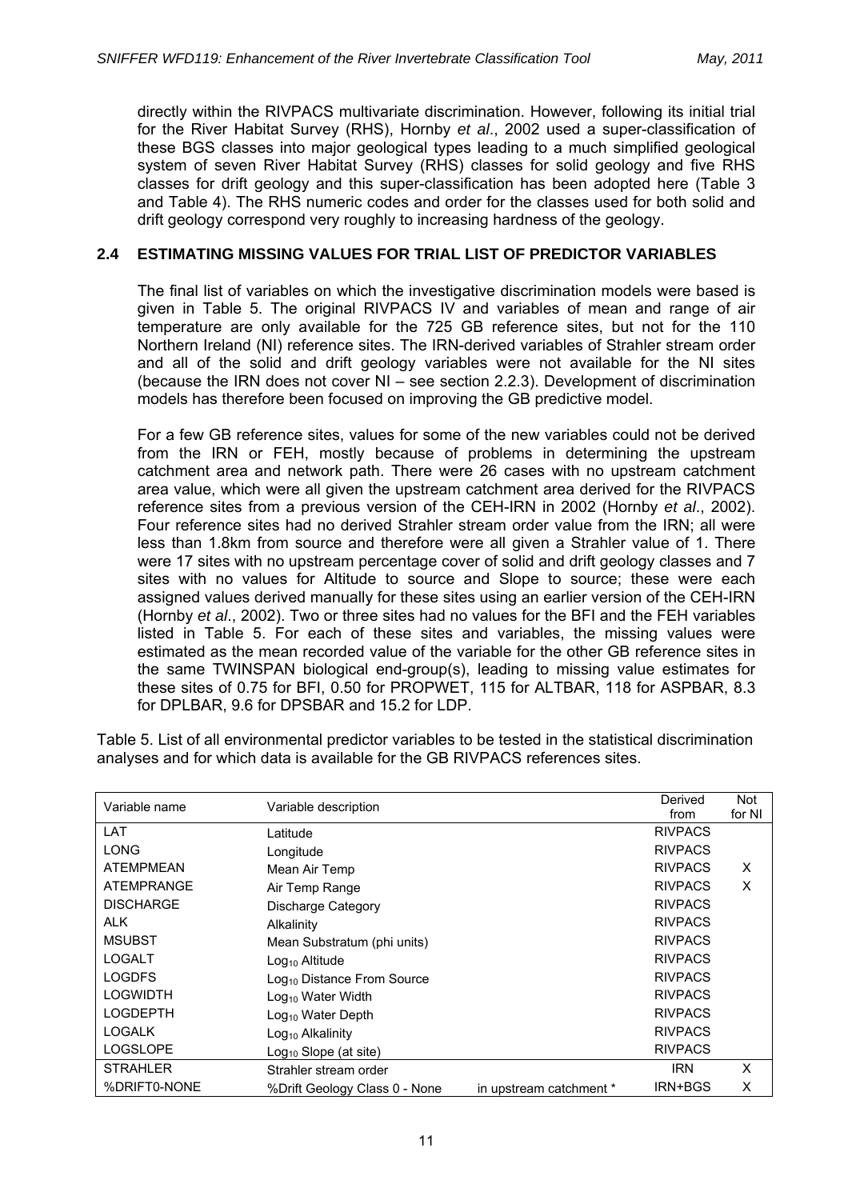directly within the RIVPACS multivariate discrimination. However, following its initial trial for the River Habitat Survey (RHS), Hornby *et al*., 2002 used a super-classification of these BGS classes into major geological types leading to a much simplified geological system of seven River Habitat Survey (RHS) classes for solid geology and five RHS classes for drift geology and this super-classification has been adopted here (Table 3 and Table 4). The RHS numeric codes and order for the classes used for both solid and drift geology correspond very roughly to increasing hardness of the geology.

## 2.4 ESTIMATING MISSING VALUES FOR TRIAL LIST OF PREDICTOR VARIABLES

The final list of variables on which the investigative discrimination models were based is given in Table 5. The original RIVPACS IV and variables of mean and range of air temperature are only available for the 725 GB reference sites, but not for the 110 Northern Ireland (NI) reference sites. The IRN-derived variables of Strahler stream order and all of the solid and drift geology variables were not available for the NI sites (because the IRN does not cover NI – see section 2.2.3). Development of discrimination models has therefore been focused on improving the GB predictive model.

For a few GB reference sites, values for some of the new variables could not be derived from the IRN or FEH, mostly because of problems in determining the upstream catchment area and network path. There were 26 cases with no upstream catchment area value, which were all given the upstream catchment area derived for the RIVPACS reference sites from a previous version of the CEH-IRN in 2002 (Hornby *et al*., 2002). Four reference sites had no derived Strahler stream order value from the IRN; all were less than 1.8km from source and therefore were all given a Strahler value of 1. There were 17 sites with no upstream percentage cover of solid and drift geology classes and 7 sites with no values for Altitude to source and Slope to source; these were each assigned values derived manually for these sites using an earlier version of the CEH-IRN (Hornby *et al*., 2002). Two or three sites had no values for the BFI and the FEH variables listed in Table 5. For each of these sites and variables, the missing values were estimated as the mean recorded value of the variable for the other GB reference sites in the same TWINSPAN biological end-group(s), leading to missing value estimates for these sites of 0.75 for BFI, 0.50 for PROPWET, 115 for ALTBAR, 118 for ASPBAR, 8.3 for DPLBAR, 9.6 for DPSBAR and 15.2 for LDP.

Table 5. List of all environmental predictor variables to be tested in the statistical discrimination analyses and for which data is available for the GB RIVPACS references sites.

| Variable name | Variable description | | Derived from | Not for NI |
|---|---|---|---|---|
| LAT | Latitude | | RIVPACS | |
| LONG | Longitude | | RIVPACS | |
| ATEMPMEAN | Mean Air Temp | | RIVPACS | X |
| ATEMPRANGE | Air Temp Range | | RIVPACS | X |
| DISCHARGE | Discharge Category | | RIVPACS | |
| ALK | Alkalinity | | RIVPACS | |
| MSUBST | Mean Substratum (phi units) | | RIVPACS | |
| LOGALT | $Log_{10}$ Altitude | | RIVPACS | |
| LOGDFS | $Log_{10}$ Distance From Source | | RIVPACS | |
| LOGWIDTH | $Log_{10}$ Water Width | | RIVPACS | |
| LOGDEPTH | $Log_{10}$ Water Depth | | RIVPACS | |
| LOGALK | $Log_{10}$ Alkalinity | | RIVPACS | |
| LOGSLOPE | $Log_{10}$ Slope (at site) | | RIVPACS | |
| STRAHLER | Strahler stream order | | IRN | X |
| %DRIFT0-NONE | %Drift Geology Class 0 - None | in upstream catchment * | IRN+BGS | X |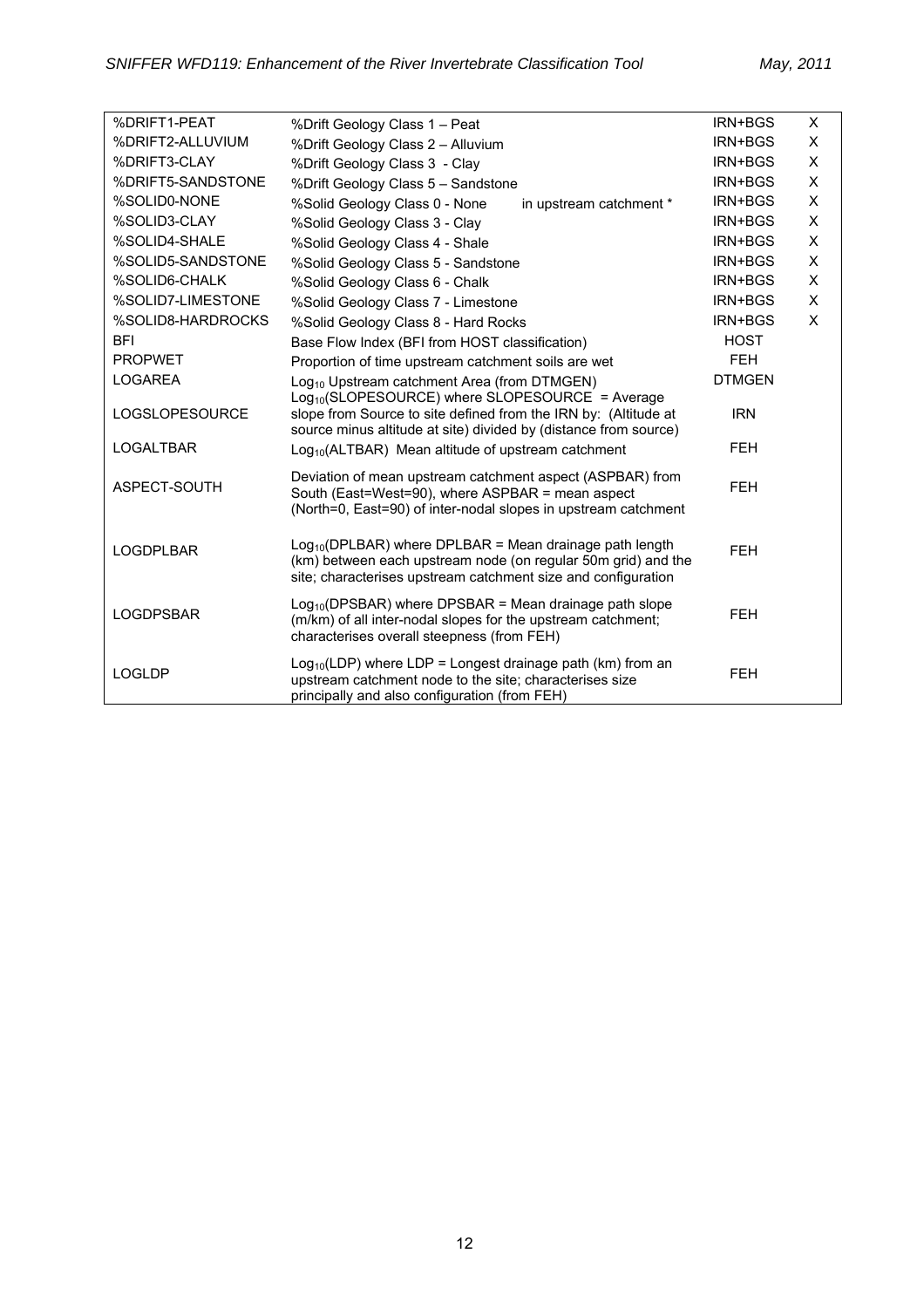| | | | |
|---|---|---|---|
| %DRIFT1-PEAT | %Drift Geology Class 1 – Peat | IRN+BGS | X |
| %DRIFT2-ALLUVIUM | %Drift Geology Class 2 – Alluvium | IRN+BGS | X |
| %DRIFT3-CLAY | %Drift Geology Class 3 - Clay | IRN+BGS | X |
| %DRIFT5-SANDSTONE | %Drift Geology Class 5 – Sandstone | IRN+BGS | X |
| %SOLID0-NONE | %Solid Geology Class 0 - None in upstream catchment * | IRN+BGS | X |
| %SOLID3-CLAY | %Solid Geology Class 3 - Clay | IRN+BGS | X |
| %SOLID4-SHALE | %Solid Geology Class 4 - Shale | IRN+BGS | X |
| %SOLID5-SANDSTONE | %Solid Geology Class 5 - Sandstone | IRN+BGS | X |
| %SOLID6-CHALK | %Solid Geology Class 6 - Chalk | IRN+BGS | X |
| %SOLID7-LIMESTONE | %Solid Geology Class 7 - Limestone | IRN+BGS | X |
| %SOLID8-HARDROCKS | %Solid Geology Class 8 - Hard Rocks | IRN+BGS | X |
| BFI | Base Flow Index (BFI from HOST classification) | HOST | |
| PROPWET | Proportion of time upstream catchment soils are wet | FEH | |
| LOGAREA | $Log_{10}$ Upstream catchment Area (from DTMGEN) | DTMGEN | |
| LOGSLOPESOURCE | $Log_{10}$(SLOPESOURCE) where SLOPESOURCE = Average slope from Source to site defined from the IRN by: (Altitude at source minus altitude at site) divided by (distance from source) | IRN | |
| LOGALTBAR | $Log_{10}$(ALTBAR) Mean altitude of upstream catchment | FEH | |
| ASPECT-SOUTH | Deviation of mean upstream catchment aspect (ASPBAR) from South (East=West=90), where ASPBAR = mean aspect (North=0, East=90) of inter-nodal slopes in upstream catchment | FEH | |
| LOGDPLBAR | $Log_{10}$(DPLBAR) where DPLBAR = Mean drainage path length (km) between each upstream node (on regular 50m grid) and the site; characterises upstream catchment size and configuration | FEH | |
| LOGDPSBAR | $Log_{10}$(DPSBAR) where DPSBAR = Mean drainage path slope (m/km) of all inter-nodal slopes for the upstream catchment; characterises overall steepness (from FEH) | FEH | |
| LOGLDP | $Log_{10}$(LDP) where LDP = Longest drainage path (km) from an upstream catchment node to the site; characterises size principally and also configuration (from FEH) | FEH | |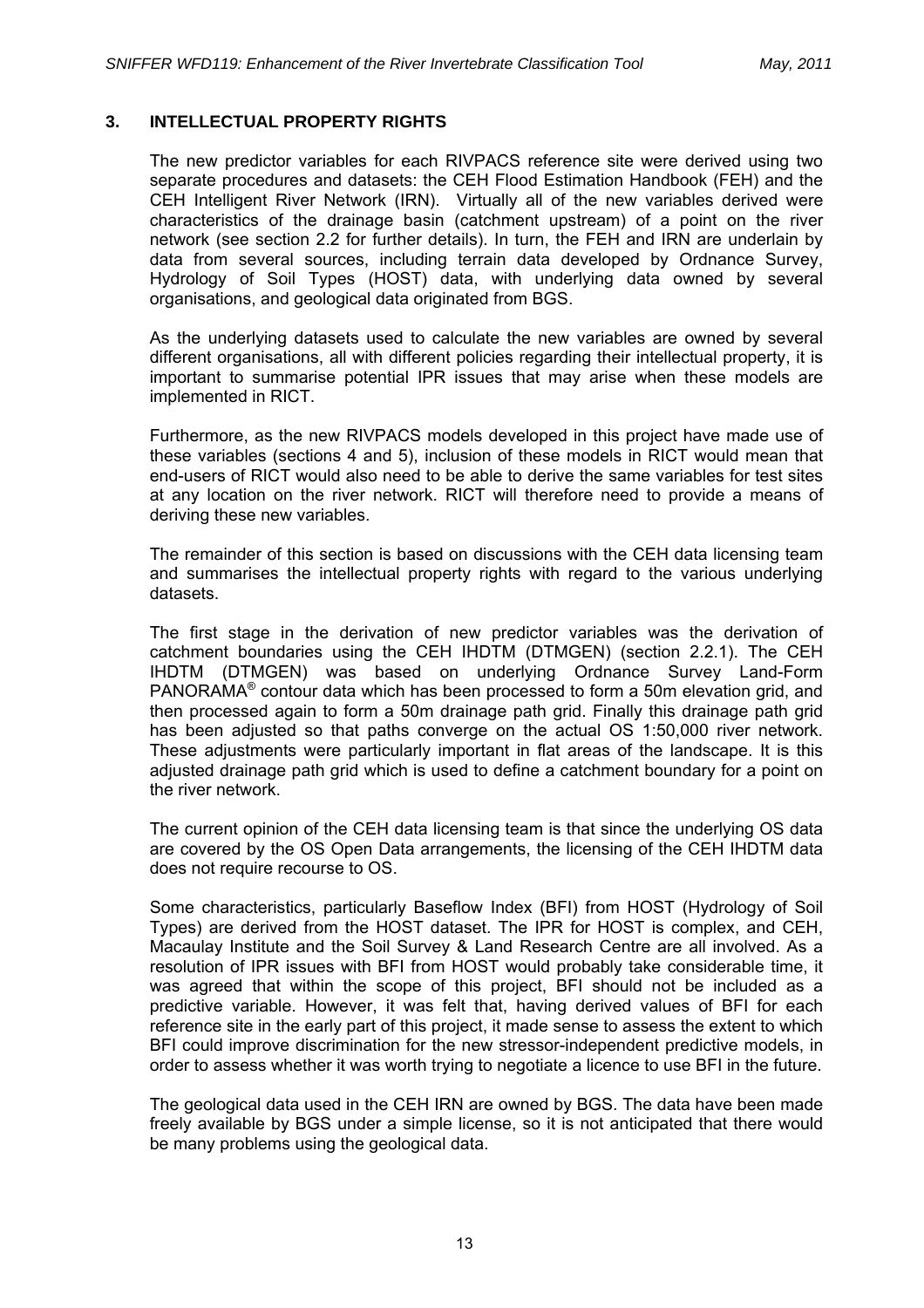## 3. INTELLECTUAL PROPERTY RIGHTS

The new predictor variables for each RIVPACS reference site were derived using two separate procedures and datasets: the CEH Flood Estimation Handbook (FEH) and the CEH Intelligent River Network (IRN). Virtually all of the new variables derived were characteristics of the drainage basin (catchment upstream) of a point on the river network (see section 2.2 for further details). In turn, the FEH and IRN are underlain by data from several sources, including terrain data developed by Ordnance Survey, Hydrology of Soil Types (HOST) data, with underlying data owned by several organisations, and geological data originated from BGS.

As the underlying datasets used to calculate the new variables are owned by several different organisations, all with different policies regarding their intellectual property, it is important to summarise potential IPR issues that may arise when these models are implemented in RICT.

Furthermore, as the new RIVPACS models developed in this project have made use of these variables (sections 4 and 5), inclusion of these models in RICT would mean that end-users of RICT would also need to be able to derive the same variables for test sites at any location on the river network. RICT will therefore need to provide a means of deriving these new variables.

The remainder of this section is based on discussions with the CEH data licensing team and summarises the intellectual property rights with regard to the various underlying datasets.

The first stage in the derivation of new predictor variables was the derivation of catchment boundaries using the CEH IHDTM (DTMGEN) (section 2.2.1). The CEH IHDTM (DTMGEN) was based on underlying Ordnance Survey Land-Form PANORAMA® contour data which has been processed to form a 50m elevation grid, and then processed again to form a 50m drainage path grid. Finally this drainage path grid has been adjusted so that paths converge on the actual OS 1:50,000 river network. These adjustments were particularly important in flat areas of the landscape. It is this adjusted drainage path grid which is used to define a catchment boundary for a point on the river network.

The current opinion of the CEH data licensing team is that since the underlying OS data are covered by the OS Open Data arrangements, the licensing of the CEH IHDTM data does not require recourse to OS.

Some characteristics, particularly Baseflow Index (BFI) from HOST (Hydrology of Soil Types) are derived from the HOST dataset. The IPR for HOST is complex, and CEH, Macaulay Institute and the Soil Survey & Land Research Centre are all involved. As a resolution of IPR issues with BFI from HOST would probably take considerable time, it was agreed that within the scope of this project, BFI should not be included as a predictive variable. However, it was felt that, having derived values of BFI for each reference site in the early part of this project, it made sense to assess the extent to which BFI could improve discrimination for the new stressor-independent predictive models, in order to assess whether it was worth trying to negotiate a licence to use BFI in the future.

The geological data used in the CEH IRN are owned by BGS. The data have been made freely available by BGS under a simple license, so it is not anticipated that there would be many problems using the geological data.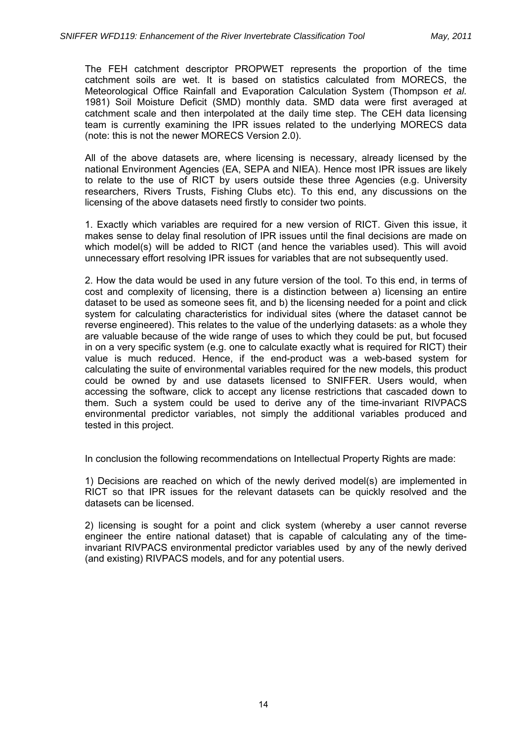The FEH catchment descriptor PROPWET represents the proportion of the time catchment soils are wet. It is based on statistics calculated from MORECS, the Meteorological Office Rainfall and Evaporation Calculation System (Thompson *et al.* 1981) Soil Moisture Deficit (SMD) monthly data. SMD data were first averaged at catchment scale and then interpolated at the daily time step. The CEH data licensing team is currently examining the IPR issues related to the underlying MORECS data (note: this is not the newer MORECS Version 2.0).

All of the above datasets are, where licensing is necessary, already licensed by the national Environment Agencies (EA, SEPA and NIEA). Hence most IPR issues are likely to relate to the use of RICT by users outside these three Agencies (e.g. University researchers, Rivers Trusts, Fishing Clubs etc). To this end, any discussions on the licensing of the above datasets need firstly to consider two points.

1. Exactly which variables are required for a new version of RICT. Given this issue, it makes sense to delay final resolution of IPR issues until the final decisions are made on which model(s) will be added to RICT (and hence the variables used). This will avoid unnecessary effort resolving IPR issues for variables that are not subsequently used.

2. How the data would be used in any future version of the tool. To this end, in terms of cost and complexity of licensing, there is a distinction between a) licensing an entire dataset to be used as someone sees fit, and b) the licensing needed for a point and click system for calculating characteristics for individual sites (where the dataset cannot be reverse engineered). This relates to the value of the underlying datasets: as a whole they are valuable because of the wide range of uses to which they could be put, but focused in on a very specific system (e.g. one to calculate exactly what is required for RICT) their value is much reduced. Hence, if the end-product was a web-based system for calculating the suite of environmental variables required for the new models, this product could be owned by and use datasets licensed to SNIFFER. Users would, when accessing the software, click to accept any license restrictions that cascaded down to them. Such a system could be used to derive any of the time-invariant RIVPACS environmental predictor variables, not simply the additional variables produced and tested in this project.

In conclusion the following recommendations on Intellectual Property Rights are made:

1) Decisions are reached on which of the newly derived model(s) are implemented in RICT so that IPR issues for the relevant datasets can be quickly resolved and the datasets can be licensed.

2) licensing is sought for a point and click system (whereby a user cannot reverse engineer the entire national dataset) that is capable of calculating any of the time-invariant RIVPACS environmental predictor variables used by any of the newly derived (and existing) RIVPACS models, and for any potential users.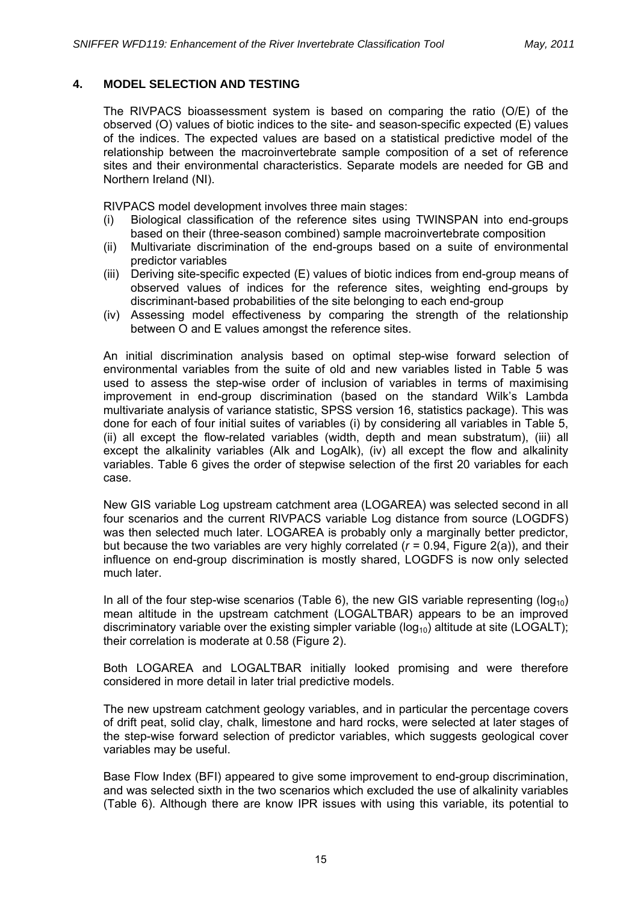## 4. MODEL SELECTION AND TESTING

The RIVPACS bioassessment system is based on comparing the ratio (O/E) of the observed (O) values of biotic indices to the site- and season-specific expected (E) values of the indices. The expected values are based on a statistical predictive model of the relationship between the macroinvertebrate sample composition of a set of reference sites and their environmental characteristics. Separate models are needed for GB and Northern Ireland (NI).

RIVPACS model development involves three main stages:

(i) Biological classification of the reference sites using TWINSPAN into end-groups based on their (three-season combined) sample macroinvertebrate composition
(ii) Multivariate discrimination of the end-groups based on a suite of environmental predictor variables
(iii) Deriving site-specific expected (E) values of biotic indices from end-group means of observed values of indices for the reference sites, weighting end-groups by discriminant-based probabilities of the site belonging to each end-group
(iv) Assessing model effectiveness by comparing the strength of the relationship between O and E values amongst the reference sites.

An initial discrimination analysis based on optimal step-wise forward selection of environmental variables from the suite of old and new variables listed in Table 5 was used to assess the step-wise order of inclusion of variables in terms of maximising improvement in end-group discrimination (based on the standard Wilk's Lambda multivariate analysis of variance statistic, SPSS version 16, statistics package). This was done for each of four initial suites of variables (i) by considering all variables in Table 5, (ii) all except the flow-related variables (width, depth and mean substratum), (iii) all except the alkalinity variables (Alk and LogAlk), (iv) all except the flow and alkalinity variables. Table 6 gives the order of stepwise selection of the first 20 variables for each case.

New GIS variable Log upstream catchment area (LOGAREA) was selected second in all four scenarios and the current RIVPACS variable Log distance from source (LOGDFS) was then selected much later. LOGAREA is probably only a marginally better predictor, but because the two variables are very highly correlated (*r* = 0.94, Figure 2(a)), and their influence on end-group discrimination is mostly shared, LOGDFS is now only selected much later.

In all of the four step-wise scenarios (Table 6), the new GIS variable representing ($\log_{10}$) mean altitude in the upstream catchment (LOGALTBAR) appears to be an improved discriminatory variable over the existing simpler variable ($\log_{10}$) altitude at site (LOGALT); their correlation is moderate at 0.58 (Figure 2).

Both LOGAREA and LOGALTBAR initially looked promising and were therefore considered in more detail in later trial predictive models.

The new upstream catchment geology variables, and in particular the percentage covers of drift peat, solid clay, chalk, limestone and hard rocks, were selected at later stages of the step-wise forward selection of predictor variables, which suggests geological cover variables may be useful.

Base Flow Index (BFI) appeared to give some improvement to end-group discrimination, and was selected sixth in the two scenarios which excluded the use of alkalinity variables (Table 6). Although there are know IPR issues with using this variable, its potential to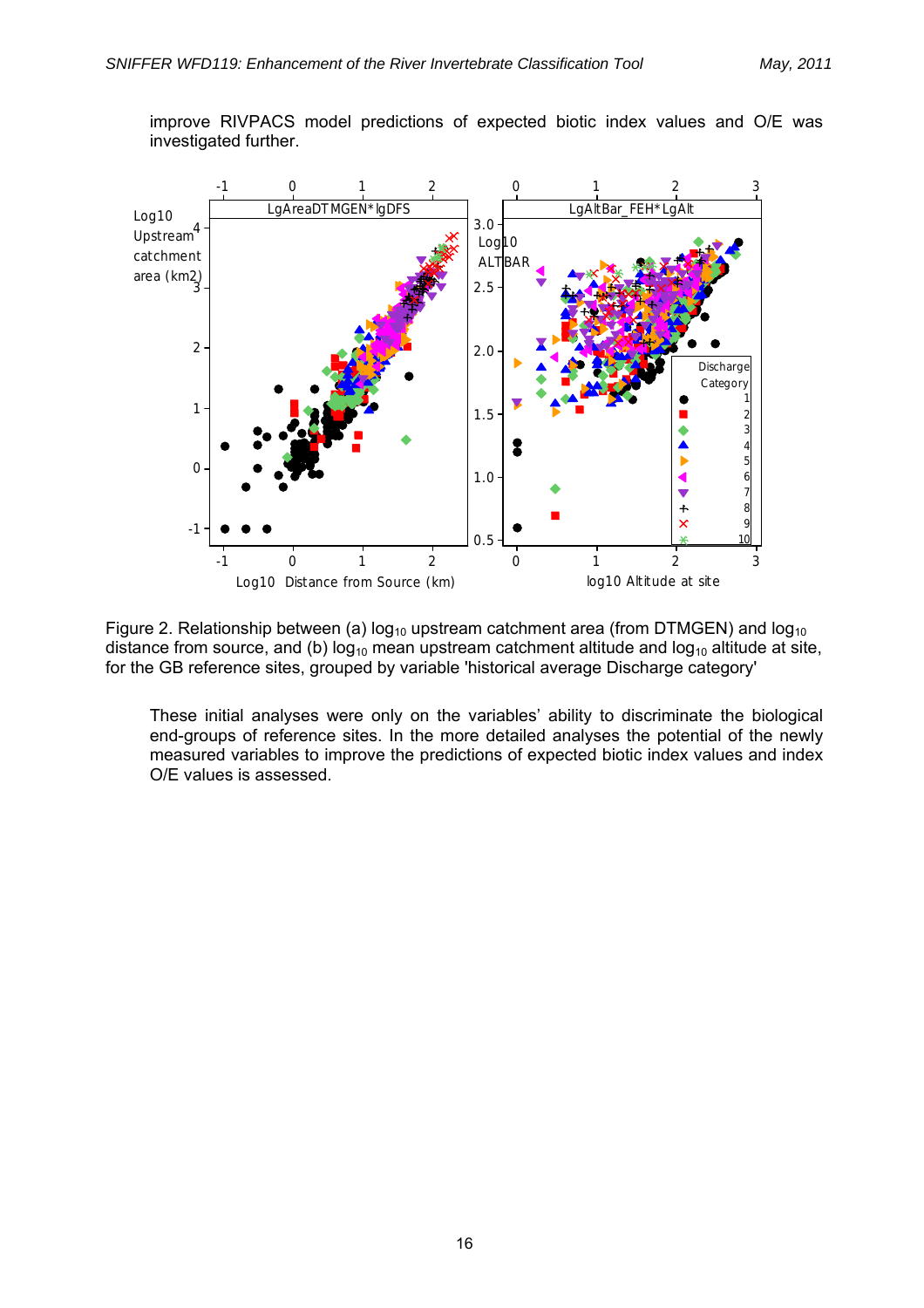improve RIVPACS model predictions of expected biotic index values and O/E was investigated further.

Figure 2. Relationship between (a) $\log_{10}$ upstream catchment area (from DTMGEN) and $\log_{10}$ distance from source, and (b) $\log_{10}$ mean upstream catchment altitude and $\log_{10}$ altitude at site, for the GB reference sites, grouped by variable 'historical average Discharge category'

These initial analyses were only on the variables' ability to discriminate the biological end-groups of reference sites. In the more detailed analyses the potential of the newly measured variables to improve the predictions of expected biotic index values and index O/E values is assessed.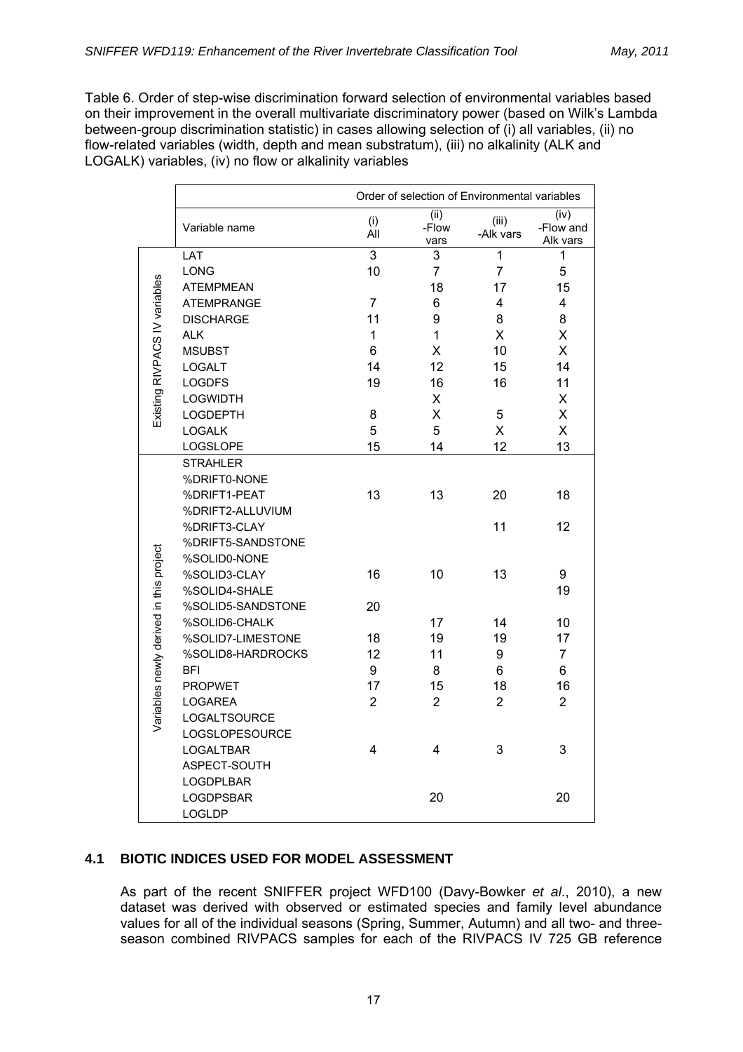Table 6. Order of step-wise discrimination forward selection of environmental variables based on their improvement in the overall multivariate discriminatory power (based on Wilk's Lambda between-group discrimination statistic) in cases allowing selection of (i) all variables, (ii) no flow-related variables (width, depth and mean substratum), (iii) no alkalinity (ALK and LOGALK) variables, (iv) no flow or alkalinity variables

| | | Order of selection of Environmental variables | | | |
|---|---|---|---|---|---|
| | Variable name | (i) All | (ii) -Flow vars | (iii) -Alk vars | (iv) -Flow and Alk vars |
| Existing RIVPACS IV variables | LAT | 3 | 3 | 1 | 1 |
| | LONG | 10 | 7 | 7 | 5 |
| | ATEMPMEAN | | 18 | 17 | 15 |
| | ATEMPRANGE | 7 | 6 | 4 | 4 |
| | DISCHARGE | 11 | 9 | 8 | 8 |
| | ALK | 1 | 1 | X | X |
| | MSUBST | 6 | X | 10 | X |
| | LOGALT | 14 | 12 | 15 | 14 |
| | LOGDFS | 19 | 16 | 16 | 11 |
| | LOGWIDTH | | X | | X |
| | LOGDEPTH | 8 | X | 5 | X |
| | LOGALK | 5 | 5 | X | X |
| | LOGSLOPE | 15 | 14 | 12 | 13 |
| Variables newly derived in this project | STRAHLER | | | | |
| | %DRIFT0-NONE | | | | |
| | %DRIFT1-PEAT | 13 | 13 | 20 | 18 |
| | %DRIFT2-ALLUVIUM | | | | |
| | %DRIFT3-CLAY | | | 11 | 12 |
| | %DRIFT5-SANDSTONE | | | | |
| | %SOLID0-NONE | | | | |
| | %SOLID3-CLAY | 16 | 10 | 13 | 9 |
| | %SOLID4-SHALE | | | | 19 |
| | %SOLID5-SANDSTONE | 20 | | | |
| | %SOLID6-CHALK | | 17 | 14 | 10 |
| | %SOLID7-LIMESTONE | 18 | 19 | 19 | 17 |
| | %SOLID8-HARDROCKS | 12 | 11 | 9 | 7 |
| | BFI | 9 | 8 | 6 | 6 |
| | PROPWET | 17 | 15 | 18 | 16 |
| | LOGAREA | 2 | 2 | 2 | 2 |
| | LOGALTSOURCE | | | | |
| | LOGSLOPESOURCE | | | | |
| | LOGALTBAR | 4 | 4 | 3 | 3 |
| | ASPECT-SOUTH | | | | |
| | LOGDPLBAR | | | | |
| | LOGDPSBAR | | 20 | | 20 |
| | LOGLDP | | | | |

## 4.1 BIOTIC INDICES USED FOR MODEL ASSESSMENT

As part of the recent SNIFFER project WFD100 (Davy-Bowker *et al*., 2010), a new dataset was derived with observed or estimated species and family level abundance values for all of the individual seasons (Spring, Summer, Autumn) and all two- and three-season combined RIVPACS samples for each of the RIVPACS IV 725 GB reference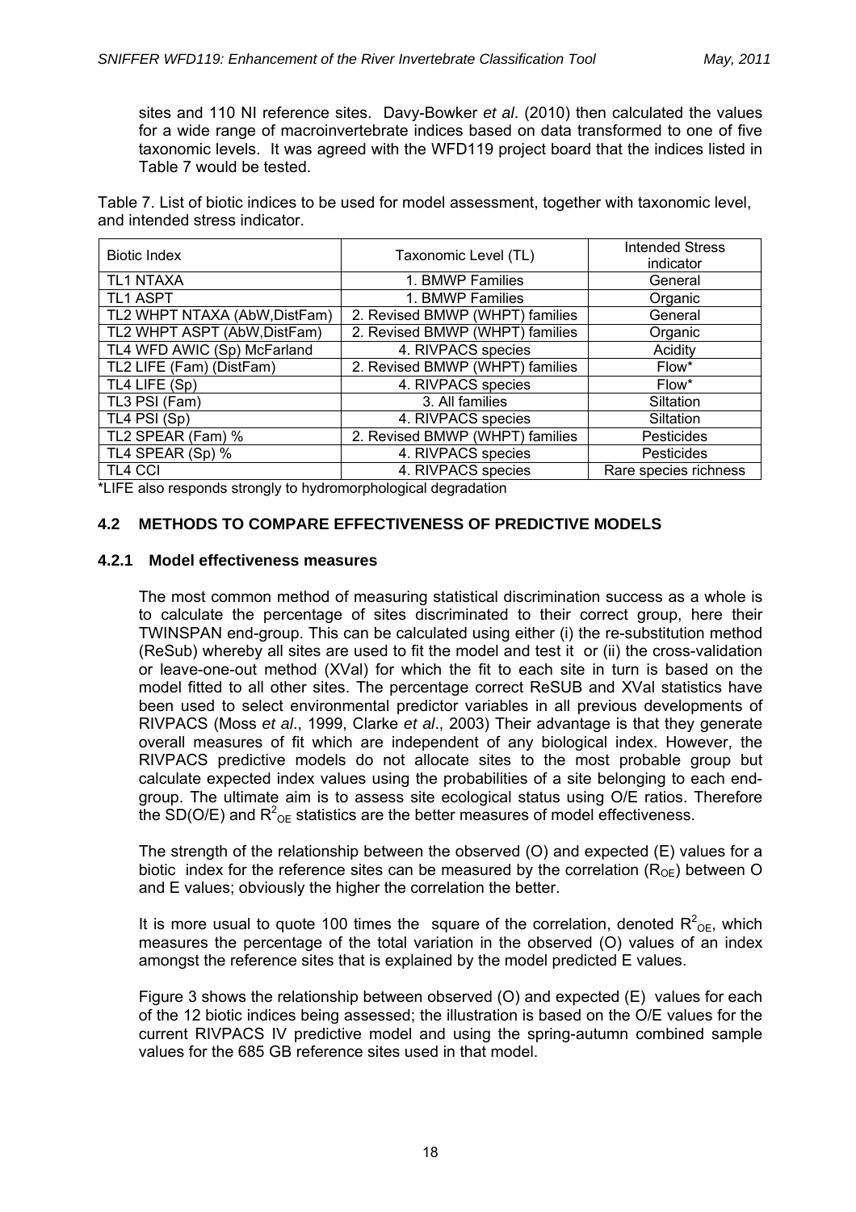sites and 110 NI reference sites. Davy-Bowker *et al*. (2010) then calculated the values for a wide range of macroinvertebrate indices based on data transformed to one of five taxonomic levels. It was agreed with the WFD119 project board that the indices listed in Table 7 would be tested.

Table 7. List of biotic indices to be used for model assessment, together with taxonomic level, and intended stress indicator.

| Biotic Index | Taxonomic Level (TL) | Intended Stress indicator |
|---|---|---|
| TL1 NTAXA | 1. BMWP Families | General |
| TL1 ASPT | 1. BMWP Families | Organic |
| TL2 WHPT NTAXA (AbW,DistFam) | 2. Revised BMWP (WHPT) families | General |
| TL2 WHPT ASPT (AbW,DistFam) | 2. Revised BMWP (WHPT) families | Organic |
| TL4 WFD AWIC (Sp) McFarland | 4. RIVPACS species | Acidity |
| TL2 LIFE (Fam) (DistFam) | 2. Revised BMWP (WHPT) families | Flow* |
| TL4 LIFE (Sp) | 4. RIVPACS species | Flow* |
| TL3 PSI (Fam) | 3. All families | Siltation |
| TL4 PSI (Sp) | 4. RIVPACS species | Siltation |
| TL2 SPEAR (Fam) % | 2. Revised BMWP (WHPT) families | Pesticides |
| TL4 SPEAR (Sp) % | 4. RIVPACS species | Pesticides |
| TL4 CCI | 4. RIVPACS species | Rare species richness |

*LIFE also responds strongly to hydromorphological degradation

## 4.2 METHODS TO COMPARE EFFECTIVENESS OF PREDICTIVE MODELS

### 4.2.1 Model effectiveness measures

The most common method of measuring statistical discrimination success as a whole is to calculate the percentage of sites discriminated to their correct group, here their TWINSPAN end-group. This can be calculated using either (i) the re-substitution method (ReSub) whereby all sites are used to fit the model and test it or (ii) the cross-validation or leave-one-out method (XVal) for which the fit to each site in turn is based on the model fitted to all other sites. The percentage correct ReSUB and XVal statistics have been used to select environmental predictor variables in all previous developments of RIVPACS (Moss *et al*., 1999, Clarke *et al*., 2003) Their advantage is that they generate overall measures of fit which are independent of any biological index. However, the RIVPACS predictive models do not allocate sites to the most probable group but calculate expected index values using the probabilities of a site belonging to each end-group. The ultimate aim is to assess site ecological status using O/E ratios. Therefore the SD(O/E) and $R^2_{OE}$ statistics are the better measures of model effectiveness.

The strength of the relationship between the observed (O) and expected (E) values for a biotic index for the reference sites can be measured by the correlation ($R_{OE}$) between O and E values; obviously the higher the correlation the better.

It is more usual to quote 100 times the square of the correlation, denoted $R^2_{OE}$, which measures the percentage of the total variation in the observed (O) values of an index amongst the reference sites that is explained by the model predicted E values.

Figure 3 shows the relationship between observed (O) and expected (E) values for each of the 12 biotic indices being assessed; the illustration is based on the O/E values for the current RIVPACS IV predictive model and using the spring-autumn combined sample values for the 685 GB reference sites used in that model.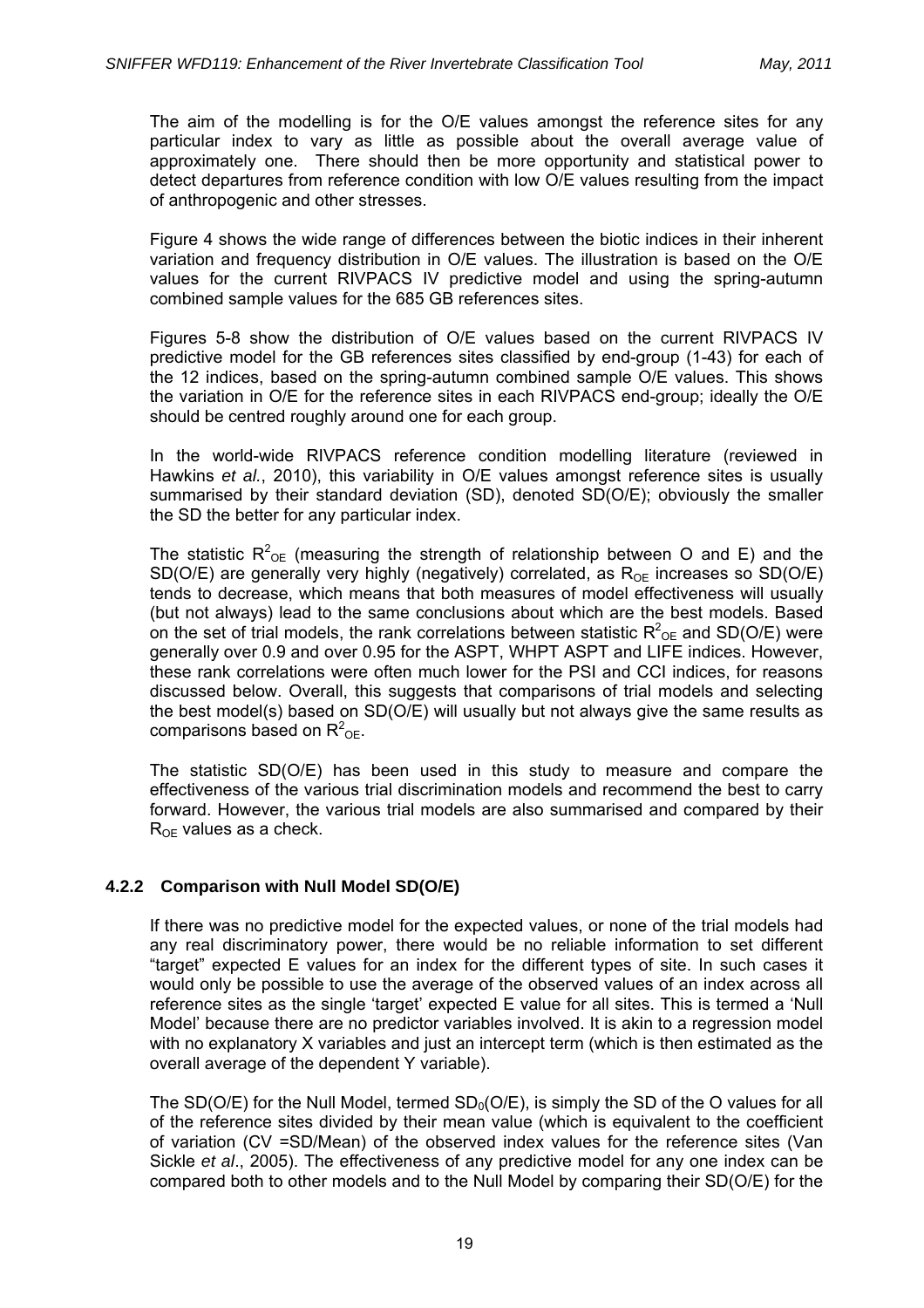The aim of the modelling is for the O/E values amongst the reference sites for any particular index to vary as little as possible about the overall average value of approximately one. There should then be more opportunity and statistical power to detect departures from reference condition with low O/E values resulting from the impact of anthropogenic and other stresses.

Figure 4 shows the wide range of differences between the biotic indices in their inherent variation and frequency distribution in O/E values. The illustration is based on the O/E values for the current RIVPACS IV predictive model and using the spring-autumn combined sample values for the 685 GB references sites.

Figures 5-8 show the distribution of O/E values based on the current RIVPACS IV predictive model for the GB references sites classified by end-group (1-43) for each of the 12 indices, based on the spring-autumn combined sample O/E values. This shows the variation in O/E for the reference sites in each RIVPACS end-group; ideally the O/E should be centred roughly around one for each group.

In the world-wide RIVPACS reference condition modelling literature (reviewed in Hawkins *et al.*, 2010), this variability in O/E values amongst reference sites is usually summarised by their standard deviation (SD), denoted SD(O/E); obviously the smaller the SD the better for any particular index.

The statistic $R^2_{OE}$ (measuring the strength of relationship between O and E) and the SD(O/E) are generally very highly (negatively) correlated, as $R_{OE}$ increases so SD(O/E) tends to decrease, which means that both measures of model effectiveness will usually (but not always) lead to the same conclusions about which are the best models. Based on the set of trial models, the rank correlations between statistic $R^2_{OE}$ and SD(O/E) were generally over 0.9 and over 0.95 for the ASPT, WHPT ASPT and LIFE indices. However, these rank correlations were often much lower for the PSI and CCI indices, for reasons discussed below. Overall, this suggests that comparisons of trial models and selecting the best model(s) based on SD(O/E) will usually but not always give the same results as comparisons based on $R^2_{OE}$.

The statistic SD(O/E) has been used in this study to measure and compare the effectiveness of the various trial discrimination models and recommend the best to carry forward. However, the various trial models are also summarised and compared by their $R_{OE}$ values as a check.

### 4.2.2 Comparison with Null Model SD(O/E)

If there was no predictive model for the expected values, or none of the trial models had any real discriminatory power, there would be no reliable information to set different "target" expected E values for an index for the different types of site. In such cases it would only be possible to use the average of the observed values of an index across all reference sites as the single 'target' expected E value for all sites. This is termed a 'Null Model' because there are no predictor variables involved. It is akin to a regression model with no explanatory X variables and just an intercept term (which is then estimated as the overall average of the dependent Y variable).

The SD(O/E) for the Null Model, termed $SD_0(O/E)$, is simply the SD of the O values for all of the reference sites divided by their mean value (which is equivalent to the coefficient of variation (CV =SD/Mean) of the observed index values for the reference sites (Van Sickle *et al*., 2005). The effectiveness of any predictive model for any one index can be compared both to other models and to the Null Model by comparing their SD(O/E) for the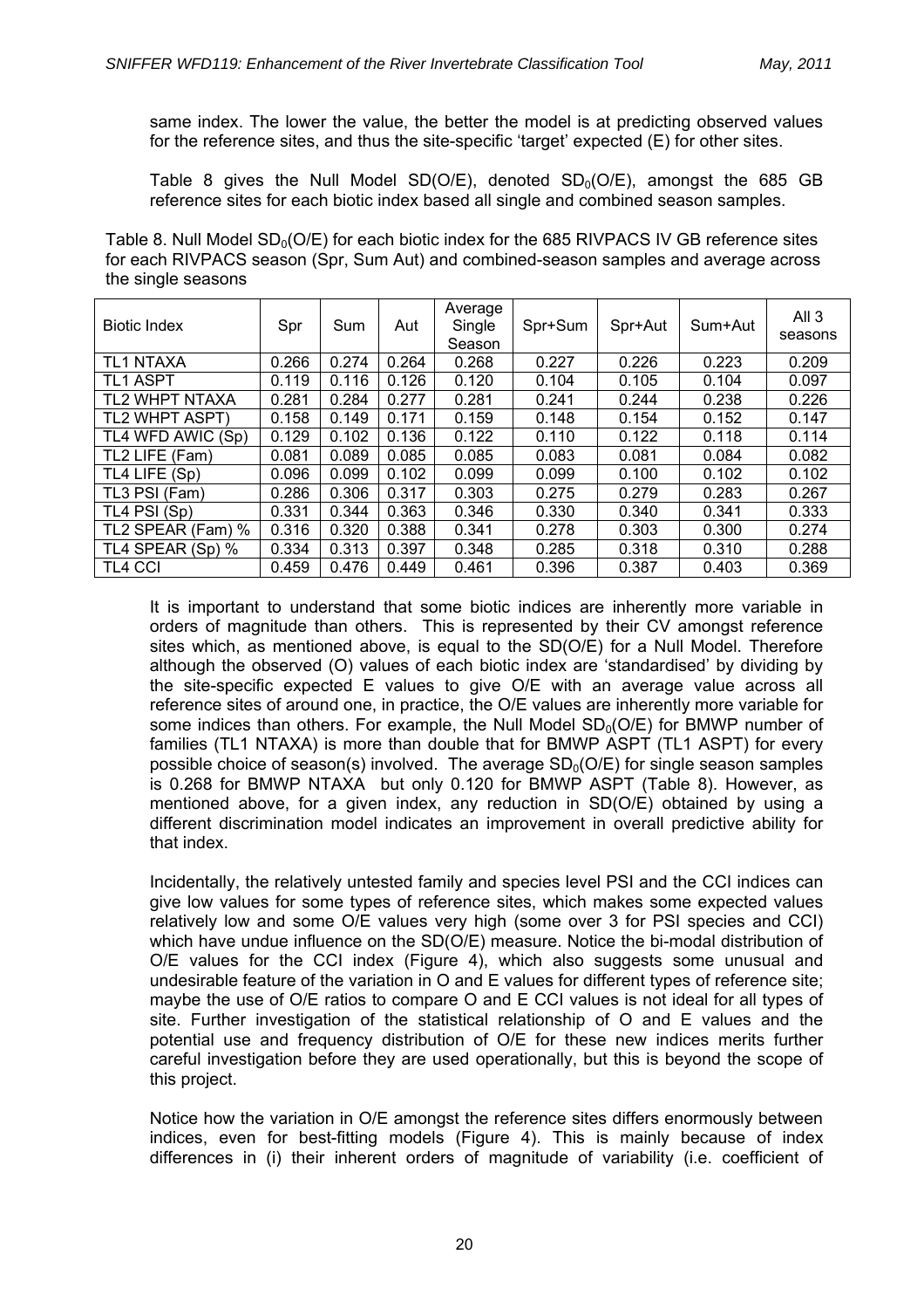same index. The lower the value, the better the model is at predicting observed values for the reference sites, and thus the site-specific 'target' expected (E) for other sites.

Table 8 gives the Null Model SD(O/E), denoted $SD_0$(O/E), amongst the 685 GB reference sites for each biotic index based all single and combined season samples.

Table 8. Null Model $SD_0$(O/E) for each biotic index for the 685 RIVPACS IV GB reference sites for each RIVPACS season (Spr, Sum Aut) and combined-season samples and average across the single seasons

| Biotic Index | Spr | Sum | Aut | Average Single Season | Spr+Sum | Spr+Aut | Sum+Aut | All 3 seasons |
|---|---|---|---|---|---|---|---|---|
| TL1 NTAXA | 0.266 | 0.274 | 0.264 | 0.268 | 0.227 | 0.226 | 0.223 | 0.209 |
| TL1 ASPT | 0.119 | 0.116 | 0.126 | 0.120 | 0.104 | 0.105 | 0.104 | 0.097 |
| TL2 WHPT NTAXA | 0.281 | 0.284 | 0.277 | 0.281 | 0.241 | 0.244 | 0.238 | 0.226 |
| TL2 WHPT ASPT) | 0.158 | 0.149 | 0.171 | 0.159 | 0.148 | 0.154 | 0.152 | 0.147 |
| TL4 WFD AWIC (Sp) | 0.129 | 0.102 | 0.136 | 0.122 | 0.110 | 0.122 | 0.118 | 0.114 |
| TL2 LIFE (Fam) | 0.081 | 0.089 | 0.085 | 0.085 | 0.083 | 0.081 | 0.084 | 0.082 |
| TL4 LIFE (Sp) | 0.096 | 0.099 | 0.102 | 0.099 | 0.099 | 0.100 | 0.102 | 0.102 |
| TL3 PSI (Fam) | 0.286 | 0.306 | 0.317 | 0.303 | 0.275 | 0.279 | 0.283 | 0.267 |
| TL4 PSI (Sp) | 0.331 | 0.344 | 0.363 | 0.346 | 0.330 | 0.340 | 0.341 | 0.333 |
| TL2 SPEAR (Fam) % | 0.316 | 0.320 | 0.388 | 0.341 | 0.278 | 0.303 | 0.300 | 0.274 |
| TL4 SPEAR (Sp) % | 0.334 | 0.313 | 0.397 | 0.348 | 0.285 | 0.318 | 0.310 | 0.288 |
| TL4 CCI | 0.459 | 0.476 | 0.449 | 0.461 | 0.396 | 0.387 | 0.403 | 0.369 |

It is important to understand that some biotic indices are inherently more variable in orders of magnitude than others. This is represented by their CV amongst reference sites which, as mentioned above, is equal to the SD(O/E) for a Null Model. Therefore although the observed (O) values of each biotic index are 'standardised' by dividing by the site-specific expected E values to give O/E with an average value across all reference sites of around one, in practice, the O/E values are inherently more variable for some indices than others. For example, the Null Model $SD_0$(O/E) for BMWP number of families (TL1 NTAXA) is more than double that for BMWP ASPT (TL1 ASPT) for every possible choice of season(s) involved. The average $SD_0$(O/E) for single season samples is 0.268 for BMWP NTAXA but only 0.120 for BMWP ASPT (Table 8). However, as mentioned above, for a given index, any reduction in SD(O/E) obtained by using a different discrimination model indicates an improvement in overall predictive ability for that index.

Incidentally, the relatively untested family and species level PSI and the CCI indices can give low values for some types of reference sites, which makes some expected values relatively low and some O/E values very high (some over 3 for PSI species and CCI) which have undue influence on the SD(O/E) measure. Notice the bi-modal distribution of O/E values for the CCI index (Figure 4), which also suggests some unusual and undesirable feature of the variation in O and E values for different types of reference site; maybe the use of O/E ratios to compare O and E CCI values is not ideal for all types of site. Further investigation of the statistical relationship of O and E values and the potential use and frequency distribution of O/E for these new indices merits further careful investigation before they are used operationally, but this is beyond the scope of this project.

Notice how the variation in O/E amongst the reference sites differs enormously between indices, even for best-fitting models (Figure 4). This is mainly because of index differences in (i) their inherent orders of magnitude of variability (i.e. coefficient of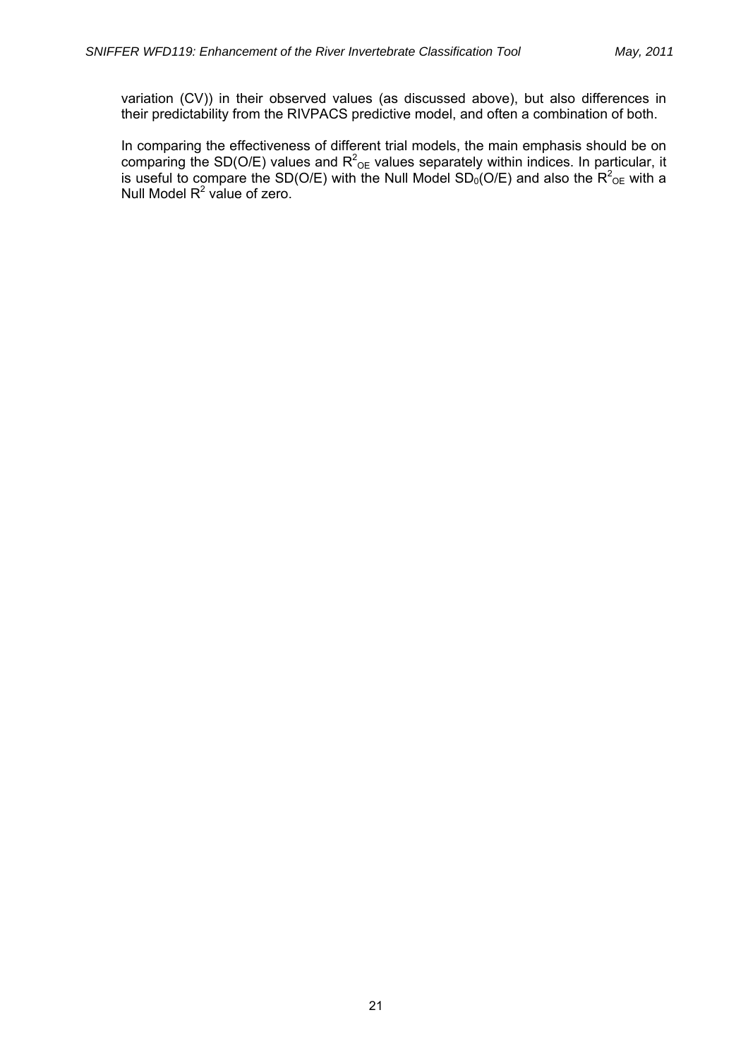variation (CV)) in their observed values (as discussed above), but also differences in their predictability from the RIVPACS predictive model, and often a combination of both.

In comparing the effectiveness of different trial models, the main emphasis should be on comparing the SD(O/E) values and $R^2_{OE}$ values separately within indices. In particular, it is useful to compare the SD(O/E) with the Null Model $SD_0$(O/E) and also the $R^2_{OE}$ with a Null Model $R^2$ value of zero.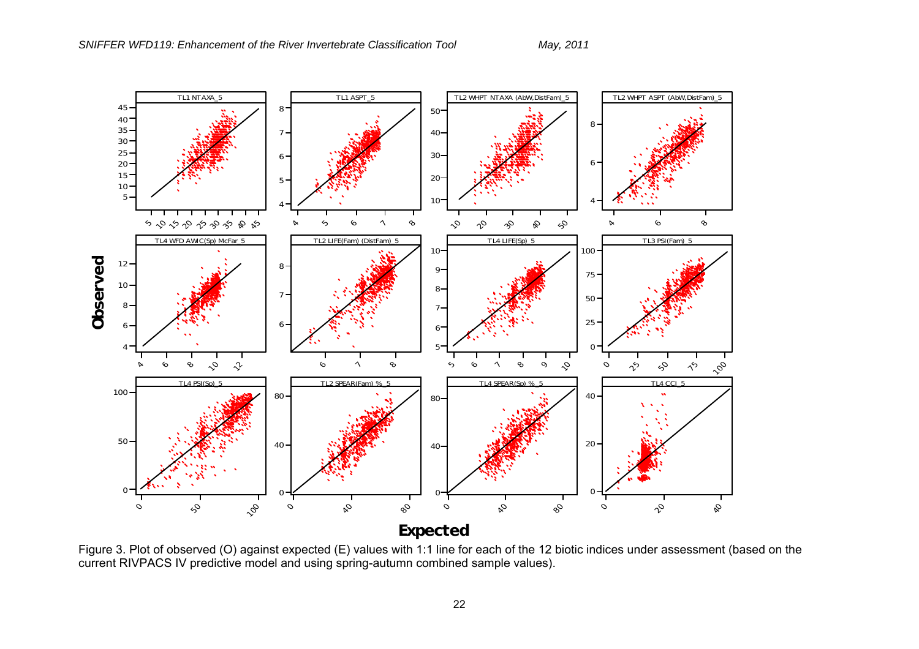Figure 3. Plot of observed (O) against expected (E) values with 1:1 line for each of the 12 biotic indices under assessment (based on the current RIVPACS IV predictive model and using spring-autumn combined sample values).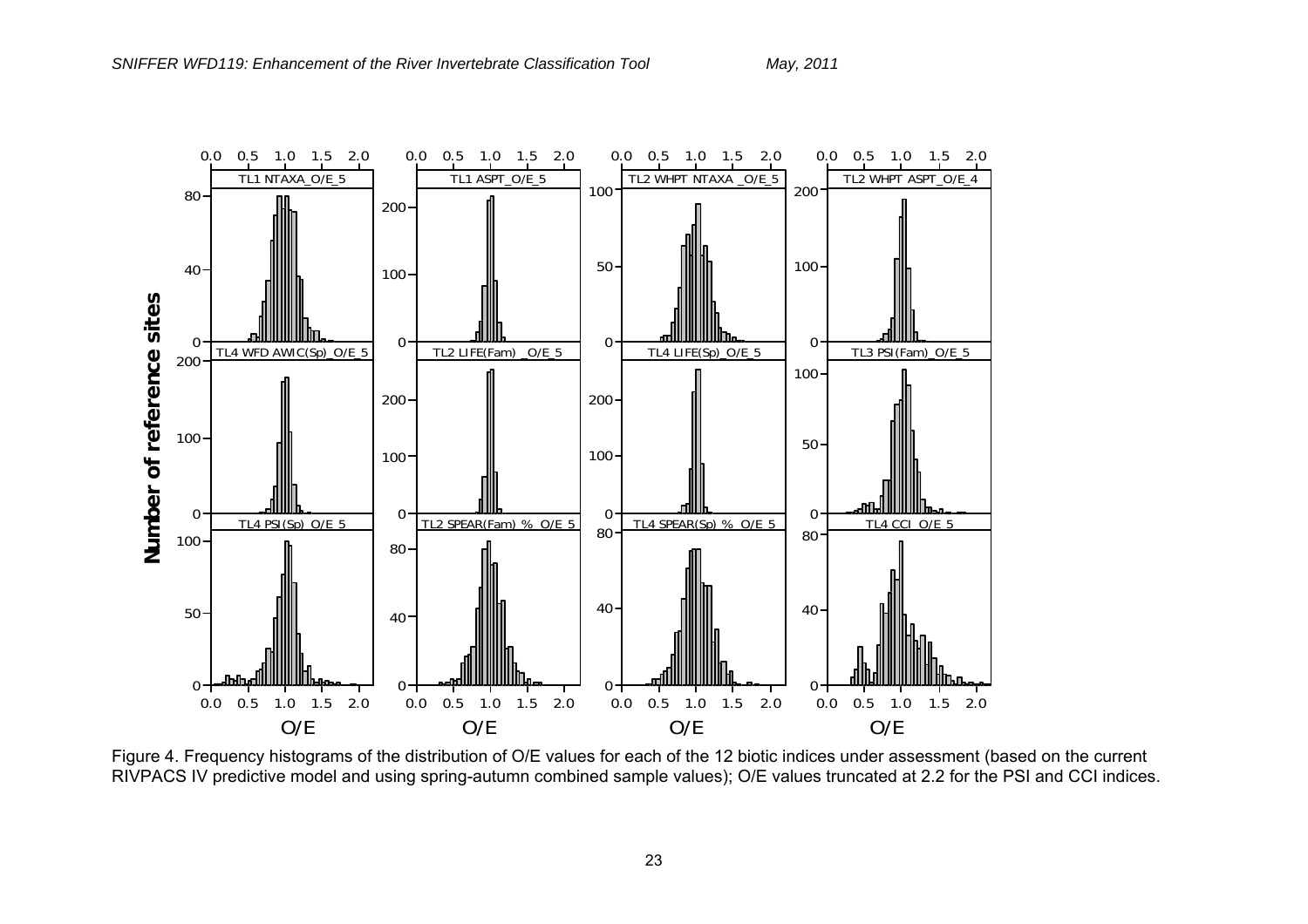Figure 4. Frequency histograms of the distribution of O/E values for each of the 12 biotic indices under assessment (based on the current RIVPACS IV predictive model and using spring-autumn combined sample values); O/E values truncated at 2.2 for the PSI and CCI indices.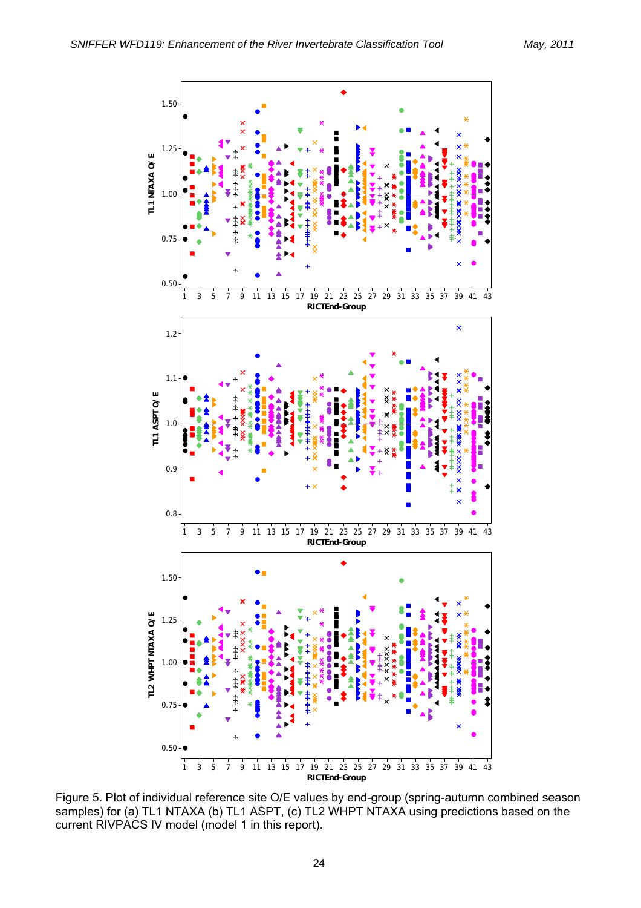Figure 5. Plot of individual reference site O/E values by end-group (spring-autumn combined season samples) for (a) TL1 NTAXA (b) TL1 ASPT, (c) TL2 WHPT NTAXA using predictions based on the current RIVPACS IV model (model 1 in this report).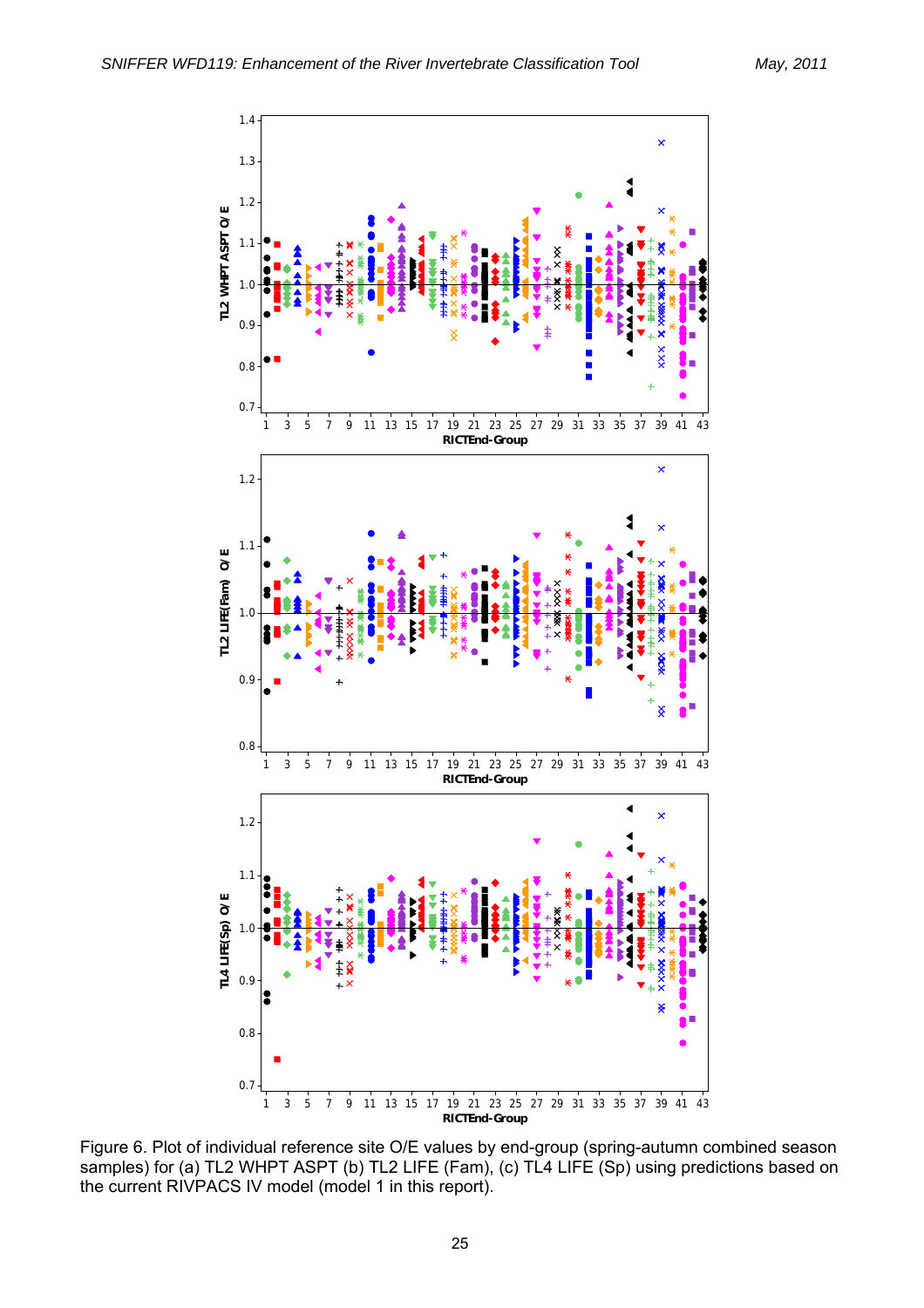Figure 6. Plot of individual reference site O/E values by end-group (spring-autumn combined season samples) for (a) TL2 WHPT ASPT (b) TL2 LIFE (Fam), (c) TL4 LIFE (Sp) using predictions based on the current RIVPACS IV model (model 1 in this report).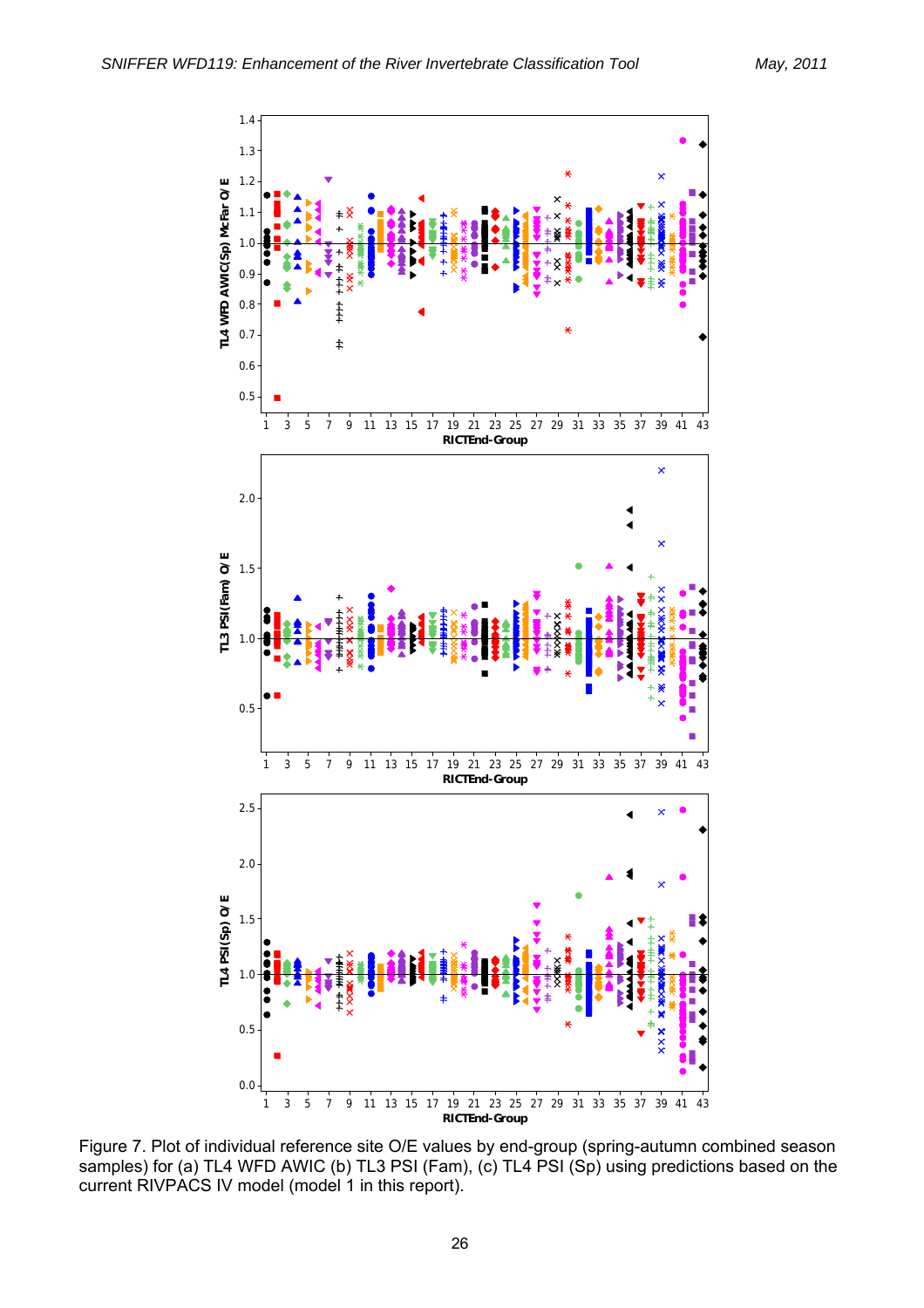Figure 7. Plot of individual reference site O/E values by end-group (spring-autumn combined season samples) for (a) TL4 WFD AWIC (b) TL3 PSI (Fam), (c) TL4 PSI (Sp) using predictions based on the current RIVPACS IV model (model 1 in this report).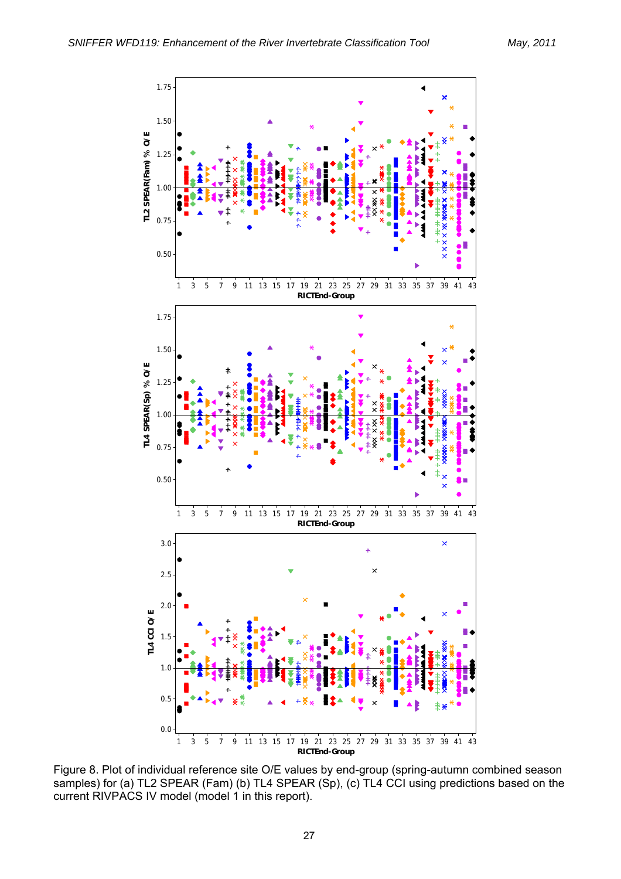Figure 8. Plot of individual reference site O/E values by end-group (spring-autumn combined season samples) for (a) TL2 SPEAR (Fam) (b) TL4 SPEAR (Sp), (c) TL4 CCI using predictions based on the current RIVPACS IV model (model 1 in this report).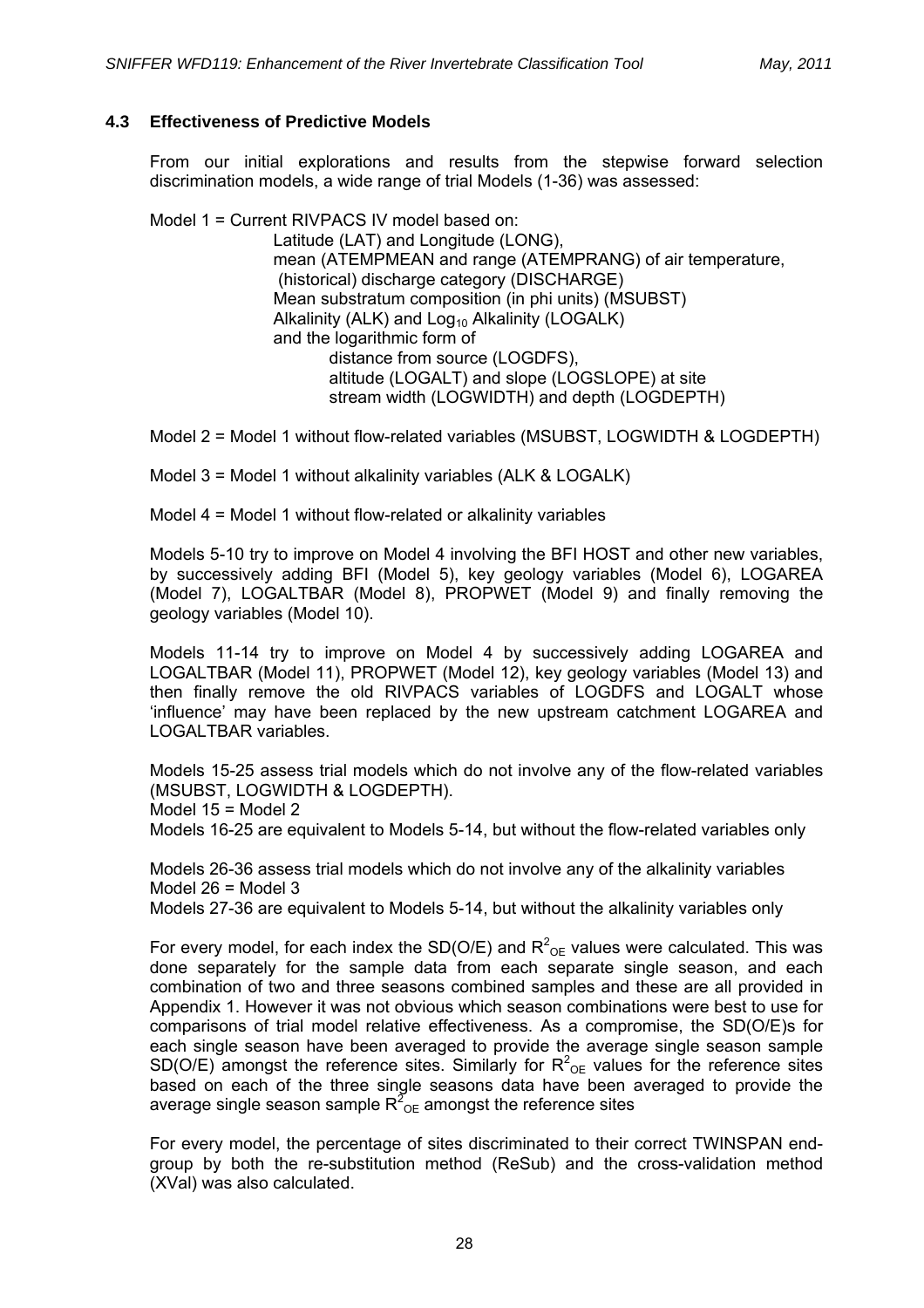### 4.3 Effectiveness of Predictive Models

From our initial explorations and results from the stepwise forward selection discrimination models, a wide range of trial Models (1-36) was assessed:

Model 1 = Current RIVPACS IV model based on:

Latitude (LAT) and Longitude (LONG),
mean (ATEMPMEAN and range (ATEMPRANG) of air temperature,
(historical) discharge category (DISCHARGE)
Mean substratum composition (in phi units) (MSUBST)
Alkalinity (ALK) and $Log_{10}$ Alkalinity (LOGALK)
and the logarithmic form of
distance from source (LOGDFS),
altitude (LOGALT) and slope (LOGSLOPE) at site
stream width (LOGWIDTH) and depth (LOGDEPTH)

Model 2 = Model 1 without flow-related variables (MSUBST, LOGWIDTH & LOGDEPTH)

Model 3 = Model 1 without alkalinity variables (ALK & LOGALK)

Model 4 = Model 1 without flow-related or alkalinity variables

Models 5-10 try to improve on Model 4 involving the BFI HOST and other new variables, by successively adding BFI (Model 5), key geology variables (Model 6), LOGAREA (Model 7), LOGALTBAR (Model 8), PROPWET (Model 9) and finally removing the geology variables (Model 10).

Models 11-14 try to improve on Model 4 by successively adding LOGAREA and LOGALTBAR (Model 11), PROPWET (Model 12), key geology variables (Model 13) and then finally remove the old RIVPACS variables of LOGDFS and LOGALT whose 'influence' may have been replaced by the new upstream catchment LOGAREA and LOGALTBAR variables.

Models 15-25 assess trial models which do not involve any of the flow-related variables (MSUBST, LOGWIDTH & LOGDEPTH).
Model 15 = Model 2
Models 16-25 are equivalent to Models 5-14, but without the flow-related variables only

Models 26-36 assess trial models which do not involve any of the alkalinity variables
Model 26 = Model 3
Models 27-36 are equivalent to Models 5-14, but without the alkalinity variables only

For every model, for each index the SD(O/E) and $R^2_{OE}$ values were calculated. This was done separately for the sample data from each separate single season, and each combination of two and three seasons combined samples and these are all provided in Appendix 1. However it was not obvious which season combinations were best to use for comparisons of trial model relative effectiveness. As a compromise, the SD(O/E)s for each single season have been averaged to provide the average single season sample SD(O/E) amongst the reference sites. Similarly for $R^2_{OE}$ values for the reference sites based on each of the three single seasons data have been averaged to provide the average single season sample $R^2_{OE}$ amongst the reference sites

For every model, the percentage of sites discriminated to their correct TWINSPAN end-group by both the re-substitution method (ReSub) and the cross-validation method (XVal) was also calculated.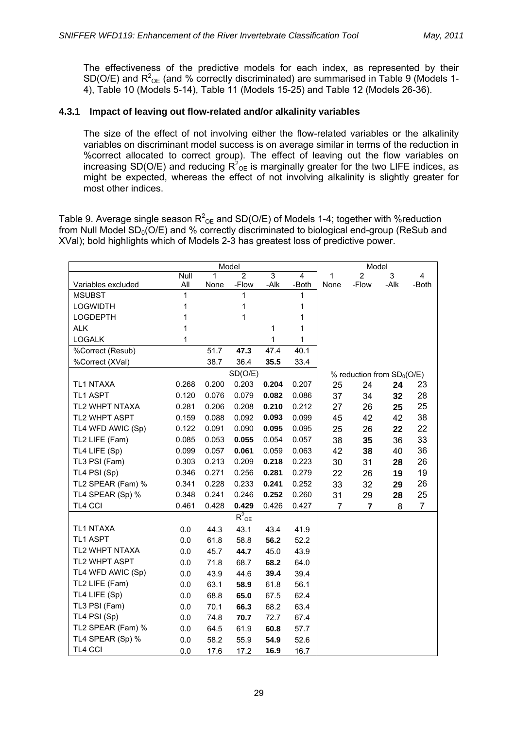The effectiveness of the predictive models for each index, as represented by their SD(O/E) and $R^2_{OE}$ (and % correctly discriminated) are summarised in Table 9 (Models 1-4), Table 10 (Models 5-14), Table 11 (Models 15-25) and Table 12 (Models 26-36).

### 4.3.1 Impact of leaving out flow-related and/or alkalinity variables

The size of the effect of not involving either the flow-related variables or the alkalinity variables on discriminant model success is on average similar in terms of the reduction in %correct allocated to correct group). The effect of leaving out the flow variables on increasing SD(O/E) and reducing $R^2_{OE}$ is marginally greater for the two LIFE indices, as might be expected, whereas the effect of not involving alkalinity is slightly greater for most other indices.

Table 9. Average single season $R^2_{OE}$ and SD(O/E) of Models 1-4; together with %reduction from Null Model $SD_0$(O/E) and % correctly discriminated to biological end-group (ReSub and XVal); bold highlights which of Models 2-3 has greatest loss of predictive power.

| | Model | | | | | Model | | | |
|---|---|---|---|---|---|---|---|---|---|
| | Null | 1 | 2 | 3 | 4 | 1 | 2 | 3 | 4 |
| Variables excluded | All | None | -Flow | -Alk | -Both | None | -Flow | -Alk | -Both |
| MSUBST | 1 | | 1 | | 1 | | | | |
| LOGWIDTH | 1 | | 1 | | 1 | | | | |
| LOGDEPTH | 1 | | 1 | | 1 | | | | |
| ALK | 1 | | | 1 | 1 | | | | |
| LOGALK | 1 | | | 1 | 1 | | | | |
| %Correct (Resub) | | 51.7 | **47.3** | 47.4 | 40.1 | | | | |
| %Correct (XVal) | | 38.7 | 36.4 | **35.5** | 33.4 | | | | |
| | SD(O/E) | | | | | % reduction from $SD_0$(O/E) | | | |
| TL1 NTAXA | 0.268 | 0.200 | 0.203 | **0.204** | 0.207 | 25 | 24 | **24** | 23 |
| TL1 ASPT | 0.120 | 0.076 | 0.079 | **0.082** | 0.086 | 37 | 34 | **32** | 28 |
| TL2 WHPT NTAXA | 0.281 | 0.206 | 0.208 | **0.210** | 0.212 | 27 | 26 | **25** | 25 |
| TL2 WHPT ASPT | 0.159 | 0.088 | 0.092 | **0.093** | 0.099 | 45 | 42 | 42 | 38 |
| TL4 WFD AWIC (Sp) | 0.122 | 0.091 | 0.090 | **0.095** | 0.095 | 25 | 26 | **22** | 22 |
| TL2 LIFE (Fam) | 0.085 | 0.053 | **0.055** | 0.054 | 0.057 | 38 | **35** | 36 | 33 |
| TL4 LIFE (Sp) | 0.099 | 0.057 | **0.061** | 0.059 | 0.063 | 42 | **38** | 40 | 36 |
| TL3 PSI (Fam) | 0.303 | 0.213 | 0.209 | **0.218** | 0.223 | 30 | 31 | **28** | 26 |
| TL4 PSI (Sp) | 0.346 | 0.271 | 0.256 | **0.281** | 0.279 | 22 | 26 | **19** | 19 |
| TL2 SPEAR (Fam) % | 0.341 | 0.228 | 0.233 | **0.241** | 0.252 | 33 | 32 | **29** | 26 |
| TL4 SPEAR (Sp) % | 0.348 | 0.241 | 0.246 | **0.252** | 0.260 | 31 | 29 | **28** | 25 |
| TL4 CCI | 0.461 | 0.428 | **0.429** | 0.426 | 0.427 | 7 | **7** | 8 | 7 |
| | $R^2_{OE}$ | | | | | | | | |
| TL1 NTAXA | 0.0 | 44.3 | 43.1 | 43.4 | 41.9 | | | | |
| TL1 ASPT | 0.0 | 61.8 | 58.8 | **56.2** | 52.2 | | | | |
| TL2 WHPT NTAXA | 0.0 | 45.7 | **44.7** | 45.0 | 43.9 | | | | |
| TL2 WHPT ASPT | 0.0 | 71.8 | 68.7 | **68.2** | 64.0 | | | | |
| TL4 WFD AWIC (Sp) | 0.0 | 43.9 | 44.6 | **39.4** | 39.4 | | | | |
| TL2 LIFE (Fam) | 0.0 | 63.1 | **58.9** | 61.8 | 56.1 | | | | |
| TL4 LIFE (Sp) | 0.0 | 68.8 | **65.0** | 67.5 | 62.4 | | | | |
| TL3 PSI (Fam) | 0.0 | 70.1 | **66.3** | 68.2 | 63.4 | | | | |
| TL4 PSI (Sp) | 0.0 | 74.8 | **70.7** | 72.7 | 67.4 | | | | |
| TL2 SPEAR (Fam) % | 0.0 | 64.5 | 61.9 | **60.8** | 57.7 | | | | |
| TL4 SPEAR (Sp) % | 0.0 | 58.2 | 55.9 | **54.9** | 52.6 | | | | |
| TL4 CCI | 0.0 | 17.6 | 17.2 | **16.9** | 16.7 | | | | |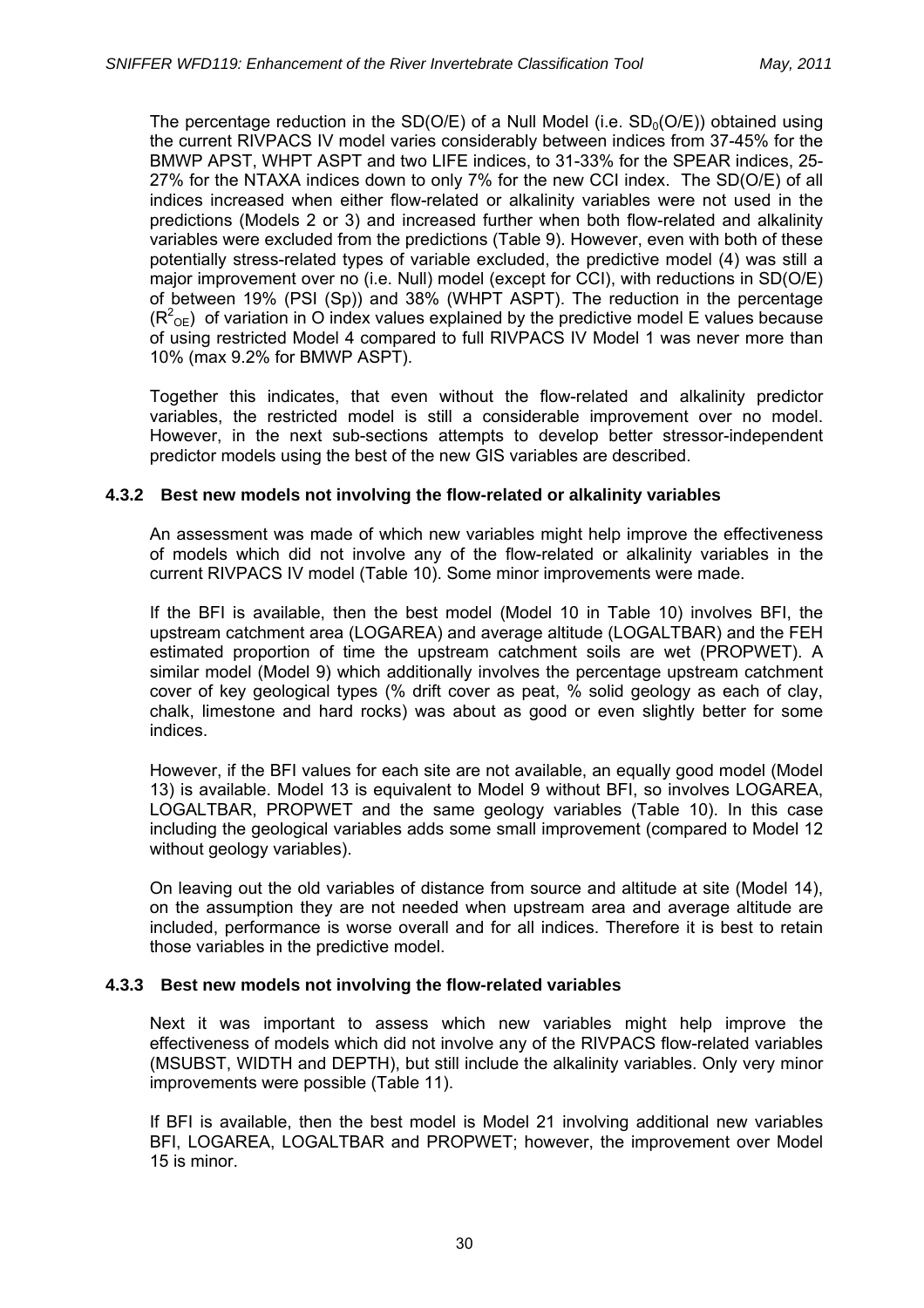The percentage reduction in the SD(O/E) of a Null Model (i.e. $SD_0(O/E)$) obtained using the current RIVPACS IV model varies considerably between indices from 37-45% for the BMWP APST, WHPT ASPT and two LIFE indices, to 31-33% for the SPEAR indices, 25-27% for the NTAXA indices down to only 7% for the new CCI index. The SD(O/E) of all indices increased when either flow-related or alkalinity variables were not used in the predictions (Models 2 or 3) and increased further when both flow-related and alkalinity variables were excluded from the predictions (Table 9). However, even with both of these potentially stress-related types of variable excluded, the predictive model (4) was still a major improvement over no (i.e. Null) model (except for CCI), with reductions in SD(O/E) of between 19% (PSI (Sp)) and 38% (WHPT ASPT). The reduction in the percentage ($R^2_{OE}$) of variation in O index values explained by the predictive model E values because of using restricted Model 4 compared to full RIVPACS IV Model 1 was never more than 10% (max 9.2% for BMWP ASPT).

Together this indicates, that even without the flow-related and alkalinity predictor variables, the restricted model is still a considerable improvement over no model. However, in the next sub-sections attempts to develop better stressor-independent predictor models using the best of the new GIS variables are described.

### 4.3.2 Best new models not involving the flow-related or alkalinity variables

An assessment was made of which new variables might help improve the effectiveness of models which did not involve any of the flow-related or alkalinity variables in the current RIVPACS IV model (Table 10). Some minor improvements were made.

If the BFI is available, then the best model (Model 10 in Table 10) involves BFI, the upstream catchment area (LOGAREA) and average altitude (LOGALTBAR) and the FEH estimated proportion of time the upstream catchment soils are wet (PROPWET). A similar model (Model 9) which additionally involves the percentage upstream catchment cover of key geological types (% drift cover as peat, % solid geology as each of clay, chalk, limestone and hard rocks) was about as good or even slightly better for some indices.

However, if the BFI values for each site are not available, an equally good model (Model 13) is available. Model 13 is equivalent to Model 9 without BFI, so involves LOGAREA, LOGALTBAR, PROPWET and the same geology variables (Table 10). In this case including the geological variables adds some small improvement (compared to Model 12 without geology variables).

On leaving out the old variables of distance from source and altitude at site (Model 14), on the assumption they are not needed when upstream area and average altitude are included, performance is worse overall and for all indices. Therefore it is best to retain those variables in the predictive model.

### 4.3.3 Best new models not involving the flow-related variables

Next it was important to assess which new variables might help improve the effectiveness of models which did not involve any of the RIVPACS flow-related variables (MSUBST, WIDTH and DEPTH), but still include the alkalinity variables. Only very minor improvements were possible (Table 11).

If BFI is available, then the best model is Model 21 involving additional new variables BFI, LOGAREA, LOGALTBAR and PROPWET; however, the improvement over Model 15 is minor.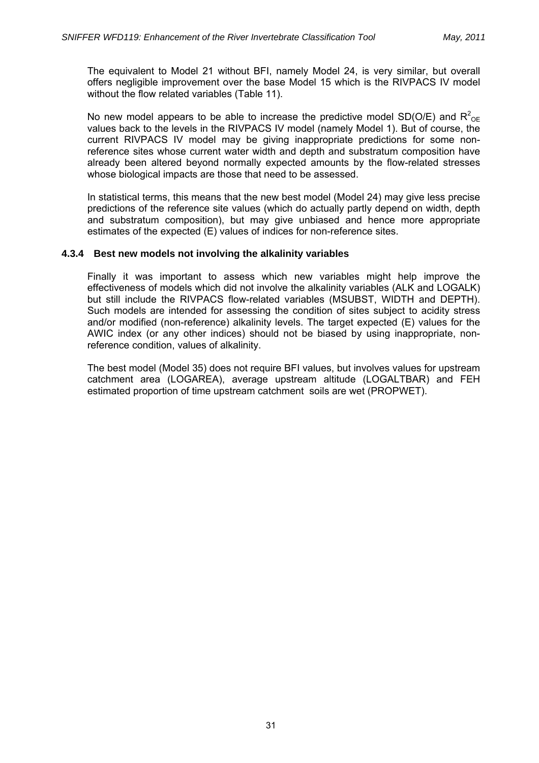The equivalent to Model 21 without BFI, namely Model 24, is very similar, but overall offers negligible improvement over the base Model 15 which is the RIVPACS IV model without the flow related variables (Table 11).

No new model appears to be able to increase the predictive model SD(O/E) and $R^2_{OE}$ values back to the levels in the RIVPACS IV model (namely Model 1). But of course, the current RIVPACS IV model may be giving inappropriate predictions for some non-reference sites whose current water width and depth and substratum composition have already been altered beyond normally expected amounts by the flow-related stresses whose biological impacts are those that need to be assessed.

In statistical terms, this means that the new best model (Model 24) may give less precise predictions of the reference site values (which do actually partly depend on width, depth and substratum composition), but may give unbiased and hence more appropriate estimates of the expected (E) values of indices for non-reference sites.

### 4.3.4 Best new models not involving the alkalinity variables

Finally it was important to assess which new variables might help improve the effectiveness of models which did not involve the alkalinity variables (ALK and LOGALK) but still include the RIVPACS flow-related variables (MSUBST, WIDTH and DEPTH). Such models are intended for assessing the condition of sites subject to acidity stress and/or modified (non-reference) alkalinity levels. The target expected (E) values for the AWIC index (or any other indices) should not be biased by using inappropriate, non-reference condition, values of alkalinity.

The best model (Model 35) does not require BFI values, but involves values for upstream catchment area (LOGAREA), average upstream altitude (LOGALTBAR) and FEH estimated proportion of time upstream catchment soils are wet (PROPWET).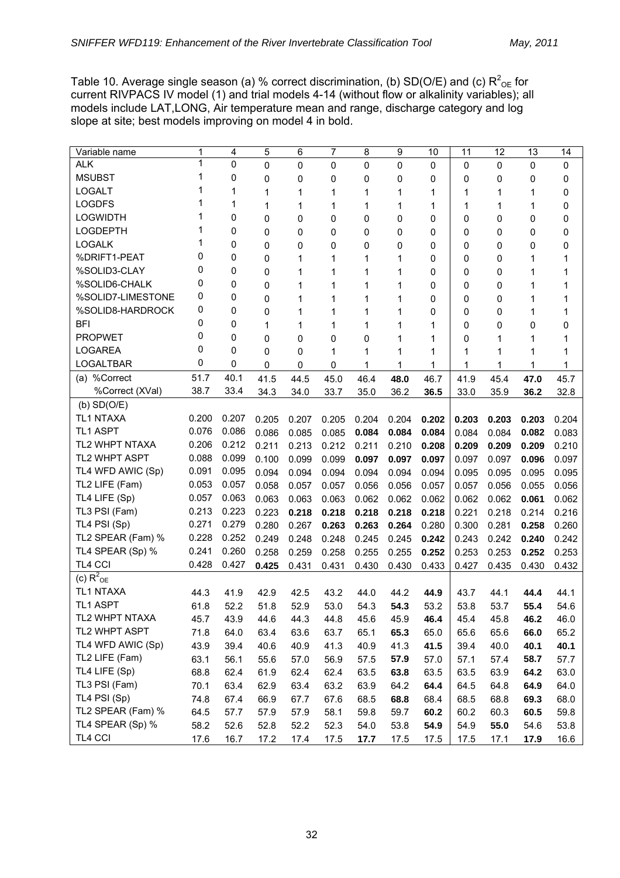Table 10. Average single season (a) % correct discrimination, (b) SD(O/E) and (c) $R^2_{OE}$ for current RIVPACS IV model (1) and trial models 4-14 (without flow or alkalinity variables); all models include LAT,LONG, Air temperature mean and range, discharge category and log slope at site; best models improving on model 4 in bold.

| Variable name | 1 | 4 | 5 | 6 | 7 | 8 | 9 | 10 | 11 | 12 | 13 | 14 |
|---|---|---|---|---|---|---|---|---|---|---|---|---|
| ALK | 1 | 0 | 0 | 0 | 0 | 0 | 0 | 0 | 0 | 0 | 0 | 0 |
| MSUBST | 1 | 0 | 0 | 0 | 0 | 0 | 0 | 0 | 0 | 0 | 0 | 0 |
| LOGALT | 1 | 1 | 1 | 1 | 1 | 1 | 1 | 1 | 1 | 1 | 1 | 0 |
| LOGDFS | 1 | 1 | 1 | 1 | 1 | 1 | 1 | 1 | 1 | 1 | 1 | 0 |
| LOGWIDTH | 1 | 0 | 0 | 0 | 0 | 0 | 0 | 0 | 0 | 0 | 0 | 0 |
| LOGDEPTH | 1 | 0 | 0 | 0 | 0 | 0 | 0 | 0 | 0 | 0 | 0 | 0 |
| LOGALK | 1 | 0 | 0 | 0 | 0 | 0 | 0 | 0 | 0 | 0 | 0 | 0 |
| %DRIFT1-PEAT | 0 | 0 | 0 | 1 | 1 | 1 | 1 | 0 | 0 | 0 | 1 | 1 |
| %SOLID3-CLAY | 0 | 0 | 0 | 1 | 1 | 1 | 1 | 0 | 0 | 0 | 1 | 1 |
| %SOLID6-CHALK | 0 | 0 | 0 | 1 | 1 | 1 | 1 | 0 | 0 | 0 | 1 | 1 |
| %SOLID7-LIMESTONE | 0 | 0 | 0 | 1 | 1 | 1 | 1 | 0 | 0 | 0 | 1 | 1 |
| %SOLID8-HARDROCK | 0 | 0 | 0 | 1 | 1 | 1 | 1 | 0 | 0 | 0 | 1 | 1 |
| BFI | 0 | 0 | 1 | 1 | 1 | 1 | 1 | 1 | 0 | 0 | 0 | 0 |
| PROPWET | 0 | 0 | 0 | 0 | 0 | 0 | 1 | 1 | 0 | 1 | 1 | 1 |
| LOGAREA | 0 | 0 | 0 | 0 | 1 | 1 | 1 | 1 | 1 | 1 | 1 | 1 |
| LOGALTBAR | 0 | 0 | 0 | 0 | 0 | 1 | 1 | 1 | 1 | 1 | 1 | 1 |
| (a) %Correct | 51.7 | 40.1 | 41.5 | 44.5 | 45.0 | 46.4 | **48.0** | 46.7 | 41.9 | 45.4 | **47.0** | 45.7 |
| %Correct (XVal) | 38.7 | 33.4 | 34.3 | 34.0 | 33.7 | 35.0 | 36.2 | **36.5** | 33.0 | 35.9 | **36.2** | 32.8 |
| (b) SD(O/E) | | | | | | | | | | | | |
| TL1 NTAXA | 0.200 | 0.207 | 0.205 | 0.207 | 0.205 | 0.204 | 0.204 | **0.202** | **0.203** | **0.203** | **0.203** | 0.204 |
| TL1 ASPT | 0.076 | 0.086 | 0.086 | 0.085 | 0.085 | **0.084** | **0.084** | **0.084** | 0.084 | 0.084 | **0.082** | 0.083 |
| TL2 WHPT NTAXA | 0.206 | 0.212 | 0.211 | 0.213 | 0.212 | 0.211 | 0.210 | **0.208** | **0.209** | **0.209** | **0.209** | 0.210 |
| TL2 WHPT ASPT | 0.088 | 0.099 | 0.100 | 0.099 | 0.099 | **0.097** | **0.097** | **0.097** | 0.097 | 0.097 | **0.096** | 0.097 |
| TL4 WFD AWIC (Sp) | 0.091 | 0.095 | 0.094 | 0.094 | 0.094 | 0.094 | 0.094 | 0.094 | 0.095 | 0.095 | 0.095 | 0.095 |
| TL2 LIFE (Fam) | 0.053 | 0.057 | 0.058 | 0.057 | 0.057 | 0.056 | 0.056 | 0.057 | 0.057 | 0.056 | 0.055 | 0.056 |
| TL4 LIFE (Sp) | 0.057 | 0.063 | 0.063 | 0.063 | 0.063 | 0.062 | 0.062 | 0.062 | 0.062 | 0.062 | **0.061** | 0.062 |
| TL3 PSI (Fam) | 0.213 | 0.223 | 0.223 | **0.218** | **0.218** | **0.218** | **0.218** | **0.218** | 0.221 | 0.218 | 0.214 | 0.216 |
| TL4 PSI (Sp) | 0.271 | 0.279 | 0.280 | 0.267 | **0.263** | **0.263** | **0.264** | 0.280 | 0.300 | 0.281 | **0.258** | 0.260 |
| TL2 SPEAR (Fam) % | 0.228 | 0.252 | 0.249 | 0.248 | 0.248 | 0.245 | 0.245 | **0.242** | 0.243 | 0.242 | **0.240** | 0.242 |
| TL4 SPEAR (Sp) % | 0.241 | 0.260 | 0.258 | 0.259 | 0.258 | 0.255 | 0.255 | **0.252** | 0.253 | 0.253 | **0.252** | 0.253 |
| TL4 CCI | 0.428 | 0.427 | **0.425** | 0.431 | 0.431 | 0.430 | 0.430 | 0.433 | 0.427 | 0.435 | 0.430 | 0.432 |
| (c) $R^2_{OE}$ | | | | | | | | | | | | |
| TL1 NTAXA | 44.3 | 41.9 | 42.9 | 42.5 | 43.2 | 44.0 | 44.2 | **44.9** | 43.7 | 44.1 | **44.4** | 44.1 |
| TL1 ASPT | 61.8 | 52.2 | 51.8 | 52.9 | 53.0 | 54.3 | **54.3** | 53.2 | 53.8 | 53.7 | **55.4** | 54.6 |
| TL2 WHPT NTAXA | 45.7 | 43.9 | 44.6 | 44.3 | 44.8 | 45.6 | 45.9 | **46.4** | 45.4 | 45.8 | **46.2** | 46.0 |
| TL2 WHPT ASPT | 71.8 | 64.0 | 63.4 | 63.6 | 63.7 | 65.1 | **65.3** | 65.0 | 65.6 | 65.6 | **66.0** | 65.2 |
| TL4 WFD AWIC (Sp) | 43.9 | 39.4 | 40.6 | 40.9 | 41.3 | 40.9 | 41.3 | **41.5** | 39.4 | 40.0 | **40.1** | **40.1** |
| TL2 LIFE (Fam) | 63.1 | 56.1 | 55.6 | 57.0 | 56.9 | 57.5 | **57.9** | 57.0 | 57.1 | 57.4 | **58.7** | 57.7 |
| TL4 LIFE (Sp) | 68.8 | 62.4 | 61.9 | 62.4 | 62.4 | 63.5 | **63.8** | 63.5 | 63.5 | 63.9 | **64.2** | 63.0 |
| TL3 PSI (Fam) | 70.1 | 63.4 | 62.9 | 63.4 | 63.2 | 63.9 | 64.2 | **64.4** | 64.5 | 64.8 | **64.9** | 64.0 |
| TL4 PSI (Sp) | 74.8 | 67.4 | 66.9 | 67.7 | 67.6 | 68.5 | **68.8** | 68.4 | 68.5 | 68.8 | **69.3** | 68.0 |
| TL2 SPEAR (Fam) % | 64.5 | 57.7 | 57.9 | 57.9 | 58.1 | 59.8 | 59.7 | **60.2** | 60.2 | 60.3 | **60.5** | 59.8 |
| TL4 SPEAR (Sp) % | 58.2 | 52.6 | 52.8 | 52.2 | 52.3 | 54.0 | 53.8 | **54.9** | 54.9 | **55.0** | 54.6 | 53.8 |
| TL4 CCI | 17.6 | 16.7 | 17.2 | 17.4 | 17.5 | **17.7** | 17.5 | 17.5 | 17.5 | 17.1 | **17.9** | 16.6 |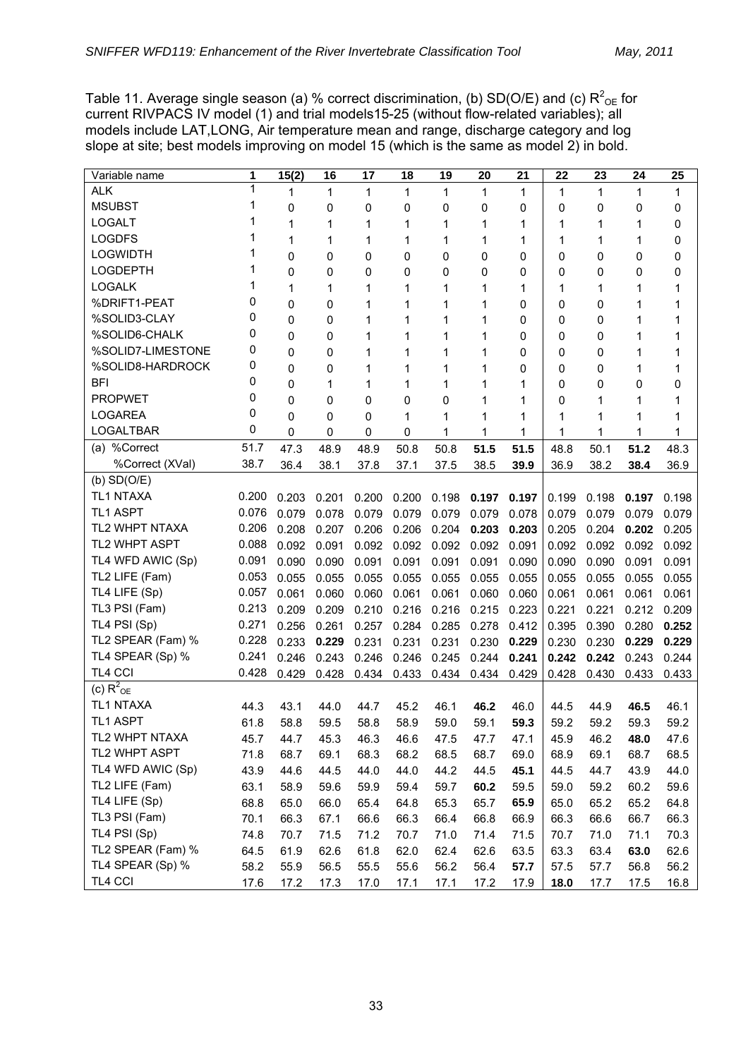Table 11. Average single season (a) % correct discrimination, (b) SD(O/E) and (c) $R^2_{OE}$ for current RIVPACS IV model (1) and trial models15-25 (without flow-related variables); all models include LAT,LONG, Air temperature mean and range, discharge category and log slope at site; best models improving on model 15 (which is the same as model 2) in bold.

| Variable name | 1 | 15(2) | 16 | 17 | 18 | 19 | 20 | 21 | 22 | 23 | 24 | 25 |
|---|---|---|---|---|---|---|---|---|---|---|---|---|
| ALK | 1 | 1 | 1 | 1 | 1 | 1 | 1 | 1 | 1 | 1 | 1 | 1 |
| MSUBST | 1 | 0 | 0 | 0 | 0 | 0 | 0 | 0 | 0 | 0 | 0 | 0 |
| LOGALT | 1 | 1 | 1 | 1 | 1 | 1 | 1 | 1 | 1 | 1 | 1 | 0 |
| LOGDFS | 1 | 1 | 1 | 1 | 1 | 1 | 1 | 1 | 1 | 1 | 1 | 0 |
| LOGWIDTH | 1 | 0 | 0 | 0 | 0 | 0 | 0 | 0 | 0 | 0 | 0 | 0 |
| LOGDEPTH | 1 | 0 | 0 | 0 | 0 | 0 | 0 | 0 | 0 | 0 | 0 | 0 |
| LOGALK | 1 | 1 | 1 | 1 | 1 | 1 | 1 | 1 | 1 | 1 | 1 | 1 |
| %DRIFT1-PEAT | 0 | 0 | 0 | 1 | 1 | 1 | 1 | 0 | 0 | 0 | 1 | 1 |
| %SOLID3-CLAY | 0 | 0 | 0 | 1 | 1 | 1 | 1 | 0 | 0 | 0 | 1 | 1 |
| %SOLID6-CHALK | 0 | 0 | 0 | 1 | 1 | 1 | 1 | 0 | 0 | 0 | 1 | 1 |
| %SOLID7-LIMESTONE | 0 | 0 | 0 | 1 | 1 | 1 | 1 | 0 | 0 | 0 | 1 | 1 |
| %SOLID8-HARDROCK | 0 | 0 | 0 | 1 | 1 | 1 | 1 | 0 | 0 | 0 | 1 | 1 |
| BFI | 0 | 0 | 1 | 1 | 1 | 1 | 1 | 1 | 0 | 0 | 0 | 0 |
| PROPWET | 0 | 0 | 0 | 0 | 0 | 0 | 1 | 1 | 0 | 1 | 1 | 1 |
| LOGAREA | 0 | 0 | 0 | 0 | 1 | 1 | 1 | 1 | 1 | 1 | 1 | 1 |
| LOGALTBAR | 0 | 0 | 0 | 0 | 0 | 1 | 1 | 1 | 1 | 1 | 1 | 1 |
| (a) %Correct | 51.7 | 47.3 | 48.9 | 48.9 | 50.8 | 50.8 | **51.5** | **51.5** | 48.8 | 50.1 | **51.2** | 48.3 |
| %Correct (XVal) | 38.7 | 36.4 | 38.1 | 37.8 | 37.1 | 37.5 | 38.5 | **39.9** | 36.9 | 38.2 | **38.4** | 36.9 |
| (b) SD(O/E) | | | | | | | | | | | | |
| TL1 NTAXA | 0.200 | 0.203 | 0.201 | 0.200 | 0.200 | 0.198 | **0.197** | **0.197** | 0.199 | 0.198 | **0.197** | 0.198 |
| TL1 ASPT | 0.076 | 0.079 | 0.078 | 0.079 | 0.079 | 0.079 | 0.079 | 0.078 | 0.079 | 0.079 | 0.079 | 0.079 |
| TL2 WHPT NTAXA | 0.206 | 0.208 | 0.207 | 0.206 | 0.206 | 0.204 | **0.203** | **0.203** | 0.205 | 0.204 | **0.202** | 0.205 |
| TL2 WHPT ASPT | 0.088 | 0.092 | 0.091 | 0.092 | 0.092 | 0.092 | 0.092 | 0.091 | 0.092 | 0.092 | 0.092 | 0.092 |
| TL4 WFD AWIC (Sp) | 0.091 | 0.090 | 0.090 | 0.091 | 0.091 | 0.091 | 0.091 | 0.090 | 0.090 | 0.090 | 0.091 | 0.091 |
| TL2 LIFE (Fam) | 0.053 | 0.055 | 0.055 | 0.055 | 0.055 | 0.055 | 0.055 | 0.055 | 0.055 | 0.055 | 0.055 | 0.055 |
| TL4 LIFE (Sp) | 0.057 | 0.061 | 0.060 | 0.060 | 0.061 | 0.061 | 0.060 | 0.060 | 0.061 | 0.061 | 0.061 | 0.061 |
| TL3 PSI (Fam) | 0.213 | 0.209 | 0.209 | 0.210 | 0.216 | 0.216 | 0.215 | 0.223 | 0.221 | 0.221 | 0.212 | 0.209 |
| TL4 PSI (Sp) | 0.271 | 0.256 | 0.261 | 0.257 | 0.284 | 0.285 | 0.278 | 0.412 | 0.395 | 0.390 | 0.280 | **0.252** |
| TL2 SPEAR (Fam) % | 0.228 | 0.233 | **0.229** | 0.231 | 0.231 | 0.231 | 0.230 | **0.229** | 0.230 | 0.230 | **0.229** | **0.229** |
| TL4 SPEAR (Sp) % | 0.241 | 0.246 | 0.243 | 0.246 | 0.246 | 0.245 | 0.244 | **0.241** | **0.242** | **0.242** | 0.243 | 0.244 |
| TL4 CCI | 0.428 | 0.429 | 0.428 | 0.434 | 0.433 | 0.434 | 0.434 | 0.429 | 0.428 | 0.430 | 0.433 | 0.433 |
| (c) $R^2_{OE}$ | | | | | | | | | | | | |
| TL1 NTAXA | 44.3 | 43.1 | 44.0 | 44.7 | 45.2 | 46.1 | **46.2** | 46.0 | 44.5 | 44.9 | **46.5** | 46.1 |
| TL1 ASPT | 61.8 | 58.8 | 59.5 | 58.8 | 58.9 | 59.0 | 59.1 | **59.3** | 59.2 | 59.2 | 59.3 | 59.2 |
| TL2 WHPT NTAXA | 45.7 | 44.7 | 45.3 | 46.3 | 46.6 | 47.5 | 47.7 | 47.1 | 45.9 | 46.2 | **48.0** | 47.6 |
| TL2 WHPT ASPT | 71.8 | 68.7 | 69.1 | 68.3 | 68.2 | 68.5 | 68.7 | 69.0 | 68.9 | 69.1 | 68.7 | 68.5 |
| TL4 WFD AWIC (Sp) | 43.9 | 44.6 | 44.5 | 44.0 | 44.0 | 44.2 | 44.5 | **45.1** | 44.5 | 44.7 | 43.9 | 44.0 |
| TL2 LIFE (Fam) | 63.1 | 58.9 | 59.6 | 59.9 | 59.4 | 59.7 | **60.2** | 59.5 | 59.0 | 59.2 | 60.2 | 59.6 |
| TL4 LIFE (Sp) | 68.8 | 65.0 | 66.0 | 65.4 | 64.8 | 65.3 | 65.7 | **65.9** | 65.0 | 65.2 | 65.2 | 64.8 |
| TL3 PSI (Fam) | 70.1 | 66.3 | 67.1 | 66.6 | 66.3 | 66.4 | 66.8 | 66.9 | 66.3 | 66.6 | 66.7 | 66.3 |
| TL4 PSI (Sp) | 74.8 | 70.7 | 71.5 | 71.2 | 70.7 | 71.0 | 71.4 | 71.5 | 70.7 | 71.0 | 71.1 | 70.3 |
| TL2 SPEAR (Fam) % | 64.5 | 61.9 | 62.6 | 61.8 | 62.0 | 62.4 | 62.6 | 63.5 | 63.3 | 63.4 | **63.0** | 62.6 |
| TL4 SPEAR (Sp) % | 58.2 | 55.9 | 56.5 | 55.5 | 55.6 | 56.2 | 56.4 | **57.7** | 57.5 | 57.7 | 56.8 | 56.2 |
| TL4 CCI | 17.6 | 17.2 | 17.3 | 17.0 | 17.1 | 17.1 | 17.2 | 17.9 | **18.0** | 17.7 | 17.5 | 16.8 |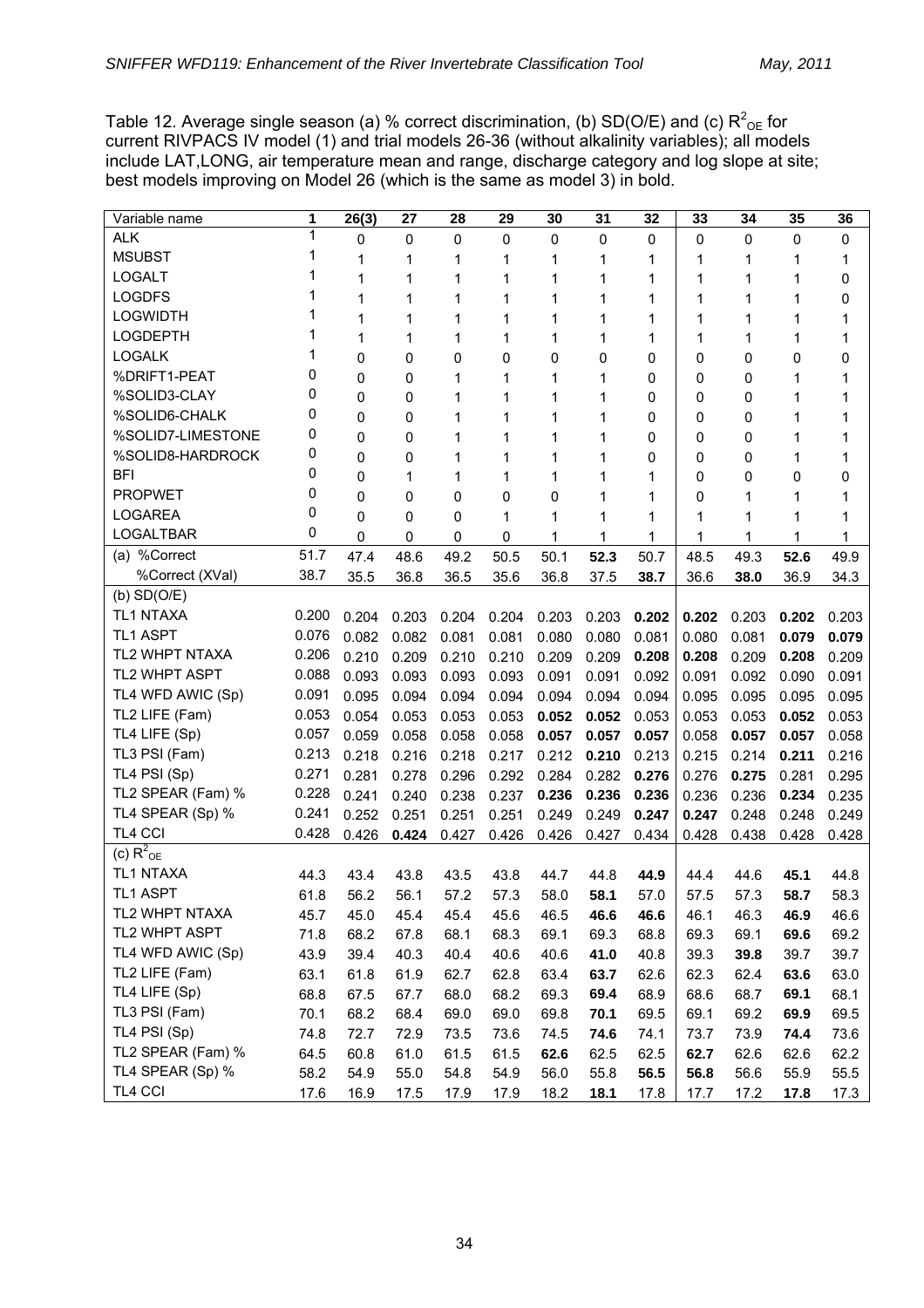Table 12. Average single season (a) % correct discrimination, (b) SD(O/E) and (c) $R^2_{OE}$ for current RIVPACS IV model (1) and trial models 26-36 (without alkalinity variables); all models include LAT,LONG, air temperature mean and range, discharge category and log slope at site; best models improving on Model 26 (which is the same as model 3) in bold.

| Variable name | 1 | 26(3) | 27 | 28 | 29 | 30 | 31 | 32 | 33 | 34 | 35 | 36 |
|---|---|---|---|---|---|---|---|---|---|---|---|---|
| ALK | 1 | 0 | 0 | 0 | 0 | 0 | 0 | 0 | 0 | 0 | 0 | 0 |
| MSUBST | 1 | 1 | 1 | 1 | 1 | 1 | 1 | 1 | 1 | 1 | 1 | 1 |
| LOGALT | 1 | 1 | 1 | 1 | 1 | 1 | 1 | 1 | 1 | 1 | 1 | 0 |
| LOGDFS | 1 | 1 | 1 | 1 | 1 | 1 | 1 | 1 | 1 | 1 | 1 | 0 |
| LOGWIDTH | 1 | 1 | 1 | 1 | 1 | 1 | 1 | 1 | 1 | 1 | 1 | 1 |
| LOGDEPTH | 1 | 1 | 1 | 1 | 1 | 1 | 1 | 1 | 1 | 1 | 1 | 1 |
| LOGALK | 1 | 0 | 0 | 0 | 0 | 0 | 0 | 0 | 0 | 0 | 0 | 0 |
| %DRIFT1-PEAT | 0 | 0 | 0 | 1 | 1 | 1 | 1 | 0 | 0 | 0 | 1 | 1 |
| %SOLID3-CLAY | 0 | 0 | 0 | 1 | 1 | 1 | 1 | 0 | 0 | 0 | 1 | 1 |
| %SOLID6-CHALK | 0 | 0 | 0 | 1 | 1 | 1 | 1 | 0 | 0 | 0 | 1 | 1 |
| %SOLID7-LIMESTONE | 0 | 0 | 0 | 1 | 1 | 1 | 1 | 0 | 0 | 0 | 1 | 1 |
| %SOLID8-HARDROCK | 0 | 0 | 0 | 1 | 1 | 1 | 1 | 0 | 0 | 0 | 1 | 1 |
| BFI | 0 | 0 | 1 | 1 | 1 | 1 | 1 | 1 | 0 | 0 | 0 | 0 |
| PROPWET | 0 | 0 | 0 | 0 | 0 | 0 | 1 | 1 | 0 | 1 | 1 | 1 |
| LOGAREA | 0 | 0 | 0 | 0 | 1 | 1 | 1 | 1 | 1 | 1 | 1 | 1 |
| LOGALTBAR | 0 | 0 | 0 | 0 | 0 | 1 | 1 | 1 | 1 | 1 | 1 | 1 |
| (a) %Correct | 51.7 | 47.4 | 48.6 | 49.2 | 50.5 | 50.1 | **52.3** | 50.7 | 48.5 | 49.3 | **52.6** | 49.9 |
| %Correct (XVal) | 38.7 | 35.5 | 36.8 | 36.5 | 35.6 | 36.8 | 37.5 | **38.7** | 36.6 | **38.0** | 36.9 | 34.3 |
| (b) SD(O/E) | | | | | | | | | | | | |
| TL1 NTAXA | 0.200 | 0.204 | 0.203 | 0.204 | 0.204 | 0.203 | 0.203 | **0.202** | **0.202** | 0.203 | **0.202** | 0.203 |
| TL1 ASPT | 0.076 | 0.082 | 0.082 | 0.081 | 0.081 | 0.080 | 0.080 | 0.081 | 0.080 | 0.081 | **0.079** | **0.079** |
| TL2 WHPT NTAXA | 0.206 | 0.210 | 0.209 | 0.210 | 0.210 | 0.209 | 0.209 | **0.208** | **0.208** | 0.209 | **0.208** | 0.209 |
| TL2 WHPT ASPT | 0.088 | 0.093 | 0.093 | 0.093 | 0.093 | 0.091 | 0.091 | 0.092 | 0.091 | 0.092 | 0.090 | 0.091 |
| TL4 WFD AWIC (Sp) | 0.091 | 0.095 | 0.094 | 0.094 | 0.094 | 0.094 | 0.094 | 0.094 | 0.095 | 0.095 | 0.095 | 0.095 |
| TL2 LIFE (Fam) | 0.053 | 0.054 | 0.053 | 0.053 | 0.053 | **0.052** | **0.052** | 0.053 | 0.053 | 0.053 | **0.052** | 0.053 |
| TL4 LIFE (Sp) | 0.057 | 0.059 | 0.058 | 0.058 | 0.058 | **0.057** | **0.057** | **0.057** | 0.058 | **0.057** | **0.057** | 0.058 |
| TL3 PSI (Fam) | 0.213 | 0.218 | 0.216 | 0.218 | 0.217 | 0.212 | **0.210** | 0.213 | 0.215 | 0.214 | **0.211** | 0.216 |
| TL4 PSI (Sp) | 0.271 | 0.281 | 0.278 | 0.296 | 0.292 | 0.284 | 0.282 | **0.276** | 0.276 | **0.275** | 0.281 | 0.295 |
| TL2 SPEAR (Fam) % | 0.228 | 0.241 | 0.240 | 0.238 | 0.237 | **0.236** | **0.236** | **0.236** | 0.236 | 0.236 | **0.234** | 0.235 |
| TL4 SPEAR (Sp) % | 0.241 | 0.252 | 0.251 | 0.251 | 0.251 | 0.249 | 0.249 | **0.247** | **0.247** | 0.248 | 0.248 | 0.249 |
| TL4 CCI | 0.428 | 0.426 | **0.424** | 0.427 | 0.426 | 0.426 | 0.427 | 0.434 | 0.428 | 0.438 | 0.428 | 0.428 |
| (c) $R^2_{OE}$ | | | | | | | | | | | | |
| TL1 NTAXA | 44.3 | 43.4 | 43.8 | 43.5 | 43.8 | 44.7 | 44.8 | **44.9** | 44.4 | 44.6 | **45.1** | 44.8 |
| TL1 ASPT | 61.8 | 56.2 | 56.1 | 57.2 | 57.3 | 58.0 | **58.1** | 57.0 | 57.5 | 57.3 | **58.7** | 58.3 |
| TL2 WHPT NTAXA | 45.7 | 45.0 | 45.4 | 45.4 | 45.6 | 46.5 | **46.6** | **46.6** | 46.1 | 46.3 | **46.9** | 46.6 |
| TL2 WHPT ASPT | 71.8 | 68.2 | 67.8 | 68.1 | 68.3 | 69.1 | 69.3 | 68.8 | 69.3 | 69.1 | **69.6** | 69.2 |
| TL4 WFD AWIC (Sp) | 43.9 | 39.4 | 40.3 | 40.4 | 40.6 | 40.6 | **41.0** | 40.8 | 39.3 | **39.8** | 39.7 | 39.7 |
| TL2 LIFE (Fam) | 63.1 | 61.8 | 61.9 | 62.7 | 62.8 | 63.4 | **63.7** | 62.6 | 62.3 | 62.4 | **63.6** | 63.0 |
| TL4 LIFE (Sp) | 68.8 | 67.5 | 67.7 | 68.0 | 68.2 | 69.3 | **69.4** | 68.9 | 68.6 | 68.7 | **69.1** | 68.1 |
| TL3 PSI (Fam) | 70.1 | 68.2 | 68.4 | 69.0 | 69.0 | 69.8 | **70.1** | 69.5 | 69.1 | 69.2 | **69.9** | 69.5 |
| TL4 PSI (Sp) | 74.8 | 72.7 | 72.9 | 73.5 | 73.6 | 74.5 | **74.6** | 74.1 | 73.7 | 73.9 | **74.4** | 73.6 |
| TL2 SPEAR (Fam) % | 64.5 | 60.8 | 61.0 | 61.5 | 61.5 | **62.6** | 62.5 | 62.5 | **62.7** | 62.6 | 62.6 | 62.2 |
| TL4 SPEAR (Sp) % | 58.2 | 54.9 | 55.0 | 54.8 | 54.9 | 56.0 | 55.8 | **56.5** | **56.8** | 56.6 | 55.9 | 55.5 |
| TL4 CCI | 17.6 | 16.9 | 17.5 | 17.9 | 17.9 | 18.2 | **18.1** | 17.8 | 17.7 | 17.2 | **17.8** | 17.3 |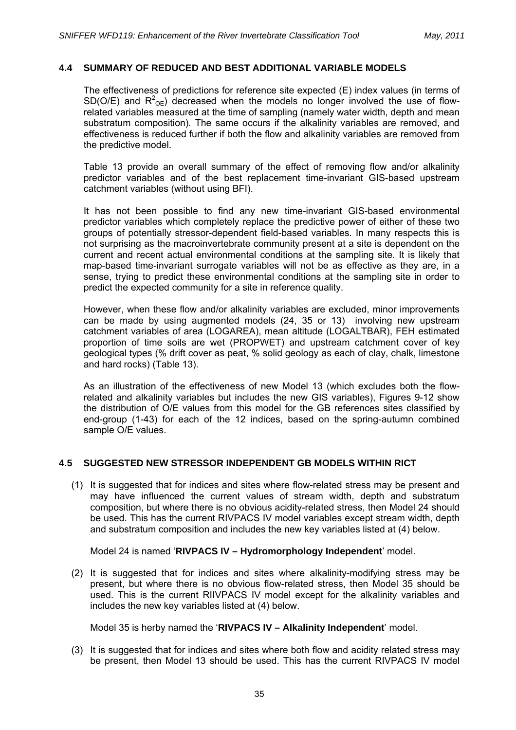## 4.4 SUMMARY OF REDUCED AND BEST ADDITIONAL VARIABLE MODELS

The effectiveness of predictions for reference site expected (E) index values (in terms of SD(O/E) and $R^2_{OE}$) decreased when the models no longer involved the use of flow-related variables measured at the time of sampling (namely water width, depth and mean substratum composition). The same occurs if the alkalinity variables are removed, and effectiveness is reduced further if both the flow and alkalinity variables are removed from the predictive model.

Table 13 provide an overall summary of the effect of removing flow and/or alkalinity predictor variables and of the best replacement time-invariant GIS-based upstream catchment variables (without using BFI).

It has not been possible to find any new time-invariant GIS-based environmental predictor variables which completely replace the predictive power of either of these two groups of potentially stressor-dependent field-based variables. In many respects this is not surprising as the macroinvertebrate community present at a site is dependent on the current and recent actual environmental conditions at the sampling site. It is likely that map-based time-invariant surrogate variables will not be as effective as they are, in a sense, trying to predict these environmental conditions at the sampling site in order to predict the expected community for a site in reference quality.

However, when these flow and/or alkalinity variables are excluded, minor improvements can be made by using augmented models (24, 35 or 13) involving new upstream catchment variables of area (LOGAREA), mean altitude (LOGALTBAR), FEH estimated proportion of time soils are wet (PROPWET) and upstream catchment cover of key geological types (% drift cover as peat, % solid geology as each of clay, chalk, limestone and hard rocks) (Table 13).

As an illustration of the effectiveness of new Model 13 (which excludes both the flow-related and alkalinity variables but includes the new GIS variables), Figures 9-12 show the distribution of O/E values from this model for the GB references sites classified by end-group (1-43) for each of the 12 indices, based on the spring-autumn combined sample O/E values.

## 4.5 SUGGESTED NEW STRESSOR INDEPENDENT GB MODELS WITHIN RICT

(1) It is suggested that for indices and sites where flow-related stress may be present and may have influenced the current values of stream width, depth and substratum composition, but where there is no obvious acidity-related stress, then Model 24 should be used. This has the current RIVPACS IV model variables except stream width, depth and substratum composition and includes the new key variables listed at (4) below.

Model 24 is named '**RIVPACS IV – Hydromorphology Independent**' model.

(2) It is suggested that for indices and sites where alkalinity-modifying stress may be present, but where there is no obvious flow-related stress, then Model 35 should be used. This is the current RIIVPACS IV model except for the alkalinity variables and includes the new key variables listed at (4) below.

Model 35 is herby named the '**RIVPACS IV – Alkalinity Independent**' model.

(3) It is suggested that for indices and sites where both flow and acidity related stress may be present, then Model 13 should be used. This has the current RIVPACS IV model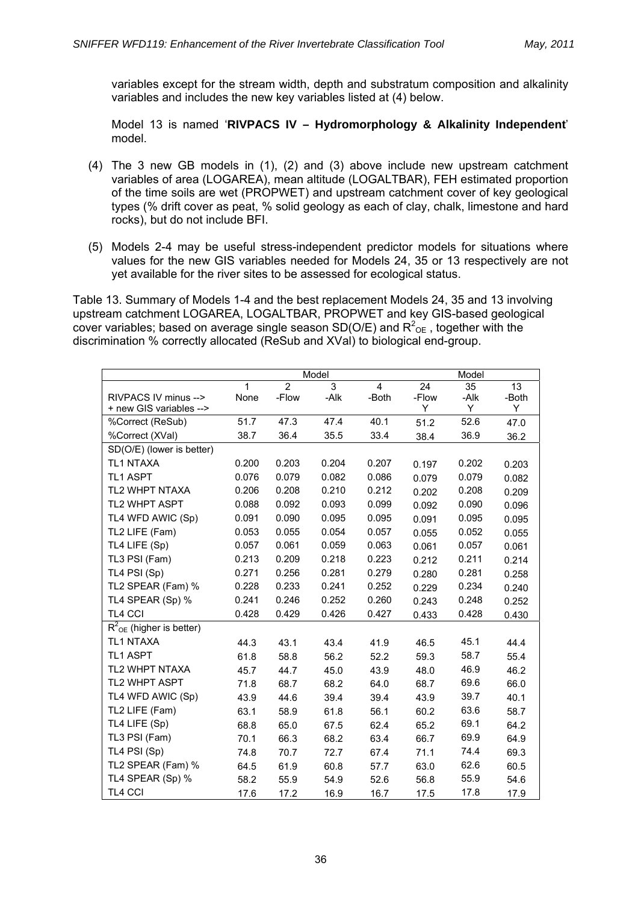variables except for the stream width, depth and substratum composition and alkalinity variables and includes the new key variables listed at (4) below.

Model 13 is named '**RIVPACS IV – Hydromorphology & Alkalinity Independent**' model.

(4) The 3 new GB models in (1), (2) and (3) above include new upstream catchment variables of area (LOGAREA), mean altitude (LOGALTBAR), FEH estimated proportion of the time soils are wet (PROPWET) and upstream catchment cover of key geological types (% drift cover as peat, % solid geology as each of clay, chalk, limestone and hard rocks), but do not include BFI.

(5) Models 2-4 may be useful stress-independent predictor models for situations where values for the new GIS variables needed for Models 24, 35 or 13 respectively are not yet available for the river sites to be assessed for ecological status.

Table 13. Summary of Models 1-4 and the best replacement Models 24, 35 and 13 involving upstream catchment LOGAREA, LOGALTBAR, PROPWET and key GIS-based geological cover variables; based on average single season SD(O/E) and $R^2_{OE}$ , together with the discrimination % correctly allocated (ReSub and XVal) to biological end-group.

| | Model | | | | Model | | |
|---|---|---|---|---|---|---|---|
| | 1 | 2 | 3 | 4 | 24 | 35 | 13 |
| RIVPACS IV minus --> | None | -Flow | -Alk | -Both | -Flow | -Alk | -Both |
| + new GIS variables --> | | | | | Y | Y | Y |
| %Correct (ReSub) | 51.7 | 47.3 | 47.4 | 40.1 | 51.2 | 52.6 | 47.0 |
| %Correct (XVal) | 38.7 | 36.4 | 35.5 | 33.4 | 38.4 | 36.9 | 36.2 |
| SD(O/E) (lower is better) | | | | | | | |
| TL1 NTAXA | 0.200 | 0.203 | 0.204 | 0.207 | 0.197 | 0.202 | 0.203 |
| TL1 ASPT | 0.076 | 0.079 | 0.082 | 0.086 | 0.079 | 0.079 | 0.082 |
| TL2 WHPT NTAXA | 0.206 | 0.208 | 0.210 | 0.212 | 0.202 | 0.208 | 0.209 |
| TL2 WHPT ASPT | 0.088 | 0.092 | 0.093 | 0.099 | 0.092 | 0.090 | 0.096 |
| TL4 WFD AWIC (Sp) | 0.091 | 0.090 | 0.095 | 0.095 | 0.091 | 0.095 | 0.095 |
| TL2 LIFE (Fam) | 0.053 | 0.055 | 0.054 | 0.057 | 0.055 | 0.052 | 0.055 |
| TL4 LIFE (Sp) | 0.057 | 0.061 | 0.059 | 0.063 | 0.061 | 0.057 | 0.061 |
| TL3 PSI (Fam) | 0.213 | 0.209 | 0.218 | 0.223 | 0.212 | 0.211 | 0.214 |
| TL4 PSI (Sp) | 0.271 | 0.256 | 0.281 | 0.279 | 0.280 | 0.281 | 0.258 |
| TL2 SPEAR (Fam) % | 0.228 | 0.233 | 0.241 | 0.252 | 0.229 | 0.234 | 0.240 |
| TL4 SPEAR (Sp) % | 0.241 | 0.246 | 0.252 | 0.260 | 0.243 | 0.248 | 0.252 |
| TL4 CCI | 0.428 | 0.429 | 0.426 | 0.427 | 0.433 | 0.428 | 0.430 |
| $R^2_{OE}$ (higher is better) | | | | | | | |
| TL1 NTAXA | 44.3 | 43.1 | 43.4 | 41.9 | 46.5 | 45.1 | 44.4 |
| TL1 ASPT | 61.8 | 58.8 | 56.2 | 52.2 | 59.3 | 58.7 | 55.4 |
| TL2 WHPT NTAXA | 45.7 | 44.7 | 45.0 | 43.9 | 48.0 | 46.9 | 46.2 |
| TL2 WHPT ASPT | 71.8 | 68.7 | 68.2 | 64.0 | 68.7 | 69.6 | 66.0 |
| TL4 WFD AWIC (Sp) | 43.9 | 44.6 | 39.4 | 39.4 | 43.9 | 39.7 | 40.1 |
| TL2 LIFE (Fam) | 63.1 | 58.9 | 61.8 | 56.1 | 60.2 | 63.6 | 58.7 |
| TL4 LIFE (Sp) | 68.8 | 65.0 | 67.5 | 62.4 | 65.2 | 69.1 | 64.2 |
| TL3 PSI (Fam) | 70.1 | 66.3 | 68.2 | 63.4 | 66.7 | 69.9 | 64.9 |
| TL4 PSI (Sp) | 74.8 | 70.7 | 72.7 | 67.4 | 71.1 | 74.4 | 69.3 |
| TL2 SPEAR (Fam) % | 64.5 | 61.9 | 60.8 | 57.7 | 63.0 | 62.6 | 60.5 |
| TL4 SPEAR (Sp) % | 58.2 | 55.9 | 54.9 | 52.6 | 56.8 | 55.9 | 54.6 |
| TL4 CCI | 17.6 | 17.2 | 16.9 | 16.7 | 17.5 | 17.8 | 17.9 |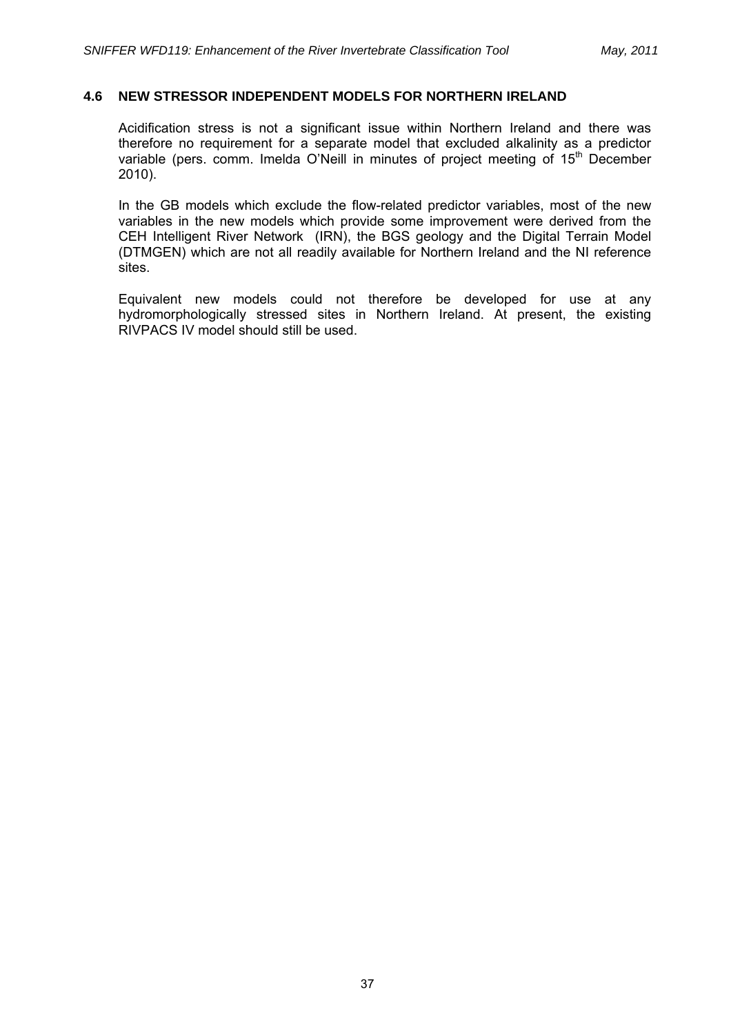## 4.6 NEW STRESSOR INDEPENDENT MODELS FOR NORTHERN IRELAND

Acidification stress is not a significant issue within Northern Ireland and there was therefore no requirement for a separate model that excluded alkalinity as a predictor variable (pers. comm. Imelda O'Neill in minutes of project meeting of 15th December 2010).

In the GB models which exclude the flow-related predictor variables, most of the new variables in the new models which provide some improvement were derived from the CEH Intelligent River Network (IRN), the BGS geology and the Digital Terrain Model (DTMGEN) which are not all readily available for Northern Ireland and the NI reference sites.

Equivalent new models could not therefore be developed for use at any hydromorphologically stressed sites in Northern Ireland. At present, the existing RIVPACS IV model should still be used.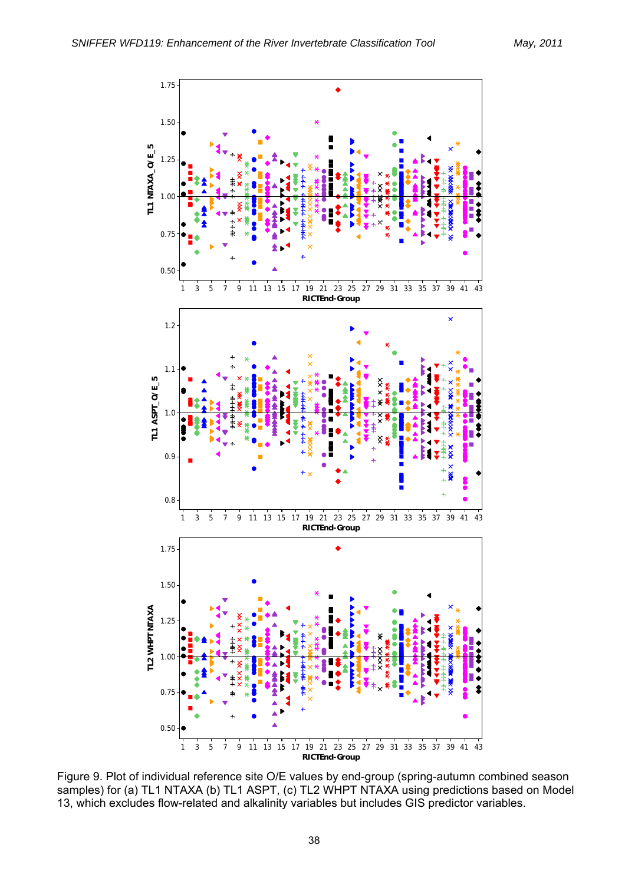Figure 9. Plot of individual reference site O/E values by end-group (spring-autumn combined season samples) for (a) TL1 NTAXA (b) TL1 ASPT, (c) TL2 WHPT NTAXA using predictions based on Model 13, which excludes flow-related and alkalinity variables but includes GIS predictor variables.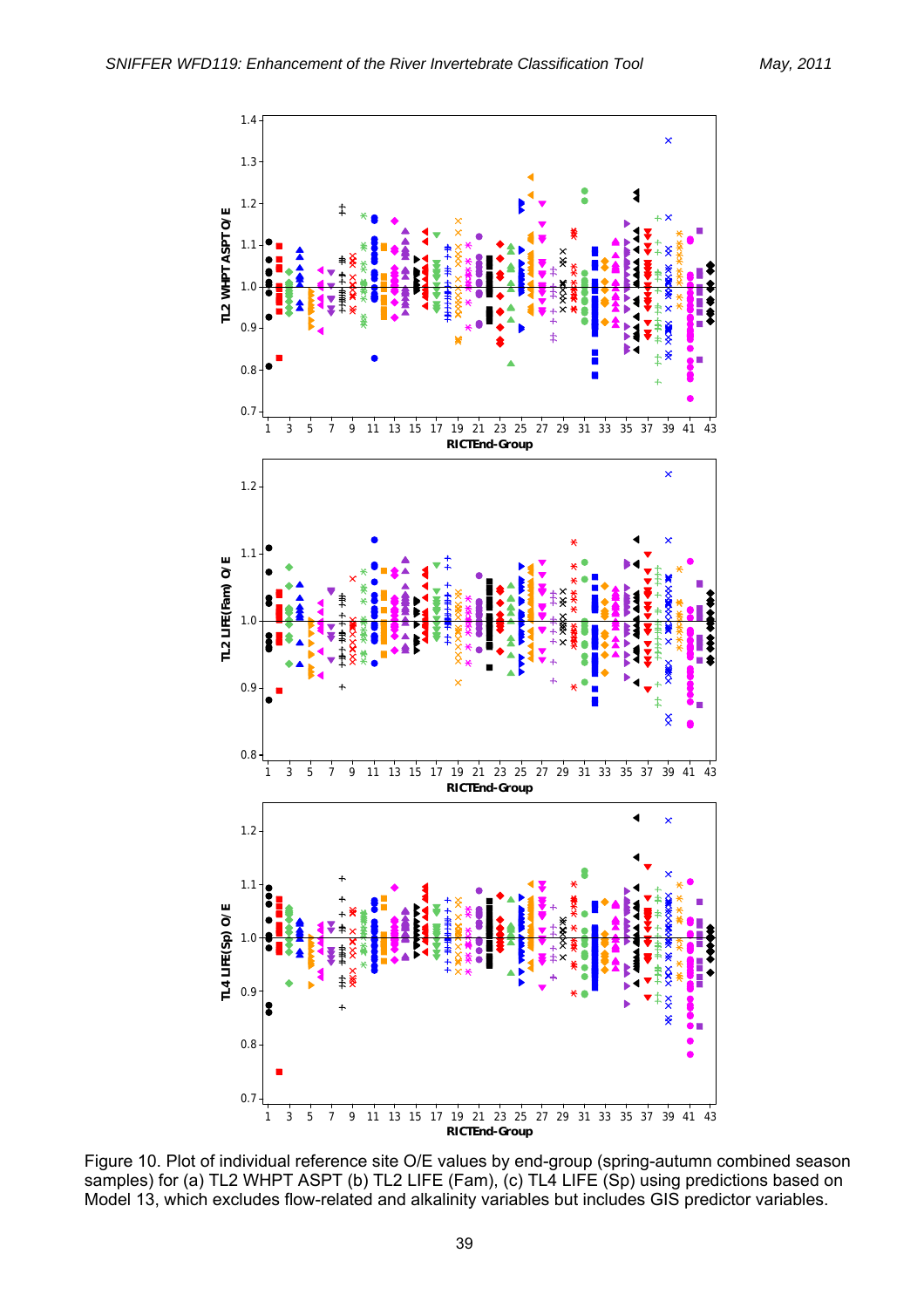Figure 10. Plot of individual reference site O/E values by end-group (spring-autumn combined season samples) for (a) TL2 WHPT ASPT (b) TL2 LIFE (Fam), (c) TL4 LIFE (Sp) using predictions based on Model 13, which excludes flow-related and alkalinity variables but includes GIS predictor variables.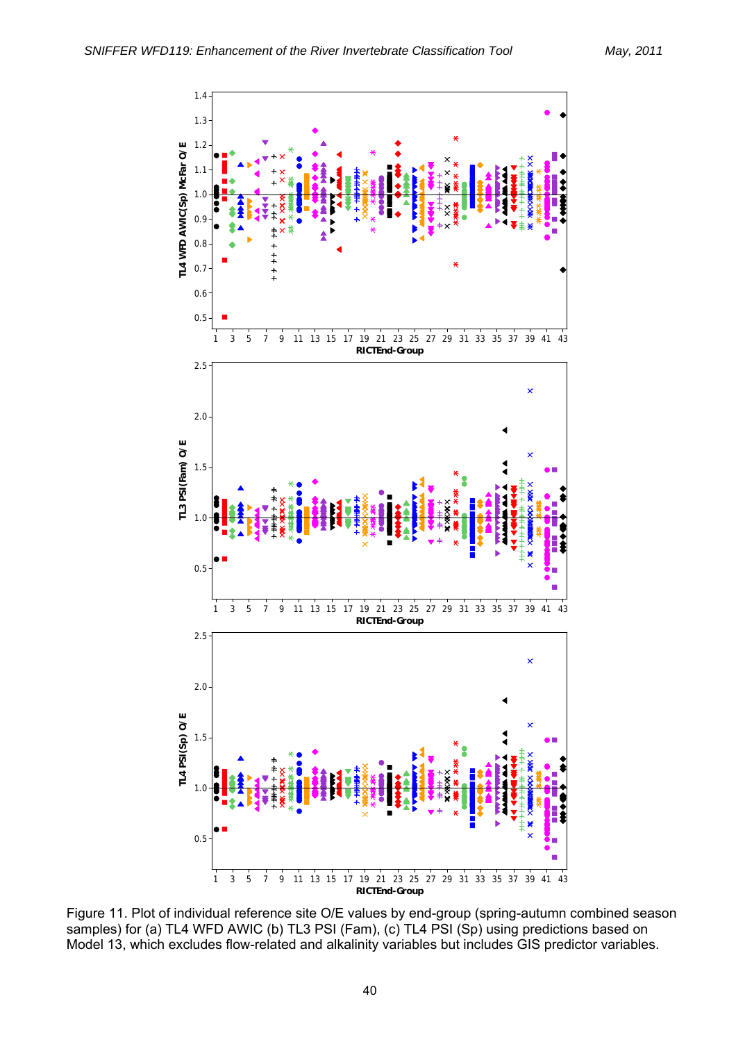Figure 11. Plot of individual reference site O/E values by end-group (spring-autumn combined season samples) for (a) TL4 WFD AWIC (b) TL3 PSI (Fam), (c) TL4 PSI (Sp) using predictions based on Model 13, which excludes flow-related and alkalinity variables but includes GIS predictor variables.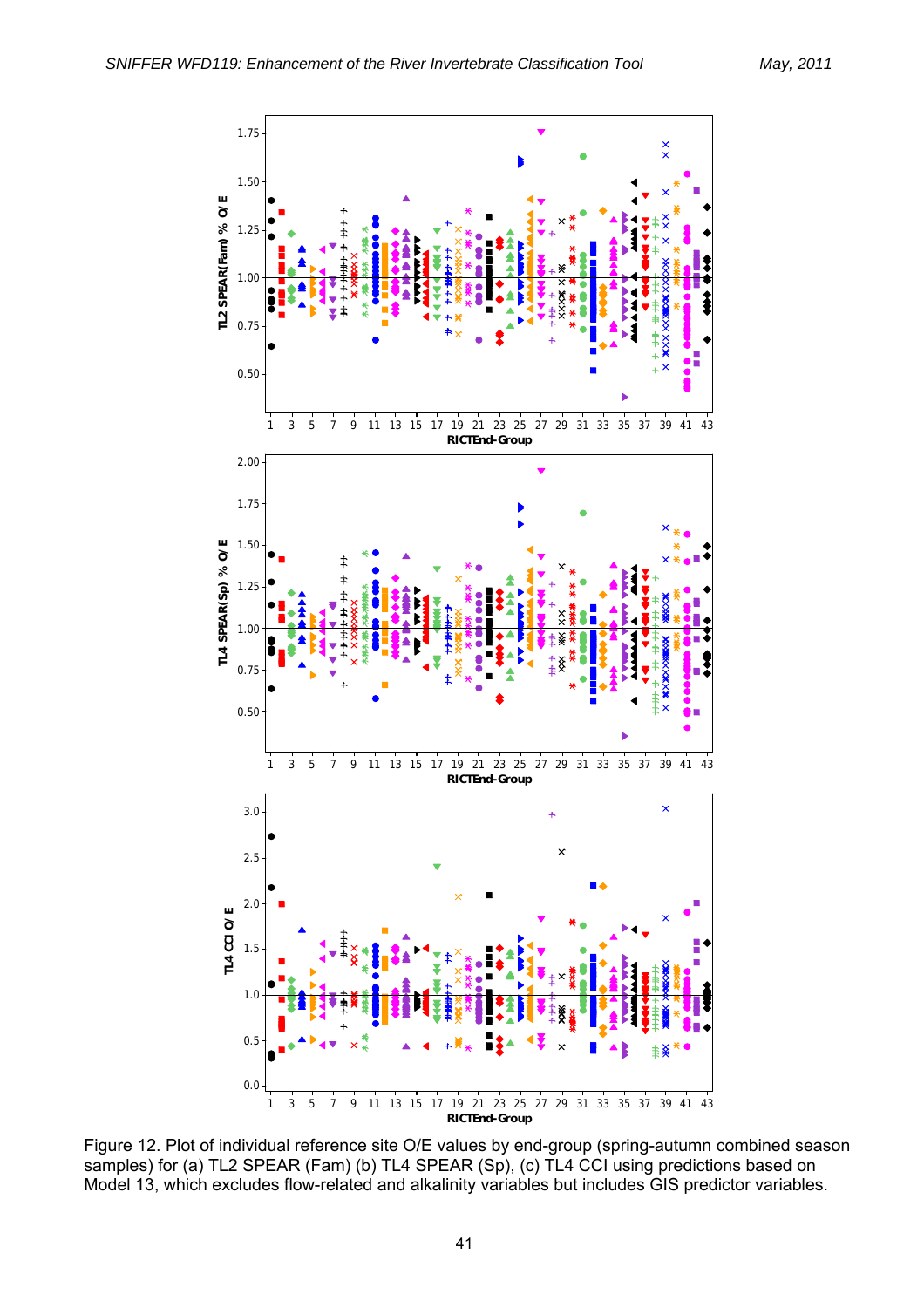Figure 12. Plot of individual reference site O/E values by end-group (spring-autumn combined season samples) for (a) TL2 SPEAR (Fam) (b) TL4 SPEAR (Sp), (c) TL4 CCI using predictions based on Model 13, which excludes flow-related and alkalinity variables but includes GIS predictor variables.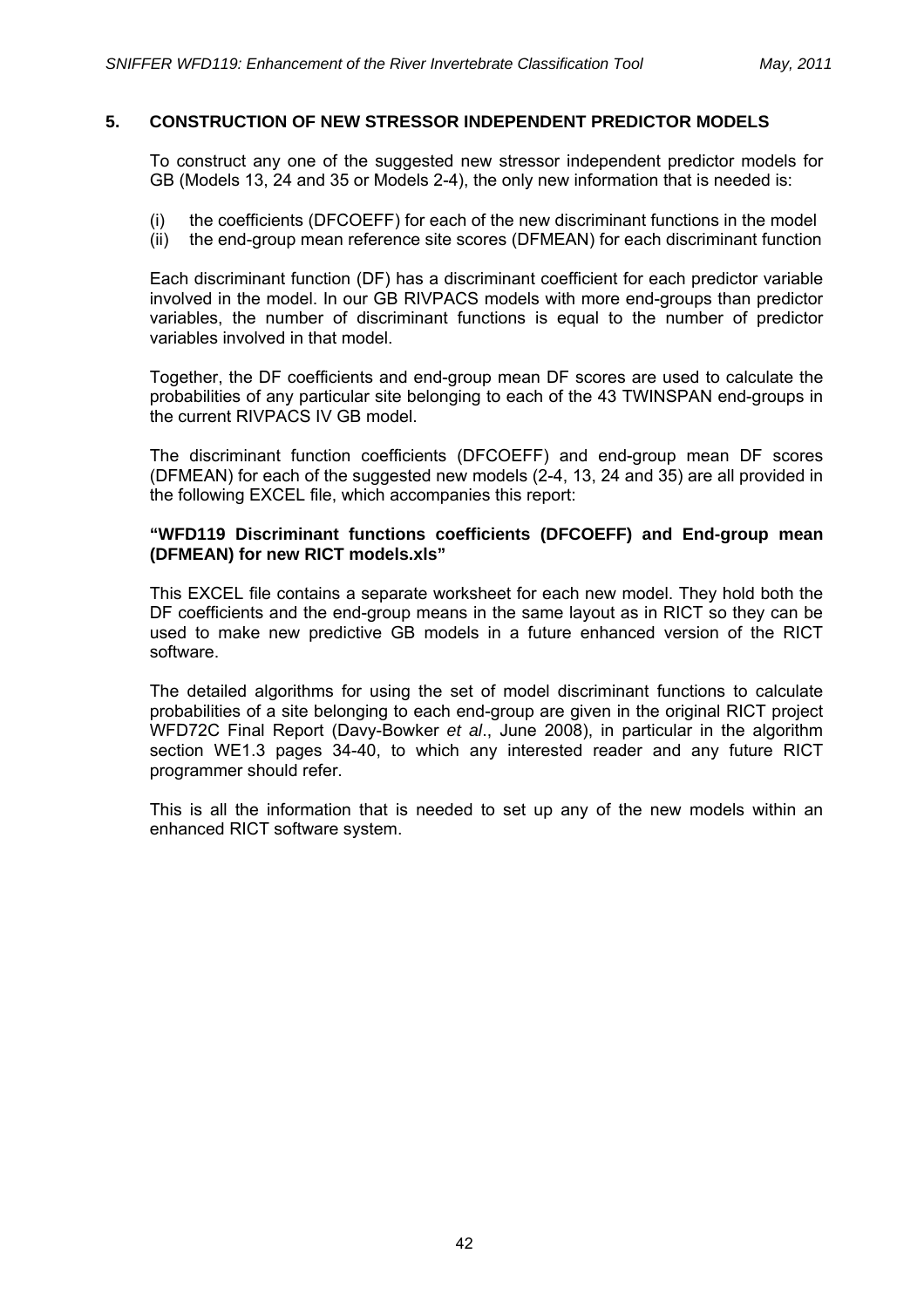## 5. CONSTRUCTION OF NEW STRESSOR INDEPENDENT PREDICTOR MODELS

To construct any one of the suggested new stressor independent predictor models for GB (Models 13, 24 and 35 or Models 2-4), the only new information that is needed is:

(i) the coefficients (DFCOEFF) for each of the new discriminant functions in the model
(ii) the end-group mean reference site scores (DFMEAN) for each discriminant function

Each discriminant function (DF) has a discriminant coefficient for each predictor variable involved in the model. In our GB RIVPACS models with more end-groups than predictor variables, the number of discriminant functions is equal to the number of predictor variables involved in that model.

Together, the DF coefficients and end-group mean DF scores are used to calculate the probabilities of any particular site belonging to each of the 43 TWINSPAN end-groups in the current RIVPACS IV GB model.

The discriminant function coefficients (DFCOEFF) and end-group mean DF scores (DFMEAN) for each of the suggested new models (2-4, 13, 24 and 35) are all provided in the following EXCEL file, which accompanies this report:

**"WFD119 Discriminant functions coefficients (DFCOEFF) and End-group mean (DFMEAN) for new RICT models.xls"**

This EXCEL file contains a separate worksheet for each new model. They hold both the DF coefficients and the end-group means in the same layout as in RICT so they can be used to make new predictive GB models in a future enhanced version of the RICT software.

The detailed algorithms for using the set of model discriminant functions to calculate probabilities of a site belonging to each end-group are given in the original RICT project WFD72C Final Report (Davy-Bowker *et al*., June 2008), in particular in the algorithm section WE1.3 pages 34-40, to which any interested reader and any future RICT programmer should refer.

This is all the information that is needed to set up any of the new models within an enhanced RICT software system.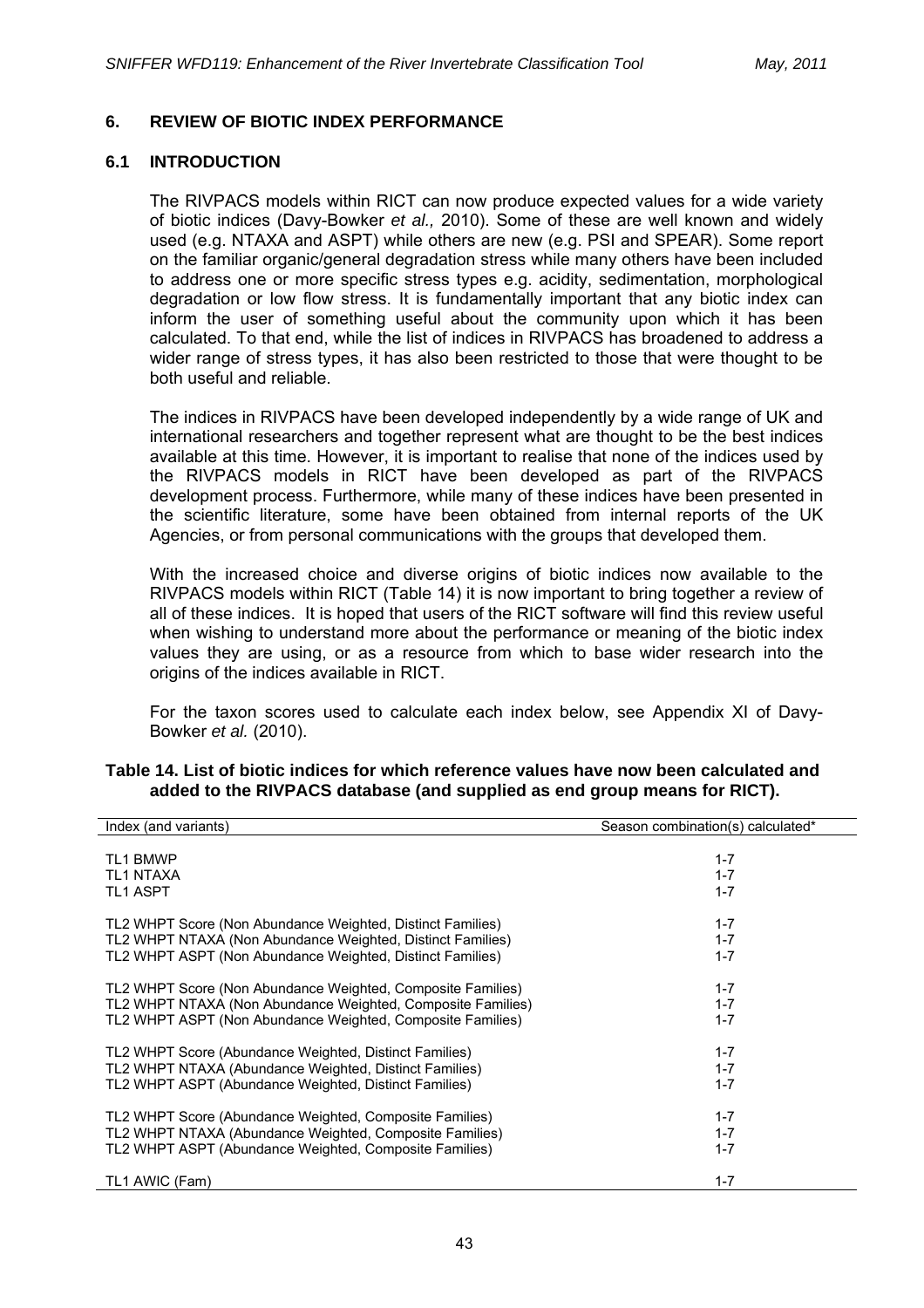## 6. REVIEW OF BIOTIC INDEX PERFORMANCE

### 6.1 INTRODUCTION

The RIVPACS models within RICT can now produce expected values for a wide variety of biotic indices (Davy-Bowker *et al.,* 2010). Some of these are well known and widely used (e.g. NTAXA and ASPT) while others are new (e.g. PSI and SPEAR). Some report on the familiar organic/general degradation stress while many others have been included to address one or more specific stress types e.g. acidity, sedimentation, morphological degradation or low flow stress. It is fundamentally important that any biotic index can inform the user of something useful about the community upon which it has been calculated. To that end, while the list of indices in RIVPACS has broadened to address a wider range of stress types, it has also been restricted to those that were thought to be both useful and reliable.

The indices in RIVPACS have been developed independently by a wide range of UK and international researchers and together represent what are thought to be the best indices available at this time. However, it is important to realise that none of the indices used by the RIVPACS models in RICT have been developed as part of the RIVPACS development process. Furthermore, while many of these indices have been presented in the scientific literature, some have been obtained from internal reports of the UK Agencies, or from personal communications with the groups that developed them.

With the increased choice and diverse origins of biotic indices now available to the RIVPACS models within RICT (Table 14) it is now important to bring together a review of all of these indices. It is hoped that users of the RICT software will find this review useful when wishing to understand more about the performance or meaning of the biotic index values they are using, or as a resource from which to base wider research into the origins of the indices available in RICT.

For the taxon scores used to calculate each index below, see Appendix XI of Davy-Bowker *et al.* (2010).

**Table 14. List of biotic indices for which reference values have now been calculated and added to the RIVPACS database (and supplied as end group means for RICT).**

| Index (and variants) | Season combination(s) calculated* |
|---|---|
| TL1 BMWP | 1-7 |
| TL1 NTAXA | 1-7 |
| TL1 ASPT | 1-7 |
| TL2 WHPT Score (Non Abundance Weighted, Distinct Families) | 1-7 |
| TL2 WHPT NTAXA (Non Abundance Weighted, Distinct Families) | 1-7 |
| TL2 WHPT ASPT (Non Abundance Weighted, Distinct Families) | 1-7 |
| TL2 WHPT Score (Non Abundance Weighted, Composite Families) | 1-7 |
| TL2 WHPT NTAXA (Non Abundance Weighted, Composite Families) | 1-7 |
| TL2 WHPT ASPT (Non Abundance Weighted, Composite Families) | 1-7 |
| TL2 WHPT Score (Abundance Weighted, Distinct Families) | 1-7 |
| TL2 WHPT NTAXA (Abundance Weighted, Distinct Families) | 1-7 |
| TL2 WHPT ASPT (Abundance Weighted, Distinct Families) | 1-7 |
| TL2 WHPT Score (Abundance Weighted, Composite Families) | 1-7 |
| TL2 WHPT NTAXA (Abundance Weighted, Composite Families) | 1-7 |
| TL2 WHPT ASPT (Abundance Weighted, Composite Families) | 1-7 |
| TL1 AWIC (Fam) | 1-7 |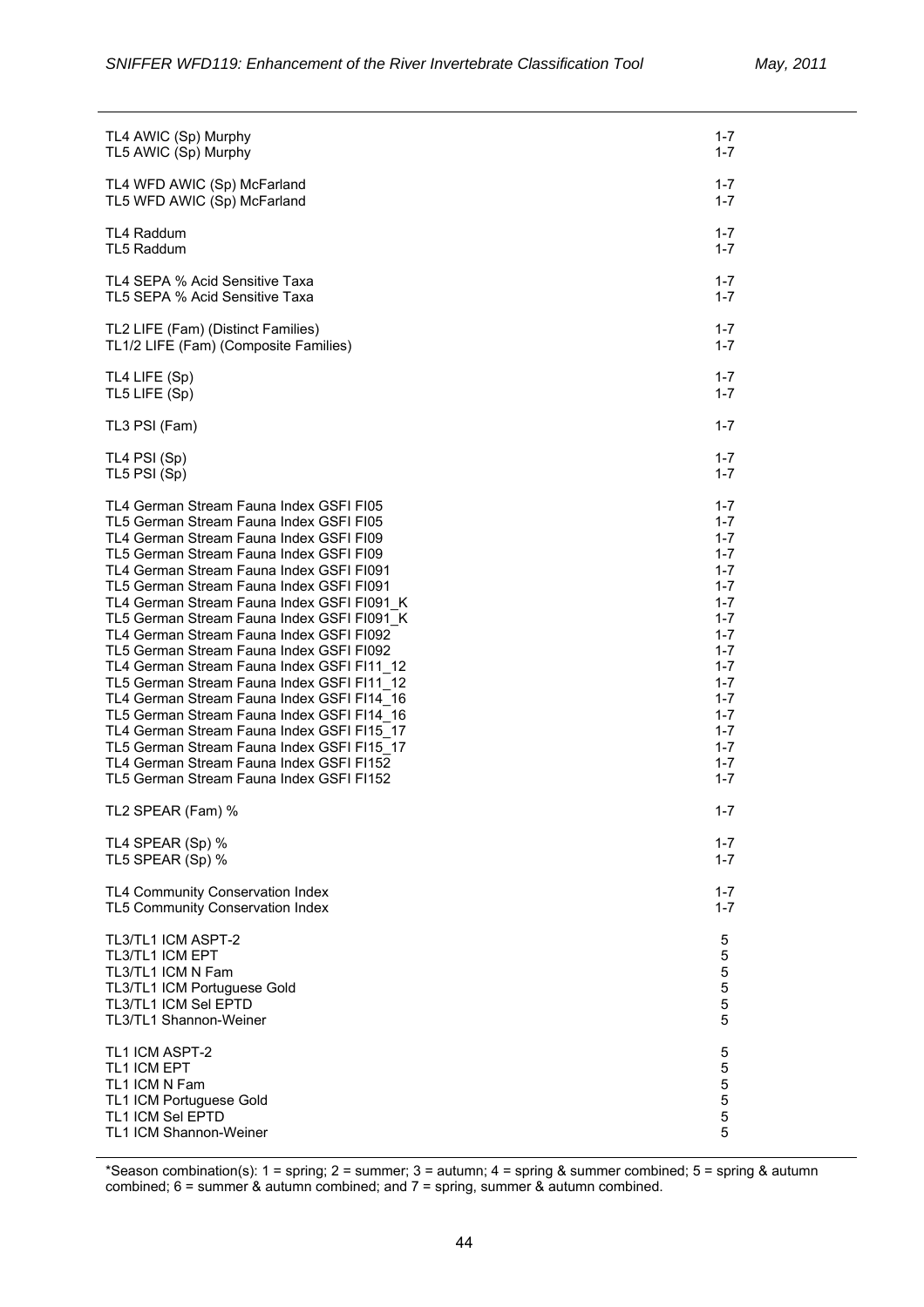| | |
|---|---|
| TL4 AWIC (Sp) Murphy | 1-7 |
| TL5 AWIC (Sp) Murphy | 1-7 |
| | |
| TL4 WFD AWIC (Sp) McFarland | 1-7 |
| TL5 WFD AWIC (Sp) McFarland | 1-7 |
| | |
| TL4 Raddum | 1-7 |
| TL5 Raddum | 1-7 |
| | |
| TL4 SEPA % Acid Sensitive Taxa | 1-7 |
| TL5 SEPA % Acid Sensitive Taxa | 1-7 |
| | |
| TL2 LIFE (Fam) (Distinct Families) | 1-7 |
| TL1/2 LIFE (Fam) (Composite Families) | 1-7 |
| | |
| TL4 LIFE (Sp) | 1-7 |
| TL5 LIFE (Sp) | 1-7 |
| | |
| TL3 PSI (Fam) | 1-7 |
| | |
| TL4 PSI (Sp) | 1-7 |
| TL5 PSI (Sp) | 1-7 |
| | |
| TL4 German Stream Fauna Index GSFI FI05 | 1-7 |
| TL5 German Stream Fauna Index GSFI FI05 | 1-7 |
| TL4 German Stream Fauna Index GSFI FI09 | 1-7 |
| TL5 German Stream Fauna Index GSFI FI09 | 1-7 |
| TL4 German Stream Fauna Index GSFI FI091 | 1-7 |
| TL5 German Stream Fauna Index GSFI FI091 | 1-7 |
| TL4 German Stream Fauna Index GSFI FI091_K | 1-7 |
| TL5 German Stream Fauna Index GSFI FI091_K | 1-7 |
| TL4 German Stream Fauna Index GSFI FI092 | 1-7 |
| TL5 German Stream Fauna Index GSFI FI092 | 1-7 |
| TL4 German Stream Fauna Index GSFI FI11_12 | 1-7 |
| TL5 German Stream Fauna Index GSFI FI11_12 | 1-7 |
| TL4 German Stream Fauna Index GSFI FI14_16 | 1-7 |
| TL5 German Stream Fauna Index GSFI FI14_16 | 1-7 |
| TL4 German Stream Fauna Index GSFI FI15_17 | 1-7 |
| TL5 German Stream Fauna Index GSFI FI15_17 | 1-7 |
| TL4 German Stream Fauna Index GSFI FI152 | 1-7 |
| TL5 German Stream Fauna Index GSFI FI152 | 1-7 |
| | |
| TL2 SPEAR (Fam) % | 1-7 |
| | |
| TL4 SPEAR (Sp) % | 1-7 |
| TL5 SPEAR (Sp) % | 1-7 |
| | |
| TL4 Community Conservation Index | 1-7 |
| TL5 Community Conservation Index | 1-7 |
| | |
| TL3/TL1 ICM ASPT-2 | 5 |
| TL3/TL1 ICM EPT | 5 |
| TL3/TL1 ICM N Fam | 5 |
| TL3/TL1 ICM Portuguese Gold | 5 |
| TL3/TL1 ICM Sel EPTD | 5 |
| TL3/TL1 Shannon-Weiner | 5 |
| | |
| TL1 ICM ASPT-2 | 5 |
| TL1 ICM EPT | 5 |
| TL1 ICM N Fam | 5 |
| TL1 ICM Portuguese Gold | 5 |
| TL1 ICM Sel EPTD | 5 |
| TL1 ICM Shannon-Weiner | 5 |

*Season combination(s): 1 = spring; 2 = summer; 3 = autumn; 4 = spring & summer combined; 5 = spring & autumn combined; 6 = summer & autumn combined; and 7 = spring, summer & autumn combined.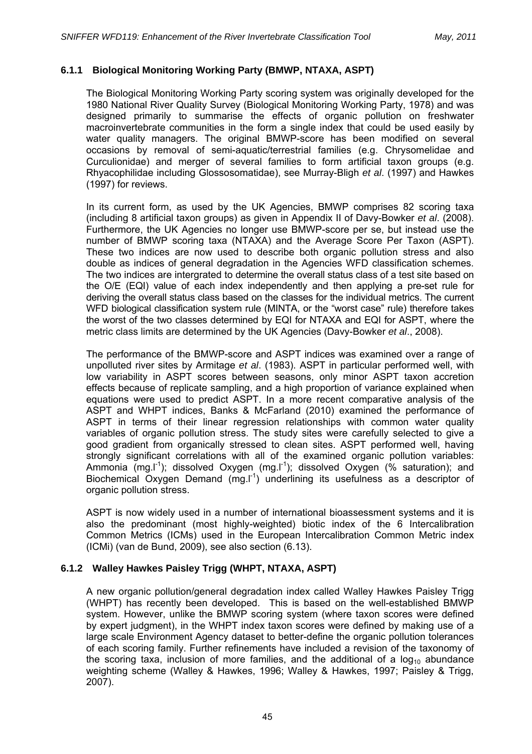### 6.1.1 Biological Monitoring Working Party (BMWP, NTAXA, ASPT)

The Biological Monitoring Working Party scoring system was originally developed for the 1980 National River Quality Survey (Biological Monitoring Working Party, 1978) and was designed primarily to summarise the effects of organic pollution on freshwater macroinvertebrate communities in the form a single index that could be used easily by water quality managers. The original BMWP-score has been modified on several occasions by removal of semi-aquatic/terrestrial families (e.g. Chrysomelidae and Curculionidae) and merger of several families to form artificial taxon groups (e.g. Rhyacophilidae including Glossosomatidae), see Murray-Bligh *et al*. (1997) and Hawkes (1997) for reviews.

In its current form, as used by the UK Agencies, BMWP comprises 82 scoring taxa (including 8 artificial taxon groups) as given in Appendix II of Davy-Bowker *et al*. (2008). Furthermore, the UK Agencies no longer use BMWP-score per se, but instead use the number of BMWP scoring taxa (NTAXA) and the Average Score Per Taxon (ASPT). These two indices are now used to describe both organic pollution stress and also double as indices of general degradation in the Agencies WFD classification schemes. The two indices are intergrated to determine the overall status class of a test site based on the O/E (EQI) value of each index independently and then applying a pre-set rule for deriving the overall status class based on the classes for the individual metrics. The current WFD biological classification system rule (MINTA, or the "worst case" rule) therefore takes the worst of the two classes determined by EQI for NTAXA and EQI for ASPT, where the metric class limits are determined by the UK Agencies (Davy-Bowker *et al*., 2008).

The performance of the BMWP-score and ASPT indices was examined over a range of unpolluted river sites by Armitage *et al*. (1983). ASPT in particular performed well, with low variability in ASPT scores between seasons, only minor ASPT taxon accretion effects because of replicate sampling, and a high proportion of variance explained when equations were used to predict ASPT. In a more recent comparative analysis of the ASPT and WHPT indices, Banks & McFarland (2010) examined the performance of ASPT in terms of their linear regression relationships with common water quality variables of organic pollution stress. The study sites were carefully selected to give a good gradient from organically stressed to clean sites. ASPT performed well, having strongly significant correlations with all of the examined organic pollution variables: Ammonia ($mg.l^{-1}$); dissolved Oxygen ($mg.l^{-1}$); dissolved Oxygen (% saturation); and Biochemical Oxygen Demand ($mg.l^{-1}$) underlining its usefulness as a descriptor of organic pollution stress.

ASPT is now widely used in a number of international bioassessment systems and it is also the predominant (most highly-weighted) biotic index of the 6 Intercalibration Common Metrics (ICMs) used in the European Intercalibration Common Metric index (ICMi) (van de Bund, 2009), see also section (6.13).

### 6.1.2 Walley Hawkes Paisley Trigg (WHPT, NTAXA, ASPT)

A new organic pollution/general degradation index called Walley Hawkes Paisley Trigg (WHPT) has recently been developed. This is based on the well-established BMWP system. However, unlike the BMWP scoring system (where taxon scores were defined by expert judgment), in the WHPT index taxon scores were defined by making use of a large scale Environment Agency dataset to better-define the organic pollution tolerances of each scoring family. Further refinements have included a revision of the taxonomy of the scoring taxa, inclusion of more families, and the additional of a $\log_{10}$ abundance weighting scheme (Walley & Hawkes, 1996; Walley & Hawkes, 1997; Paisley & Trigg, 2007).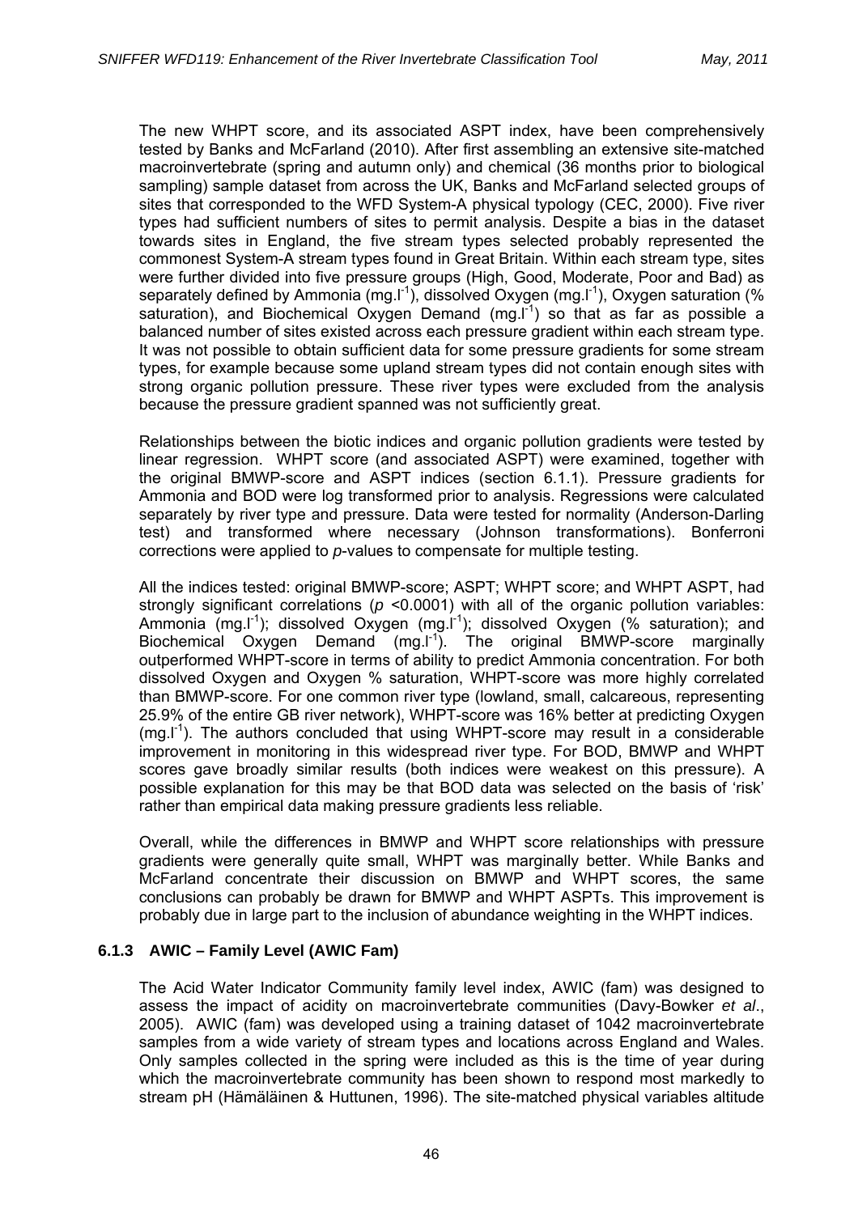The new WHPT score, and its associated ASPT index, have been comprehensively tested by Banks and McFarland (2010). After first assembling an extensive site-matched macroinvertebrate (spring and autumn only) and chemical (36 months prior to biological sampling) sample dataset from across the UK, Banks and McFarland selected groups of sites that corresponded to the WFD System-A physical typology (CEC, 2000). Five river types had sufficient numbers of sites to permit analysis. Despite a bias in the dataset towards sites in England, the five stream types selected probably represented the commonest System-A stream types found in Great Britain. Within each stream type, sites were further divided into five pressure groups (High, Good, Moderate, Poor and Bad) as separately defined by Ammonia ($mg.l^{-1}$), dissolved Oxygen ($mg.l^{-1}$), Oxygen saturation (% saturation), and Biochemical Oxygen Demand ($mg.l^{-1}$) so that as far as possible a balanced number of sites existed across each pressure gradient within each stream type. It was not possible to obtain sufficient data for some pressure gradients for some stream types, for example because some upland stream types did not contain enough sites with strong organic pollution pressure. These river types were excluded from the analysis because the pressure gradient spanned was not sufficiently great.

Relationships between the biotic indices and organic pollution gradients were tested by linear regression. WHPT score (and associated ASPT) were examined, together with the original BMWP-score and ASPT indices (section 6.1.1). Pressure gradients for Ammonia and BOD were log transformed prior to analysis. Regressions were calculated separately by river type and pressure. Data were tested for normality (Anderson-Darling test) and transformed where necessary (Johnson transformations). Bonferroni corrections were applied to *p*-values to compensate for multiple testing.

All the indices tested: original BMWP-score; ASPT; WHPT score; and WHPT ASPT, had strongly significant correlations ($p < 0.0001$) with all of the organic pollution variables: Ammonia ($mg.l^{-1}$); dissolved Oxygen ($mg.l^{-1}$); dissolved Oxygen (% saturation); and Biochemical Oxygen Demand ($mg.l^{-1}$). The original BMWP-score marginally outperformed WHPT-score in terms of ability to predict Ammonia concentration. For both dissolved Oxygen and Oxygen % saturation, WHPT-score was more highly correlated than BMWP-score. For one common river type (lowland, small, calcareous, representing 25.9% of the entire GB river network), WHPT-score was 16% better at predicting Oxygen ($mg.l^{-1}$). The authors concluded that using WHPT-score may result in a considerable improvement in monitoring in this widespread river type. For BOD, BMWP and WHPT scores gave broadly similar results (both indices were weakest on this pressure). A possible explanation for this may be that BOD data was selected on the basis of 'risk' rather than empirical data making pressure gradients less reliable.

Overall, while the differences in BMWP and WHPT score relationships with pressure gradients were generally quite small, WHPT was marginally better. While Banks and McFarland concentrate their discussion on BMWP and WHPT scores, the same conclusions can probably be drawn for BMWP and WHPT ASPTs. This improvement is probably due in large part to the inclusion of abundance weighting in the WHPT indices.

### 6.1.3 AWIC – Family Level (AWIC Fam)

The Acid Water Indicator Community family level index, AWIC (fam) was designed to assess the impact of acidity on macroinvertebrate communities (Davy-Bowker *et al*., 2005). AWIC (fam) was developed using a training dataset of 1042 macroinvertebrate samples from a wide variety of stream types and locations across England and Wales. Only samples collected in the spring were included as this is the time of year during which the macroinvertebrate community has been shown to respond most markedly to stream pH (Hämäläinen & Huttunen, 1996). The site-matched physical variables altitude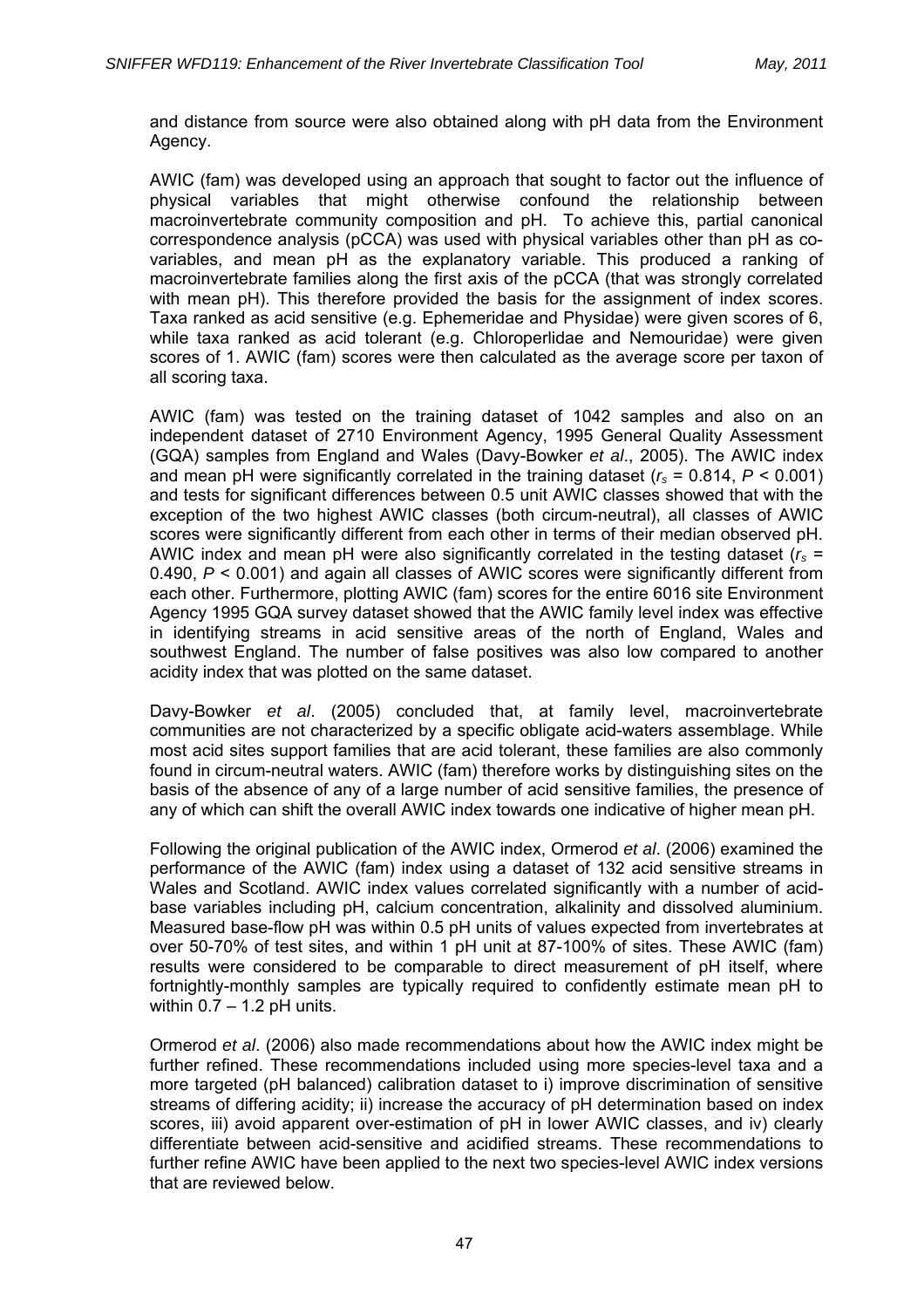and distance from source were also obtained along with pH data from the Environment Agency.

AWIC (fam) was developed using an approach that sought to factor out the influence of physical variables that might otherwise confound the relationship between macroinvertebrate community composition and pH. To achieve this, partial canonical correspondence analysis (pCCA) was used with physical variables other than pH as co-variables, and mean pH as the explanatory variable. This produced a ranking of macroinvertebrate families along the first axis of the pCCA (that was strongly correlated with mean pH). This therefore provided the basis for the assignment of index scores. Taxa ranked as acid sensitive (e.g. Ephemeridae and Physidae) were given scores of 6, while taxa ranked as acid tolerant (e.g. Chloroperlidae and Nemouridae) were given scores of 1. AWIC (fam) scores were then calculated as the average score per taxon of all scoring taxa.

AWIC (fam) was tested on the training dataset of 1042 samples and also on an independent dataset of 2710 Environment Agency, 1995 General Quality Assessment (GQA) samples from England and Wales (Davy-Bowker *et al*., 2005). The AWIC index and mean pH were significantly correlated in the training dataset ($r_s = 0.814$, $P < 0.001$) and tests for significant differences between 0.5 unit AWIC classes showed that with the exception of the two highest AWIC classes (both circum-neutral), all classes of AWIC scores were significantly different from each other in terms of their median observed pH. AWIC index and mean pH were also significantly correlated in the testing dataset ($r_s = 0.490$, $P < 0.001$) and again all classes of AWIC scores were significantly different from each other. Furthermore, plotting AWIC (fam) scores for the entire 6016 site Environment Agency 1995 GQA survey dataset showed that the AWIC family level index was effective in identifying streams in acid sensitive areas of the north of England, Wales and southwest England. The number of false positives was also low compared to another acidity index that was plotted on the same dataset.

Davy-Bowker *et al*. (2005) concluded that, at family level, macroinvertebrate communities are not characterized by a specific obligate acid-waters assemblage. While most acid sites support families that are acid tolerant, these families are also commonly found in circum-neutral waters. AWIC (fam) therefore works by distinguishing sites on the basis of the absence of any of a large number of acid sensitive families, the presence of any of which can shift the overall AWIC index towards one indicative of higher mean pH.

Following the original publication of the AWIC index, Ormerod *et al*. (2006) examined the performance of the AWIC (fam) index using a dataset of 132 acid sensitive streams in Wales and Scotland. AWIC index values correlated significantly with a number of acid-base variables including pH, calcium concentration, alkalinity and dissolved aluminium. Measured base-flow pH was within 0.5 pH units of values expected from invertebrates at over 50-70% of test sites, and within 1 pH unit at 87-100% of sites. These AWIC (fam) results were considered to be comparable to direct measurement of pH itself, where fortnightly-monthly samples are typically required to confidently estimate mean pH to within 0.7 – 1.2 pH units.

Ormerod *et al*. (2006) also made recommendations about how the AWIC index might be further refined. These recommendations included using more species-level taxa and a more targeted (pH balanced) calibration dataset to i) improve discrimination of sensitive streams of differing acidity; ii) increase the accuracy of pH determination based on index scores, iii) avoid apparent over-estimation of pH in lower AWIC classes, and iv) clearly differentiate between acid-sensitive and acidified streams. These recommendations to further refine AWIC have been applied to the next two species-level AWIC index versions that are reviewed below.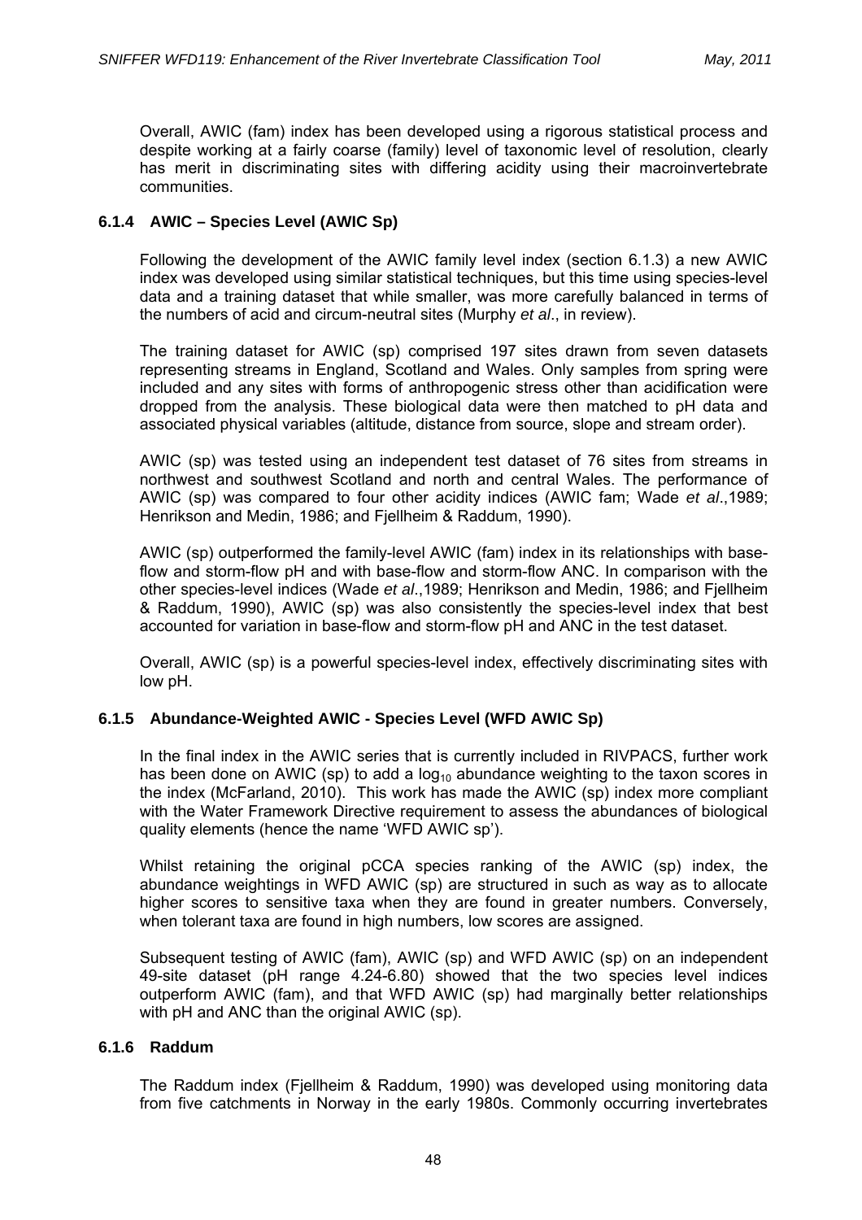Overall, AWIC (fam) index has been developed using a rigorous statistical process and despite working at a fairly coarse (family) level of taxonomic level of resolution, clearly has merit in discriminating sites with differing acidity using their macroinvertebrate communities.

### 6.1.4 AWIC – Species Level (AWIC Sp)

Following the development of the AWIC family level index (section 6.1.3) a new AWIC index was developed using similar statistical techniques, but this time using species-level data and a training dataset that while smaller, was more carefully balanced in terms of the numbers of acid and circum-neutral sites (Murphy *et al*., in review).

The training dataset for AWIC (sp) comprised 197 sites drawn from seven datasets representing streams in England, Scotland and Wales. Only samples from spring were included and any sites with forms of anthropogenic stress other than acidification were dropped from the analysis. These biological data were then matched to pH data and associated physical variables (altitude, distance from source, slope and stream order).

AWIC (sp) was tested using an independent test dataset of 76 sites from streams in northwest and southwest Scotland and north and central Wales. The performance of AWIC (sp) was compared to four other acidity indices (AWIC fam; Wade *et al*.,1989; Henrikson and Medin, 1986; and Fjellheim & Raddum, 1990).

AWIC (sp) outperformed the family-level AWIC (fam) index in its relationships with base-flow and storm-flow pH and with base-flow and storm-flow ANC. In comparison with the other species-level indices (Wade *et al*.,1989; Henrikson and Medin, 1986; and Fjellheim & Raddum, 1990), AWIC (sp) was also consistently the species-level index that best accounted for variation in base-flow and storm-flow pH and ANC in the test dataset.

Overall, AWIC (sp) is a powerful species-level index, effectively discriminating sites with low pH.

### 6.1.5 Abundance-Weighted AWIC - Species Level (WFD AWIC Sp)

In the final index in the AWIC series that is currently included in RIVPACS, further work has been done on AWIC (sp) to add a $\log_{10}$ abundance weighting to the taxon scores in the index (McFarland, 2010). This work has made the AWIC (sp) index more compliant with the Water Framework Directive requirement to assess the abundances of biological quality elements (hence the name 'WFD AWIC sp').

Whilst retaining the original pCCA species ranking of the AWIC (sp) index, the abundance weightings in WFD AWIC (sp) are structured in such as way as to allocate higher scores to sensitive taxa when they are found in greater numbers. Conversely, when tolerant taxa are found in high numbers, low scores are assigned.

Subsequent testing of AWIC (fam), AWIC (sp) and WFD AWIC (sp) on an independent 49-site dataset (pH range 4.24-6.80) showed that the two species level indices outperform AWIC (fam), and that WFD AWIC (sp) had marginally better relationships with pH and ANC than the original AWIC (sp).

### 6.1.6 Raddum

The Raddum index (Fjellheim & Raddum, 1990) was developed using monitoring data from five catchments in Norway in the early 1980s. Commonly occurring invertebrates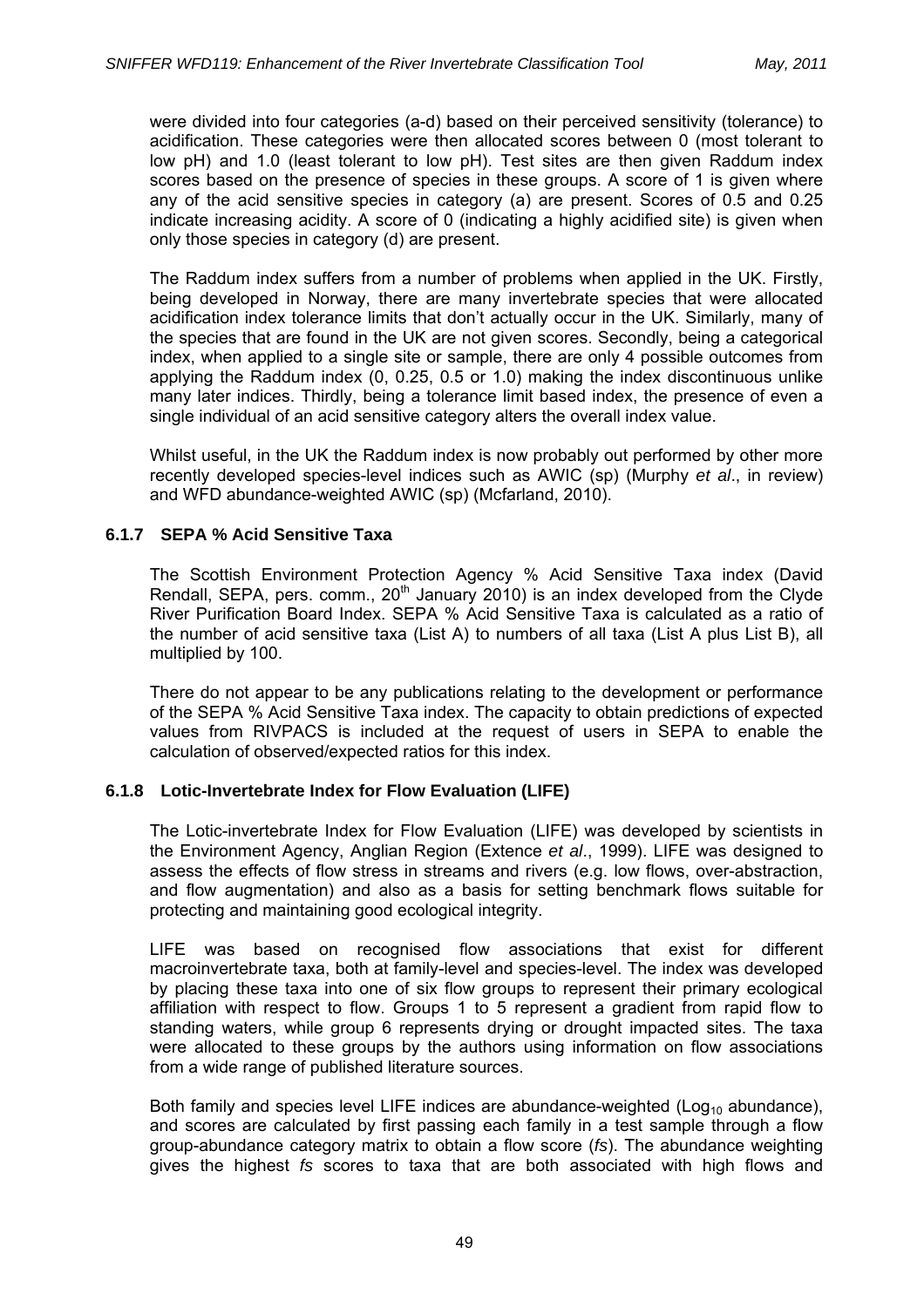were divided into four categories (a-d) based on their perceived sensitivity (tolerance) to acidification. These categories were then allocated scores between 0 (most tolerant to low pH) and 1.0 (least tolerant to low pH). Test sites are then given Raddum index scores based on the presence of species in these groups. A score of 1 is given where any of the acid sensitive species in category (a) are present. Scores of 0.5 and 0.25 indicate increasing acidity. A score of 0 (indicating a highly acidified site) is given when only those species in category (d) are present.

The Raddum index suffers from a number of problems when applied in the UK. Firstly, being developed in Norway, there are many invertebrate species that were allocated acidification index tolerance limits that don't actually occur in the UK. Similarly, many of the species that are found in the UK are not given scores. Secondly, being a categorical index, when applied to a single site or sample, there are only 4 possible outcomes from applying the Raddum index (0, 0.25, 0.5 or 1.0) making the index discontinuous unlike many later indices. Thirdly, being a tolerance limit based index, the presence of even a single individual of an acid sensitive category alters the overall index value.

Whilst useful, in the UK the Raddum index is now probably out performed by other more recently developed species-level indices such as AWIC (sp) (Murphy *et al*., in review) and WFD abundance-weighted AWIC (sp) (Mcfarland, 2010).

### 6.1.7 SEPA % Acid Sensitive Taxa

The Scottish Environment Protection Agency % Acid Sensitive Taxa index (David Rendall, SEPA, pers. comm., 20th January 2010) is an index developed from the Clyde River Purification Board Index. SEPA % Acid Sensitive Taxa is calculated as a ratio of the number of acid sensitive taxa (List A) to numbers of all taxa (List A plus List B), all multiplied by 100.

There do not appear to be any publications relating to the development or performance of the SEPA % Acid Sensitive Taxa index. The capacity to obtain predictions of expected values from RIVPACS is included at the request of users in SEPA to enable the calculation of observed/expected ratios for this index.

### 6.1.8 Lotic-Invertebrate Index for Flow Evaluation (LIFE)

The Lotic-invertebrate Index for Flow Evaluation (LIFE) was developed by scientists in the Environment Agency, Anglian Region (Extence *et al*., 1999). LIFE was designed to assess the effects of flow stress in streams and rivers (e.g. low flows, over-abstraction, and flow augmentation) and also as a basis for setting benchmark flows suitable for protecting and maintaining good ecological integrity.

LIFE was based on recognised flow associations that exist for different macroinvertebrate taxa, both at family-level and species-level. The index was developed by placing these taxa into one of six flow groups to represent their primary ecological affiliation with respect to flow. Groups 1 to 5 represent a gradient from rapid flow to standing waters, while group 6 represents drying or drought impacted sites. The taxa were allocated to these groups by the authors using information on flow associations from a wide range of published literature sources.

Both family and species level LIFE indices are abundance-weighted ($Log_{10}$ abundance), and scores are calculated by first passing each family in a test sample through a flow group-abundance category matrix to obtain a flow score (*fs*). The abundance weighting gives the highest *fs* scores to taxa that are both associated with high flows and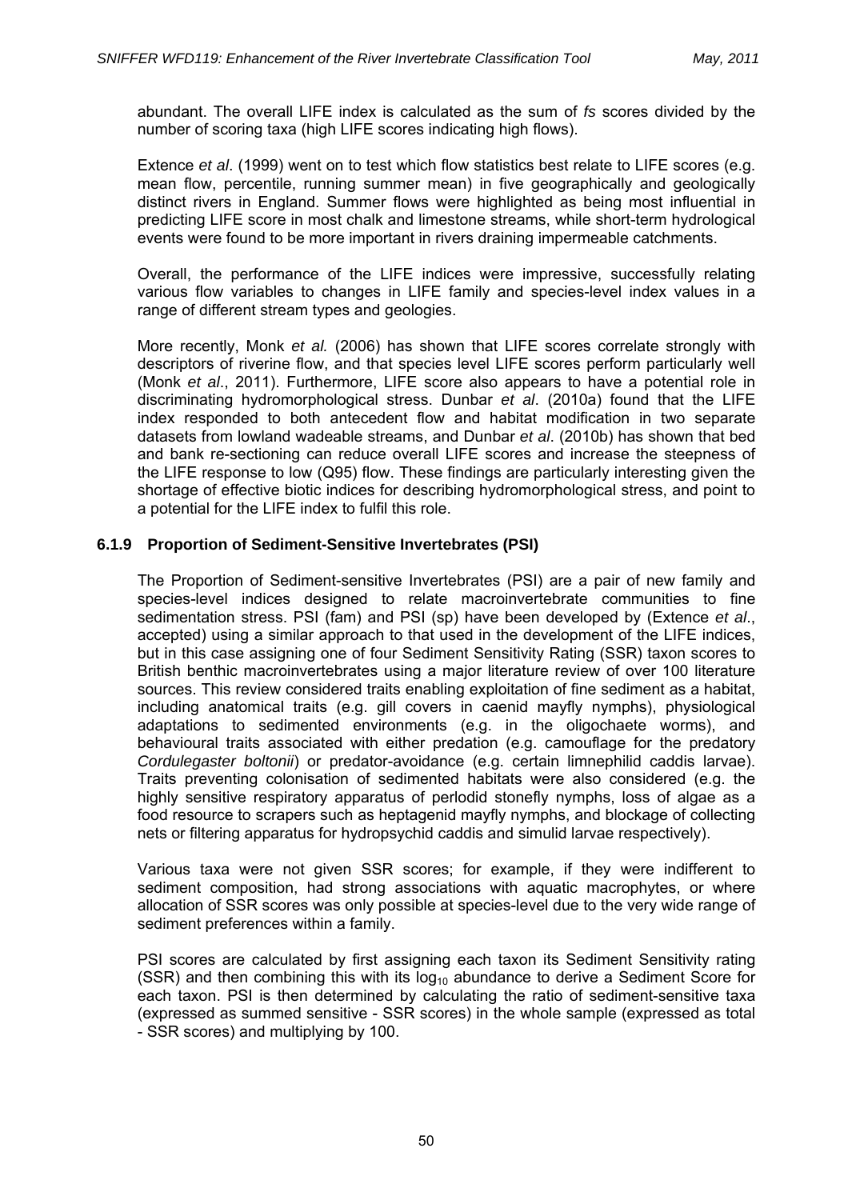abundant. The overall LIFE index is calculated as the sum of *fs* scores divided by the number of scoring taxa (high LIFE scores indicating high flows).

Extence *et al*. (1999) went on to test which flow statistics best relate to LIFE scores (e.g. mean flow, percentile, running summer mean) in five geographically and geologically distinct rivers in England. Summer flows were highlighted as being most influential in predicting LIFE score in most chalk and limestone streams, while short-term hydrological events were found to be more important in rivers draining impermeable catchments.

Overall, the performance of the LIFE indices were impressive, successfully relating various flow variables to changes in LIFE family and species-level index values in a range of different stream types and geologies.

More recently, Monk *et al.* (2006) has shown that LIFE scores correlate strongly with descriptors of riverine flow, and that species level LIFE scores perform particularly well (Monk *et al*., 2011). Furthermore, LIFE score also appears to have a potential role in discriminating hydromorphological stress. Dunbar *et al*. (2010a) found that the LIFE index responded to both antecedent flow and habitat modification in two separate datasets from lowland wadeable streams, and Dunbar *et al*. (2010b) has shown that bed and bank re-sectioning can reduce overall LIFE scores and increase the steepness of the LIFE response to low (Q95) flow. These findings are particularly interesting given the shortage of effective biotic indices for describing hydromorphological stress, and point to a potential for the LIFE index to fulfil this role.

### 6.1.9 Proportion of Sediment-Sensitive Invertebrates (PSI)

The Proportion of Sediment-sensitive Invertebrates (PSI) are a pair of new family and species-level indices designed to relate macroinvertebrate communities to fine sedimentation stress. PSI (fam) and PSI (sp) have been developed by (Extence *et al*., accepted) using a similar approach to that used in the development of the LIFE indices, but in this case assigning one of four Sediment Sensitivity Rating (SSR) taxon scores to British benthic macroinvertebrates using a major literature review of over 100 literature sources. This review considered traits enabling exploitation of fine sediment as a habitat, including anatomical traits (e.g. gill covers in caenid mayfly nymphs), physiological adaptations to sedimented environments (e.g. in the oligochaete worms), and behavioural traits associated with either predation (e.g. camouflage for the predatory *Cordulegaster boltonii*) or predator-avoidance (e.g. certain limnephilid caddis larvae). Traits preventing colonisation of sedimented habitats were also considered (e.g. the highly sensitive respiratory apparatus of perlodid stonefly nymphs, loss of algae as a food resource to scrapers such as heptagenid mayfly nymphs, and blockage of collecting nets or filtering apparatus for hydropsychid caddis and simulid larvae respectively).

Various taxa were not given SSR scores; for example, if they were indifferent to sediment composition, had strong associations with aquatic macrophytes, or where allocation of SSR scores was only possible at species-level due to the very wide range of sediment preferences within a family.

PSI scores are calculated by first assigning each taxon its Sediment Sensitivity rating (SSR) and then combining this with its $\log_{10}$ abundance to derive a Sediment Score for each taxon. PSI is then determined by calculating the ratio of sediment-sensitive taxa (expressed as summed sensitive - SSR scores) in the whole sample (expressed as total - SSR scores) and multiplying by 100.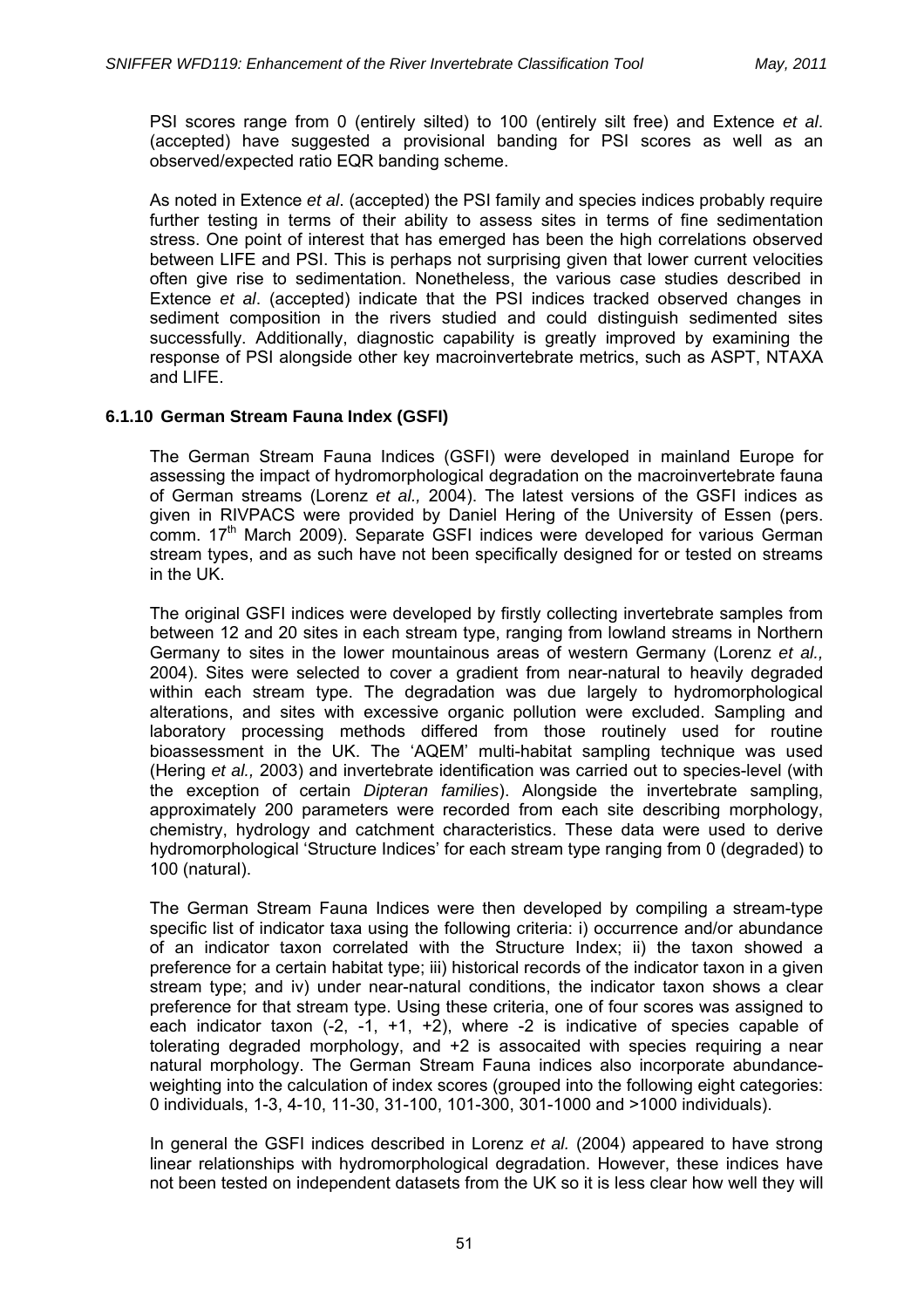PSI scores range from 0 (entirely silted) to 100 (entirely silt free) and Extence *et al*. (accepted) have suggested a provisional banding for PSI scores as well as an observed/expected ratio EQR banding scheme.

As noted in Extence *et al*. (accepted) the PSI family and species indices probably require further testing in terms of their ability to assess sites in terms of fine sedimentation stress. One point of interest that has emerged has been the high correlations observed between LIFE and PSI. This is perhaps not surprising given that lower current velocities often give rise to sedimentation. Nonetheless, the various case studies described in Extence *et al*. (accepted) indicate that the PSI indices tracked observed changes in sediment composition in the rivers studied and could distinguish sedimented sites successfully. Additionally, diagnostic capability is greatly improved by examining the response of PSI alongside other key macroinvertebrate metrics, such as ASPT, NTAXA and LIFE.

### 6.1.10 German Stream Fauna Index (GSFI)

The German Stream Fauna Indices (GSFI) were developed in mainland Europe for assessing the impact of hydromorphological degradation on the macroinvertebrate fauna of German streams (Lorenz *et al.,* 2004). The latest versions of the GSFI indices as given in RIVPACS were provided by Daniel Hering of the University of Essen (pers. comm. 17th March 2009). Separate GSFI indices were developed for various German stream types, and as such have not been specifically designed for or tested on streams in the UK.

The original GSFI indices were developed by firstly collecting invertebrate samples from between 12 and 20 sites in each stream type, ranging from lowland streams in Northern Germany to sites in the lower mountainous areas of western Germany (Lorenz *et al.,* 2004). Sites were selected to cover a gradient from near-natural to heavily degraded within each stream type. The degradation was due largely to hydromorphological alterations, and sites with excessive organic pollution were excluded. Sampling and laboratory processing methods differed from those routinely used for routine bioassessment in the UK. The 'AQEM' multi-habitat sampling technique was used (Hering *et al.,* 2003) and invertebrate identification was carried out to species-level (with the exception of certain *Dipteran families*). Alongside the invertebrate sampling, approximately 200 parameters were recorded from each site describing morphology, chemistry, hydrology and catchment characteristics. These data were used to derive hydromorphological 'Structure Indices' for each stream type ranging from 0 (degraded) to 100 (natural).

The German Stream Fauna Indices were then developed by compiling a stream-type specific list of indicator taxa using the following criteria: i) occurrence and/or abundance of an indicator taxon correlated with the Structure Index; ii) the taxon showed a preference for a certain habitat type; iii) historical records of the indicator taxon in a given stream type; and iv) under near-natural conditions, the indicator taxon shows a clear preference for that stream type. Using these criteria, one of four scores was assigned to each indicator taxon (-2, -1, +1, +2), where -2 is indicative of species capable of tolerating degraded morphology, and +2 is assocaited with species requiring a near natural morphology. The German Stream Fauna indices also incorporate abundance-weighting into the calculation of index scores (grouped into the following eight categories: 0 individuals, 1-3, 4-10, 11-30, 31-100, 101-300, 301-1000 and >1000 individuals).

In general the GSFI indices described in Lorenz *et al.* (2004) appeared to have strong linear relationships with hydromorphological degradation. However, these indices have not been tested on independent datasets from the UK so it is less clear how well they will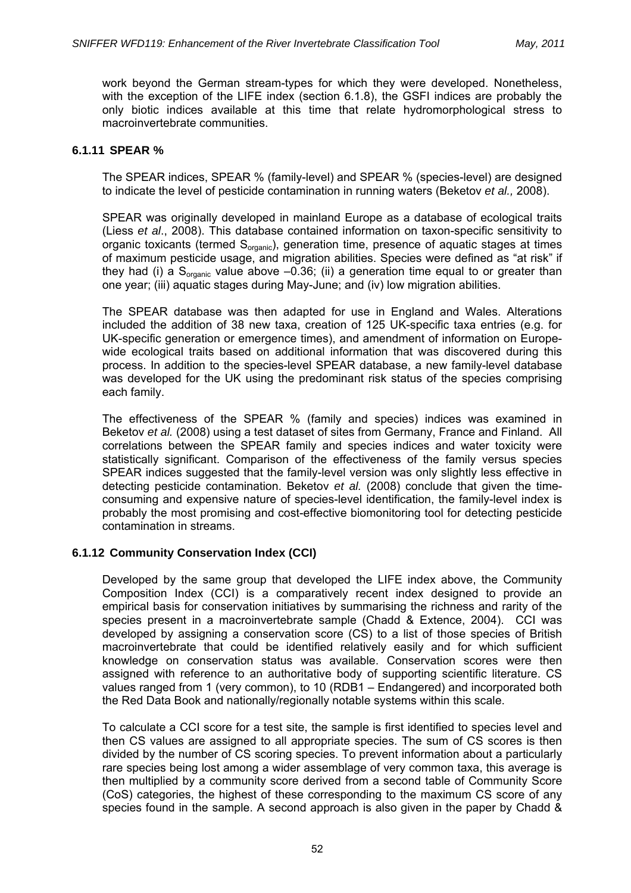work beyond the German stream-types for which they were developed. Nonetheless, with the exception of the LIFE index (section 6.1.8), the GSFI indices are probably the only biotic indices available at this time that relate hydromorphological stress to macroinvertebrate communities.

### 6.1.11 SPEAR %

The SPEAR indices, SPEAR % (family-level) and SPEAR % (species-level) are designed to indicate the level of pesticide contamination in running waters (Beketov *et al.,* 2008).

SPEAR was originally developed in mainland Europe as a database of ecological traits (Liess *et al*., 2008). This database contained information on taxon-specific sensitivity to organic toxicants (termed $S_{organic}$), generation time, presence of aquatic stages at times of maximum pesticide usage, and migration abilities. Species were defined as "at risk" if they had (i) a $S_{organic}$ value above –0.36; (ii) a generation time equal to or greater than one year; (iii) aquatic stages during May-June; and (iv) low migration abilities.

The SPEAR database was then adapted for use in England and Wales. Alterations included the addition of 38 new taxa, creation of 125 UK-specific taxa entries (e.g. for UK-specific generation or emergence times), and amendment of information on Europe-wide ecological traits based on additional information that was discovered during this process. In addition to the species-level SPEAR database, a new family-level database was developed for the UK using the predominant risk status of the species comprising each family.

The effectiveness of the SPEAR % (family and species) indices was examined in Beketov *et al.* (2008) using a test dataset of sites from Germany, France and Finland. All correlations between the SPEAR family and species indices and water toxicity were statistically significant. Comparison of the effectiveness of the family versus species SPEAR indices suggested that the family-level version was only slightly less effective in detecting pesticide contamination. Beketov *et al.* (2008) conclude that given the time-consuming and expensive nature of species-level identification, the family-level index is probably the most promising and cost-effective biomonitoring tool for detecting pesticide contamination in streams.

### 6.1.12 Community Conservation Index (CCI)

Developed by the same group that developed the LIFE index above, the Community Composition Index (CCI) is a comparatively recent index designed to provide an empirical basis for conservation initiatives by summarising the richness and rarity of the species present in a macroinvertebrate sample (Chadd & Extence, 2004). CCI was developed by assigning a conservation score (CS) to a list of those species of British macroinvertebrate that could be identified relatively easily and for which sufficient knowledge on conservation status was available. Conservation scores were then assigned with reference to an authoritative body of supporting scientific literature. CS values ranged from 1 (very common), to 10 (RDB1 – Endangered) and incorporated both the Red Data Book and nationally/regionally notable systems within this scale.

To calculate a CCI score for a test site, the sample is first identified to species level and then CS values are assigned to all appropriate species. The sum of CS scores is then divided by the number of CS scoring species. To prevent information about a particularly rare species being lost among a wider assemblage of very common taxa, this average is then multiplied by a community score derived from a second table of Community Score (CoS) categories, the highest of these corresponding to the maximum CS score of any species found in the sample. A second approach is also given in the paper by Chadd &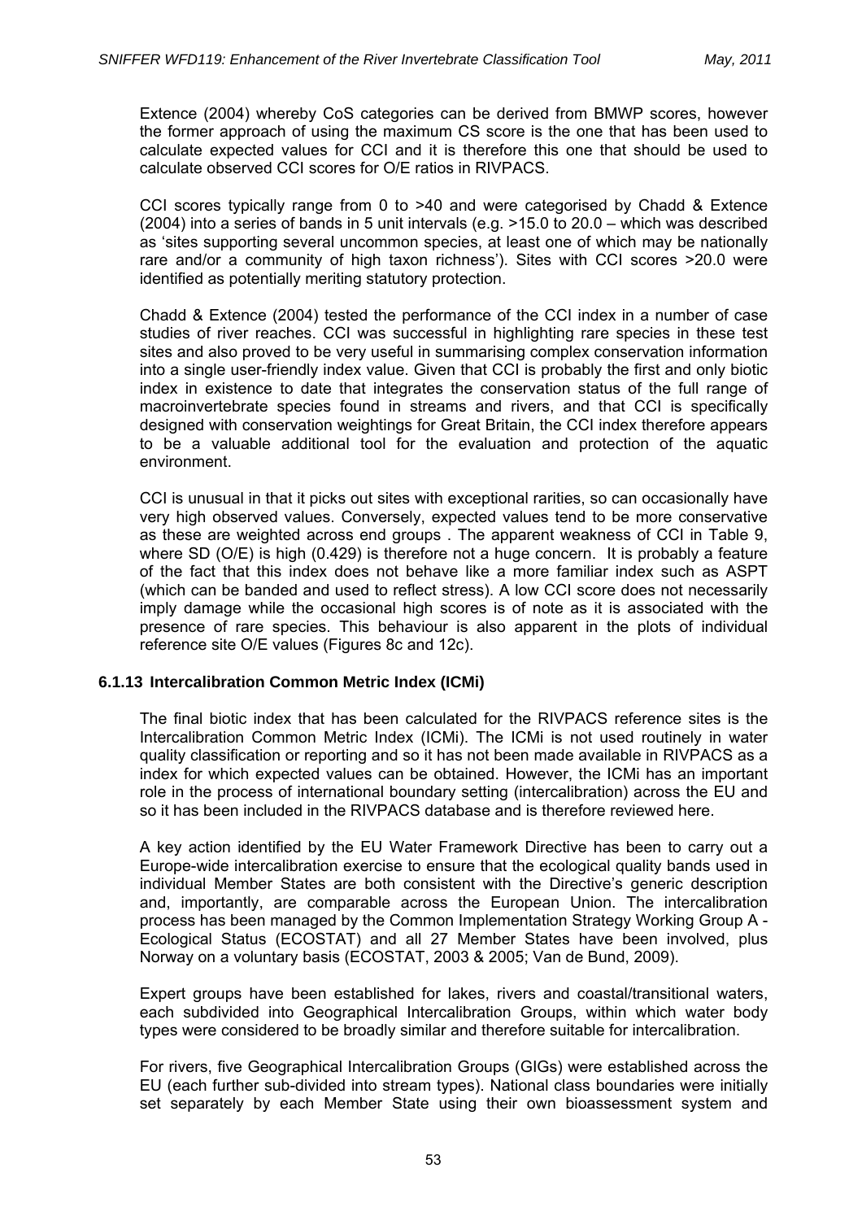Extence (2004) whereby CoS categories can be derived from BMWP scores, however the former approach of using the maximum CS score is the one that has been used to calculate expected values for CCI and it is therefore this one that should be used to calculate observed CCI scores for O/E ratios in RIVPACS.

CCI scores typically range from 0 to >40 and were categorised by Chadd & Extence (2004) into a series of bands in 5 unit intervals (e.g. >15.0 to 20.0 – which was described as 'sites supporting several uncommon species, at least one of which may be nationally rare and/or a community of high taxon richness'). Sites with CCI scores >20.0 were identified as potentially meriting statutory protection.

Chadd & Extence (2004) tested the performance of the CCI index in a number of case studies of river reaches. CCI was successful in highlighting rare species in these test sites and also proved to be very useful in summarising complex conservation information into a single user-friendly index value. Given that CCI is probably the first and only biotic index in existence to date that integrates the conservation status of the full range of macroinvertebrate species found in streams and rivers, and that CCI is specifically designed with conservation weightings for Great Britain, the CCI index therefore appears to be a valuable additional tool for the evaluation and protection of the aquatic environment.

CCI is unusual in that it picks out sites with exceptional rarities, so can occasionally have very high observed values. Conversely, expected values tend to be more conservative as these are weighted across end groups . The apparent weakness of CCI in Table 9, where SD (O/E) is high (0.429) is therefore not a huge concern. It is probably a feature of the fact that this index does not behave like a more familiar index such as ASPT (which can be banded and used to reflect stress). A low CCI score does not necessarily imply damage while the occasional high scores is of note as it is associated with the presence of rare species. This behaviour is also apparent in the plots of individual reference site O/E values (Figures 8c and 12c).

### 6.1.13 Intercalibration Common Metric Index (ICMi)

The final biotic index that has been calculated for the RIVPACS reference sites is the Intercalibration Common Metric Index (ICMi). The ICMi is not used routinely in water quality classification or reporting and so it has not been made available in RIVPACS as a index for which expected values can be obtained. However, the ICMi has an important role in the process of international boundary setting (intercalibration) across the EU and so it has been included in the RIVPACS database and is therefore reviewed here.

A key action identified by the EU Water Framework Directive has been to carry out a Europe-wide intercalibration exercise to ensure that the ecological quality bands used in individual Member States are both consistent with the Directive's generic description and, importantly, are comparable across the European Union. The intercalibration process has been managed by the Common Implementation Strategy Working Group A - Ecological Status (ECOSTAT) and all 27 Member States have been involved, plus Norway on a voluntary basis (ECOSTAT, 2003 & 2005; Van de Bund, 2009).

Expert groups have been established for lakes, rivers and coastal/transitional waters, each subdivided into Geographical Intercalibration Groups, within which water body types were considered to be broadly similar and therefore suitable for intercalibration.

For rivers, five Geographical Intercalibration Groups (GIGs) were established across the EU (each further sub-divided into stream types). National class boundaries were initially set separately by each Member State using their own bioassessment system and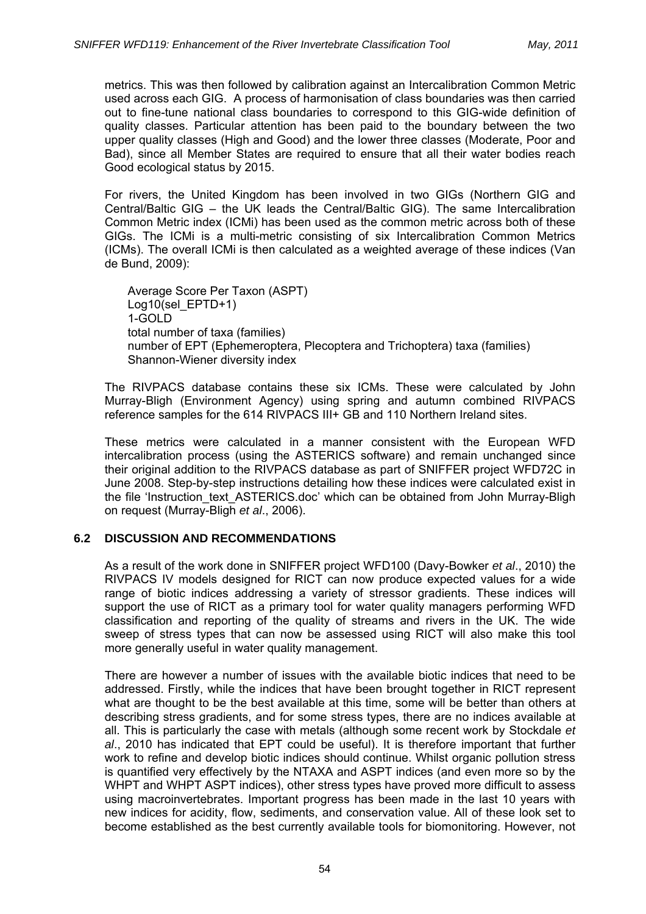metrics. This was then followed by calibration against an Intercalibration Common Metric used across each GIG. A process of harmonisation of class boundaries was then carried out to fine-tune national class boundaries to correspond to this GIG-wide definition of quality classes. Particular attention has been paid to the boundary between the two upper quality classes (High and Good) and the lower three classes (Moderate, Poor and Bad), since all Member States are required to ensure that all their water bodies reach Good ecological status by 2015.

For rivers, the United Kingdom has been involved in two GIGs (Northern GIG and Central/Baltic GIG – the UK leads the Central/Baltic GIG). The same Intercalibration Common Metric index (ICMi) has been used as the common metric across both of these GIGs. The ICMi is a multi-metric consisting of six Intercalibration Common Metrics (ICMs). The overall ICMi is then calculated as a weighted average of these indices (Van de Bund, 2009):

Average Score Per Taxon (ASPT)
Log10(sel_EPTD+1)
1-GOLD
total number of taxa (families)
number of EPT (Ephemeroptera, Plecoptera and Trichoptera) taxa (families)
Shannon-Wiener diversity index

The RIVPACS database contains these six ICMs. These were calculated by John Murray-Bligh (Environment Agency) using spring and autumn combined RIVPACS reference samples for the 614 RIVPACS III+ GB and 110 Northern Ireland sites.

These metrics were calculated in a manner consistent with the European WFD intercalibration process (using the ASTERICS software) and remain unchanged since their original addition to the RIVPACS database as part of SNIFFER project WFD72C in June 2008. Step-by-step instructions detailing how these indices were calculated exist in the file 'Instruction_text_ASTERICS.doc' which can be obtained from John Murray-Bligh on request (Murray-Bligh *et al*., 2006).

## 6.2 DISCUSSION AND RECOMMENDATIONS

As a result of the work done in SNIFFER project WFD100 (Davy-Bowker *et al*., 2010) the RIVPACS IV models designed for RICT can now produce expected values for a wide range of biotic indices addressing a variety of stressor gradients. These indices will support the use of RICT as a primary tool for water quality managers performing WFD classification and reporting of the quality of streams and rivers in the UK. The wide sweep of stress types that can now be assessed using RICT will also make this tool more generally useful in water quality management.

There are however a number of issues with the available biotic indices that need to be addressed. Firstly, while the indices that have been brought together in RICT represent what are thought to be the best available at this time, some will be better than others at describing stress gradients, and for some stress types, there are no indices available at all. This is particularly the case with metals (although some recent work by Stockdale *et al*., 2010 has indicated that EPT could be useful). It is therefore important that further work to refine and develop biotic indices should continue. Whilst organic pollution stress is quantified very effectively by the NTAXA and ASPT indices (and even more so by the WHPT and WHPT ASPT indices), other stress types have proved more difficult to assess using macroinvertebrates. Important progress has been made in the last 10 years with new indices for acidity, flow, sediments, and conservation value. All of these look set to become established as the best currently available tools for biomonitoring. However, not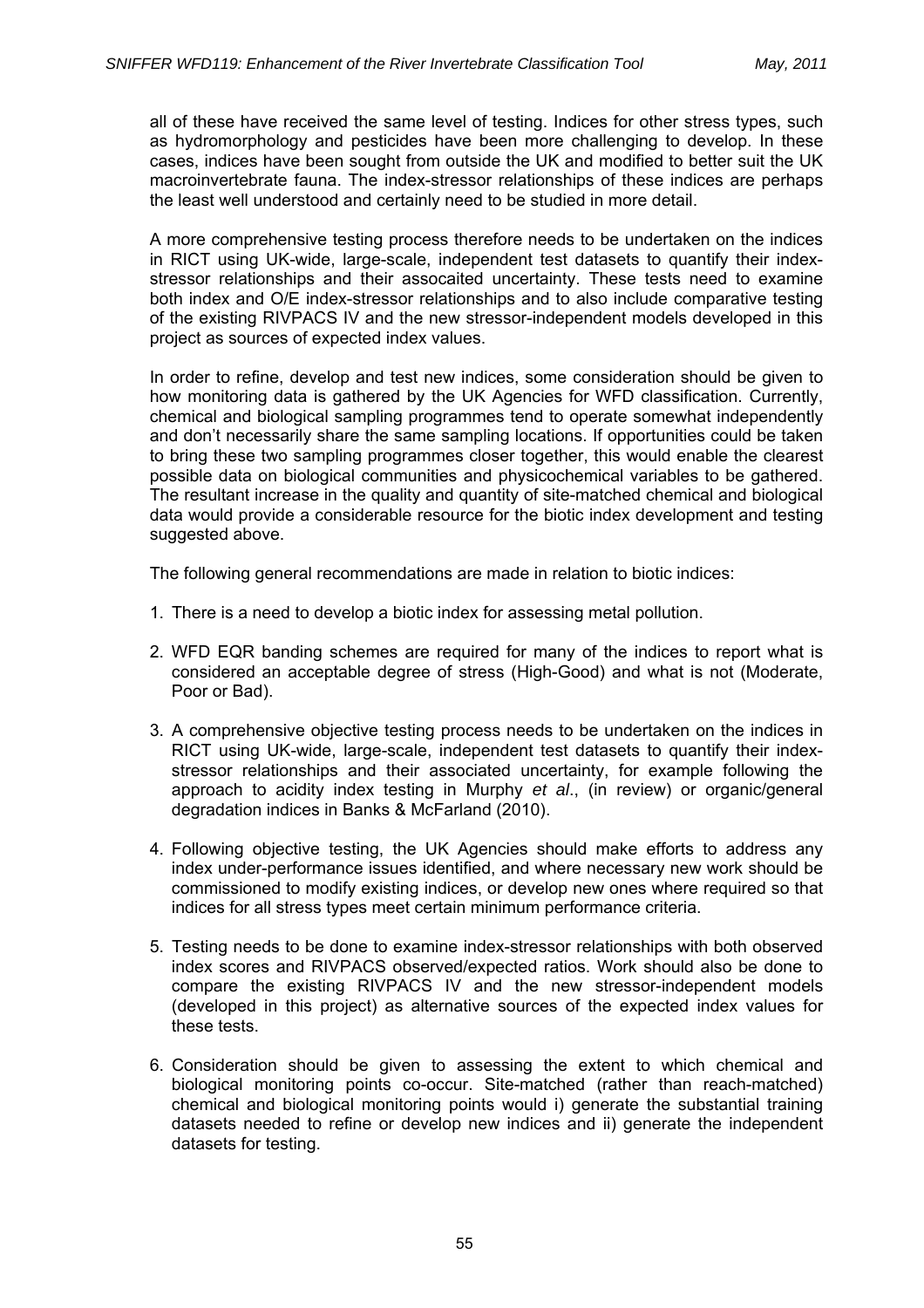all of these have received the same level of testing. Indices for other stress types, such as hydromorphology and pesticides have been more challenging to develop. In these cases, indices have been sought from outside the UK and modified to better suit the UK macroinvertebrate fauna. The index-stressor relationships of these indices are perhaps the least well understood and certainly need to be studied in more detail.

A more comprehensive testing process therefore needs to be undertaken on the indices in RICT using UK-wide, large-scale, independent test datasets to quantify their index-stressor relationships and their assocaited uncertainty. These tests need to examine both index and O/E index-stressor relationships and to also include comparative testing of the existing RIVPACS IV and the new stressor-independent models developed in this project as sources of expected index values.

In order to refine, develop and test new indices, some consideration should be given to how monitoring data is gathered by the UK Agencies for WFD classification. Currently, chemical and biological sampling programmes tend to operate somewhat independently and don't necessarily share the same sampling locations. If opportunities could be taken to bring these two sampling programmes closer together, this would enable the clearest possible data on biological communities and physicochemical variables to be gathered. The resultant increase in the quality and quantity of site-matched chemical and biological data would provide a considerable resource for the biotic index development and testing suggested above.

The following general recommendations are made in relation to biotic indices:

1. There is a need to develop a biotic index for assessing metal pollution.

2. WFD EQR banding schemes are required for many of the indices to report what is considered an acceptable degree of stress (High-Good) and what is not (Moderate, Poor or Bad).

3. A comprehensive objective testing process needs to be undertaken on the indices in RICT using UK-wide, large-scale, independent test datasets to quantify their index-stressor relationships and their associated uncertainty, for example following the approach to acidity index testing in Murphy *et al*., (in review) or organic/general degradation indices in Banks & McFarland (2010).

4. Following objective testing, the UK Agencies should make efforts to address any index under-performance issues identified, and where necessary new work should be commissioned to modify existing indices, or develop new ones where required so that indices for all stress types meet certain minimum performance criteria.

5. Testing needs to be done to examine index-stressor relationships with both observed index scores and RIVPACS observed/expected ratios. Work should also be done to compare the existing RIVPACS IV and the new stressor-independent models (developed in this project) as alternative sources of the expected index values for these tests.

6. Consideration should be given to assessing the extent to which chemical and biological monitoring points co-occur. Site-matched (rather than reach-matched) chemical and biological monitoring points would i) generate the substantial training datasets needed to refine or develop new indices and ii) generate the independent datasets for testing.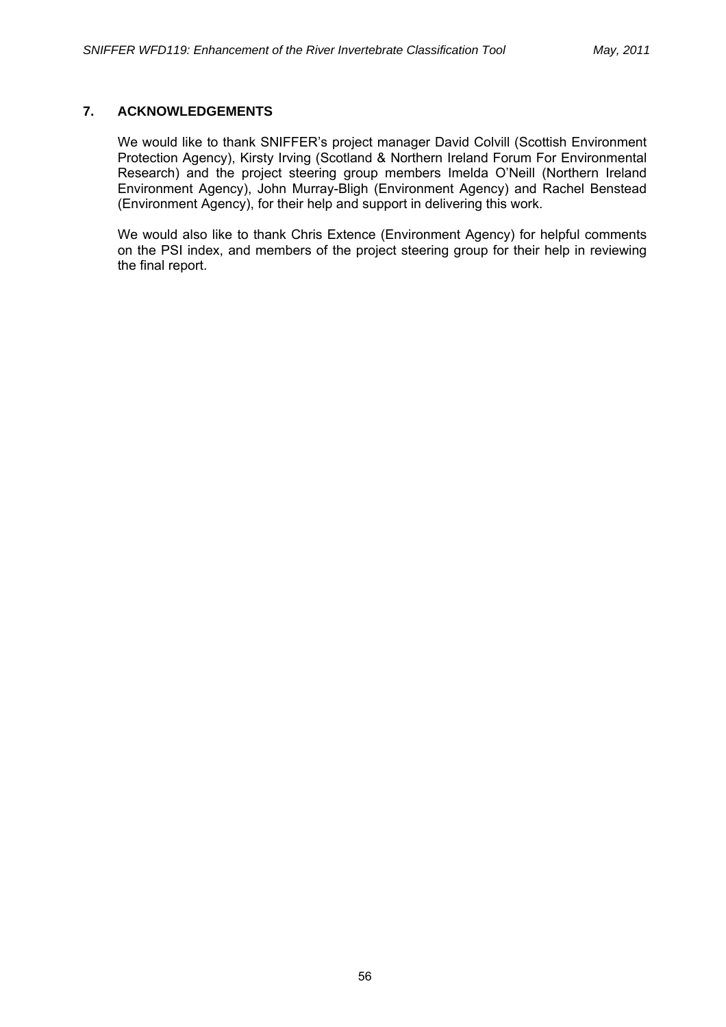## 7. ACKNOWLEDGEMENTS

We would like to thank SNIFFER's project manager David Colvill (Scottish Environment Protection Agency), Kirsty Irving (Scotland & Northern Ireland Forum For Environmental Research) and the project steering group members Imelda O'Neill (Northern Ireland Environment Agency), John Murray-Bligh (Environment Agency) and Rachel Benstead (Environment Agency), for their help and support in delivering this work.

We would also like to thank Chris Extence (Environment Agency) for helpful comments on the PSI index, and members of the project steering group for their help in reviewing the final report.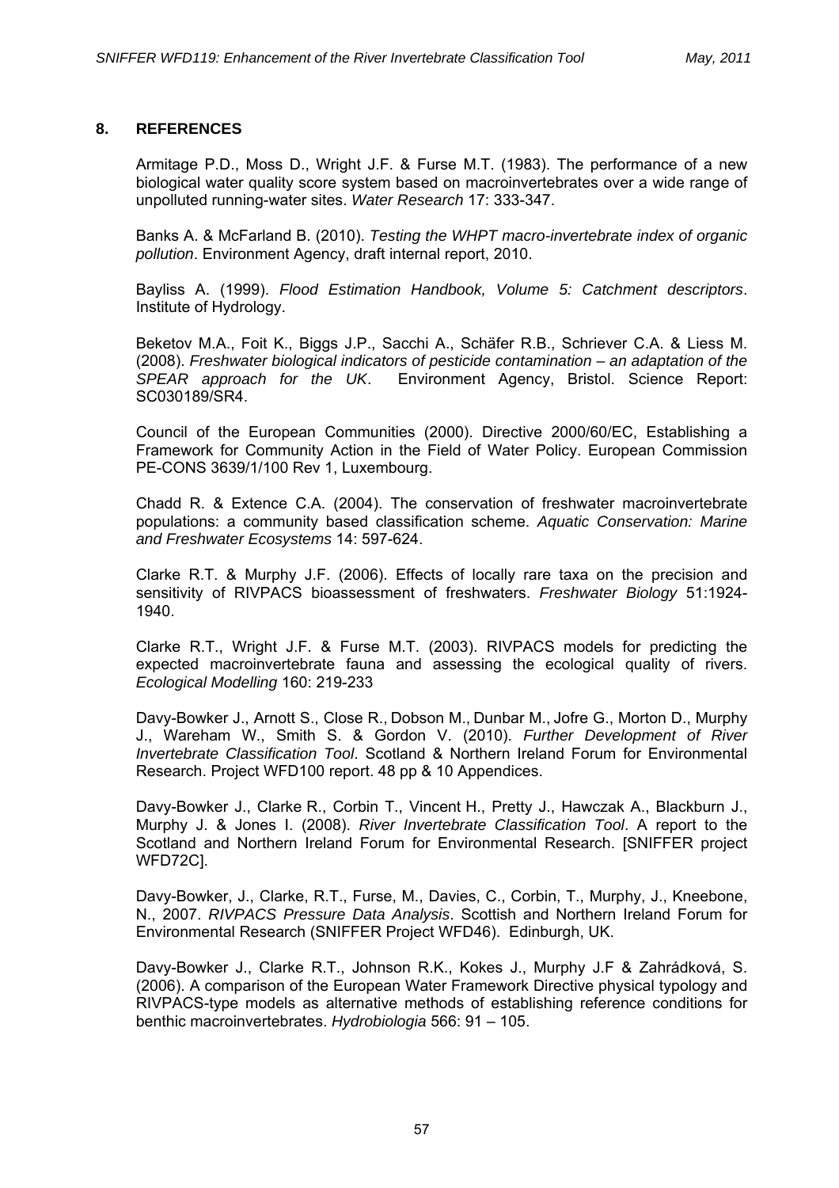## 8. REFERENCES

Armitage P.D., Moss D., Wright J.F. & Furse M.T. (1983). The performance of a new biological water quality score system based on macroinvertebrates over a wide range of unpolluted running-water sites. *Water Research* 17: 333-347.

Banks A. & McFarland B. (2010). *Testing the WHPT macro-invertebrate index of organic pollution*. Environment Agency, draft internal report, 2010.

Bayliss A. (1999). *Flood Estimation Handbook, Volume 5: Catchment descriptors*. Institute of Hydrology.

Beketov M.A., Foit K., Biggs J.P., Sacchi A., Schäfer R.B., Schriever C.A. & Liess M. (2008). *Freshwater biological indicators of pesticide contamination – an adaptation of the SPEAR approach for the UK*. Environment Agency, Bristol. Science Report: SC030189/SR4.

Council of the European Communities (2000). Directive 2000/60/EC, Establishing a Framework for Community Action in the Field of Water Policy. European Commission PE-CONS 3639/1/100 Rev 1, Luxembourg.

Chadd R. & Extence C.A. (2004). The conservation of freshwater macroinvertebrate populations: a community based classification scheme. *Aquatic Conservation: Marine and Freshwater Ecosystems* 14: 597-624.

Clarke R.T. & Murphy J.F. (2006). Effects of locally rare taxa on the precision and sensitivity of RIVPACS bioassessment of freshwaters. *Freshwater Biology* 51:1924-1940.

Clarke R.T., Wright J.F. & Furse M.T. (2003). RIVPACS models for predicting the expected macroinvertebrate fauna and assessing the ecological quality of rivers. *Ecological Modelling* 160: 219-233

Davy-Bowker J., Arnott S., Close R., Dobson M., Dunbar M., Jofre G., Morton D., Murphy J., Wareham W., Smith S. & Gordon V. (2010). *Further Development of River Invertebrate Classification Tool*. Scotland & Northern Ireland Forum for Environmental Research. Project WFD100 report. 48 pp & 10 Appendices.

Davy-Bowker J., Clarke R., Corbin T., Vincent H., Pretty J., Hawczak A., Blackburn J., Murphy J. & Jones I. (2008). *River Invertebrate Classification Tool*. A report to the Scotland and Northern Ireland Forum for Environmental Research. [SNIFFER project WFD72C].

Davy-Bowker, J., Clarke, R.T., Furse, M., Davies, C., Corbin, T., Murphy, J., Kneebone, N., 2007. *RIVPACS Pressure Data Analysis*. Scottish and Northern Ireland Forum for Environmental Research (SNIFFER Project WFD46). Edinburgh, UK.

Davy-Bowker J., Clarke R.T., Johnson R.K., Kokes J., Murphy J.F & Zahrádková, S. (2006). A comparison of the European Water Framework Directive physical typology and RIVPACS-type models as alternative methods of establishing reference conditions for benthic macroinvertebrates. *Hydrobiologia* 566: 91 – 105.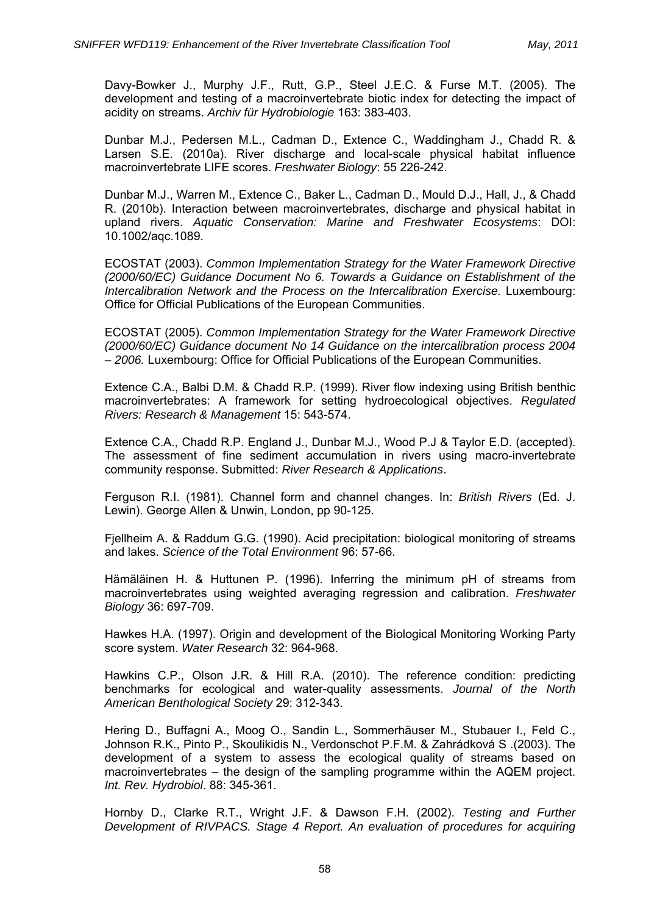Davy-Bowker J., Murphy J.F., Rutt, G.P., Steel J.E.C. & Furse M.T. (2005). The development and testing of a macroinvertebrate biotic index for detecting the impact of acidity on streams. *Archiv für Hydrobiologie* 163: 383-403.

Dunbar M.J., Pedersen M.L., Cadman D., Extence C., Waddingham J., Chadd R. & Larsen S.E. (2010a). River discharge and local-scale physical habitat influence macroinvertebrate LIFE scores. *Freshwater Biology*: 55 226-242.

Dunbar M.J., Warren M., Extence C., Baker L., Cadman D., Mould D.J., Hall, J., & Chadd R. (2010b). Interaction between macroinvertebrates, discharge and physical habitat in upland rivers. *Aquatic Conservation: Marine and Freshwater Ecosystems*: DOI: 10.1002/aqc.1089.

ECOSTAT (2003). *Common Implementation Strategy for the Water Framework Directive (2000/60/EC) Guidance Document No 6. Towards a Guidance on Establishment of the Intercalibration Network and the Process on the Intercalibration Exercise.* Luxembourg: Office for Official Publications of the European Communities.

ECOSTAT (2005). *Common Implementation Strategy for the Water Framework Directive (2000/60/EC) Guidance document No 14 Guidance on the intercalibration process 2004 – 2006.* Luxembourg: Office for Official Publications of the European Communities.

Extence C.A., Balbi D.M. & Chadd R.P. (1999). River flow indexing using British benthic macroinvertebrates: A framework for setting hydroecological objectives. *Regulated Rivers: Research & Management* 15: 543-574.

Extence C.A., Chadd R.P. England J., Dunbar M.J., Wood P.J & Taylor E.D. (accepted). The assessment of fine sediment accumulation in rivers using macro-invertebrate community response. Submitted: *River Research & Applications*.

Ferguson R.I. (1981). Channel form and channel changes. In: *British Rivers* (Ed. J. Lewin). George Allen & Unwin, London, pp 90-125.

Fjellheim A. & Raddum G.G. (1990). Acid precipitation: biological monitoring of streams and lakes. *Science of the Total Environment* 96: 57-66.

Hämäläinen H. & Huttunen P. (1996). Inferring the minimum pH of streams from macroinvertebrates using weighted averaging regression and calibration. *Freshwater Biology* 36: 697-709.

Hawkes H.A. (1997). Origin and development of the Biological Monitoring Working Party score system. *Water Research* 32: 964-968.

Hawkins C.P., Olson J.R. & Hill R.A. (2010). The reference condition: predicting benchmarks for ecological and water-quality assessments. *Journal of the North American Benthological Society* 29: 312-343.

Hering D., Buffagni A., Moog O., Sandin L., Sommerhäuser M., Stubauer I., Feld C., Johnson R.K., Pinto P., Skoulikidis N., Verdonschot P.F.M. & Zahrádková S .(2003). The development of a system to assess the ecological quality of streams based on macroinvertebrates – the design of the sampling programme within the AQEM project. *Int. Rev. Hydrobiol*. 88: 345-361.

Hornby D., Clarke R.T., Wright J.F. & Dawson F.H. (2002). *Testing and Further Development of RIVPACS. Stage 4 Report. An evaluation of procedures for acquiring*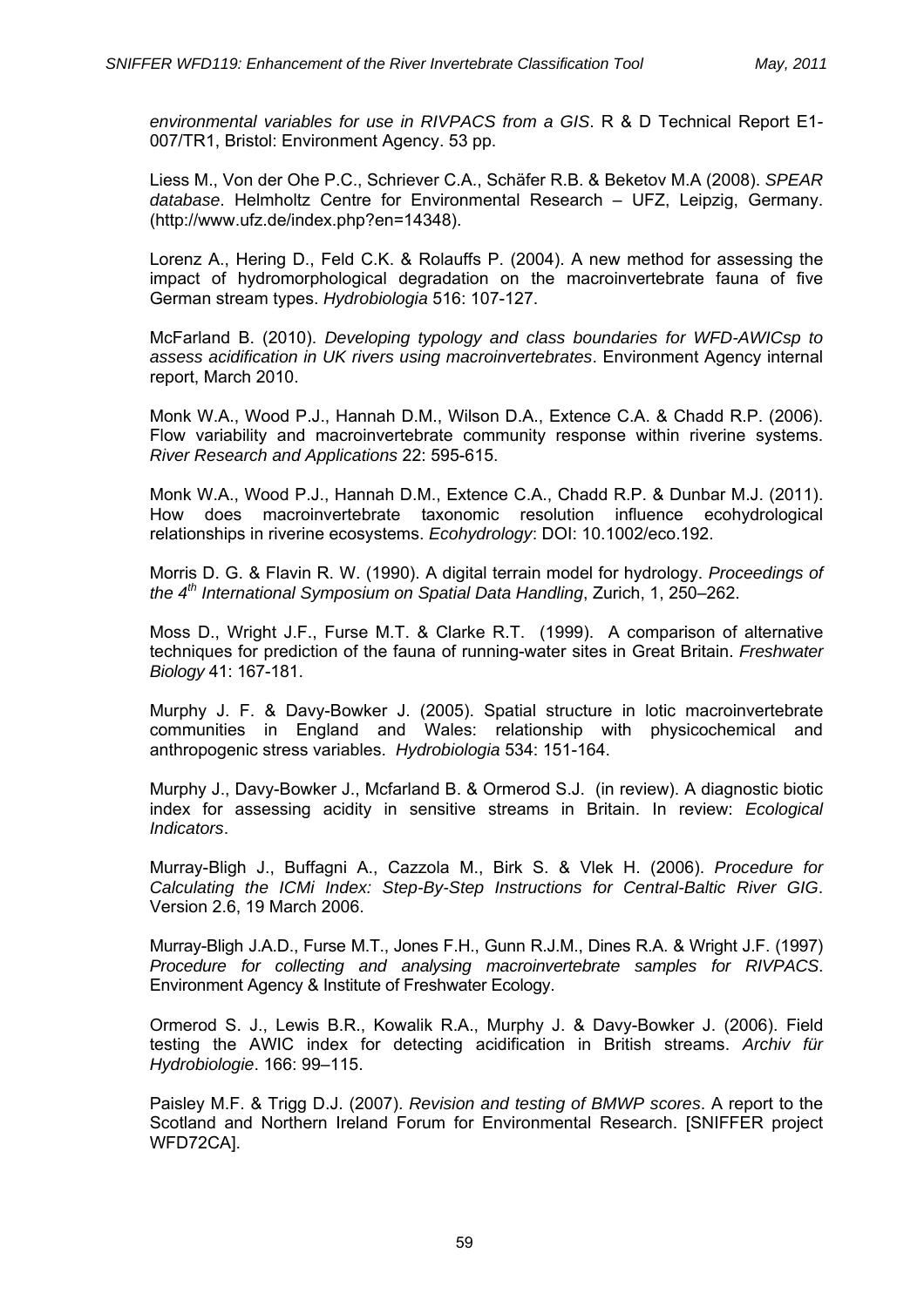*environmental variables for use in RIVPACS from a GIS*. R & D Technical Report E1-007/TR1, Bristol: Environment Agency. 53 pp.

Liess M., Von der Ohe P.C., Schriever C.A., Schäfer R.B. & Beketov M.A (2008). *SPEAR database*. Helmholtz Centre for Environmental Research – UFZ, Leipzig, Germany. (http://www.ufz.de/index.php?en=14348).

Lorenz A., Hering D., Feld C.K. & Rolauffs P. (2004). A new method for assessing the impact of hydromorphological degradation on the macroinvertebrate fauna of five German stream types. *Hydrobiologia* 516: 107-127.

McFarland B. (2010). *Developing typology and class boundaries for WFD-AWICsp to assess acidification in UK rivers using macroinvertebrates*. Environment Agency internal report, March 2010.

Monk W.A., Wood P.J., Hannah D.M., Wilson D.A., Extence C.A. & Chadd R.P. (2006). Flow variability and macroinvertebrate community response within riverine systems. *River Research and Applications* 22: 595-615.

Monk W.A., Wood P.J., Hannah D.M., Extence C.A., Chadd R.P. & Dunbar M.J. (2011). How does macroinvertebrate taxonomic resolution influence ecohydrological relationships in riverine ecosystems. *Ecohydrology*: DOI: 10.1002/eco.192.

Morris D. G. & Flavin R. W. (1990). A digital terrain model for hydrology. *Proceedings of the 4th International Symposium on Spatial Data Handling*, Zurich, 1, 250–262.

Moss D., Wright J.F., Furse M.T. & Clarke R.T. (1999). A comparison of alternative techniques for prediction of the fauna of running-water sites in Great Britain. *Freshwater Biology* 41: 167-181.

Murphy J. F. & Davy-Bowker J. (2005). Spatial structure in lotic macroinvertebrate communities in England and Wales: relationship with physicochemical and anthropogenic stress variables. *Hydrobiologia* 534: 151-164.

Murphy J., Davy-Bowker J., Mcfarland B. & Ormerod S.J. (in review). A diagnostic biotic index for assessing acidity in sensitive streams in Britain. In review: *Ecological Indicators*.

Murray-Bligh J., Buffagni A., Cazzola M., Birk S. & Vlek H. (2006). *Procedure for Calculating the ICMi Index: Step-By-Step Instructions for Central-Baltic River GIG*. Version 2.6, 19 March 2006.

Murray-Bligh J.A.D., Furse M.T., Jones F.H., Gunn R.J.M., Dines R.A. & Wright J.F. (1997) *Procedure for collecting and analysing macroinvertebrate samples for RIVPACS*. Environment Agency & Institute of Freshwater Ecology.

Ormerod S. J., Lewis B.R., Kowalik R.A., Murphy J. & Davy-Bowker J. (2006). Field testing the AWIC index for detecting acidification in British streams. *Archiv für Hydrobiologie*. 166: 99–115.

Paisley M.F. & Trigg D.J. (2007). *Revision and testing of BMWP scores*. A report to the Scotland and Northern Ireland Forum for Environmental Research. [SNIFFER project WFD72CA].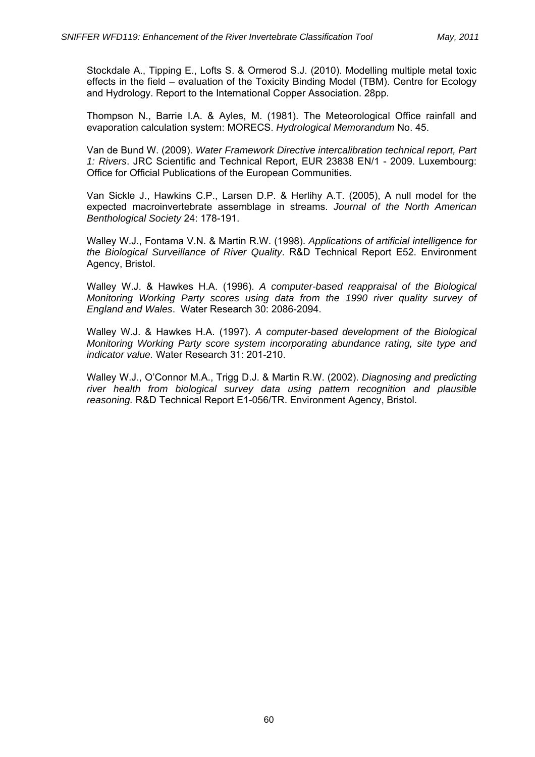Stockdale A., Tipping E., Lofts S. & Ormerod S.J. (2010). Modelling multiple metal toxic effects in the field – evaluation of the Toxicity Binding Model (TBM). Centre for Ecology and Hydrology. Report to the International Copper Association. 28pp.

Thompson N., Barrie I.A. & Ayles, M. (1981). The Meteorological Office rainfall and evaporation calculation system: MORECS. *Hydrological Memorandum* No. 45.

Van de Bund W. (2009). *Water Framework Directive intercalibration technical report, Part 1: Rivers*. JRC Scientific and Technical Report, EUR 23838 EN/1 - 2009. Luxembourg: Office for Official Publications of the European Communities.

Van Sickle J., Hawkins C.P., Larsen D.P. & Herlihy A.T. (2005), A null model for the expected macroinvertebrate assemblage in streams. *Journal of the North American Benthological Society* 24: 178-191.

Walley W.J., Fontama V.N. & Martin R.W. (1998). *Applications of artificial intelligence for the Biological Surveillance of River Quality*. R&D Technical Report E52. Environment Agency, Bristol.

Walley W.J. & Hawkes H.A. (1996). *A computer-based reappraisal of the Biological Monitoring Working Party scores using data from the 1990 river quality survey of England and Wales*. Water Research 30: 2086-2094.

Walley W.J. & Hawkes H.A. (1997). *A computer-based development of the Biological Monitoring Working Party score system incorporating abundance rating, site type and indicator value.* Water Research 31: 201-210.

Walley W.J., O'Connor M.A., Trigg D.J. & Martin R.W. (2002). *Diagnosing and predicting river health from biological survey data using pattern recognition and plausible reasoning.* R&D Technical Report E1-056/TR. Environment Agency, Bristol.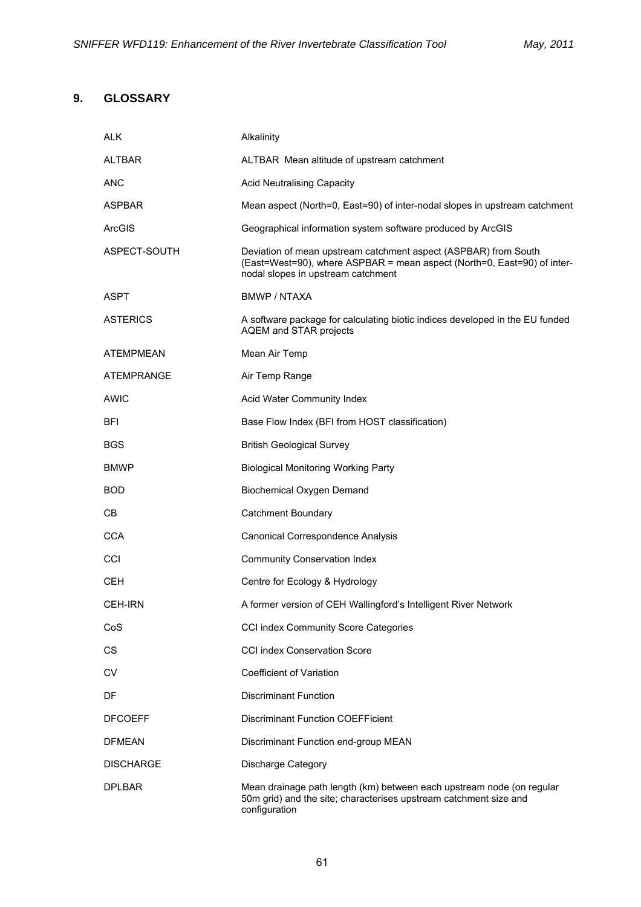## 9. GLOSSARY

| | |
|---|---|
| ALK | Alkalinity |
| ALTBAR | ALTBAR Mean altitude of upstream catchment |
| ANC | Acid Neutralising Capacity |
| ASPBAR | Mean aspect (North=0, East=90) of inter-nodal slopes in upstream catchment |
| ArcGIS | Geographical information system software produced by ArcGIS |
| ASPECT-SOUTH | Deviation of mean upstream catchment aspect (ASPBAR) from South (East=West=90), where ASPBAR = mean aspect (North=0, East=90) of inter-nodal slopes in upstream catchment |
| ASPT | BMWP / NTAXA |
| ASTERICS | A software package for calculating biotic indices developed in the EU funded AQEM and STAR projects |
| ATEMPMEAN | Mean Air Temp |
| ATEMPRANGE | Air Temp Range |
| AWIC | Acid Water Community Index |
| BFI | Base Flow Index (BFI from HOST classification) |
| BGS | British Geological Survey |
| BMWP | Biological Monitoring Working Party |
| BOD | Biochemical Oxygen Demand |
| CB | Catchment Boundary |
| CCA | Canonical Correspondence Analysis |
| CCI | Community Conservation Index |
| CEH | Centre for Ecology & Hydrology |
| CEH-IRN | A former version of CEH Wallingford's Intelligent River Network |
| CoS | CCI index Community Score Categories |
| CS | CCI index Conservation Score |
| CV | Coefficient of Variation |
| DF | Discriminant Function |
| DFCOEFF | Discriminant Function COEFFicient |
| DFMEAN | Discriminant Function end-group MEAN |
| DISCHARGE | Discharge Category |
| DPLBAR | Mean drainage path length (km) between each upstream node (on regular 50m grid) and the site; characterises upstream catchment size and configuration |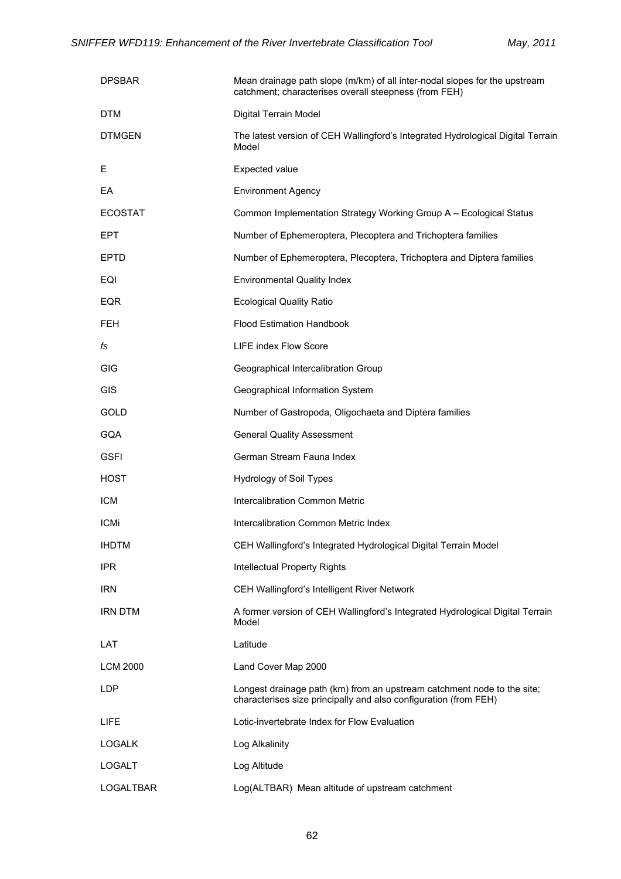| | |
|---|---|
| DPSBAR | Mean drainage path slope (m/km) of all inter-nodal slopes for the upstream catchment; characterises overall steepness (from FEH) |
| DTM | Digital Terrain Model |
| DTMGEN | The latest version of CEH Wallingford's Integrated Hydrological Digital Terrain Model |
| E | Expected value |
| EA | Environment Agency |
| ECOSTAT | Common Implementation Strategy Working Group A – Ecological Status |
| EPT | Number of Ephemeroptera, Plecoptera and Trichoptera families |
| EPTD | Number of Ephemeroptera, Plecoptera, Trichoptera and Diptera families |
| EQI | Environmental Quality Index |
| EQR | Ecological Quality Ratio |
| FEH | Flood Estimation Handbook |
| *fs* | LIFE index Flow Score |
| GIG | Geographical Intercalibration Group |
| GIS | Geographical Information System |
| GOLD | Number of Gastropoda, Oligochaeta and Diptera families |
| GQA | General Quality Assessment |
| GSFI | German Stream Fauna Index |
| HOST | Hydrology of Soil Types |
| ICM | Intercalibration Common Metric |
| ICMi | Intercalibration Common Metric Index |
| IHDTM | CEH Wallingford's Integrated Hydrological Digital Terrain Model |
| IPR | Intellectual Property Rights |
| IRN | CEH Wallingford's Intelligent River Network |
| IRN DTM | A former version of CEH Wallingford's Integrated Hydrological Digital Terrain Model |
| LAT | Latitude |
| LCM 2000 | Land Cover Map 2000 |
| LDP | Longest drainage path (km) from an upstream catchment node to the site; characterises size principally and also configuration (from FEH) |
| LIFE | Lotic-invertebrate Index for Flow Evaluation |
| LOGALK | Log Alkalinity |
| LOGALT | Log Altitude |
| LOGALTBAR | Log(ALTBAR) Mean altitude of upstream catchment |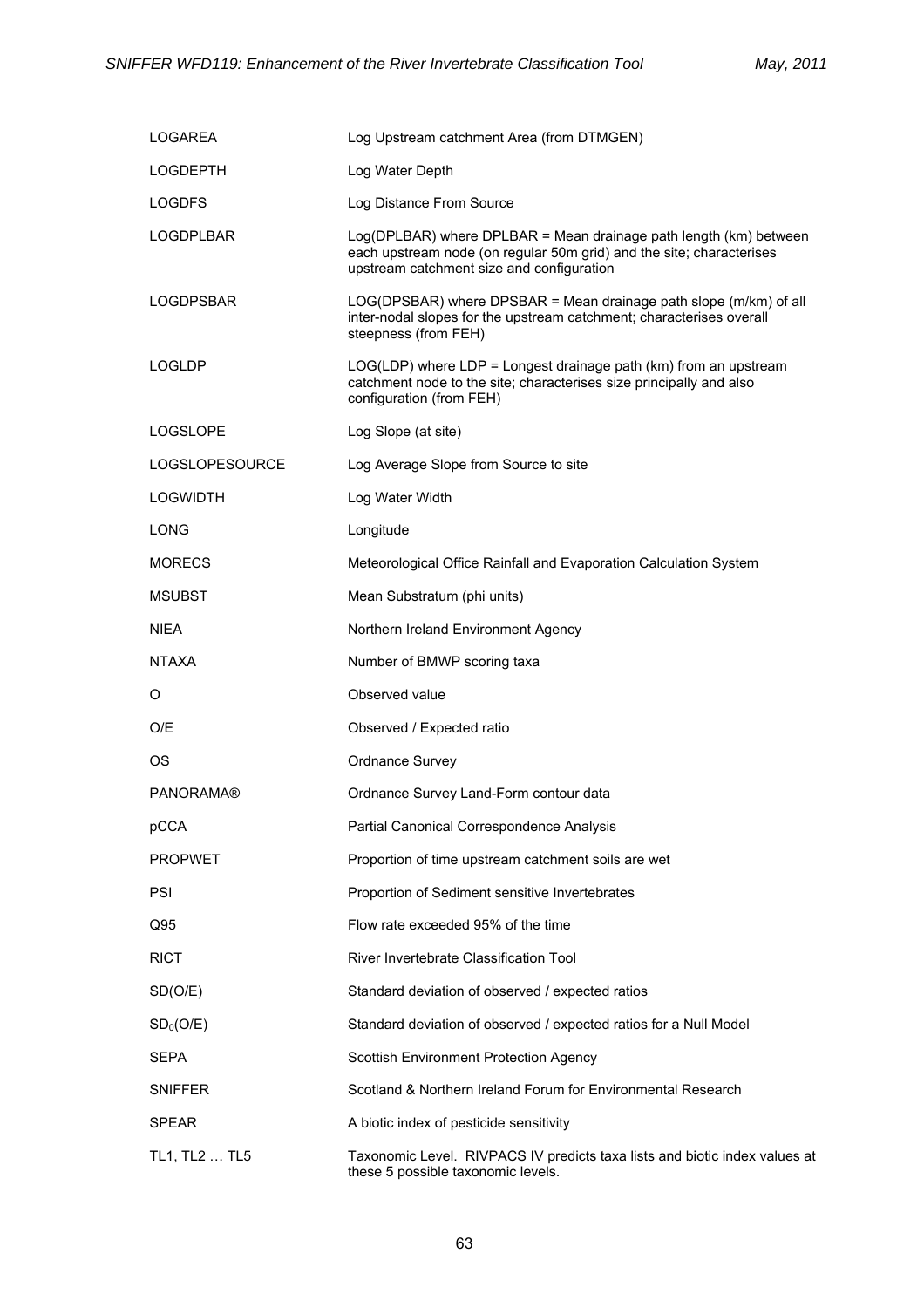| | |
|---|---|
| LOGAREA | Log Upstream catchment Area (from DTMGEN) |
| LOGDEPTH | Log Water Depth |
| LOGDFS | Log Distance From Source |
| LOGDPLBAR | Log(DPLBAR) where DPLBAR = Mean drainage path length (km) between each upstream node (on regular 50m grid) and the site; characterises upstream catchment size and configuration |
| LOGDPSBAR | LOG(DPSBAR) where DPSBAR = Mean drainage path slope (m/km) of all inter-nodal slopes for the upstream catchment; characterises overall steepness (from FEH) |
| LOGLDP | LOG(LDP) where LDP = Longest drainage path (km) from an upstream catchment node to the site; characterises size principally and also configuration (from FEH) |
| LOGSLOPE | Log Slope (at site) |
| LOGSLOPESOURCE | Log Average Slope from Source to site |
| LOGWIDTH | Log Water Width |
| LONG | Longitude |
| MORECS | Meteorological Office Rainfall and Evaporation Calculation System |
| MSUBST | Mean Substratum (phi units) |
| NIEA | Northern Ireland Environment Agency |
| NTAXA | Number of BMWP scoring taxa |
| O | Observed value |
| O/E | Observed / Expected ratio |
| OS | Ordnance Survey |
| PANORAMA® | Ordnance Survey Land-Form contour data |
| pCCA | Partial Canonical Correspondence Analysis |
| PROPWET | Proportion of time upstream catchment soils are wet |
| PSI | Proportion of Sediment sensitive Invertebrates |
| Q95 | Flow rate exceeded 95% of the time |
| RICT | River Invertebrate Classification Tool |
| SD(O/E) | Standard deviation of observed / expected ratios |
| $SD_0$(O/E) | Standard deviation of observed / expected ratios for a Null Model |
| SEPA | Scottish Environment Protection Agency |
| SNIFFER | Scotland & Northern Ireland Forum for Environmental Research |
| SPEAR | A biotic index of pesticide sensitivity |
| TL1, TL2 … TL5 | Taxonomic Level. RIVPACS IV predicts taxa lists and biotic index values at these 5 possible taxonomic levels. |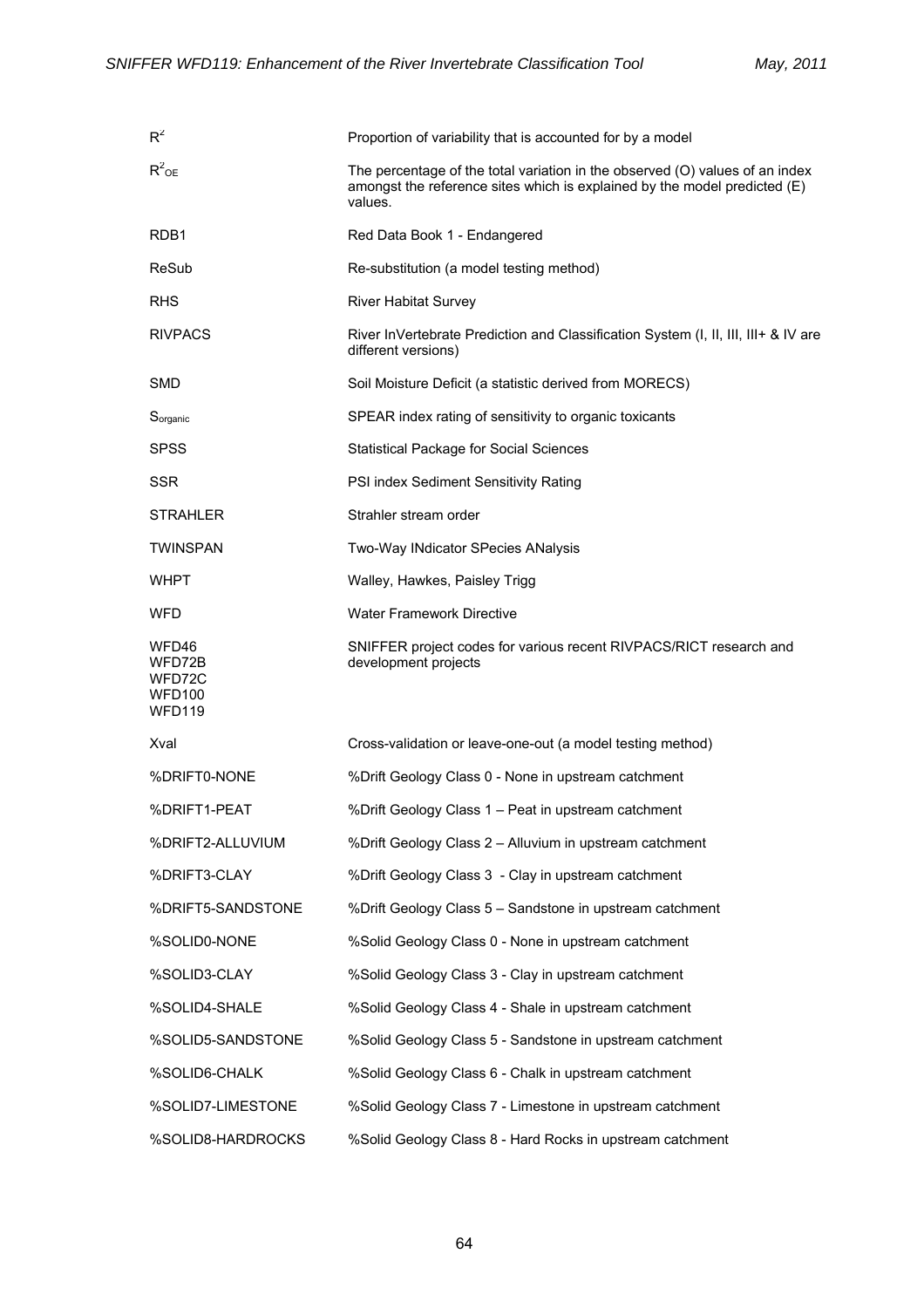| | |
|---|---|
| $R^2$ | Proportion of variability that is accounted for by a model |
| $R^2_{OE}$ | The percentage of the total variation in the observed (O) values of an index amongst the reference sites which is explained by the model predicted (E) values. |
| RDB1 | Red Data Book 1 - Endangered |
| ReSub | Re-substitution (a model testing method) |
| RHS | River Habitat Survey |
| RIVPACS | River InVertebrate Prediction and Classification System (I, II, III, III+ & IV are different versions) |
| SMD | Soil Moisture Deficit (a statistic derived from MORECS) |
| $S_{organic}$ | SPEAR index rating of sensitivity to organic toxicants |
| SPSS | Statistical Package for Social Sciences |
| SSR | PSI index Sediment Sensitivity Rating |
| STRAHLER | Strahler stream order |
| TWINSPAN | Two-Way INdicator SPecies ANalysis |
| WHPT | Walley, Hawkes, Paisley Trigg |
| WFD | Water Framework Directive |
| WFD46<br>WFD72B<br>WFD72C<br>WFD100<br>WFD119 | SNIFFER project codes for various recent RIVPACS/RICT research and development projects |
| Xval | Cross-validation or leave-one-out (a model testing method) |
| %DRIFT0-NONE | %Drift Geology Class 0 - None in upstream catchment |
| %DRIFT1-PEAT | %Drift Geology Class 1 – Peat in upstream catchment |
| %DRIFT2-ALLUVIUM | %Drift Geology Class 2 – Alluvium in upstream catchment |
| %DRIFT3-CLAY | %Drift Geology Class 3 - Clay in upstream catchment |
| %DRIFT5-SANDSTONE | %Drift Geology Class 5 – Sandstone in upstream catchment |
| %SOLID0-NONE | %Solid Geology Class 0 - None in upstream catchment |
| %SOLID3-CLAY | %Solid Geology Class 3 - Clay in upstream catchment |
| %SOLID4-SHALE | %Solid Geology Class 4 - Shale in upstream catchment |
| %SOLID5-SANDSTONE | %Solid Geology Class 5 - Sandstone in upstream catchment |
| %SOLID6-CHALK | %Solid Geology Class 6 - Chalk in upstream catchment |
| %SOLID7-LIMESTONE | %Solid Geology Class 7 - Limestone in upstream catchment |
| %SOLID8-HARDROCKS | %Solid Geology Class 8 - Hard Rocks in upstream catchment |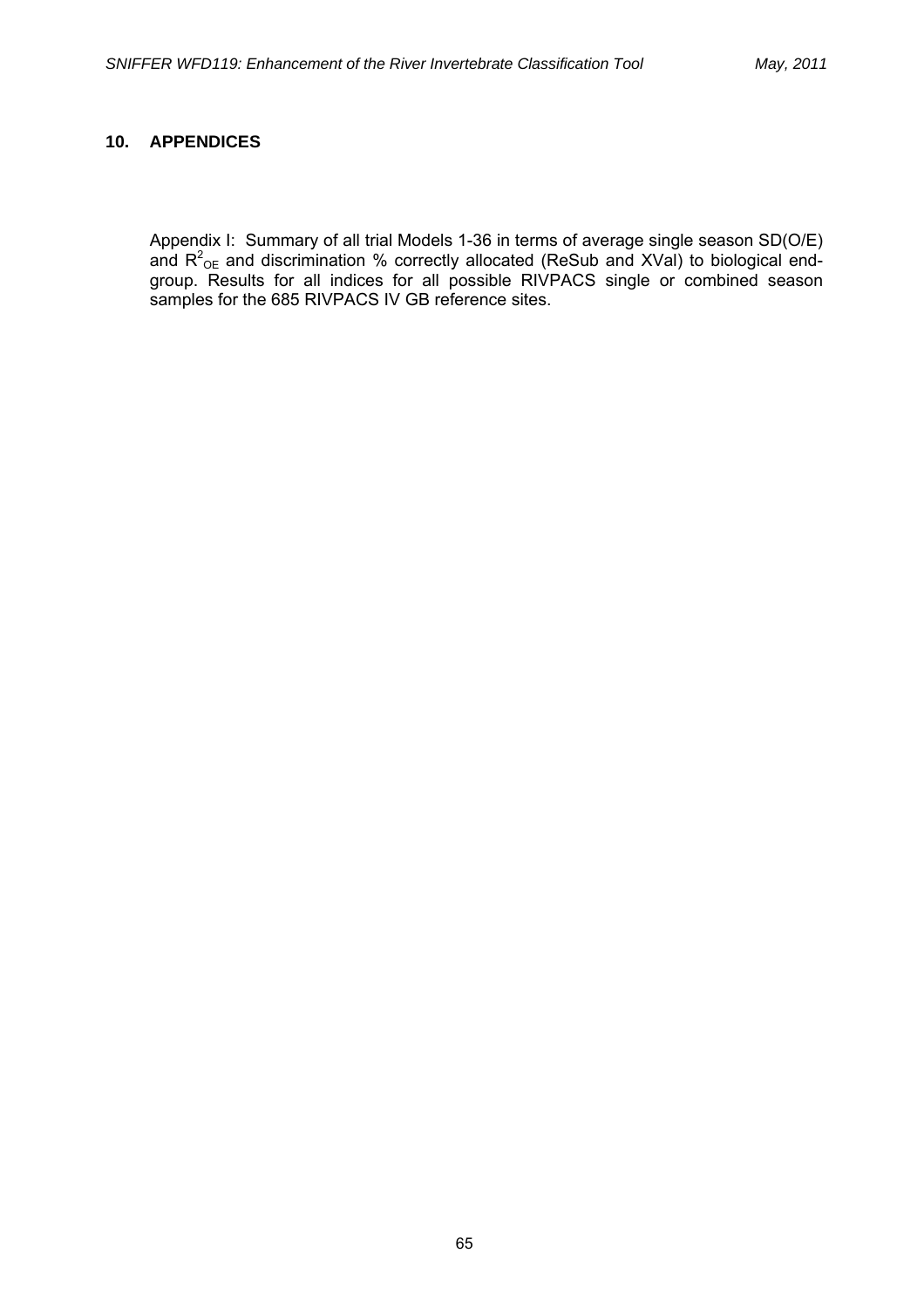## 10. APPENDICES

Appendix I: Summary of all trial Models 1-36 in terms of average single season SD(O/E) and $R^2_{OE}$ and discrimination % correctly allocated (ReSub and XVal) to biological end-group. Results for all indices for all possible RIVPACS single or combined season samples for the 685 RIVPACS IV GB reference sites.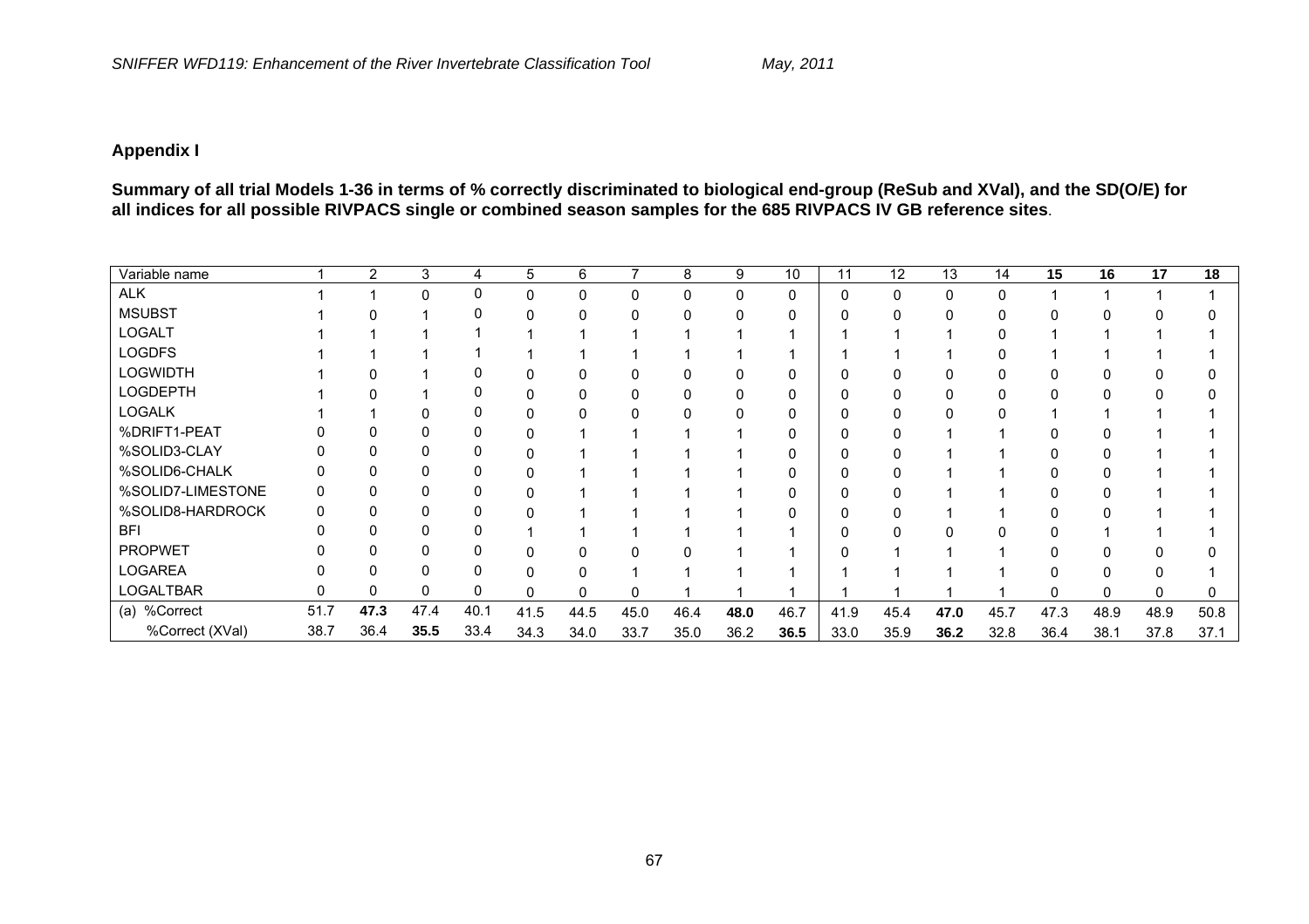## Appendix I

**Summary of all trial Models 1-36 in terms of % correctly discriminated to biological end-group (ReSub and XVal), and the SD(O/E) for all indices for all possible RIVPACS single or combined season samples for the 685 RIVPACS IV GB reference sites**.

| Variable name | 1 | 2 | 3 | 4 | 5 | 6 | 7 | 8 | 9 | 10 | 11 | 12 | 13 | 14 | **15** | **16** | **17** | **18** |
|---|---|---|---|---|---|---|---|---|---|---|---|---|---|---|---|---|---|---|
| ALK | 1 | 1 | 0 | 0 | 0 | 0 | 0 | 0 | 0 | 0 | 0 | 0 | 0 | 0 | 1 | 1 | 1 | 1 |
| MSUBST | 1 | 0 | 1 | 0 | 0 | 0 | 0 | 0 | 0 | 0 | 0 | 0 | 0 | 0 | 0 | 0 | 0 | 0 |
| LOGALT | 1 | 1 | 1 | 1 | 1 | 1 | 1 | 1 | 1 | 1 | 1 | 1 | 1 | 0 | 1 | 1 | 1 | 1 |
| LOGDFS | 1 | 1 | 1 | 1 | 1 | 1 | 1 | 1 | 1 | 1 | 1 | 1 | 1 | 0 | 1 | 1 | 1 | 1 |
| LOGWIDTH | 1 | 0 | 1 | 0 | 0 | 0 | 0 | 0 | 0 | 0 | 0 | 0 | 0 | 0 | 0 | 0 | 0 | 0 |
| LOGDEPTH | 1 | 0 | 1 | 0 | 0 | 0 | 0 | 0 | 0 | 0 | 0 | 0 | 0 | 0 | 0 | 0 | 0 | 0 |
| LOGALK | 1 | 1 | 0 | 0 | 0 | 0 | 0 | 0 | 0 | 0 | 0 | 0 | 0 | 0 | 1 | 1 | 1 | 1 |
| %DRIFT1-PEAT | 0 | 0 | 0 | 0 | 0 | 1 | 1 | 1 | 1 | 0 | 0 | 0 | 1 | 1 | 0 | 0 | 1 | 1 |
| %SOLID3-CLAY | 0 | 0 | 0 | 0 | 0 | 1 | 1 | 1 | 1 | 0 | 0 | 0 | 1 | 1 | 0 | 0 | 1 | 1 |
| %SOLID6-CHALK | 0 | 0 | 0 | 0 | 0 | 1 | 1 | 1 | 1 | 0 | 0 | 0 | 1 | 1 | 0 | 0 | 1 | 1 |
| %SOLID7-LIMESTONE | 0 | 0 | 0 | 0 | 0 | 1 | 1 | 1 | 1 | 0 | 0 | 0 | 1 | 1 | 0 | 0 | 1 | 1 |
| %SOLID8-HARDROCK | 0 | 0 | 0 | 0 | 0 | 1 | 1 | 1 | 1 | 0 | 0 | 0 | 1 | 1 | 0 | 0 | 1 | 1 |
| BFI | 0 | 0 | 0 | 0 | 1 | 1 | 1 | 1 | 1 | 1 | 0 | 0 | 0 | 0 | 0 | 1 | 1 | 1 |
| PROPWET | 0 | 0 | 0 | 0 | 0 | 0 | 0 | 0 | 1 | 1 | 0 | 1 | 1 | 1 | 0 | 0 | 0 | 0 |
| LOGAREA | 0 | 0 | 0 | 0 | 0 | 0 | 1 | 1 | 1 | 1 | 1 | 1 | 1 | 1 | 0 | 0 | 0 | 1 |
| LOGALTBAR | 0 | 0 | 0 | 0 | 0 | 0 | 0 | 1 | 1 | 1 | 1 | 1 | 1 | 1 | 0 | 0 | 0 | 0 |
| (a) %Correct | 51.7 | **47.3** | 47.4 | 40.1 | 41.5 | 44.5 | 45.0 | 46.4 | **48.0** | 46.7 | 41.9 | 45.4 | **47.0** | 45.7 | 47.3 | 48.9 | 48.9 | 50.8 |
| %Correct (XVal) | 38.7 | 36.4 | **35.5** | 33.4 | 34.3 | 34.0 | 33.7 | 35.0 | 36.2 | **36.5** | 33.0 | 35.9 | **36.2** | 32.8 | 36.4 | 38.1 | 37.8 | 37.1 |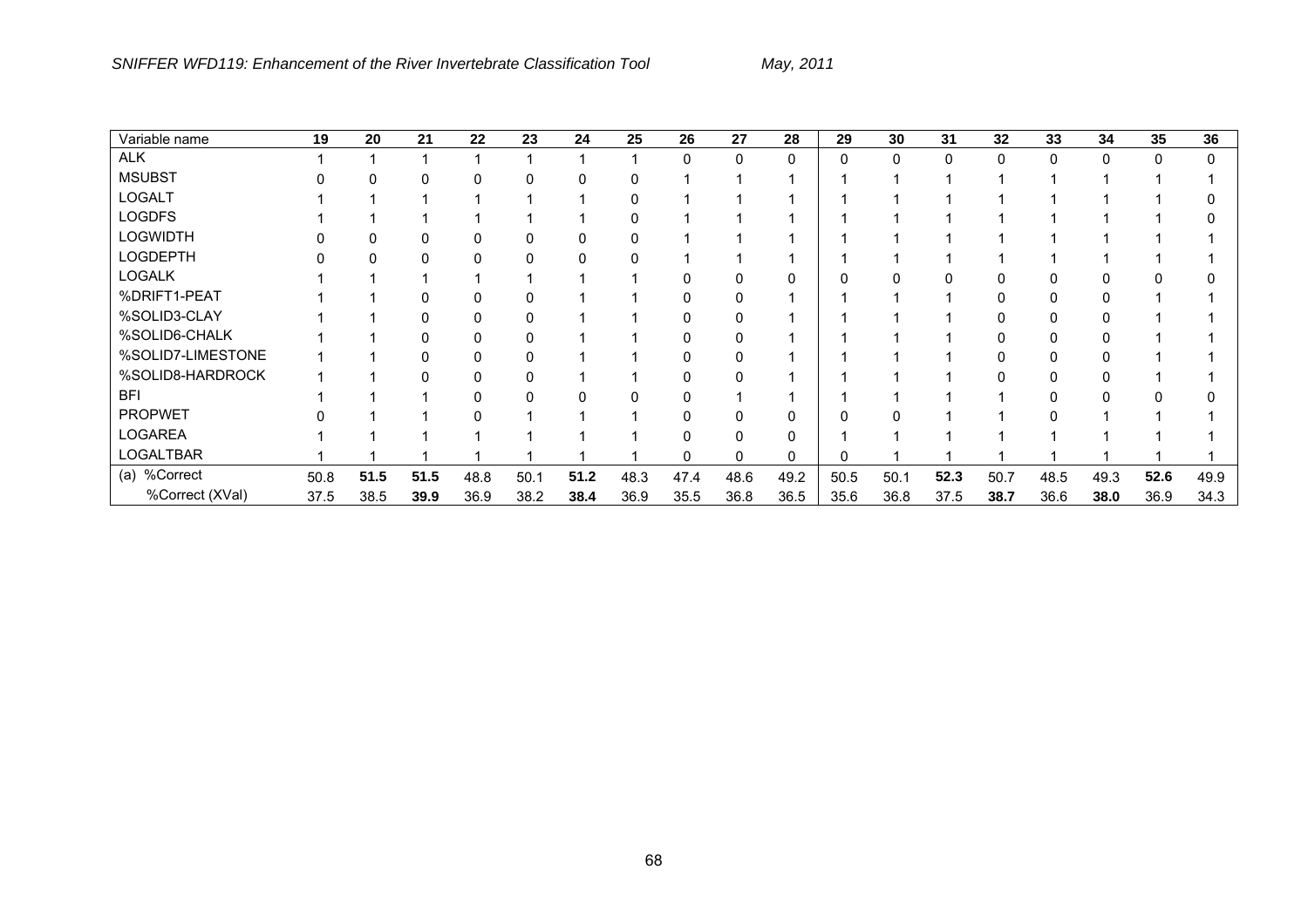| Variable name | **19** | **20** | **21** | **22** | **23** | **24** | **25** | **26** | **27** | **28** | **29** | **30** | **31** | **32** | **33** | **34** | **35** | **36** |
|---|---|---|---|---|---|---|---|---|---|---|---|---|---|---|---|---|---|---|
| ALK | 1 | 1 | 1 | 1 | 1 | 1 | 1 | 0 | 0 | 0 | 0 | 0 | 0 | 0 | 0 | 0 | 0 | 0 |
| MSUBST | 0 | 0 | 0 | 0 | 0 | 0 | 0 | 1 | 1 | 1 | 1 | 1 | 1 | 1 | 1 | 1 | 1 | 1 |
| LOGALT | 1 | 1 | 1 | 1 | 1 | 1 | 0 | 1 | 1 | 1 | 1 | 1 | 1 | 1 | 1 | 1 | 1 | 0 |
| LOGDFS | 1 | 1 | 1 | 1 | 1 | 1 | 0 | 1 | 1 | 1 | 1 | 1 | 1 | 1 | 1 | 1 | 1 | 0 |
| LOGWIDTH | 0 | 0 | 0 | 0 | 0 | 0 | 0 | 1 | 1 | 1 | 1 | 1 | 1 | 1 | 1 | 1 | 1 | 1 |
| LOGDEPTH | 0 | 0 | 0 | 0 | 0 | 0 | 0 | 1 | 1 | 1 | 1 | 1 | 1 | 1 | 1 | 1 | 1 | 1 |
| LOGALK | 1 | 1 | 1 | 1 | 1 | 1 | 1 | 0 | 0 | 0 | 0 | 0 | 0 | 0 | 0 | 0 | 0 | 0 |
| %DRIFT1-PEAT | 1 | 1 | 0 | 0 | 0 | 1 | 1 | 0 | 0 | 1 | 1 | 1 | 1 | 0 | 0 | 0 | 1 | 1 |
| %SOLID3-CLAY | 1 | 1 | 0 | 0 | 0 | 1 | 1 | 0 | 0 | 1 | 1 | 1 | 1 | 0 | 0 | 0 | 1 | 1 |
| %SOLID6-CHALK | 1 | 1 | 0 | 0 | 0 | 1 | 1 | 0 | 0 | 1 | 1 | 1 | 1 | 0 | 0 | 0 | 1 | 1 |
| %SOLID7-LIMESTONE | 1 | 1 | 0 | 0 | 0 | 1 | 1 | 0 | 0 | 1 | 1 | 1 | 1 | 0 | 0 | 0 | 1 | 1 |
| %SOLID8-HARDROCK | 1 | 1 | 0 | 0 | 0 | 1 | 1 | 0 | 0 | 1 | 1 | 1 | 1 | 0 | 0 | 0 | 1 | 1 |
| BFI | 1 | 1 | 1 | 0 | 0 | 0 | 0 | 0 | 1 | 1 | 1 | 1 | 1 | 1 | 0 | 0 | 0 | 0 |
| PROPWET | 0 | 1 | 1 | 0 | 1 | 1 | 1 | 0 | 0 | 0 | 0 | 0 | 1 | 1 | 0 | 1 | 1 | 1 |
| LOGAREA | 1 | 1 | 1 | 1 | 1 | 1 | 1 | 0 | 0 | 0 | 1 | 1 | 1 | 1 | 1 | 1 | 1 | 1 |
| LOGALTBAR | 1 | 1 | 1 | 1 | 1 | 1 | 1 | 0 | 0 | 0 | 0 | 1 | 1 | 1 | 1 | 1 | 1 | 1 |
| (a) %Correct | 50.8 | **51.5** | **51.5** | 48.8 | 50.1 | **51.2** | 48.3 | 47.4 | 48.6 | 49.2 | 50.5 | 50.1 | **52.3** | 50.7 | 48.5 | 49.3 | **52.6** | 49.9 |
| %Correct (XVal) | 37.5 | 38.5 | **39.9** | 36.9 | 38.2 | **38.4** | 36.9 | 35.5 | 36.8 | 36.5 | 35.6 | 36.8 | 37.5 | **38.7** | 36.6 | **38.0** | 36.9 | 34.3 |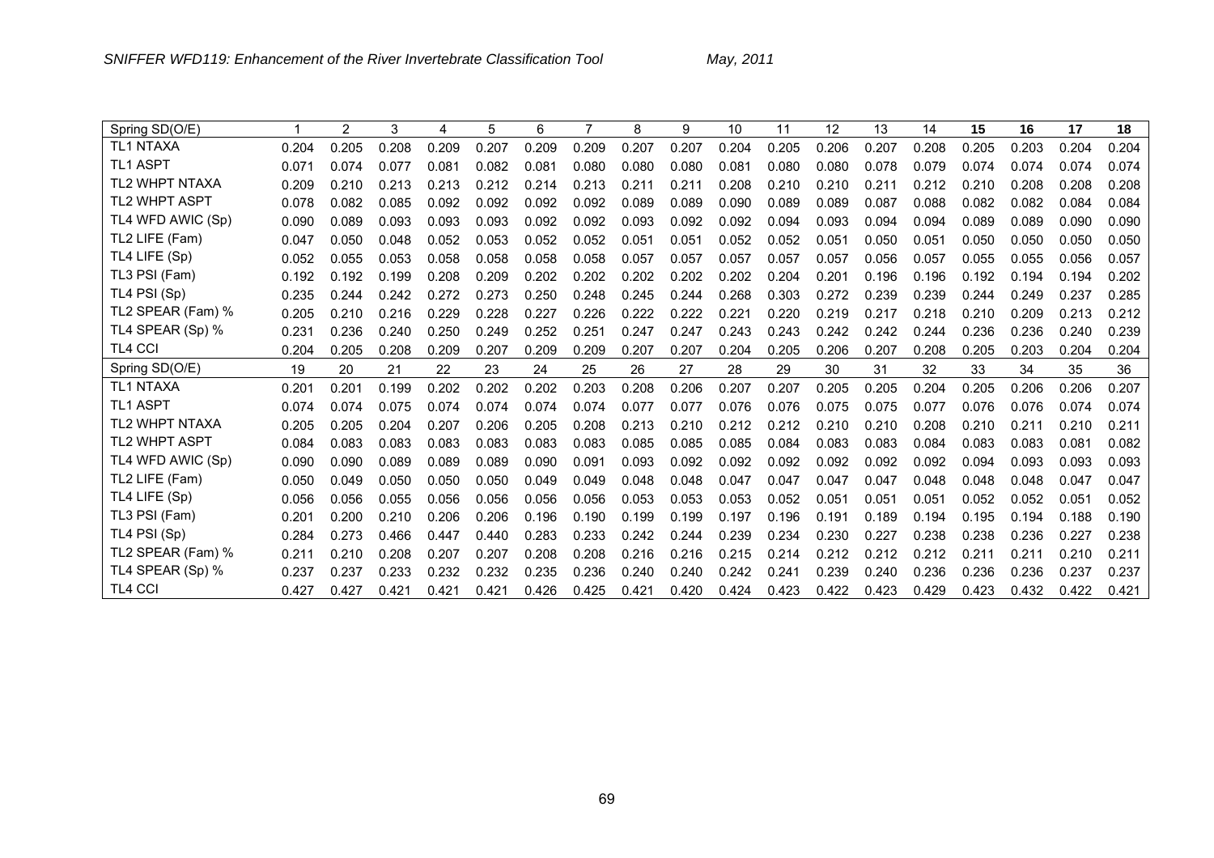| Spring SD(O/E) | 1 | 2 | 3 | 4 | 5 | 6 | 7 | 8 | 9 | 10 | 11 | 12 | 13 | 14 | 15 | 16 | 17 | 18 |
|---|---|---|---|---|---|---|---|---|---|---|---|---|---|---|---|---|---|---|
| TL1 NTAXA | 0.204 | 0.205 | 0.208 | 0.209 | 0.207 | 0.209 | 0.209 | 0.207 | 0.207 | 0.204 | 0.205 | 0.206 | 0.207 | 0.208 | 0.205 | 0.203 | 0.204 | 0.204 |
| TL1 ASPT | 0.071 | 0.074 | 0.077 | 0.081 | 0.082 | 0.081 | 0.080 | 0.080 | 0.080 | 0.081 | 0.080 | 0.080 | 0.078 | 0.079 | 0.074 | 0.074 | 0.074 | 0.074 |
| TL2 WHPT NTAXA | 0.209 | 0.210 | 0.213 | 0.213 | 0.212 | 0.214 | 0.213 | 0.211 | 0.211 | 0.208 | 0.210 | 0.210 | 0.211 | 0.212 | 0.210 | 0.208 | 0.208 | 0.208 |
| TL2 WHPT ASPT | 0.078 | 0.082 | 0.085 | 0.092 | 0.092 | 0.092 | 0.092 | 0.089 | 0.089 | 0.090 | 0.089 | 0.089 | 0.087 | 0.088 | 0.082 | 0.082 | 0.084 | 0.084 |
| TL4 WFD AWIC (Sp) | 0.090 | 0.089 | 0.093 | 0.093 | 0.093 | 0.092 | 0.092 | 0.093 | 0.092 | 0.092 | 0.094 | 0.093 | 0.094 | 0.094 | 0.089 | 0.089 | 0.090 | 0.090 |
| TL2 LIFE (Fam) | 0.047 | 0.050 | 0.048 | 0.052 | 0.053 | 0.052 | 0.052 | 0.051 | 0.051 | 0.052 | 0.052 | 0.051 | 0.050 | 0.051 | 0.050 | 0.050 | 0.050 | 0.050 |
| TL4 LIFE (Sp) | 0.052 | 0.055 | 0.053 | 0.058 | 0.058 | 0.058 | 0.058 | 0.057 | 0.057 | 0.057 | 0.057 | 0.057 | 0.056 | 0.057 | 0.055 | 0.055 | 0.056 | 0.057 |
| TL3 PSI (Fam) | 0.192 | 0.192 | 0.199 | 0.208 | 0.209 | 0.202 | 0.202 | 0.202 | 0.202 | 0.202 | 0.204 | 0.201 | 0.196 | 0.196 | 0.192 | 0.194 | 0.194 | 0.202 |
| TL4 PSI (Sp) | 0.235 | 0.244 | 0.242 | 0.272 | 0.273 | 0.250 | 0.248 | 0.245 | 0.244 | 0.268 | 0.303 | 0.272 | 0.239 | 0.239 | 0.244 | 0.249 | 0.237 | 0.285 |
| TL2 SPEAR (Fam) % | 0.205 | 0.210 | 0.216 | 0.229 | 0.228 | 0.227 | 0.226 | 0.222 | 0.222 | 0.221 | 0.220 | 0.219 | 0.217 | 0.218 | 0.210 | 0.209 | 0.213 | 0.212 |
| TL4 SPEAR (Sp) % | 0.231 | 0.236 | 0.240 | 0.250 | 0.249 | 0.252 | 0.251 | 0.247 | 0.247 | 0.243 | 0.243 | 0.242 | 0.242 | 0.244 | 0.236 | 0.236 | 0.240 | 0.239 |
| TL4 CCI | 0.204 | 0.205 | 0.208 | 0.209 | 0.207 | 0.209 | 0.209 | 0.207 | 0.207 | 0.204 | 0.205 | 0.206 | 0.207 | 0.208 | 0.205 | 0.203 | 0.204 | 0.204 |
| Spring SD(O/E) | 19 | 20 | 21 | 22 | 23 | 24 | 25 | 26 | 27 | 28 | 29 | 30 | 31 | 32 | 33 | 34 | 35 | 36 |
| TL1 NTAXA | 0.201 | 0.201 | 0.199 | 0.202 | 0.202 | 0.202 | 0.203 | 0.208 | 0.206 | 0.207 | 0.207 | 0.205 | 0.205 | 0.204 | 0.205 | 0.206 | 0.206 | 0.207 |
| TL1 ASPT | 0.074 | 0.074 | 0.075 | 0.074 | 0.074 | 0.074 | 0.074 | 0.077 | 0.077 | 0.076 | 0.076 | 0.075 | 0.075 | 0.077 | 0.076 | 0.076 | 0.074 | 0.074 |
| TL2 WHPT NTAXA | 0.205 | 0.205 | 0.204 | 0.207 | 0.206 | 0.205 | 0.208 | 0.213 | 0.210 | 0.212 | 0.212 | 0.210 | 0.210 | 0.208 | 0.210 | 0.211 | 0.210 | 0.211 |
| TL2 WHPT ASPT | 0.084 | 0.083 | 0.083 | 0.083 | 0.083 | 0.083 | 0.083 | 0.085 | 0.085 | 0.085 | 0.084 | 0.083 | 0.083 | 0.084 | 0.083 | 0.083 | 0.081 | 0.082 |
| TL4 WFD AWIC (Sp) | 0.090 | 0.090 | 0.089 | 0.089 | 0.089 | 0.090 | 0.091 | 0.093 | 0.092 | 0.092 | 0.092 | 0.092 | 0.092 | 0.092 | 0.094 | 0.093 | 0.093 | 0.093 |
| TL2 LIFE (Fam) | 0.050 | 0.049 | 0.050 | 0.050 | 0.050 | 0.049 | 0.049 | 0.048 | 0.048 | 0.047 | 0.047 | 0.047 | 0.047 | 0.048 | 0.048 | 0.048 | 0.047 | 0.047 |
| TL4 LIFE (Sp) | 0.056 | 0.056 | 0.055 | 0.056 | 0.056 | 0.056 | 0.056 | 0.053 | 0.053 | 0.053 | 0.052 | 0.051 | 0.051 | 0.051 | 0.052 | 0.052 | 0.051 | 0.052 |
| TL3 PSI (Fam) | 0.201 | 0.200 | 0.210 | 0.206 | 0.206 | 0.196 | 0.190 | 0.199 | 0.199 | 0.197 | 0.196 | 0.191 | 0.189 | 0.194 | 0.195 | 0.194 | 0.188 | 0.190 |
| TL4 PSI (Sp) | 0.284 | 0.273 | 0.466 | 0.447 | 0.440 | 0.283 | 0.233 | 0.242 | 0.244 | 0.239 | 0.234 | 0.230 | 0.227 | 0.238 | 0.238 | 0.236 | 0.227 | 0.238 |
| TL2 SPEAR (Fam) % | 0.211 | 0.210 | 0.208 | 0.207 | 0.207 | 0.208 | 0.208 | 0.216 | 0.216 | 0.215 | 0.214 | 0.212 | 0.212 | 0.212 | 0.211 | 0.211 | 0.210 | 0.211 |
| TL4 SPEAR (Sp) % | 0.237 | 0.237 | 0.233 | 0.232 | 0.232 | 0.235 | 0.236 | 0.240 | 0.240 | 0.242 | 0.241 | 0.239 | 0.240 | 0.236 | 0.236 | 0.236 | 0.237 | 0.237 |
| TL4 CCI | 0.427 | 0.427 | 0.421 | 0.421 | 0.421 | 0.426 | 0.425 | 0.421 | 0.420 | 0.424 | 0.423 | 0.422 | 0.423 | 0.429 | 0.423 | 0.432 | 0.422 | 0.421 |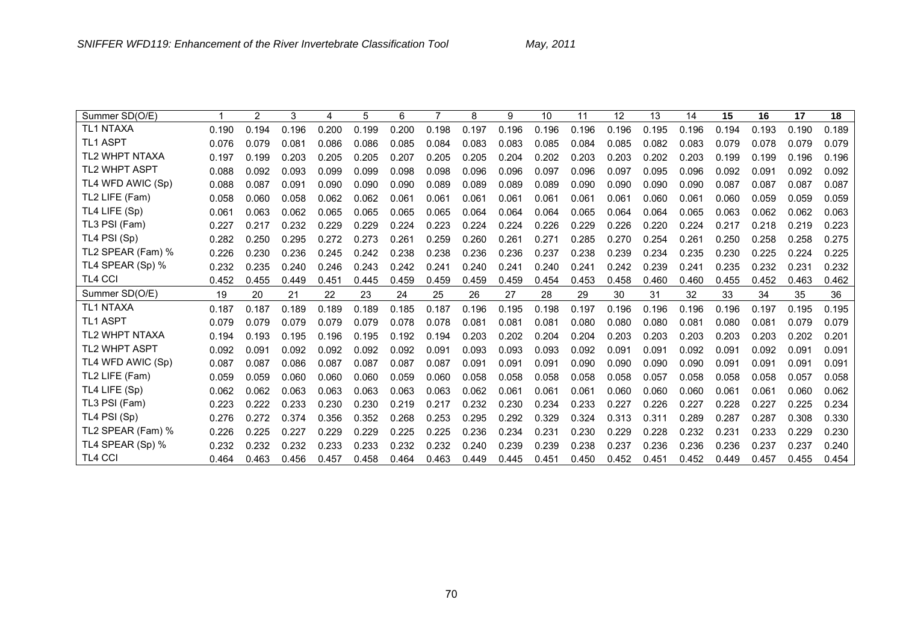| Summer SD(O/E) | 1 | 2 | 3 | 4 | 5 | 6 | 7 | 8 | 9 | 10 | 11 | 12 | 13 | 14 | 15 | 16 | 17 | 18 |
|---|---|---|---|---|---|---|---|---|---|---|---|---|---|---|---|---|---|---|
| TL1 NTAXA | 0.190 | 0.194 | 0.196 | 0.200 | 0.199 | 0.200 | 0.198 | 0.197 | 0.196 | 0.196 | 0.196 | 0.196 | 0.195 | 0.196 | 0.194 | 0.193 | 0.190 | 0.189 |
| TL1 ASPT | 0.076 | 0.079 | 0.081 | 0.086 | 0.086 | 0.085 | 0.084 | 0.083 | 0.083 | 0.085 | 0.084 | 0.085 | 0.082 | 0.083 | 0.079 | 0.078 | 0.079 | 0.079 |
| TL2 WHPT NTAXA | 0.197 | 0.199 | 0.203 | 0.205 | 0.205 | 0.207 | 0.205 | 0.205 | 0.204 | 0.202 | 0.203 | 0.203 | 0.202 | 0.203 | 0.199 | 0.199 | 0.196 | 0.196 |
| TL2 WHPT ASPT | 0.088 | 0.092 | 0.093 | 0.099 | 0.099 | 0.098 | 0.098 | 0.096 | 0.096 | 0.097 | 0.096 | 0.097 | 0.095 | 0.096 | 0.092 | 0.091 | 0.092 | 0.092 |
| TL4 WFD AWIC (Sp) | 0.088 | 0.087 | 0.091 | 0.090 | 0.090 | 0.090 | 0.089 | 0.089 | 0.089 | 0.089 | 0.090 | 0.090 | 0.090 | 0.090 | 0.087 | 0.087 | 0.087 | 0.087 |
| TL2 LIFE (Fam) | 0.058 | 0.060 | 0.058 | 0.062 | 0.062 | 0.061 | 0.061 | 0.061 | 0.061 | 0.061 | 0.061 | 0.061 | 0.060 | 0.061 | 0.060 | 0.059 | 0.059 | 0.059 |
| TL4 LIFE (Sp) | 0.061 | 0.063 | 0.062 | 0.065 | 0.065 | 0.065 | 0.065 | 0.064 | 0.064 | 0.064 | 0.065 | 0.064 | 0.064 | 0.065 | 0.063 | 0.062 | 0.062 | 0.063 |
| TL3 PSI (Fam) | 0.227 | 0.217 | 0.232 | 0.229 | 0.229 | 0.224 | 0.223 | 0.224 | 0.224 | 0.226 | 0.229 | 0.226 | 0.220 | 0.224 | 0.217 | 0.218 | 0.219 | 0.223 |
| TL4 PSI (Sp) | 0.282 | 0.250 | 0.295 | 0.272 | 0.273 | 0.261 | 0.259 | 0.260 | 0.261 | 0.271 | 0.285 | 0.270 | 0.254 | 0.261 | 0.250 | 0.258 | 0.258 | 0.275 |
| TL2 SPEAR (Fam) % | 0.226 | 0.230 | 0.236 | 0.245 | 0.242 | 0.238 | 0.238 | 0.236 | 0.236 | 0.237 | 0.238 | 0.239 | 0.234 | 0.235 | 0.230 | 0.225 | 0.224 | 0.225 |
| TL4 SPEAR (Sp) % | 0.232 | 0.235 | 0.240 | 0.246 | 0.243 | 0.242 | 0.241 | 0.240 | 0.241 | 0.240 | 0.241 | 0.242 | 0.239 | 0.241 | 0.235 | 0.232 | 0.231 | 0.232 |
| TL4 CCI | 0.452 | 0.455 | 0.449 | 0.451 | 0.445 | 0.459 | 0.459 | 0.459 | 0.459 | 0.454 | 0.453 | 0.458 | 0.460 | 0.460 | 0.455 | 0.452 | 0.463 | 0.462 |
| **Summer SD(O/E)** | **19** | **20** | **21** | **22** | **23** | **24** | **25** | **26** | **27** | **28** | **29** | **30** | **31** | **32** | **33** | **34** | **35** | **36** |
| TL1 NTAXA | 0.187 | 0.187 | 0.189 | 0.189 | 0.189 | 0.185 | 0.187 | 0.196 | 0.195 | 0.198 | 0.197 | 0.196 | 0.196 | 0.196 | 0.196 | 0.197 | 0.195 | 0.195 |
| TL1 ASPT | 0.079 | 0.079 | 0.079 | 0.079 | 0.079 | 0.078 | 0.078 | 0.081 | 0.081 | 0.081 | 0.080 | 0.080 | 0.080 | 0.081 | 0.080 | 0.081 | 0.079 | 0.079 |
| TL2 WHPT NTAXA | 0.194 | 0.193 | 0.195 | 0.196 | 0.195 | 0.192 | 0.194 | 0.203 | 0.202 | 0.204 | 0.204 | 0.203 | 0.203 | 0.203 | 0.203 | 0.203 | 0.202 | 0.201 |
| TL2 WHPT ASPT | 0.092 | 0.091 | 0.092 | 0.092 | 0.092 | 0.092 | 0.091 | 0.093 | 0.093 | 0.093 | 0.092 | 0.091 | 0.091 | 0.092 | 0.091 | 0.092 | 0.091 | 0.091 |
| TL4 WFD AWIC (Sp) | 0.087 | 0.087 | 0.086 | 0.087 | 0.087 | 0.087 | 0.087 | 0.091 | 0.091 | 0.091 | 0.090 | 0.090 | 0.090 | 0.090 | 0.091 | 0.091 | 0.091 | 0.091 |
| TL2 LIFE (Fam) | 0.059 | 0.059 | 0.060 | 0.060 | 0.060 | 0.059 | 0.060 | 0.058 | 0.058 | 0.058 | 0.058 | 0.058 | 0.057 | 0.058 | 0.058 | 0.058 | 0.057 | 0.058 |
| TL4 LIFE (Sp) | 0.062 | 0.062 | 0.063 | 0.063 | 0.063 | 0.063 | 0.063 | 0.062 | 0.061 | 0.061 | 0.061 | 0.060 | 0.060 | 0.060 | 0.061 | 0.061 | 0.060 | 0.062 |
| TL3 PSI (Fam) | 0.223 | 0.222 | 0.233 | 0.230 | 0.230 | 0.219 | 0.217 | 0.232 | 0.230 | 0.234 | 0.233 | 0.227 | 0.226 | 0.227 | 0.228 | 0.227 | 0.225 | 0.234 |
| TL4 PSI (Sp) | 0.276 | 0.272 | 0.374 | 0.356 | 0.352 | 0.268 | 0.253 | 0.295 | 0.292 | 0.329 | 0.324 | 0.313 | 0.311 | 0.289 | 0.287 | 0.287 | 0.308 | 0.330 |
| TL2 SPEAR (Fam) % | 0.226 | 0.225 | 0.227 | 0.229 | 0.229 | 0.225 | 0.225 | 0.236 | 0.234 | 0.231 | 0.230 | 0.229 | 0.228 | 0.232 | 0.231 | 0.233 | 0.229 | 0.230 |
| TL4 SPEAR (Sp) % | 0.232 | 0.232 | 0.232 | 0.233 | 0.233 | 0.232 | 0.232 | 0.240 | 0.239 | 0.239 | 0.238 | 0.237 | 0.236 | 0.236 | 0.236 | 0.237 | 0.237 | 0.240 |
| TL4 CCI | 0.464 | 0.463 | 0.456 | 0.457 | 0.458 | 0.464 | 0.463 | 0.449 | 0.445 | 0.451 | 0.450 | 0.452 | 0.451 | 0.452 | 0.449 | 0.457 | 0.455 | 0.454 |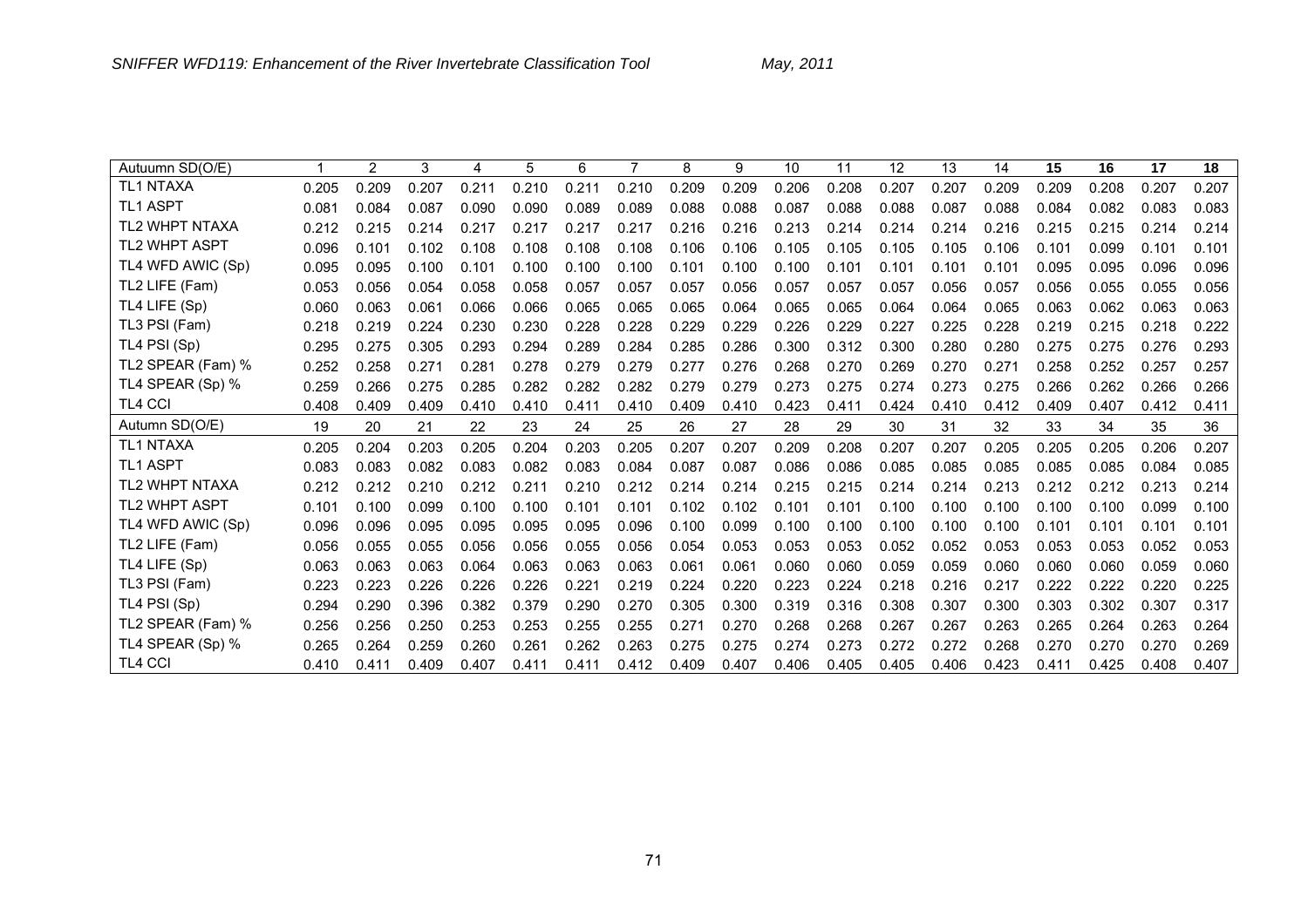| Autuumn SD(O/E) | 1 | 2 | 3 | 4 | 5 | 6 | 7 | 8 | 9 | 10 | 11 | 12 | 13 | 14 | **15** | **16** | **17** | **18** |
|---|---|---|---|---|---|---|---|---|---|---|---|---|---|---|---|---|---|---|
| TL1 NTAXA | 0.205 | 0.209 | 0.207 | 0.211 | 0.210 | 0.211 | 0.210 | 0.209 | 0.209 | 0.206 | 0.208 | 0.207 | 0.207 | 0.209 | 0.209 | 0.208 | 0.207 | 0.207 |
| TL1 ASPT | 0.081 | 0.084 | 0.087 | 0.090 | 0.090 | 0.089 | 0.089 | 0.088 | 0.088 | 0.087 | 0.088 | 0.088 | 0.087 | 0.088 | 0.084 | 0.082 | 0.083 | 0.083 |
| TL2 WHPT NTAXA | 0.212 | 0.215 | 0.214 | 0.217 | 0.217 | 0.217 | 0.217 | 0.216 | 0.216 | 0.213 | 0.214 | 0.214 | 0.214 | 0.216 | 0.215 | 0.215 | 0.214 | 0.214 |
| TL2 WHPT ASPT | 0.096 | 0.101 | 0.102 | 0.108 | 0.108 | 0.108 | 0.108 | 0.106 | 0.106 | 0.105 | 0.105 | 0.105 | 0.105 | 0.106 | 0.101 | 0.099 | 0.101 | 0.101 |
| TL4 WFD AWIC (Sp) | 0.095 | 0.095 | 0.100 | 0.101 | 0.100 | 0.100 | 0.100 | 0.101 | 0.100 | 0.100 | 0.101 | 0.101 | 0.101 | 0.101 | 0.095 | 0.095 | 0.096 | 0.096 |
| TL2 LIFE (Fam) | 0.053 | 0.056 | 0.054 | 0.058 | 0.058 | 0.057 | 0.057 | 0.057 | 0.056 | 0.057 | 0.057 | 0.057 | 0.056 | 0.057 | 0.056 | 0.055 | 0.055 | 0.056 |
| TL4 LIFE (Sp) | 0.060 | 0.063 | 0.061 | 0.066 | 0.066 | 0.065 | 0.065 | 0.065 | 0.064 | 0.065 | 0.065 | 0.064 | 0.064 | 0.065 | 0.063 | 0.062 | 0.063 | 0.063 |
| TL3 PSI (Fam) | 0.218 | 0.219 | 0.224 | 0.230 | 0.230 | 0.228 | 0.228 | 0.229 | 0.229 | 0.226 | 0.229 | 0.227 | 0.225 | 0.228 | 0.219 | 0.215 | 0.218 | 0.222 |
| TL4 PSI (Sp) | 0.295 | 0.275 | 0.305 | 0.293 | 0.294 | 0.289 | 0.284 | 0.285 | 0.286 | 0.300 | 0.312 | 0.300 | 0.280 | 0.280 | 0.275 | 0.275 | 0.276 | 0.293 |
| TL2 SPEAR (Fam) % | 0.252 | 0.258 | 0.271 | 0.281 | 0.278 | 0.279 | 0.279 | 0.277 | 0.276 | 0.268 | 0.270 | 0.269 | 0.270 | 0.271 | 0.258 | 0.252 | 0.257 | 0.257 |
| TL4 SPEAR (Sp) % | 0.259 | 0.266 | 0.275 | 0.285 | 0.282 | 0.282 | 0.282 | 0.279 | 0.279 | 0.273 | 0.275 | 0.274 | 0.273 | 0.275 | 0.266 | 0.262 | 0.266 | 0.266 |
| TL4 CCI | 0.408 | 0.409 | 0.409 | 0.410 | 0.410 | 0.411 | 0.410 | 0.409 | 0.410 | 0.423 | 0.411 | 0.424 | 0.410 | 0.412 | 0.409 | 0.407 | 0.412 | 0.411 |
| Autumn SD(O/E) | 19 | 20 | 21 | 22 | 23 | 24 | 25 | 26 | 27 | 28 | 29 | 30 | 31 | 32 | 33 | 34 | 35 | 36 |
| TL1 NTAXA | 0.205 | 0.204 | 0.203 | 0.205 | 0.204 | 0.203 | 0.205 | 0.207 | 0.207 | 0.209 | 0.208 | 0.207 | 0.207 | 0.205 | 0.205 | 0.205 | 0.206 | 0.207 |
| TL1 ASPT | 0.083 | 0.083 | 0.082 | 0.083 | 0.082 | 0.083 | 0.084 | 0.087 | 0.087 | 0.086 | 0.086 | 0.085 | 0.085 | 0.085 | 0.085 | 0.085 | 0.084 | 0.085 |
| TL2 WHPT NTAXA | 0.212 | 0.212 | 0.210 | 0.212 | 0.211 | 0.210 | 0.212 | 0.214 | 0.214 | 0.215 | 0.215 | 0.214 | 0.214 | 0.213 | 0.212 | 0.212 | 0.213 | 0.214 |
| TL2 WHPT ASPT | 0.101 | 0.100 | 0.099 | 0.100 | 0.100 | 0.101 | 0.101 | 0.102 | 0.102 | 0.101 | 0.101 | 0.100 | 0.100 | 0.100 | 0.100 | 0.100 | 0.099 | 0.100 |
| TL4 WFD AWIC (Sp) | 0.096 | 0.096 | 0.095 | 0.095 | 0.095 | 0.095 | 0.096 | 0.100 | 0.099 | 0.100 | 0.100 | 0.100 | 0.100 | 0.100 | 0.101 | 0.101 | 0.101 | 0.101 |
| TL2 LIFE (Fam) | 0.056 | 0.055 | 0.055 | 0.056 | 0.056 | 0.055 | 0.056 | 0.054 | 0.053 | 0.053 | 0.053 | 0.052 | 0.052 | 0.053 | 0.053 | 0.053 | 0.052 | 0.053 |
| TL4 LIFE (Sp) | 0.063 | 0.063 | 0.063 | 0.064 | 0.063 | 0.063 | 0.063 | 0.061 | 0.061 | 0.060 | 0.060 | 0.059 | 0.059 | 0.060 | 0.060 | 0.060 | 0.059 | 0.060 |
| TL3 PSI (Fam) | 0.223 | 0.223 | 0.226 | 0.226 | 0.226 | 0.221 | 0.219 | 0.224 | 0.220 | 0.223 | 0.224 | 0.218 | 0.216 | 0.217 | 0.222 | 0.222 | 0.220 | 0.225 |
| TL4 PSI (Sp) | 0.294 | 0.290 | 0.396 | 0.382 | 0.379 | 0.290 | 0.270 | 0.305 | 0.300 | 0.319 | 0.316 | 0.308 | 0.307 | 0.300 | 0.303 | 0.302 | 0.307 | 0.317 |
| TL2 SPEAR (Fam) % | 0.256 | 0.256 | 0.250 | 0.253 | 0.253 | 0.255 | 0.255 | 0.271 | 0.270 | 0.268 | 0.268 | 0.267 | 0.267 | 0.263 | 0.265 | 0.264 | 0.263 | 0.264 |
| TL4 SPEAR (Sp) % | 0.265 | 0.264 | 0.259 | 0.260 | 0.261 | 0.262 | 0.263 | 0.275 | 0.275 | 0.274 | 0.273 | 0.272 | 0.272 | 0.268 | 0.270 | 0.270 | 0.270 | 0.269 |
| TL4 CCI | 0.410 | 0.411 | 0.409 | 0.407 | 0.411 | 0.411 | 0.412 | 0.409 | 0.407 | 0.406 | 0.405 | 0.405 | 0.406 | 0.423 | 0.411 | 0.425 | 0.408 | 0.407 |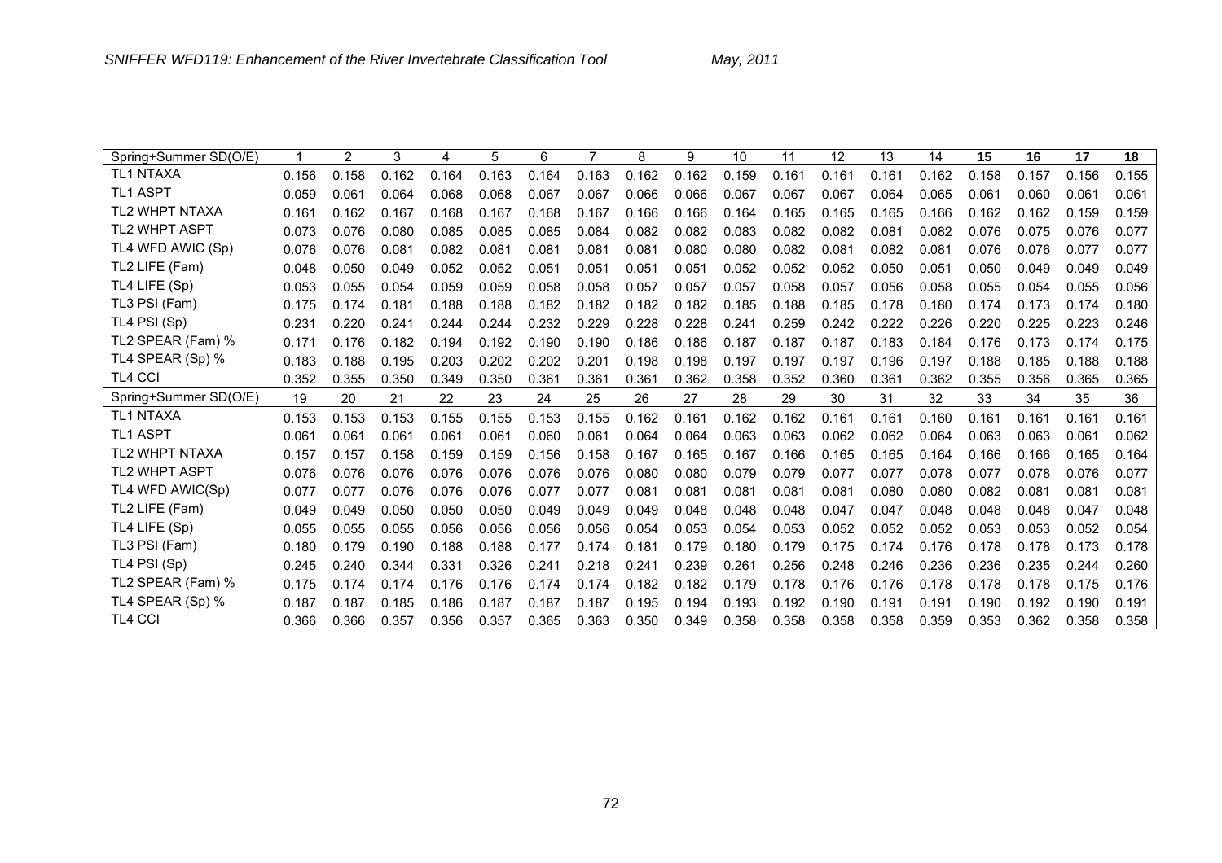| Spring+Summer SD(O/E) | 1 | 2 | 3 | 4 | 5 | 6 | 7 | 8 | 9 | 10 | 11 | 12 | 13 | 14 | **15** | **16** | **17** | **18** |
|---|---|---|---|---|---|---|---|---|---|---|---|---|---|---|---|---|---|---|
| TL1 NTAXA | 0.156 | 0.158 | 0.162 | 0.164 | 0.163 | 0.164 | 0.163 | 0.162 | 0.162 | 0.159 | 0.161 | 0.161 | 0.161 | 0.162 | 0.158 | 0.157 | 0.156 | 0.155 |
| TL1 ASPT | 0.059 | 0.061 | 0.064 | 0.068 | 0.068 | 0.067 | 0.067 | 0.066 | 0.066 | 0.067 | 0.067 | 0.067 | 0.064 | 0.065 | 0.061 | 0.060 | 0.061 | 0.061 |
| TL2 WHPT NTAXA | 0.161 | 0.162 | 0.167 | 0.168 | 0.167 | 0.168 | 0.167 | 0.166 | 0.166 | 0.164 | 0.165 | 0.165 | 0.165 | 0.166 | 0.162 | 0.162 | 0.159 | 0.159 |
| TL2 WHPT ASPT | 0.073 | 0.076 | 0.080 | 0.085 | 0.085 | 0.085 | 0.084 | 0.082 | 0.082 | 0.083 | 0.082 | 0.082 | 0.081 | 0.082 | 0.076 | 0.075 | 0.076 | 0.077 |
| TL4 WFD AWIC (Sp) | 0.076 | 0.076 | 0.081 | 0.082 | 0.081 | 0.081 | 0.081 | 0.081 | 0.080 | 0.080 | 0.082 | 0.081 | 0.082 | 0.081 | 0.076 | 0.076 | 0.077 | 0.077 |
| TL2 LIFE (Fam) | 0.048 | 0.050 | 0.049 | 0.052 | 0.052 | 0.051 | 0.051 | 0.051 | 0.051 | 0.052 | 0.052 | 0.052 | 0.050 | 0.051 | 0.050 | 0.049 | 0.049 | 0.049 |
| TL4 LIFE (Sp) | 0.053 | 0.055 | 0.054 | 0.059 | 0.059 | 0.058 | 0.058 | 0.057 | 0.057 | 0.057 | 0.058 | 0.057 | 0.056 | 0.058 | 0.055 | 0.054 | 0.055 | 0.056 |
| TL3 PSI (Fam) | 0.175 | 0.174 | 0.181 | 0.188 | 0.188 | 0.182 | 0.182 | 0.182 | 0.182 | 0.185 | 0.188 | 0.185 | 0.178 | 0.180 | 0.174 | 0.173 | 0.174 | 0.180 |
| TL4 PSI (Sp) | 0.231 | 0.220 | 0.241 | 0.244 | 0.244 | 0.232 | 0.229 | 0.228 | 0.228 | 0.241 | 0.259 | 0.242 | 0.222 | 0.226 | 0.220 | 0.225 | 0.223 | 0.246 |
| TL2 SPEAR (Fam) % | 0.171 | 0.176 | 0.182 | 0.194 | 0.192 | 0.190 | 0.190 | 0.186 | 0.186 | 0.187 | 0.187 | 0.187 | 0.183 | 0.184 | 0.176 | 0.173 | 0.174 | 0.175 |
| TL4 SPEAR (Sp) % | 0.183 | 0.188 | 0.195 | 0.203 | 0.202 | 0.202 | 0.201 | 0.198 | 0.198 | 0.197 | 0.197 | 0.197 | 0.196 | 0.197 | 0.188 | 0.185 | 0.188 | 0.188 |
| TL4 CCI | 0.352 | 0.355 | 0.350 | 0.349 | 0.350 | 0.361 | 0.361 | 0.361 | 0.362 | 0.358 | 0.352 | 0.360 | 0.361 | 0.362 | 0.355 | 0.356 | 0.365 | 0.365 |
| Spring+Summer SD(O/E) | 19 | 20 | 21 | 22 | 23 | 24 | 25 | 26 | 27 | 28 | 29 | 30 | 31 | 32 | 33 | 34 | 35 | 36 |
| TL1 NTAXA | 0.153 | 0.153 | 0.153 | 0.155 | 0.155 | 0.153 | 0.155 | 0.162 | 0.161 | 0.162 | 0.162 | 0.161 | 0.161 | 0.160 | 0.161 | 0.161 | 0.161 | 0.161 |
| TL1 ASPT | 0.061 | 0.061 | 0.061 | 0.061 | 0.061 | 0.060 | 0.061 | 0.064 | 0.064 | 0.063 | 0.063 | 0.062 | 0.062 | 0.064 | 0.063 | 0.063 | 0.061 | 0.062 |
| TL2 WHPT NTAXA | 0.157 | 0.157 | 0.158 | 0.159 | 0.159 | 0.156 | 0.158 | 0.167 | 0.165 | 0.167 | 0.166 | 0.165 | 0.165 | 0.164 | 0.166 | 0.166 | 0.165 | 0.164 |
| TL2 WHPT ASPT | 0.076 | 0.076 | 0.076 | 0.076 | 0.076 | 0.076 | 0.076 | 0.080 | 0.080 | 0.079 | 0.079 | 0.077 | 0.077 | 0.078 | 0.077 | 0.078 | 0.076 | 0.077 |
| TL4 WFD AWIC(Sp) | 0.077 | 0.077 | 0.076 | 0.076 | 0.076 | 0.077 | 0.077 | 0.081 | 0.081 | 0.081 | 0.081 | 0.081 | 0.080 | 0.080 | 0.082 | 0.081 | 0.081 | 0.081 |
| TL2 LIFE (Fam) | 0.049 | 0.049 | 0.050 | 0.050 | 0.050 | 0.049 | 0.049 | 0.049 | 0.048 | 0.048 | 0.048 | 0.047 | 0.047 | 0.048 | 0.048 | 0.048 | 0.047 | 0.048 |
| TL4 LIFE (Sp) | 0.055 | 0.055 | 0.055 | 0.056 | 0.056 | 0.056 | 0.056 | 0.054 | 0.053 | 0.054 | 0.053 | 0.052 | 0.052 | 0.052 | 0.053 | 0.053 | 0.052 | 0.054 |
| TL3 PSI (Fam) | 0.180 | 0.179 | 0.190 | 0.188 | 0.188 | 0.177 | 0.174 | 0.181 | 0.179 | 0.180 | 0.179 | 0.175 | 0.174 | 0.176 | 0.178 | 0.178 | 0.173 | 0.178 |
| TL4 PSI (Sp) | 0.245 | 0.240 | 0.344 | 0.331 | 0.326 | 0.241 | 0.218 | 0.241 | 0.239 | 0.261 | 0.256 | 0.248 | 0.246 | 0.236 | 0.236 | 0.235 | 0.244 | 0.260 |
| TL2 SPEAR (Fam) % | 0.175 | 0.174 | 0.174 | 0.176 | 0.176 | 0.174 | 0.174 | 0.182 | 0.182 | 0.179 | 0.178 | 0.176 | 0.176 | 0.178 | 0.178 | 0.178 | 0.175 | 0.176 |
| TL4 SPEAR (Sp) % | 0.187 | 0.187 | 0.185 | 0.186 | 0.187 | 0.187 | 0.187 | 0.195 | 0.194 | 0.193 | 0.192 | 0.190 | 0.191 | 0.191 | 0.190 | 0.192 | 0.190 | 0.191 |
| TL4 CCI | 0.366 | 0.366 | 0.357 | 0.356 | 0.357 | 0.365 | 0.363 | 0.350 | 0.349 | 0.358 | 0.358 | 0.358 | 0.358 | 0.359 | 0.353 | 0.362 | 0.358 | 0.358 |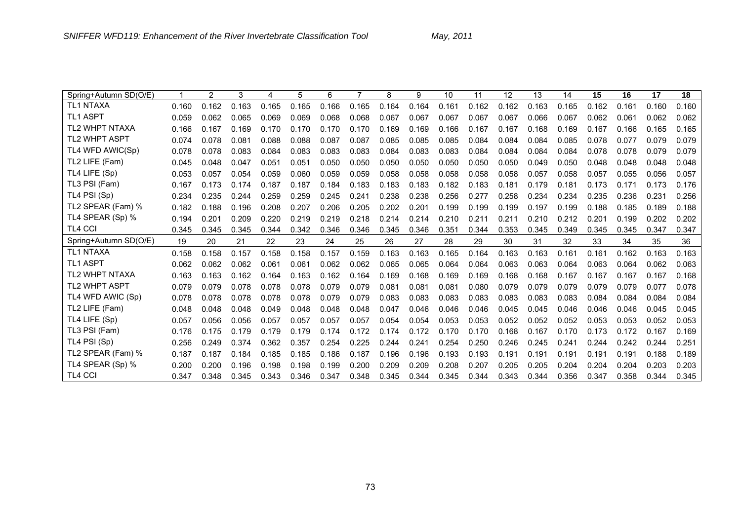| Spring+Autumn SD(O/E) | 1 | 2 | 3 | 4 | 5 | 6 | 7 | 8 | 9 | 10 | 11 | 12 | 13 | 14 | 15 | 16 | 17 | 18 |
|---|---|---|---|---|---|---|---|---|---|---|---|---|---|---|---|---|---|---|
| TL1 NTAXA | 0.160 | 0.162 | 0.163 | 0.165 | 0.165 | 0.166 | 0.165 | 0.164 | 0.164 | 0.161 | 0.162 | 0.162 | 0.163 | 0.165 | 0.162 | 0.161 | 0.160 | 0.160 |
| TL1 ASPT | 0.059 | 0.062 | 0.065 | 0.069 | 0.069 | 0.068 | 0.068 | 0.067 | 0.067 | 0.067 | 0.067 | 0.067 | 0.066 | 0.067 | 0.062 | 0.061 | 0.062 | 0.062 |
| TL2 WHPT NTAXA | 0.166 | 0.167 | 0.169 | 0.170 | 0.170 | 0.170 | 0.170 | 0.169 | 0.169 | 0.166 | 0.167 | 0.167 | 0.168 | 0.169 | 0.167 | 0.166 | 0.165 | 0.165 |
| TL2 WHPT ASPT | 0.074 | 0.078 | 0.081 | 0.088 | 0.088 | 0.087 | 0.087 | 0.085 | 0.085 | 0.085 | 0.084 | 0.084 | 0.084 | 0.085 | 0.078 | 0.077 | 0.079 | 0.079 |
| TL4 WFD AWIC(Sp) | 0.078 | 0.078 | 0.083 | 0.084 | 0.083 | 0.083 | 0.083 | 0.084 | 0.083 | 0.083 | 0.084 | 0.084 | 0.084 | 0.084 | 0.078 | 0.078 | 0.079 | 0.079 |
| TL2 LIFE (Fam) | 0.045 | 0.048 | 0.047 | 0.051 | 0.051 | 0.050 | 0.050 | 0.050 | 0.050 | 0.050 | 0.050 | 0.050 | 0.049 | 0.050 | 0.048 | 0.048 | 0.048 | 0.048 |
| TL4 LIFE (Sp) | 0.053 | 0.057 | 0.054 | 0.059 | 0.060 | 0.059 | 0.059 | 0.058 | 0.058 | 0.058 | 0.058 | 0.058 | 0.057 | 0.058 | 0.057 | 0.055 | 0.056 | 0.057 |
| TL3 PSI (Fam) | 0.167 | 0.173 | 0.174 | 0.187 | 0.187 | 0.184 | 0.183 | 0.183 | 0.183 | 0.182 | 0.183 | 0.181 | 0.179 | 0.181 | 0.173 | 0.171 | 0.173 | 0.176 |
| TL4 PSI (Sp) | 0.234 | 0.235 | 0.244 | 0.259 | 0.259 | 0.245 | 0.241 | 0.238 | 0.238 | 0.256 | 0.277 | 0.258 | 0.234 | 0.234 | 0.235 | 0.236 | 0.231 | 0.256 |
| TL2 SPEAR (Fam) % | 0.182 | 0.188 | 0.196 | 0.208 | 0.207 | 0.206 | 0.205 | 0.202 | 0.201 | 0.199 | 0.199 | 0.199 | 0.197 | 0.199 | 0.188 | 0.185 | 0.189 | 0.188 |
| TL4 SPEAR (Sp) % | 0.194 | 0.201 | 0.209 | 0.220 | 0.219 | 0.219 | 0.218 | 0.214 | 0.214 | 0.210 | 0.211 | 0.211 | 0.210 | 0.212 | 0.201 | 0.199 | 0.202 | 0.202 |
| TL4 CCI | 0.345 | 0.345 | 0.345 | 0.344 | 0.342 | 0.346 | 0.346 | 0.345 | 0.346 | 0.351 | 0.344 | 0.353 | 0.345 | 0.349 | 0.345 | 0.345 | 0.347 | 0.347 |
| Spring+Autumn SD(O/E) | 19 | 20 | 21 | 22 | 23 | 24 | 25 | 26 | 27 | 28 | 29 | 30 | 31 | 32 | 33 | 34 | 35 | 36 |
| TL1 NTAXA | 0.158 | 0.158 | 0.157 | 0.158 | 0.158 | 0.157 | 0.159 | 0.163 | 0.163 | 0.165 | 0.164 | 0.163 | 0.163 | 0.161 | 0.161 | 0.162 | 0.163 | 0.163 |
| TL1 ASPT | 0.062 | 0.062 | 0.062 | 0.061 | 0.061 | 0.062 | 0.062 | 0.065 | 0.065 | 0.064 | 0.064 | 0.063 | 0.063 | 0.064 | 0.063 | 0.064 | 0.062 | 0.063 |
| TL2 WHPT NTAXA | 0.163 | 0.163 | 0.162 | 0.164 | 0.163 | 0.162 | 0.164 | 0.169 | 0.168 | 0.169 | 0.169 | 0.168 | 0.168 | 0.167 | 0.167 | 0.167 | 0.167 | 0.168 |
| TL2 WHPT ASPT | 0.079 | 0.079 | 0.078 | 0.078 | 0.078 | 0.079 | 0.079 | 0.081 | 0.081 | 0.081 | 0.080 | 0.079 | 0.079 | 0.079 | 0.079 | 0.079 | 0.077 | 0.078 |
| TL4 WFD AWIC (Sp) | 0.078 | 0.078 | 0.078 | 0.078 | 0.078 | 0.079 | 0.079 | 0.083 | 0.083 | 0.083 | 0.083 | 0.083 | 0.083 | 0.083 | 0.084 | 0.084 | 0.084 | 0.084 |
| TL2 LIFE (Fam) | 0.048 | 0.048 | 0.048 | 0.049 | 0.048 | 0.048 | 0.048 | 0.047 | 0.046 | 0.046 | 0.046 | 0.045 | 0.045 | 0.046 | 0.046 | 0.046 | 0.045 | 0.045 |
| TL4 LIFE (Sp) | 0.057 | 0.056 | 0.056 | 0.057 | 0.057 | 0.057 | 0.057 | 0.054 | 0.054 | 0.053 | 0.053 | 0.052 | 0.052 | 0.052 | 0.053 | 0.053 | 0.052 | 0.053 |
| TL3 PSI (Fam) | 0.176 | 0.175 | 0.179 | 0.179 | 0.179 | 0.174 | 0.172 | 0.174 | 0.172 | 0.170 | 0.170 | 0.168 | 0.167 | 0.170 | 0.173 | 0.172 | 0.167 | 0.169 |
| TL4 PSI (Sp) | 0.256 | 0.249 | 0.374 | 0.362 | 0.357 | 0.254 | 0.225 | 0.244 | 0.241 | 0.254 | 0.250 | 0.246 | 0.245 | 0.241 | 0.244 | 0.242 | 0.244 | 0.251 |
| TL2 SPEAR (Fam) % | 0.187 | 0.187 | 0.184 | 0.185 | 0.185 | 0.186 | 0.187 | 0.196 | 0.196 | 0.193 | 0.193 | 0.191 | 0.191 | 0.191 | 0.191 | 0.191 | 0.188 | 0.189 |
| TL4 SPEAR (Sp) % | 0.200 | 0.200 | 0.196 | 0.198 | 0.198 | 0.199 | 0.200 | 0.209 | 0.209 | 0.208 | 0.207 | 0.205 | 0.205 | 0.204 | 0.204 | 0.204 | 0.203 | 0.203 |
| TL4 CCI | 0.347 | 0.348 | 0.345 | 0.343 | 0.346 | 0.347 | 0.348 | 0.345 | 0.344 | 0.345 | 0.344 | 0.343 | 0.344 | 0.356 | 0.347 | 0.358 | 0.344 | 0.345 |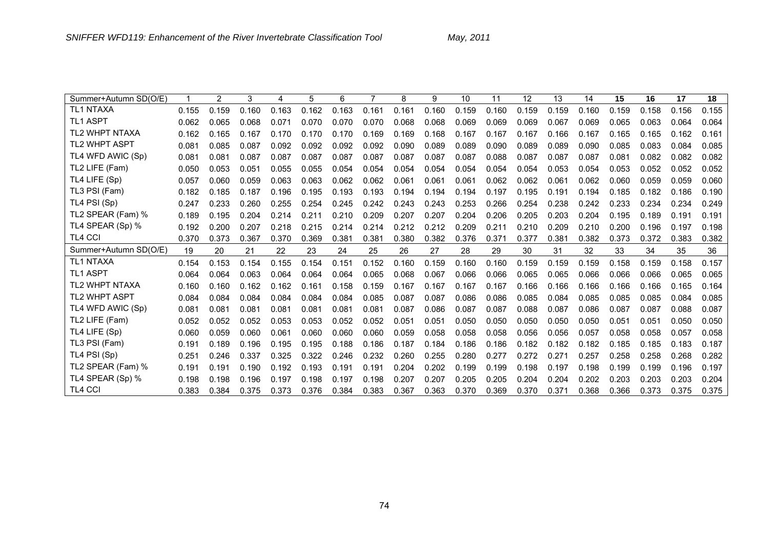| Summer+Autumn SD(O/E) | 1 | 2 | 3 | 4 | 5 | 6 | 7 | 8 | 9 | 10 | 11 | 12 | 13 | 14 | **15** | **16** | **17** | **18** |
|---|---|---|---|---|---|---|---|---|---|---|---|---|---|---|---|---|---|---|
| TL1 NTAXA | 0.155 | 0.159 | 0.160 | 0.163 | 0.162 | 0.163 | 0.161 | 0.161 | 0.160 | 0.159 | 0.160 | 0.159 | 0.159 | 0.160 | 0.159 | 0.158 | 0.156 | 0.155 |
| TL1 ASPT | 0.062 | 0.065 | 0.068 | 0.071 | 0.070 | 0.070 | 0.070 | 0.068 | 0.068 | 0.069 | 0.069 | 0.069 | 0.067 | 0.069 | 0.065 | 0.063 | 0.064 | 0.064 |
| TL2 WHPT NTAXA | 0.162 | 0.165 | 0.167 | 0.170 | 0.170 | 0.170 | 0.169 | 0.169 | 0.168 | 0.167 | 0.167 | 0.167 | 0.166 | 0.167 | 0.165 | 0.165 | 0.162 | 0.161 |
| TL2 WHPT ASPT | 0.081 | 0.085 | 0.087 | 0.092 | 0.092 | 0.092 | 0.092 | 0.090 | 0.089 | 0.089 | 0.090 | 0.089 | 0.089 | 0.090 | 0.085 | 0.083 | 0.084 | 0.085 |
| TL4 WFD AWIC (Sp) | 0.081 | 0.081 | 0.087 | 0.087 | 0.087 | 0.087 | 0.087 | 0.087 | 0.087 | 0.087 | 0.088 | 0.087 | 0.087 | 0.087 | 0.081 | 0.082 | 0.082 | 0.082 |
| TL2 LIFE (Fam) | 0.050 | 0.053 | 0.051 | 0.055 | 0.055 | 0.054 | 0.054 | 0.054 | 0.054 | 0.054 | 0.054 | 0.054 | 0.053 | 0.054 | 0.053 | 0.052 | 0.052 | 0.052 |
| TL4 LIFE (Sp) | 0.057 | 0.060 | 0.059 | 0.063 | 0.063 | 0.062 | 0.062 | 0.061 | 0.061 | 0.061 | 0.062 | 0.062 | 0.061 | 0.062 | 0.060 | 0.059 | 0.059 | 0.060 |
| TL3 PSI (Fam) | 0.182 | 0.185 | 0.187 | 0.196 | 0.195 | 0.193 | 0.193 | 0.194 | 0.194 | 0.194 | 0.197 | 0.195 | 0.191 | 0.194 | 0.185 | 0.182 | 0.186 | 0.190 |
| TL4 PSI (Sp) | 0.247 | 0.233 | 0.260 | 0.255 | 0.254 | 0.245 | 0.242 | 0.243 | 0.243 | 0.253 | 0.266 | 0.254 | 0.238 | 0.242 | 0.233 | 0.234 | 0.234 | 0.249 |
| TL2 SPEAR (Fam) % | 0.189 | 0.195 | 0.204 | 0.214 | 0.211 | 0.210 | 0.209 | 0.207 | 0.207 | 0.204 | 0.206 | 0.205 | 0.203 | 0.204 | 0.195 | 0.189 | 0.191 | 0.191 |
| TL4 SPEAR (Sp) % | 0.192 | 0.200 | 0.207 | 0.218 | 0.215 | 0.214 | 0.214 | 0.212 | 0.212 | 0.209 | 0.211 | 0.210 | 0.209 | 0.210 | 0.200 | 0.196 | 0.197 | 0.198 |
| TL4 CCI | 0.370 | 0.373 | 0.367 | 0.370 | 0.369 | 0.381 | 0.381 | 0.380 | 0.382 | 0.376 | 0.371 | 0.377 | 0.381 | 0.382 | 0.373 | 0.372 | 0.383 | 0.382 |
| **Summer+Autumn SD(O/E)** | **19** | **20** | **21** | **22** | **23** | **24** | **25** | **26** | **27** | **28** | **29** | **30** | **31** | **32** | **33** | **34** | **35** | **36** |
| TL1 NTAXA | 0.154 | 0.153 | 0.154 | 0.155 | 0.154 | 0.151 | 0.152 | 0.160 | 0.159 | 0.160 | 0.160 | 0.159 | 0.159 | 0.159 | 0.158 | 0.159 | 0.158 | 0.157 |
| TL1 ASPT | 0.064 | 0.064 | 0.063 | 0.064 | 0.064 | 0.064 | 0.065 | 0.068 | 0.067 | 0.066 | 0.066 | 0.065 | 0.065 | 0.066 | 0.066 | 0.066 | 0.065 | 0.065 |
| TL2 WHPT NTAXA | 0.160 | 0.160 | 0.162 | 0.162 | 0.161 | 0.158 | 0.159 | 0.167 | 0.167 | 0.167 | 0.167 | 0.166 | 0.166 | 0.166 | 0.166 | 0.166 | 0.165 | 0.164 |
| TL2 WHPT ASPT | 0.084 | 0.084 | 0.084 | 0.084 | 0.084 | 0.084 | 0.085 | 0.087 | 0.087 | 0.086 | 0.086 | 0.085 | 0.084 | 0.085 | 0.085 | 0.085 | 0.084 | 0.085 |
| TL4 WFD AWIC (Sp) | 0.081 | 0.081 | 0.081 | 0.081 | 0.081 | 0.081 | 0.081 | 0.087 | 0.086 | 0.087 | 0.087 | 0.088 | 0.087 | 0.086 | 0.087 | 0.087 | 0.088 | 0.087 |
| TL2 LIFE (Fam) | 0.052 | 0.052 | 0.052 | 0.053 | 0.053 | 0.052 | 0.052 | 0.051 | 0.051 | 0.050 | 0.050 | 0.050 | 0.050 | 0.050 | 0.051 | 0.051 | 0.050 | 0.050 |
| TL4 LIFE (Sp) | 0.060 | 0.059 | 0.060 | 0.061 | 0.060 | 0.060 | 0.060 | 0.059 | 0.058 | 0.058 | 0.058 | 0.056 | 0.056 | 0.057 | 0.058 | 0.058 | 0.057 | 0.058 |
| TL3 PSI (Fam) | 0.191 | 0.189 | 0.196 | 0.195 | 0.195 | 0.188 | 0.186 | 0.187 | 0.184 | 0.186 | 0.186 | 0.182 | 0.182 | 0.182 | 0.185 | 0.185 | 0.183 | 0.187 |
| TL4 PSI (Sp) | 0.251 | 0.246 | 0.337 | 0.325 | 0.322 | 0.246 | 0.232 | 0.260 | 0.255 | 0.280 | 0.277 | 0.272 | 0.271 | 0.257 | 0.258 | 0.258 | 0.268 | 0.282 |
| TL2 SPEAR (Fam) % | 0.191 | 0.191 | 0.190 | 0.192 | 0.193 | 0.191 | 0.191 | 0.204 | 0.202 | 0.199 | 0.199 | 0.198 | 0.197 | 0.198 | 0.199 | 0.199 | 0.196 | 0.197 |
| TL4 SPEAR (Sp) % | 0.198 | 0.198 | 0.196 | 0.197 | 0.198 | 0.197 | 0.198 | 0.207 | 0.207 | 0.205 | 0.205 | 0.204 | 0.204 | 0.202 | 0.203 | 0.203 | 0.203 | 0.204 |
| TL4 CCI | 0.383 | 0.384 | 0.375 | 0.373 | 0.376 | 0.384 | 0.383 | 0.367 | 0.363 | 0.370 | 0.369 | 0.370 | 0.371 | 0.368 | 0.366 | 0.373 | 0.375 | 0.375 |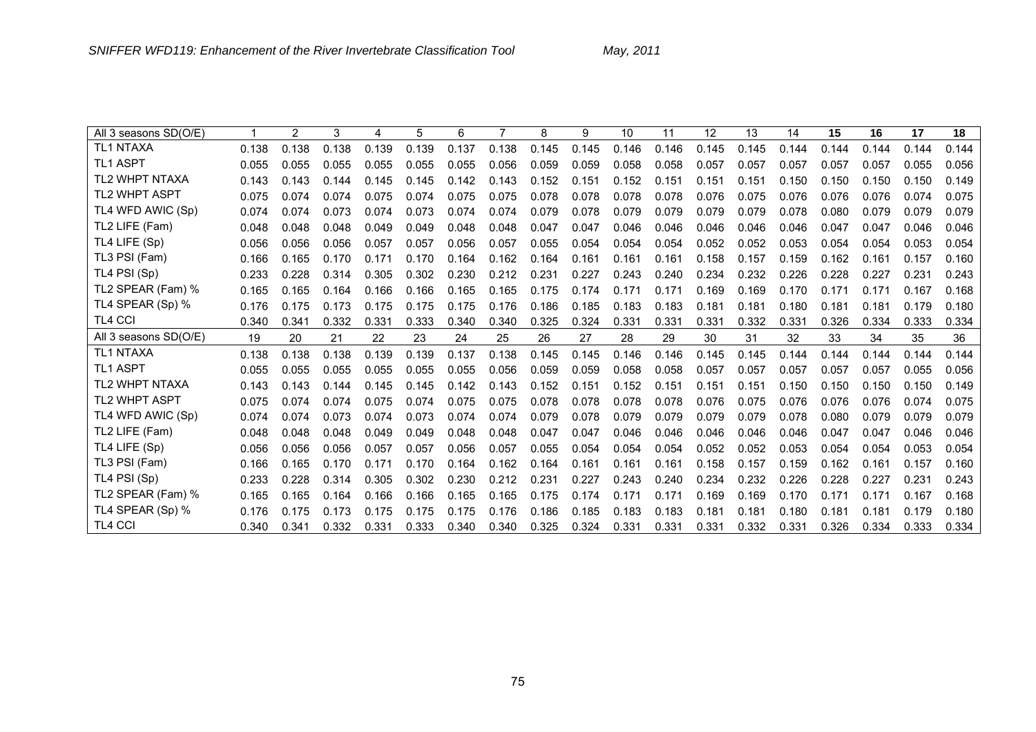| All 3 seasons SD(O/E) | 1 | 2 | 3 | 4 | 5 | 6 | 7 | 8 | 9 | 10 | 11 | 12 | 13 | 14 | 15 | 16 | 17 | 18 |
|---|---|---|---|---|---|---|---|---|---|---|---|---|---|---|---|---|---|---|
| TL1 NTAXA | 0.138 | 0.138 | 0.138 | 0.139 | 0.139 | 0.137 | 0.138 | 0.145 | 0.145 | 0.146 | 0.146 | 0.145 | 0.145 | 0.144 | 0.144 | 0.144 | 0.144 | 0.144 |
| TL1 ASPT | 0.055 | 0.055 | 0.055 | 0.055 | 0.055 | 0.055 | 0.056 | 0.059 | 0.059 | 0.058 | 0.058 | 0.057 | 0.057 | 0.057 | 0.057 | 0.057 | 0.055 | 0.056 |
| TL2 WHPT NTAXA | 0.143 | 0.143 | 0.144 | 0.145 | 0.145 | 0.142 | 0.143 | 0.152 | 0.151 | 0.152 | 0.151 | 0.151 | 0.151 | 0.150 | 0.150 | 0.150 | 0.150 | 0.149 |
| TL2 WHPT ASPT | 0.075 | 0.074 | 0.074 | 0.075 | 0.074 | 0.075 | 0.075 | 0.078 | 0.078 | 0.078 | 0.078 | 0.076 | 0.075 | 0.076 | 0.076 | 0.076 | 0.074 | 0.075 |
| TL4 WFD AWIC (Sp) | 0.074 | 0.074 | 0.073 | 0.074 | 0.073 | 0.074 | 0.074 | 0.079 | 0.078 | 0.079 | 0.079 | 0.079 | 0.079 | 0.078 | 0.080 | 0.079 | 0.079 | 0.079 |
| TL2 LIFE (Fam) | 0.048 | 0.048 | 0.048 | 0.049 | 0.049 | 0.048 | 0.048 | 0.047 | 0.047 | 0.046 | 0.046 | 0.046 | 0.046 | 0.046 | 0.047 | 0.047 | 0.046 | 0.046 |
| TL4 LIFE (Sp) | 0.056 | 0.056 | 0.056 | 0.057 | 0.057 | 0.056 | 0.057 | 0.055 | 0.054 | 0.054 | 0.054 | 0.052 | 0.052 | 0.053 | 0.054 | 0.054 | 0.053 | 0.054 |
| TL3 PSI (Fam) | 0.166 | 0.165 | 0.170 | 0.171 | 0.170 | 0.164 | 0.162 | 0.164 | 0.161 | 0.161 | 0.161 | 0.158 | 0.157 | 0.159 | 0.162 | 0.161 | 0.157 | 0.160 |
| TL4 PSI (Sp) | 0.233 | 0.228 | 0.314 | 0.305 | 0.302 | 0.230 | 0.212 | 0.231 | 0.227 | 0.243 | 0.240 | 0.234 | 0.232 | 0.226 | 0.228 | 0.227 | 0.231 | 0.243 |
| TL2 SPEAR (Fam) % | 0.165 | 0.165 | 0.164 | 0.166 | 0.166 | 0.165 | 0.165 | 0.175 | 0.174 | 0.171 | 0.171 | 0.169 | 0.169 | 0.170 | 0.171 | 0.171 | 0.167 | 0.168 |
| TL4 SPEAR (Sp) % | 0.176 | 0.175 | 0.173 | 0.175 | 0.175 | 0.175 | 0.176 | 0.186 | 0.185 | 0.183 | 0.183 | 0.181 | 0.181 | 0.180 | 0.181 | 0.181 | 0.179 | 0.180 |
| TL4 CCI | 0.340 | 0.341 | 0.332 | 0.331 | 0.333 | 0.340 | 0.340 | 0.325 | 0.324 | 0.331 | 0.331 | 0.331 | 0.332 | 0.331 | 0.326 | 0.334 | 0.333 | 0.334 |
| All 3 seasons SD(O/E) | 19 | 20 | 21 | 22 | 23 | 24 | 25 | 26 | 27 | 28 | 29 | 30 | 31 | 32 | 33 | 34 | 35 | 36 |
| TL1 NTAXA | 0.138 | 0.138 | 0.138 | 0.139 | 0.139 | 0.137 | 0.138 | 0.145 | 0.145 | 0.146 | 0.146 | 0.145 | 0.145 | 0.144 | 0.144 | 0.144 | 0.144 | 0.144 |
| TL1 ASPT | 0.055 | 0.055 | 0.055 | 0.055 | 0.055 | 0.055 | 0.056 | 0.059 | 0.059 | 0.058 | 0.058 | 0.057 | 0.057 | 0.057 | 0.057 | 0.057 | 0.055 | 0.056 |
| TL2 WHPT NTAXA | 0.143 | 0.143 | 0.144 | 0.145 | 0.145 | 0.142 | 0.143 | 0.152 | 0.151 | 0.152 | 0.151 | 0.151 | 0.151 | 0.150 | 0.150 | 0.150 | 0.150 | 0.149 |
| TL2 WHPT ASPT | 0.075 | 0.074 | 0.074 | 0.075 | 0.074 | 0.075 | 0.075 | 0.078 | 0.078 | 0.078 | 0.078 | 0.076 | 0.075 | 0.076 | 0.076 | 0.076 | 0.074 | 0.075 |
| TL4 WFD AWIC (Sp) | 0.074 | 0.074 | 0.073 | 0.074 | 0.073 | 0.074 | 0.074 | 0.079 | 0.078 | 0.079 | 0.079 | 0.079 | 0.079 | 0.078 | 0.080 | 0.079 | 0.079 | 0.079 |
| TL2 LIFE (Fam) | 0.048 | 0.048 | 0.048 | 0.049 | 0.049 | 0.048 | 0.048 | 0.047 | 0.047 | 0.046 | 0.046 | 0.046 | 0.046 | 0.046 | 0.047 | 0.047 | 0.046 | 0.046 |
| TL4 LIFE (Sp) | 0.056 | 0.056 | 0.056 | 0.057 | 0.057 | 0.056 | 0.057 | 0.055 | 0.054 | 0.054 | 0.054 | 0.052 | 0.052 | 0.053 | 0.054 | 0.054 | 0.053 | 0.054 |
| TL3 PSI (Fam) | 0.166 | 0.165 | 0.170 | 0.171 | 0.170 | 0.164 | 0.162 | 0.164 | 0.161 | 0.161 | 0.161 | 0.158 | 0.157 | 0.159 | 0.162 | 0.161 | 0.157 | 0.160 |
| TL4 PSI (Sp) | 0.233 | 0.228 | 0.314 | 0.305 | 0.302 | 0.230 | 0.212 | 0.231 | 0.227 | 0.243 | 0.240 | 0.234 | 0.232 | 0.226 | 0.228 | 0.227 | 0.231 | 0.243 |
| TL2 SPEAR (Fam) % | 0.165 | 0.165 | 0.164 | 0.166 | 0.166 | 0.165 | 0.165 | 0.175 | 0.174 | 0.171 | 0.171 | 0.169 | 0.169 | 0.170 | 0.171 | 0.171 | 0.167 | 0.168 |
| TL4 SPEAR (Sp) % | 0.176 | 0.175 | 0.173 | 0.175 | 0.175 | 0.175 | 0.176 | 0.186 | 0.185 | 0.183 | 0.183 | 0.181 | 0.181 | 0.180 | 0.181 | 0.181 | 0.179 | 0.180 |
| TL4 CCI | 0.340 | 0.341 | 0.332 | 0.331 | 0.333 | 0.340 | 0.340 | 0.325 | 0.324 | 0.331 | 0.331 | 0.331 | 0.332 | 0.331 | 0.326 | 0.334 | 0.333 | 0.334 |